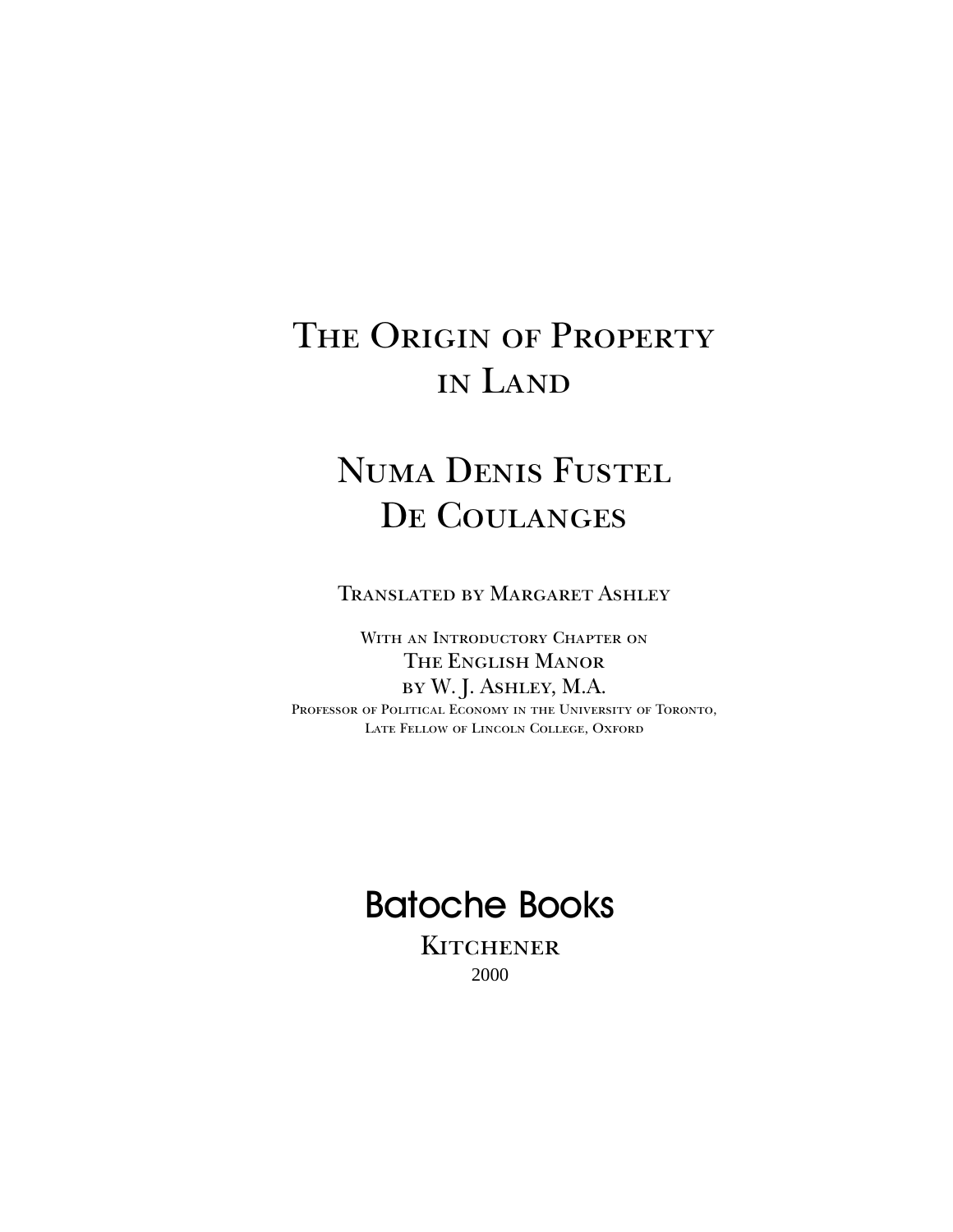# The Origin of Property in Land

## Numa Denis Fustel De Coulanges

Translated by Margaret Ashley

With an Introductory Chapter on
The English Manor
by W. J. Ashley, M.A.
Professor of Political Economy in the University of Toronto,
Late Fellow of Lincoln College, Oxford

Batoche Books
Kitchener
2000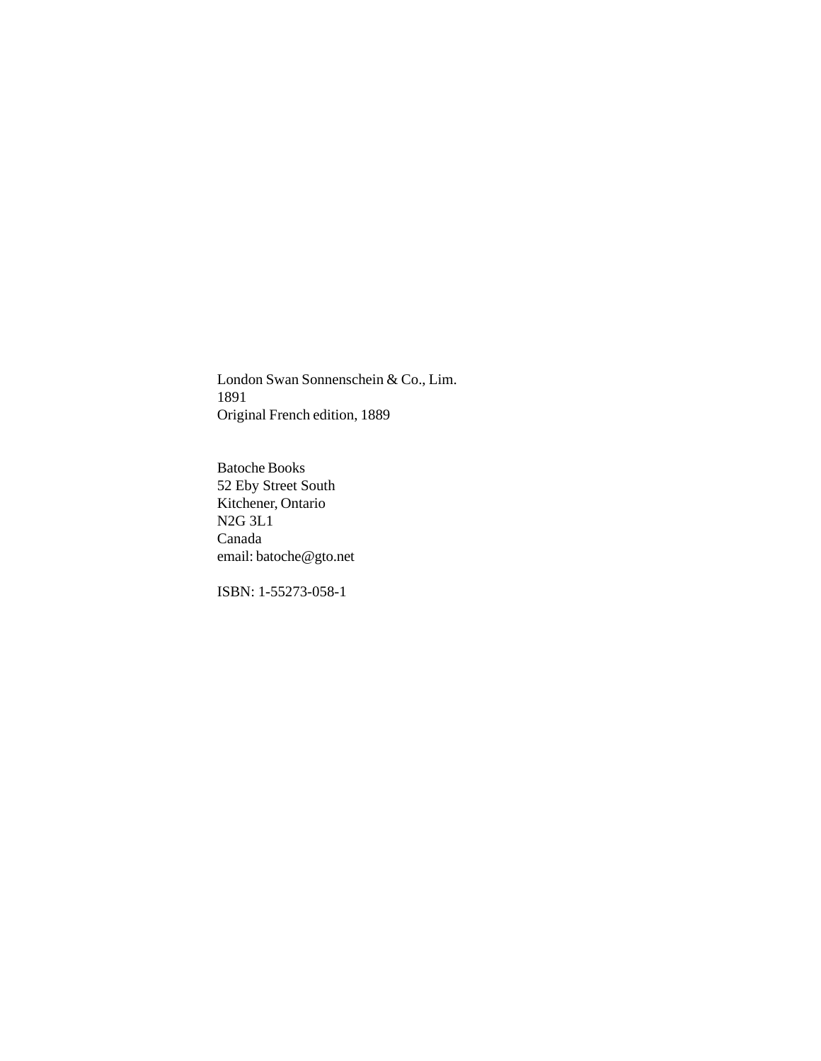London Swan Sonnenschein & Co., Lim.
1891
Original French edition, 1889

Batoche Books
52 Eby Street South
Kitchener, Ontario
N2G 3L1
Canada
email: batoche@gto.net

ISBN: 1-55273-058-1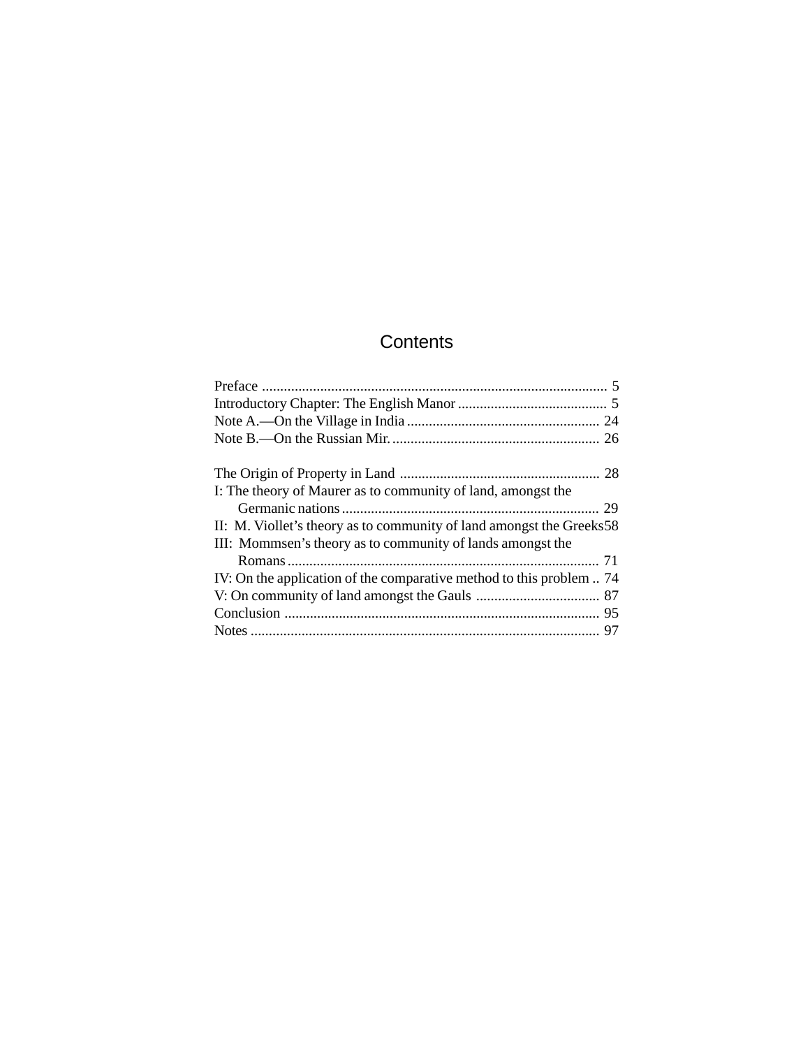# Contents

Preface ..... 5
Introductory Chapter: The English Manor ..... 5
Note A.—On the Village in India ..... 24
Note B.—On the Russian Mir. ..... 26

The Origin of Property in Land ..... 28
I: The theory of Maurer as to community of land, amongst the Germanic nations ..... 29
II: M. Viollet's theory as to community of land amongst the Greeks 58
III: Mommsen's theory as to community of lands amongst the Romans ..... 71
IV: On the application of the comparative method to this problem .. 74
V: On community of land amongst the Gauls ..... 87
Conclusion ..... 95
Notes ..... 97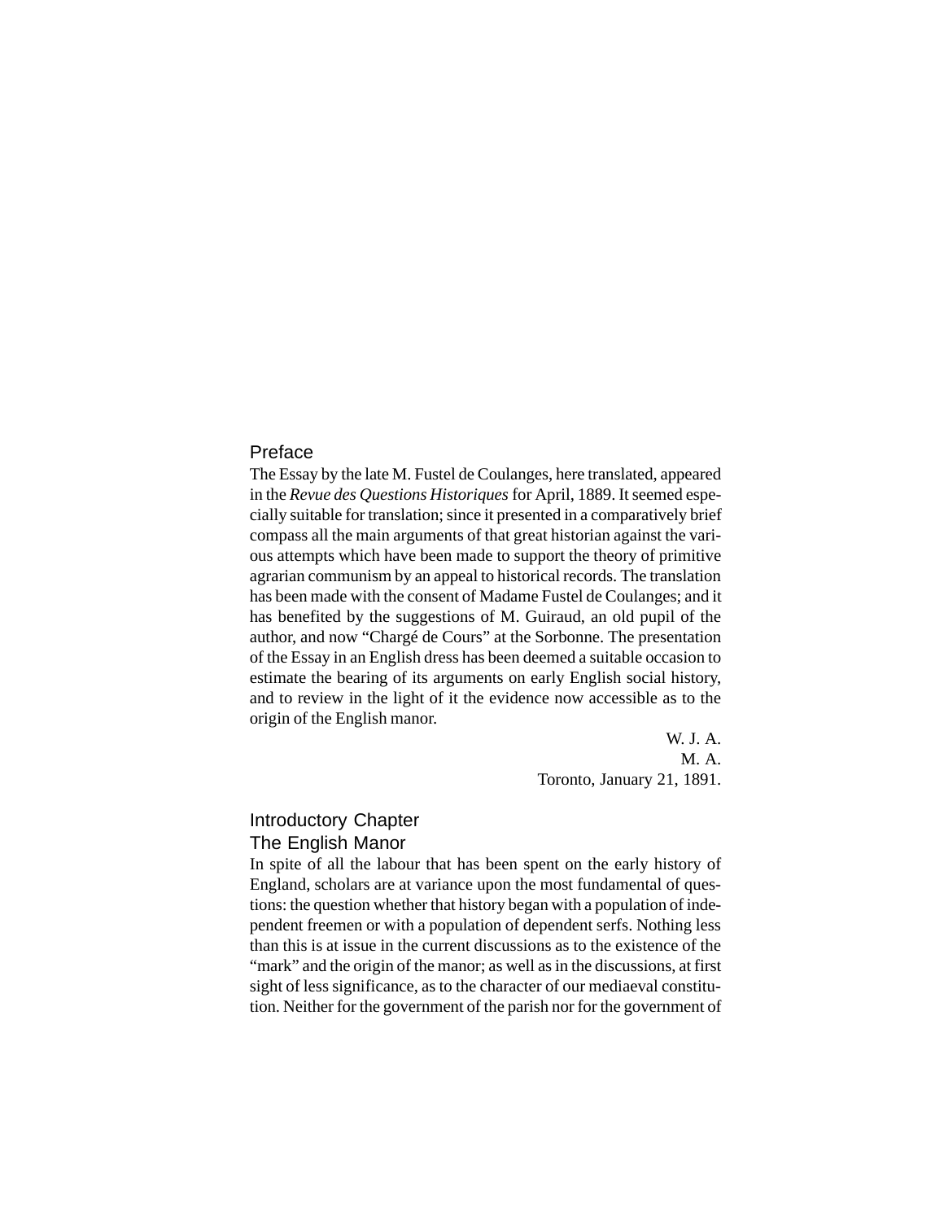## Preface

The Essay by the late M. Fustel de Coulanges, here translated, appeared in the *Revue des Questions Historiques* for April, 1889. It seemed especially suitable for translation; since it presented in a comparatively brief compass all the main arguments of that great historian against the various attempts which have been made to support the theory of primitive agrarian communism by an appeal to historical records. The translation has been made with the consent of Madame Fustel de Coulanges; and it has benefited by the suggestions of M. Guiraud, an old pupil of the author, and now "Chargé de Cours" at the Sorbonne. The presentation of the Essay in an English dress has been deemed a suitable occasion to estimate the bearing of its arguments on early English social history, and to review in the light of it the evidence now accessible as to the origin of the English manor.

W. J. A.
M. A.
Toronto, January 21, 1891.

## Introductory Chapter

### The English Manor

In spite of all the labour that has been spent on the early history of England, scholars are at variance upon the most fundamental of questions: the question whether that history began with a population of independent freemen or with a population of dependent serfs. Nothing less than this is at issue in the current discussions as to the existence of the "mark" and the origin of the manor; as well as in the discussions, at first sight of less significance, as to the character of our mediaeval constitution. Neither for the government of the parish nor for the government of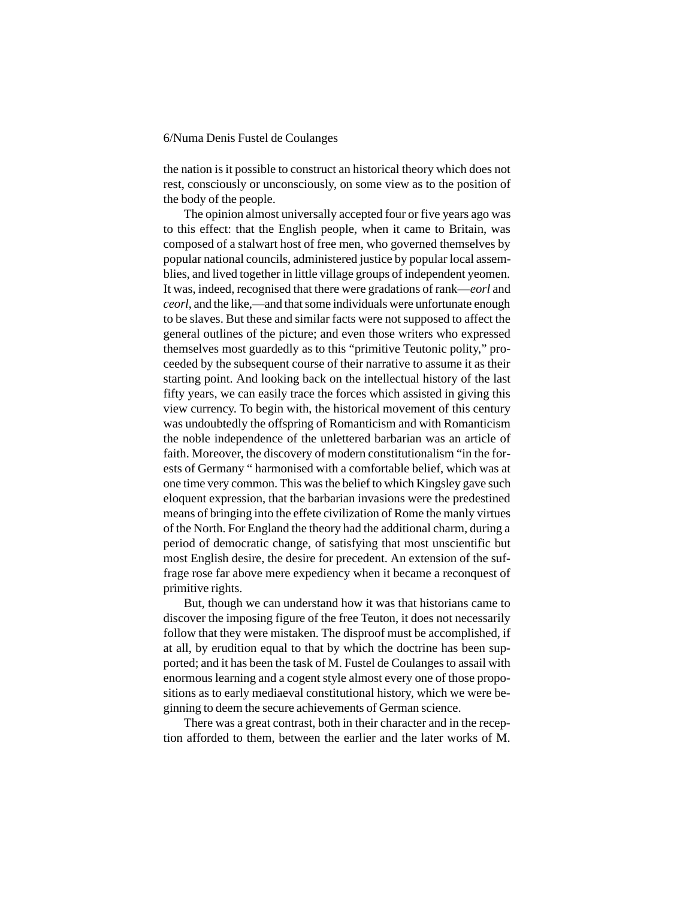the nation is it possible to construct an historical theory which does not rest, consciously or unconsciously, on some view as to the position of the body of the people.

The opinion almost universally accepted four or five years ago was to this effect: that the English people, when it came to Britain, was composed of a stalwart host of free men, who governed themselves by popular national councils, administered justice by popular local assemblies, and lived together in little village groups of independent yeomen. It was, indeed, recognised that there were gradations of rank—*eorl* and *ceorl*, and the like,—and that some individuals were unfortunate enough to be slaves. But these and similar facts were not supposed to affect the general outlines of the picture; and even those writers who expressed themselves most guardedly as to this "primitive Teutonic polity," proceeded by the subsequent course of their narrative to assume it as their starting point. And looking back on the intellectual history of the last fifty years, we can easily trace the forces which assisted in giving this view currency. To begin with, the historical movement of this century was undoubtedly the offspring of Romanticism and with Romanticism the noble independence of the unlettered barbarian was an article of faith. Moreover, the discovery of modern constitutionalism "in the forests of Germany " harmonised with a comfortable belief, which was at one time very common. This was the belief to which Kingsley gave such eloquent expression, that the barbarian invasions were the predestined means of bringing into the effete civilization of Rome the manly virtues of the North. For England the theory had the additional charm, during a period of democratic change, of satisfying that most unscientific but most English desire, the desire for precedent. An extension of the suffrage rose far above mere expediency when it became a reconquest of primitive rights.

But, though we can understand how it was that historians came to discover the imposing figure of the free Teuton, it does not necessarily follow that they were mistaken. The disproof must be accomplished, if at all, by erudition equal to that by which the doctrine has been supported; and it has been the task of M. Fustel de Coulanges to assail with enormous learning and a cogent style almost every one of those propositions as to early mediaeval constitutional history, which we were beginning to deem the secure achievements of German science.

There was a great contrast, both in their character and in the reception afforded to them, between the earlier and the later works of M.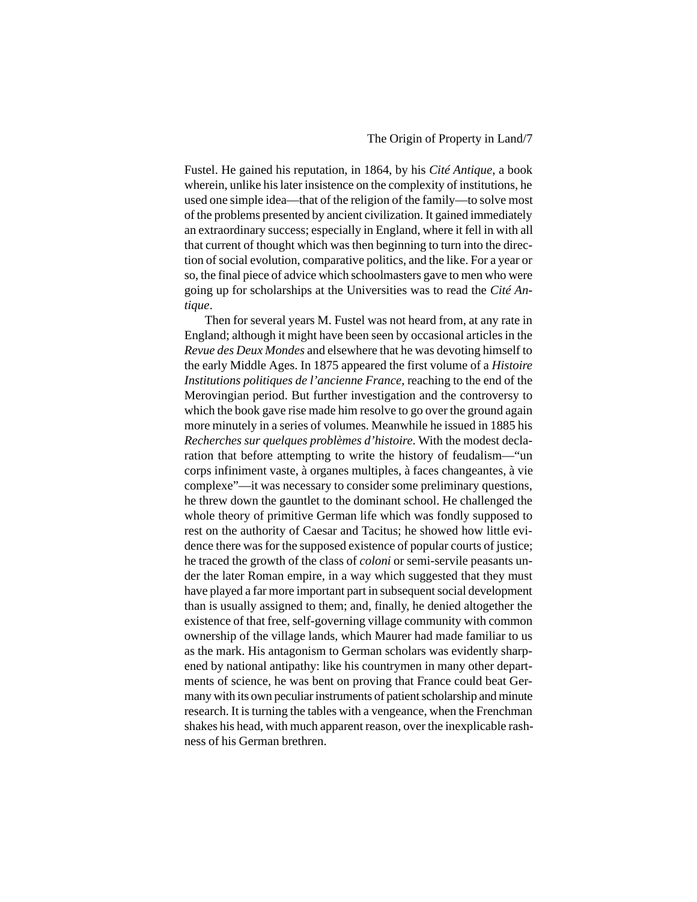Fustel. He gained his reputation, in 1864, by his *Cité Antique*, a book wherein, unlike his later insistence on the complexity of institutions, he used one simple idea—that of the religion of the family—to solve most of the problems presented by ancient civilization. It gained immediately an extraordinary success; especially in England, where it fell in with all that current of thought which was then beginning to turn into the direction of social evolution, comparative politics, and the like. For a year or so, the final piece of advice which schoolmasters gave to men who were going up for scholarships at the Universities was to read the *Cité Antique*.

Then for several years M. Fustel was not heard from, at any rate in England; although it might have been seen by occasional articles in the *Revue des Deux Mondes* and elsewhere that he was devoting himself to the early Middle Ages. In 1875 appeared the first volume of a *Histoire Institutions politiques de l'ancienne France*, reaching to the end of the Merovingian period. But further investigation and the controversy to which the book gave rise made him resolve to go over the ground again more minutely in a series of volumes. Meanwhile he issued in 1885 his *Recherches sur quelques problèmes d'histoire*. With the modest declaration that before attempting to write the history of feudalism—"un corps infiniment vaste, à organes multiples, à faces changeantes, à vie complexe"—it was necessary to consider some preliminary questions, he threw down the gauntlet to the dominant school. He challenged the whole theory of primitive German life which was fondly supposed to rest on the authority of Caesar and Tacitus; he showed how little evidence there was for the supposed existence of popular courts of justice; he traced the growth of the class of *coloni* or semi-servile peasants under the later Roman empire, in a way which suggested that they must have played a far more important part in subsequent social development than is usually assigned to them; and, finally, he denied altogether the existence of that free, self-governing village community with common ownership of the village lands, which Maurer had made familiar to us as the mark. His antagonism to German scholars was evidently sharpened by national antipathy: like his countrymen in many other departments of science, he was bent on proving that France could beat Germany with its own peculiar instruments of patient scholarship and minute research. It is turning the tables with a vengeance, when the Frenchman shakes his head, with much apparent reason, over the inexplicable rashness of his German brethren.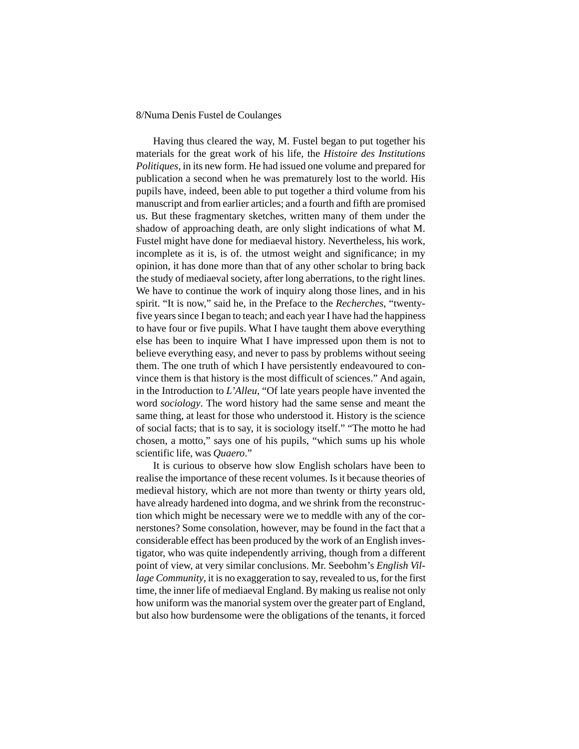Having thus cleared the way, M. Fustel began to put together his materials for the great work of his life, the *Histoire des Institutions Politiques*, in its new form. He had issued one volume and prepared for publication a second when he was prematurely lost to the world. His pupils have, indeed, been able to put together a third volume from his manuscript and from earlier articles; and a fourth and fifth are promised us. But these fragmentary sketches, written many of them under the shadow of approaching death, are only slight indications of what M. Fustel might have done for mediaeval history. Nevertheless, his work, incomplete as it is, is of. the utmost weight and significance; in my opinion, it has done more than that of any other scholar to bring back the study of mediaeval society, after long aberrations, to the right lines. We have to continue the work of inquiry along those lines, and in his spirit. "It is now," said he, in the Preface to the *Recherches*, "twenty-five years since I began to teach; and each year I have had the happiness to have four or five pupils. What I have taught them above everything else has been to inquire What I have impressed upon them is not to believe everything easy, and never to pass by problems without seeing them. The one truth of which I have persistently endeavoured to convince them is that history is the most difficult of sciences." And again, in the Introduction to *L'Alleu*, "Of late years people have invented the word *sociology*. The word history had the same sense and meant the same thing, at least for those who understood it. History is the science of social facts; that is to say, it is sociology itself." "The motto he had chosen, a motto," says one of his pupils, "which sums up his whole scientific life, was *Quaero*."

It is curious to observe how slow English scholars have been to realise the importance of these recent volumes. Is it because theories of medieval history, which are not more than twenty or thirty years old, have already hardened into dogma, and we shrink from the reconstruction which might be necessary were we to meddle with any of the cornerstones? Some consolation, however, may be found in the fact that a considerable effect has been produced by the work of an English investigator, who was quite independently arriving, though from a different point of view, at very similar conclusions. Mr. Seebohm's *English Village Community*, it is no exaggeration to say, revealed to us, for the first time, the inner life of mediaeval England. By making us realise not only how uniform was the manorial system over the greater part of England, but also how burdensome were the obligations of the tenants, it forced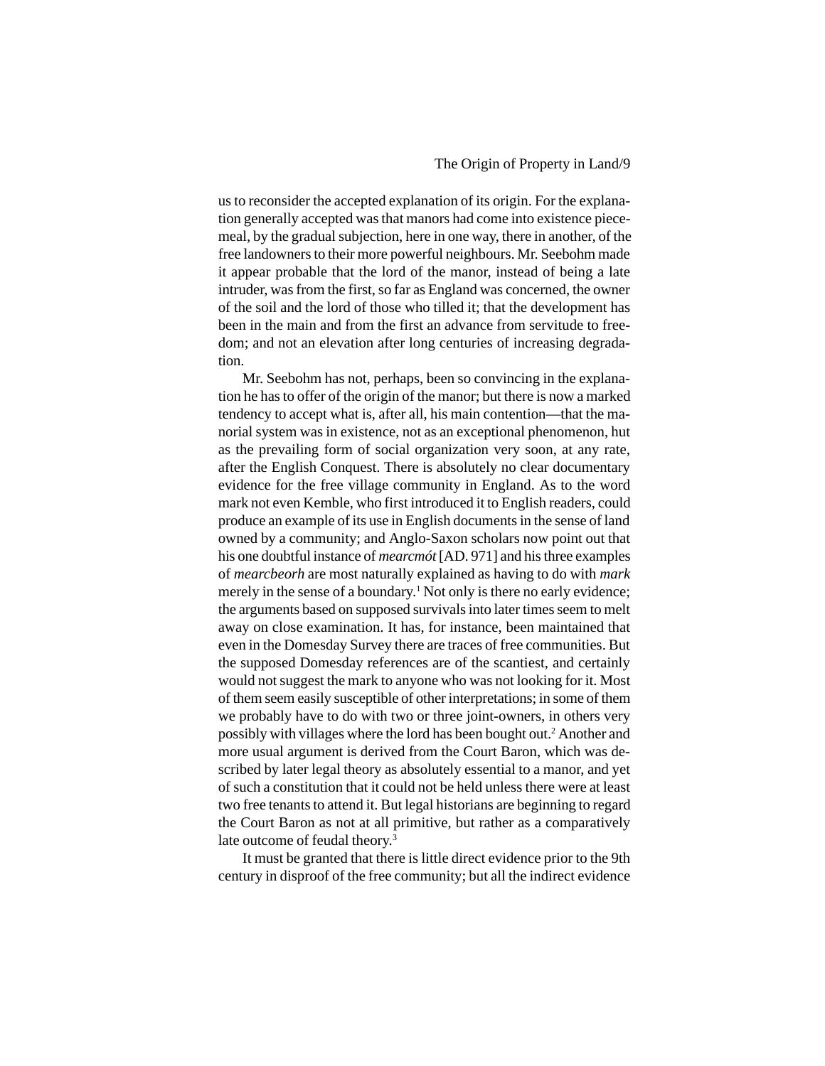us to reconsider the accepted explanation of its origin. For the explanation generally accepted was that manors had come into existence piecemeal, by the gradual subjection, here in one way, there in another, of the free landowners to their more powerful neighbours. Mr. Seebohm made it appear probable that the lord of the manor, instead of being a late intruder, was from the first, so far as England was concerned, the owner of the soil and the lord of those who tilled it; that the development has been in the main and from the first an advance from servitude to freedom; and not an elevation after long centuries of increasing degradation.

Mr. Seebohm has not, perhaps, been so convincing in the explanation he has to offer of the origin of the manor; but there is now a marked tendency to accept what is, after all, his main contention—that the manorial system was in existence, not as an exceptional phenomenon, hut as the prevailing form of social organization very soon, at any rate, after the English Conquest. There is absolutely no clear documentary evidence for the free village community in England. As to the word mark not even Kemble, who first introduced it to English readers, could produce an example of its use in English documents in the sense of land owned by a community; and Anglo-Saxon scholars now point out that his one doubtful instance of *mearcmót* [AD. 971] and his three examples of *mearcbeorh* are most naturally explained as having to do with *mark* merely in the sense of a boundary.[1] Not only is there no early evidence; the arguments based on supposed survivals into later times seem to melt away on close examination. It has, for instance, been maintained that even in the Domesday Survey there are traces of free communities. But the supposed Domesday references are of the scantiest, and certainly would not suggest the mark to anyone who was not looking for it. Most of them seem easily susceptible of other interpretations; in some of them we probably have to do with two or three joint-owners, in others very possibly with villages where the lord has been bought out.[2] Another and more usual argument is derived from the Court Baron, which was described by later legal theory as absolutely essential to a manor, and yet of such a constitution that it could not be held unless there were at least two free tenants to attend it. But legal historians are beginning to regard the Court Baron as not at all primitive, but rather as a comparatively late outcome of feudal theory.[3]

It must be granted that there is little direct evidence prior to the 9th century in disproof of the free community; but all the indirect evidence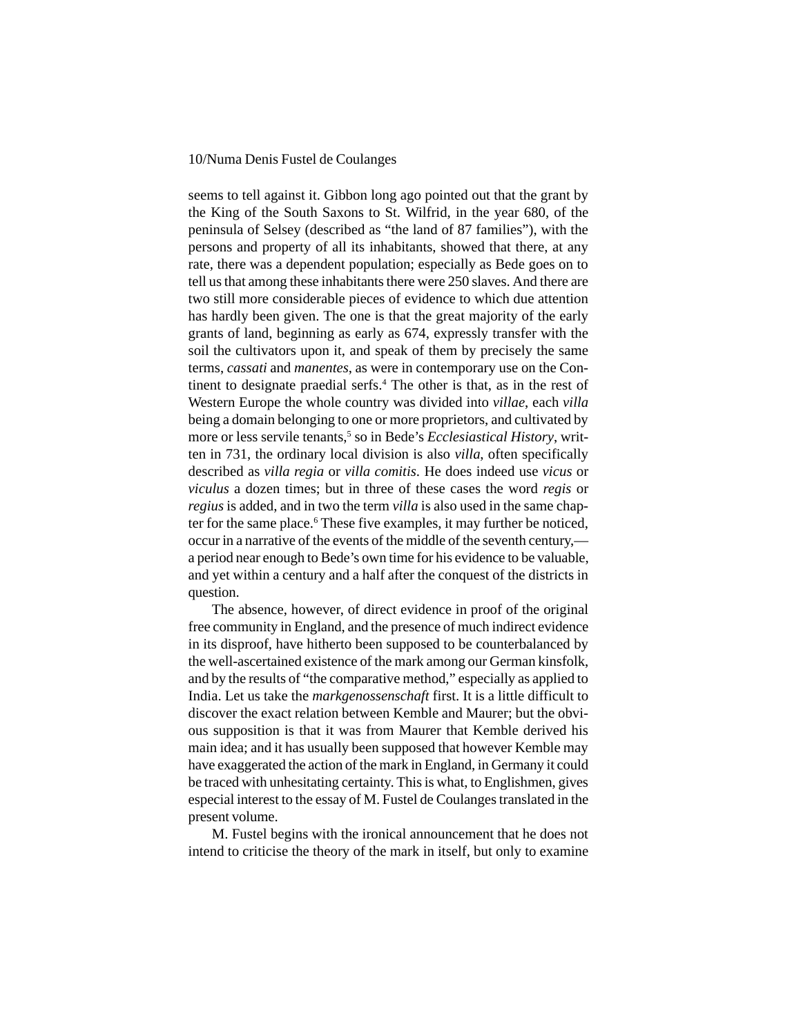seems to tell against it. Gibbon long ago pointed out that the grant by the King of the South Saxons to St. Wilfrid, in the year 680, of the peninsula of Selsey (described as "the land of 87 families"), with the persons and property of all its inhabitants, showed that there, at any rate, there was a dependent population; especially as Bede goes on to tell us that among these inhabitants there were 250 slaves. And there are two still more considerable pieces of evidence to which due attention has hardly been given. The one is that the great majority of the early grants of land, beginning as early as 674, expressly transfer with the soil the cultivators upon it, and speak of them by precisely the same terms, *cassati* and *manentes*, as were in contemporary use on the Continent to designate praedial serfs.[4] The other is that, as in the rest of Western Europe the whole country was divided into *villae*, each *villa* being a domain belonging to one or more proprietors, and cultivated by more or less servile tenants,[5] so in Bede's *Ecclesiastical History*, written in 731, the ordinary local division is also *villa*, often specifically described as *villa regia* or *villa comitis*. He does indeed use *vicus* or *viculus* a dozen times; but in three of these cases the word *regis* or *regius* is added, and in two the term *villa* is also used in the same chapter for the same place.[6] These five examples, it may further be noticed, occur in a narrative of the events of the middle of the seventh century,—a period near enough to Bede's own time for his evidence to be valuable, and yet within a century and a half after the conquest of the districts in question.

The absence, however, of direct evidence in proof of the original free community in England, and the presence of much indirect evidence in its disproof, have hitherto been supposed to be counterbalanced by the well-ascertained existence of the mark among our German kinsfolk, and by the results of "the comparative method," especially as applied to India. Let us take the *markgenossenschaft* first. It is a little difficult to discover the exact relation between Kemble and Maurer; but the obvious supposition is that it was from Maurer that Kemble derived his main idea; and it has usually been supposed that however Kemble may have exaggerated the action of the mark in England, in Germany it could be traced with unhesitating certainty. This is what, to Englishmen, gives especial interest to the essay of M. Fustel de Coulanges translated in the present volume.

M. Fustel begins with the ironical announcement that he does not intend to criticise the theory of the mark in itself, but only to examine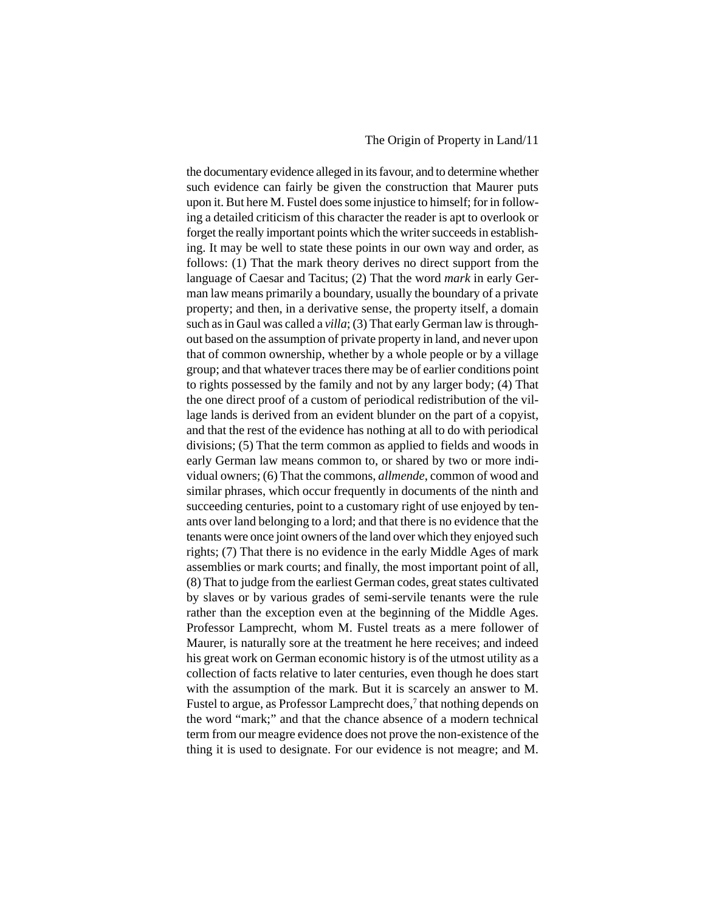the documentary evidence alleged in its favour, and to determine whether such evidence can fairly be given the construction that Maurer puts upon it. But here M. Fustel does some injustice to himself; for in following a detailed criticism of this character the reader is apt to overlook or forget the really important points which the writer succeeds in establishing. It may be well to state these points in our own way and order, as follows: (1) That the mark theory derives no direct support from the language of Caesar and Tacitus; (2) That the word *mark* in early German law means primarily a boundary, usually the boundary of a private property; and then, in a derivative sense, the property itself, a domain such as in Gaul was called a *villa*; (3) That early German law is throughout based on the assumption of private property in land, and never upon that of common ownership, whether by a whole people or by a village group; and that whatever traces there may be of earlier conditions point to rights possessed by the family and not by any larger body; (4) That the one direct proof of a custom of periodical redistribution of the village lands is derived from an evident blunder on the part of a copyist, and that the rest of the evidence has nothing at all to do with periodical divisions; (5) That the term common as applied to fields and woods in early German law means common to, or shared by two or more individual owners; (6) That the commons, *allmende*, common of wood and similar phrases, which occur frequently in documents of the ninth and succeeding centuries, point to a customary right of use enjoyed by tenants over land belonging to a lord; and that there is no evidence that the tenants were once joint owners of the land over which they enjoyed such rights; (7) That there is no evidence in the early Middle Ages of mark assemblies or mark courts; and finally, the most important point of all, (8) That to judge from the earliest German codes, great states cultivated by slaves or by various grades of semi-servile tenants were the rule rather than the exception even at the beginning of the Middle Ages. Professor Lamprecht, whom M. Fustel treats as a mere follower of Maurer, is naturally sore at the treatment he here receives; and indeed his great work on German economic history is of the utmost utility as a collection of facts relative to later centuries, even though he does start with the assumption of the mark. But it is scarcely an answer to M. Fustel to argue, as Professor Lamprecht does,[7] that nothing depends on the word "mark;" and that the chance absence of a modern technical term from our meagre evidence does not prove the non-existence of the thing it is used to designate. For our evidence is not meagre; and M.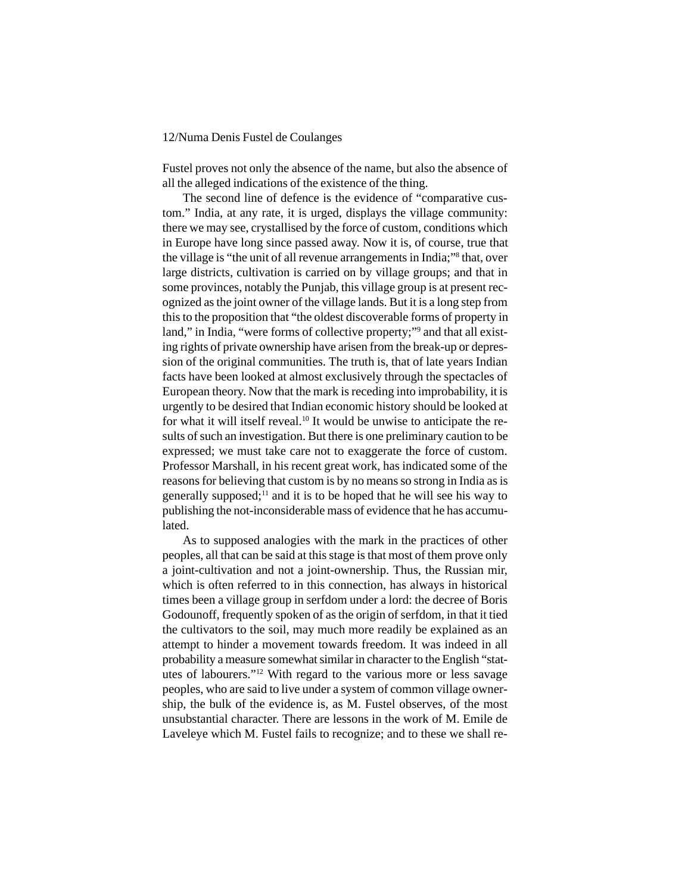Fustel proves not only the absence of the name, but also the absence of all the alleged indications of the existence of the thing.

The second line of defence is the evidence of "comparative custom." India, at any rate, it is urged, displays the village community: there we may see, crystallised by the force of custom, conditions which in Europe have long since passed away. Now it is, of course, true that the village is "the unit of all revenue arrangements in India;"[8] that, over large districts, cultivation is carried on by village groups; and that in some provinces, notably the Punjab, this village group is at present recognized as the joint owner of the village lands. But it is a long step from this to the proposition that "the oldest discoverable forms of property in land," in India, "were forms of collective property;"[9] and that all existing rights of private ownership have arisen from the break-up or depression of the original communities. The truth is, that of late years Indian facts have been looked at almost exclusively through the spectacles of European theory. Now that the mark is receding into improbability, it is urgently to be desired that Indian economic history should be looked at for what it will itself reveal.[10] It would be unwise to anticipate the results of such an investigation. But there is one preliminary caution to be expressed; we must take care not to exaggerate the force of custom. Professor Marshall, in his recent great work, has indicated some of the reasons for believing that custom is by no means so strong in India as is generally supposed;[11] and it is to be hoped that he will see his way to publishing the not-inconsiderable mass of evidence that he has accumulated.

As to supposed analogies with the mark in the practices of other peoples, all that can be said at this stage is that most of them prove only a joint-cultivation and not a joint-ownership. Thus, the Russian mir, which is often referred to in this connection, has always in historical times been a village group in serfdom under a lord: the decree of Boris Godounoff, frequently spoken of as the origin of serfdom, in that it tied the cultivators to the soil, may much more readily be explained as an attempt to hinder a movement towards freedom. It was indeed in all probability a measure somewhat similar in character to the English "statutes of labourers."[12] With regard to the various more or less savage peoples, who are said to live under a system of common village ownership, the bulk of the evidence is, as M. Fustel observes, of the most unsubstantial character. There are lessons in the work of M. Emile de Laveleye which M. Fustel fails to recognize; and to these we shall re-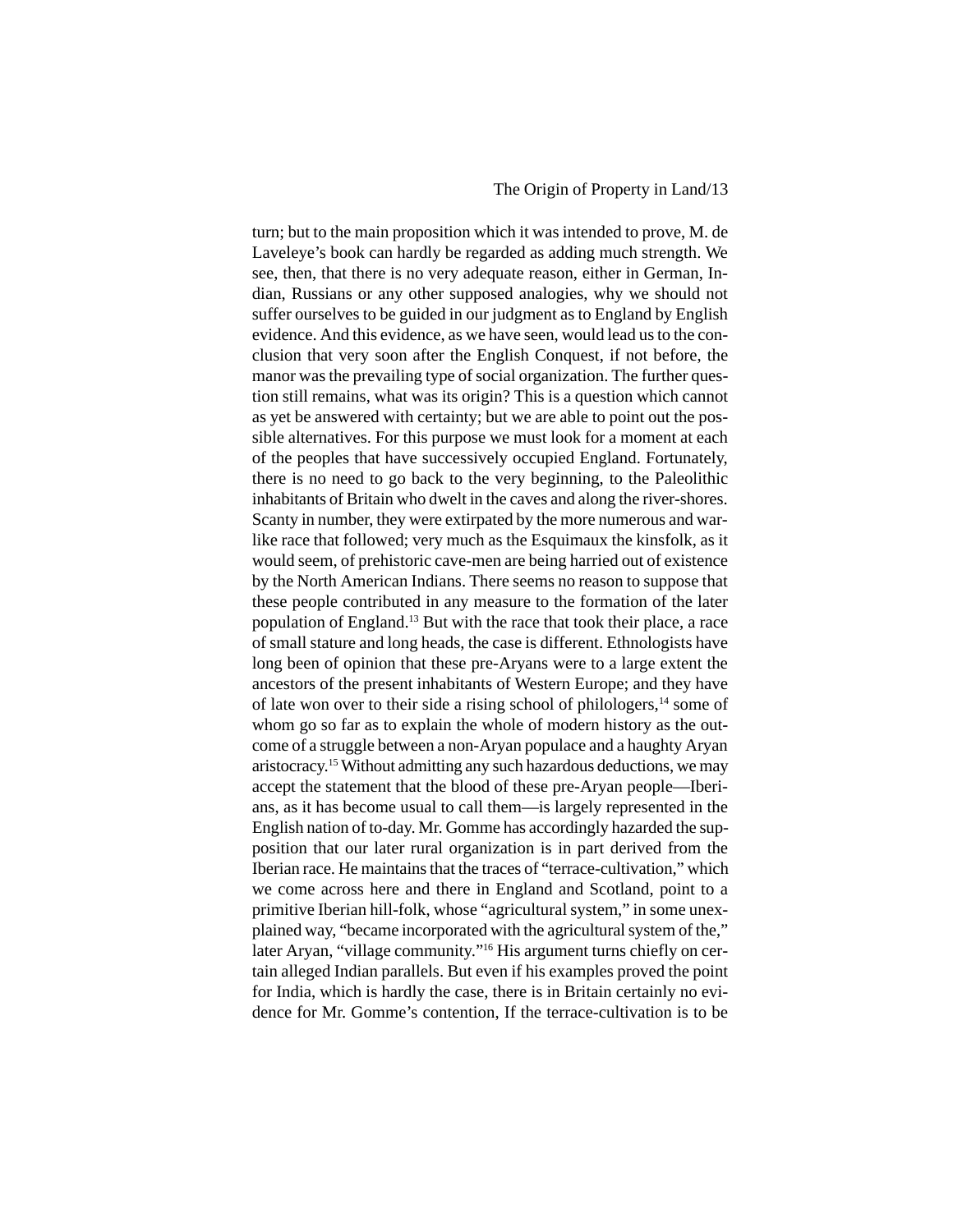turn; but to the main proposition which it was intended to prove, M. de Laveleye's book can hardly be regarded as adding much strength. We see, then, that there is no very adequate reason, either in German, Indian, Russians or any other supposed analogies, why we should not suffer ourselves to be guided in our judgment as to England by English evidence. And this evidence, as we have seen, would lead us to the conclusion that very soon after the English Conquest, if not before, the manor was the prevailing type of social organization. The further question still remains, what was its origin? This is a question which cannot as yet be answered with certainty; but we are able to point out the possible alternatives. For this purpose we must look for a moment at each of the peoples that have successively occupied England. Fortunately, there is no need to go back to the very beginning, to the Paleolithic inhabitants of Britain who dwelt in the caves and along the river-shores. Scanty in number, they were extirpated by the more numerous and warlike race that followed; very much as the Esquimaux the kinsfolk, as it would seem, of prehistoric cave-men are being harried out of existence by the North American Indians. There seems no reason to suppose that these people contributed in any measure to the formation of the later population of England.[13] But with the race that took their place, a race of small stature and long heads, the case is different. Ethnologists have long been of opinion that these pre-Aryans were to a large extent the ancestors of the present inhabitants of Western Europe; and they have of late won over to their side a rising school of philologers,[14] some of whom go so far as to explain the whole of modern history as the outcome of a struggle between a non-Aryan populace and a haughty Aryan aristocracy.[15] Without admitting any such hazardous deductions, we may accept the statement that the blood of these pre-Aryan people—Iberians, as it has become usual to call them—is largely represented in the English nation of to-day. Mr. Gomme has accordingly hazarded the supposition that our later rural organization is in part derived from the Iberian race. He maintains that the traces of "terrace-cultivation," which we come across here and there in England and Scotland, point to a primitive Iberian hill-folk, whose "agricultural system," in some unexplained way, "became incorporated with the agricultural system of the," later Aryan, "village community."[16] His argument turns chiefly on certain alleged Indian parallels. But even if his examples proved the point for India, which is hardly the case, there is in Britain certainly no evidence for Mr. Gomme's contention, If the terrace-cultivation is to be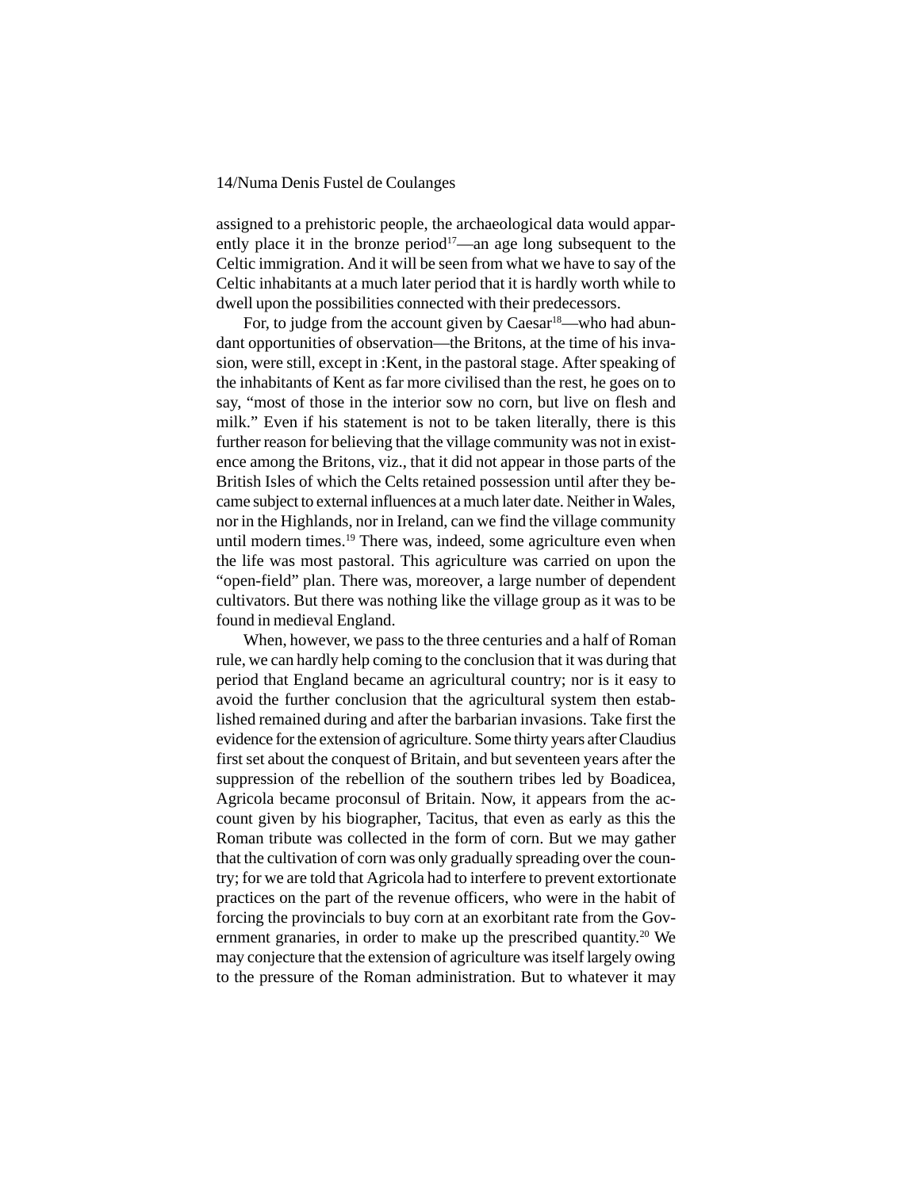assigned to a prehistoric people, the archaeological data would apparently place it in the bronze period[17]—an age long subsequent to the Celtic immigration. And it will be seen from what we have to say of the Celtic inhabitants at a much later period that it is hardly worth while to dwell upon the possibilities connected with their predecessors.

For, to judge from the account given by Caesar[18]—who had abundant opportunities of observation—the Britons, at the time of his invasion, were still, except in :Kent, in the pastoral stage. After speaking of the inhabitants of Kent as far more civilised than the rest, he goes on to say, "most of those in the interior sow no corn, but live on flesh and milk." Even if his statement is not to be taken literally, there is this further reason for believing that the village community was not in existence among the Britons, viz., that it did not appear in those parts of the British Isles of which the Celts retained possession until after they became subject to external influences at a much later date. Neither in Wales, nor in the Highlands, nor in Ireland, can we find the village community until modern times.[19] There was, indeed, some agriculture even when the life was most pastoral. This agriculture was carried on upon the "open-field" plan. There was, moreover, a large number of dependent cultivators. But there was nothing like the village group as it was to be found in medieval England.

When, however, we pass to the three centuries and a half of Roman rule, we can hardly help coming to the conclusion that it was during that period that England became an agricultural country; nor is it easy to avoid the further conclusion that the agricultural system then established remained during and after the barbarian invasions. Take first the evidence for the extension of agriculture. Some thirty years after Claudius first set about the conquest of Britain, and but seventeen years after the suppression of the rebellion of the southern tribes led by Boadicea, Agricola became proconsul of Britain. Now, it appears from the account given by his biographer, Tacitus, that even as early as this the Roman tribute was collected in the form of corn. But we may gather that the cultivation of corn was only gradually spreading over the country; for we are told that Agricola had to interfere to prevent extortionate practices on the part of the revenue officers, who were in the habit of forcing the provincials to buy corn at an exorbitant rate from the Government granaries, in order to make up the prescribed quantity.[20] We may conjecture that the extension of agriculture was itself largely owing to the pressure of the Roman administration. But to whatever it may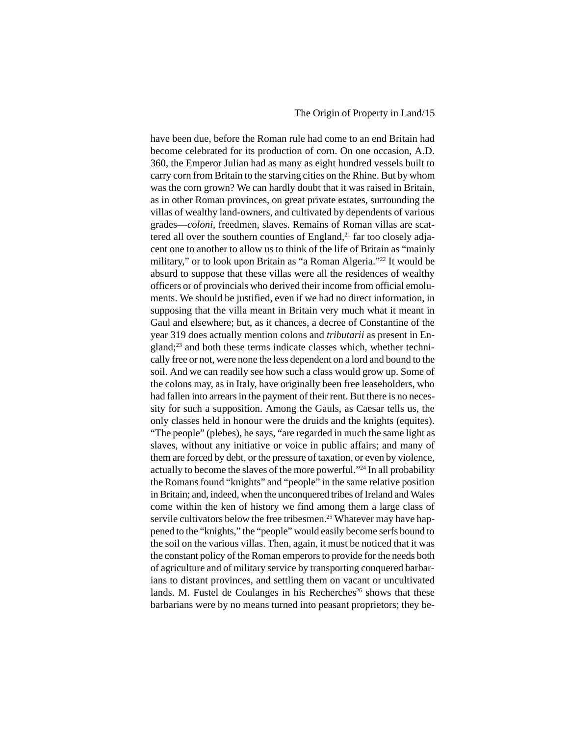have been due, before the Roman rule had come to an end Britain had become celebrated for its production of corn. On one occasion, A.D. 360, the Emperor Julian had as many as eight hundred vessels built to carry corn from Britain to the starving cities on the Rhine. But by whom was the corn grown? We can hardly doubt that it was raised in Britain, as in other Roman provinces, on great private estates, surrounding the villas of wealthy land-owners, and cultivated by dependents of various grades—*coloni*, freedmen, slaves. Remains of Roman villas are scattered all over the southern counties of England,[21] far too closely adjacent one to another to allow us to think of the life of Britain as "mainly military," or to look upon Britain as "a Roman Algeria."[22] It would be absurd to suppose that these villas were all the residences of wealthy officers or of provincials who derived their income from official emoluments. We should be justified, even if we had no direct information, in supposing that the villa meant in Britain very much what it meant in Gaul and elsewhere; but, as it chances, a decree of Constantine of the year 319 does actually mention colons and *tributarii* as present in England;[23] and both these terms indicate classes which, whether technically free or not, were none the less dependent on a lord and bound to the soil. And we can readily see how such a class would grow up. Some of the colons may, as in Italy, have originally been free leaseholders, who had fallen into arrears in the payment of their rent. But there is no necessity for such a supposition. Among the Gauls, as Caesar tells us, the only classes held in honour were the druids and the knights (equites). "The people" (plebes), he says, "are regarded in much the same light as slaves, without any initiative or voice in public affairs; and many of them are forced by debt, or the pressure of taxation, or even by violence, actually to become the slaves of the more powerful."[24] In all probability the Romans found "knights" and "people" in the same relative position in Britain; and, indeed, when the unconquered tribes of Ireland and Wales come within the ken of history we find among them a large class of servile cultivators below the free tribesmen.[25] Whatever may have happened to the "knights," the "people" would easily become serfs bound to the soil on the various villas. Then, again, it must be noticed that it was the constant policy of the Roman emperors to provide for the needs both of agriculture and of military service by transporting conquered barbarians to distant provinces, and settling them on vacant or uncultivated lands. M. Fustel de Coulanges in his Recherches[26] shows that these barbarians were by no means turned into peasant proprietors; they be-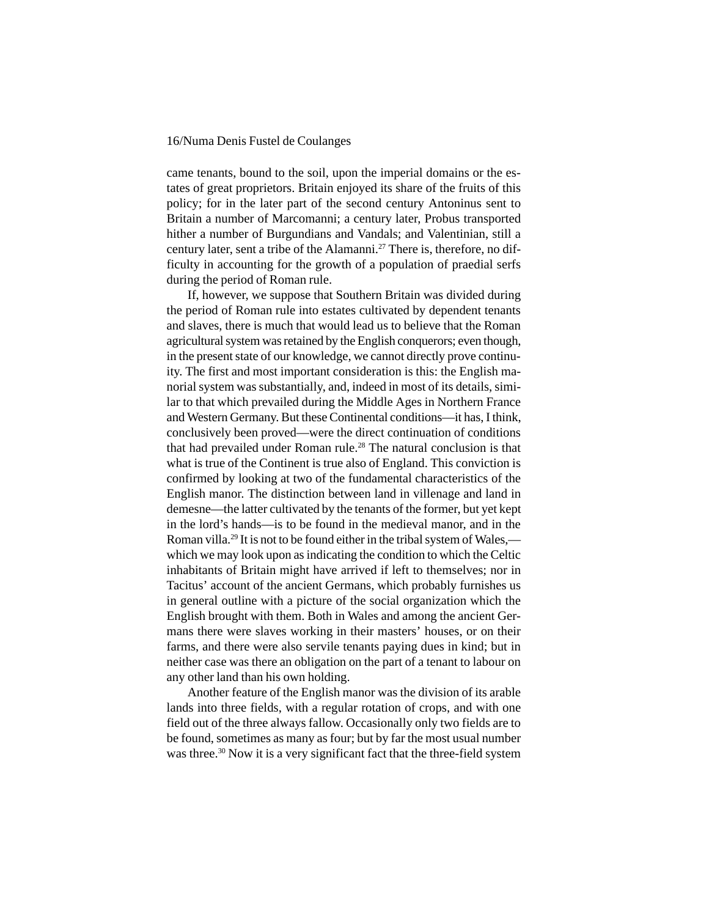came tenants, bound to the soil, upon the imperial domains or the estates of great proprietors. Britain enjoyed its share of the fruits of this policy; for in the later part of the second century Antoninus sent to Britain a number of Marcomanni; a century later, Probus transported hither a number of Burgundians and Vandals; and Valentinian, still a century later, sent a tribe of the Alamanni.[27] There is, therefore, no difficulty in accounting for the growth of a population of praedial serfs during the period of Roman rule.

If, however, we suppose that Southern Britain was divided during the period of Roman rule into estates cultivated by dependent tenants and slaves, there is much that would lead us to believe that the Roman agricultural system was retained by the English conquerors; even though, in the present state of our knowledge, we cannot directly prove continuity. The first and most important consideration is this: the English manorial system was substantially, and, indeed in most of its details, similar to that which prevailed during the Middle Ages in Northern France and Western Germany. But these Continental conditions—it has, I think, conclusively been proved—were the direct continuation of conditions that had prevailed under Roman rule.[28] The natural conclusion is that what is true of the Continent is true also of England. This conviction is confirmed by looking at two of the fundamental characteristics of the English manor. The distinction between land in villenage and land in demesne—the latter cultivated by the tenants of the former, but yet kept in the lord's hands—is to be found in the medieval manor, and in the Roman villa.[29] It is not to be found either in the tribal system of Wales,—which we may look upon as indicating the condition to which the Celtic inhabitants of Britain might have arrived if left to themselves; nor in Tacitus' account of the ancient Germans, which probably furnishes us in general outline with a picture of the social organization which the English brought with them. Both in Wales and among the ancient Germans there were slaves working in their masters' houses, or on their farms, and there were also servile tenants paying dues in kind; but in neither case was there an obligation on the part of a tenant to labour on any other land than his own holding.

Another feature of the English manor was the division of its arable lands into three fields, with a regular rotation of crops, and with one field out of the three always fallow. Occasionally only two fields are to be found, sometimes as many as four; but by far the most usual number was three.[30] Now it is a very significant fact that the three-field system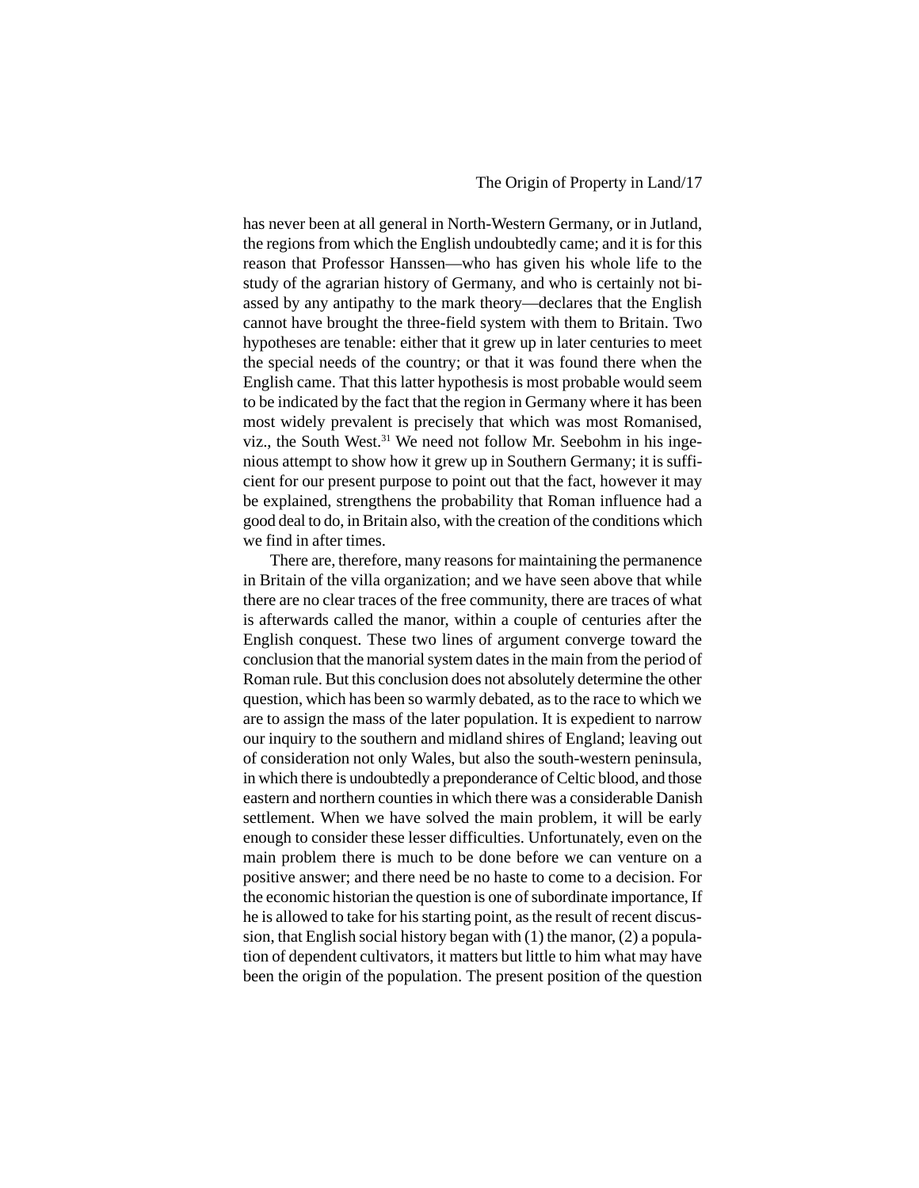has never been at all general in North-Western Germany, or in Jutland, the regions from which the English undoubtedly came; and it is for this reason that Professor Hanssen—who has given his whole life to the study of the agrarian history of Germany, and who is certainly not biassed by any antipathy to the mark theory—declares that the English cannot have brought the three-field system with them to Britain. Two hypotheses are tenable: either that it grew up in later centuries to meet the special needs of the country; or that it was found there when the English came. That this latter hypothesis is most probable would seem to be indicated by the fact that the region in Germany where it has been most widely prevalent is precisely that which was most Romanised, viz., the South West.[31] We need not follow Mr. Seebohm in his ingenious attempt to show how it grew up in Southern Germany; it is sufficient for our present purpose to point out that the fact, however it may be explained, strengthens the probability that Roman influence had a good deal to do, in Britain also, with the creation of the conditions which we find in after times.

There are, therefore, many reasons for maintaining the permanence in Britain of the villa organization; and we have seen above that while there are no clear traces of the free community, there are traces of what is afterwards called the manor, within a couple of centuries after the English conquest. These two lines of argument converge toward the conclusion that the manorial system dates in the main from the period of Roman rule. But this conclusion does not absolutely determine the other question, which has been so warmly debated, as to the race to which we are to assign the mass of the later population. It is expedient to narrow our inquiry to the southern and midland shires of England; leaving out of consideration not only Wales, but also the south-western peninsula, in which there is undoubtedly a preponderance of Celtic blood, and those eastern and northern counties in which there was a considerable Danish settlement. When we have solved the main problem, it will be early enough to consider these lesser difficulties. Unfortunately, even on the main problem there is much to be done before we can venture on a positive answer; and there need be no haste to come to a decision. For the economic historian the question is one of subordinate importance, If he is allowed to take for his starting point, as the result of recent discussion, that English social history began with (1) the manor, (2) a population of dependent cultivators, it matters but little to him what may have been the origin of the population. The present position of the question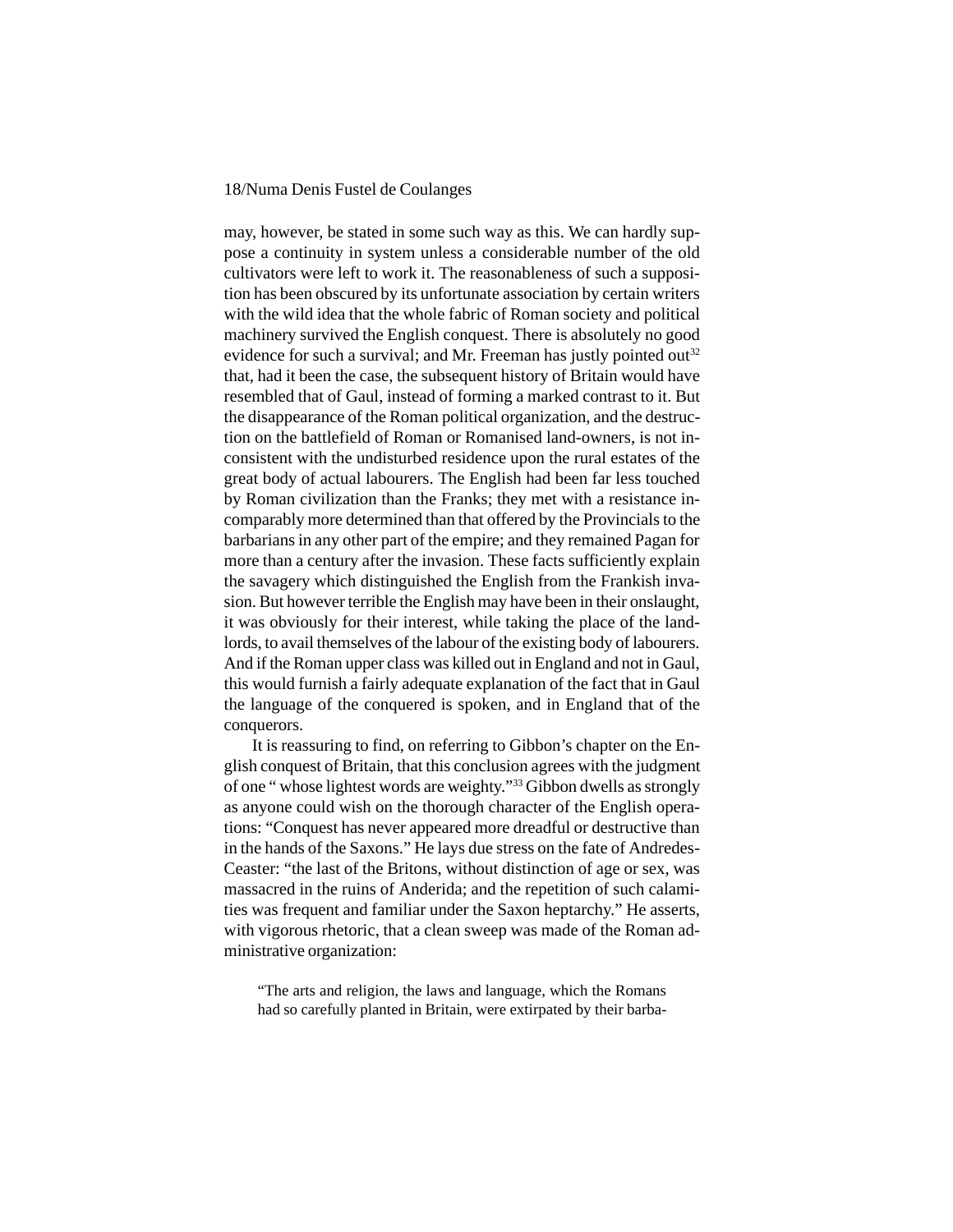may, however, be stated in some such way as this. We can hardly suppose a continuity in system unless a considerable number of the old cultivators were left to work it. The reasonableness of such a supposition has been obscured by its unfortunate association by certain writers with the wild idea that the whole fabric of Roman society and political machinery survived the English conquest. There is absolutely no good evidence for such a survival; and Mr. Freeman has justly pointed out[32] that, had it been the case, the subsequent history of Britain would have resembled that of Gaul, instead of forming a marked contrast to it. But the disappearance of the Roman political organization, and the destruction on the battlefield of Roman or Romanised land-owners, is not inconsistent with the undisturbed residence upon the rural estates of the great body of actual labourers. The English had been far less touched by Roman civilization than the Franks; they met with a resistance incomparably more determined than that offered by the Provincials to the barbarians in any other part of the empire; and they remained Pagan for more than a century after the invasion. These facts sufficiently explain the savagery which distinguished the English from the Frankish invasion. But however terrible the English may have been in their onslaught, it was obviously for their interest, while taking the place of the landlords, to avail themselves of the labour of the existing body of labourers. And if the Roman upper class was killed out in England and not in Gaul, this would furnish a fairly adequate explanation of the fact that in Gaul the language of the conquered is spoken, and in England that of the conquerors.

It is reassuring to find, on referring to Gibbon's chapter on the English conquest of Britain, that this conclusion agrees with the judgment of one " whose lightest words are weighty."[33] Gibbon dwells as strongly as anyone could wish on the thorough character of the English operations: "Conquest has never appeared more dreadful or destructive than in the hands of the Saxons." He lays due stress on the fate of Andredes-Ceaster: "the last of the Britons, without distinction of age or sex, was massacred in the ruins of Anderida; and the repetition of such calamities was frequent and familiar under the Saxon heptarchy." He asserts, with vigorous rhetoric, that a clean sweep was made of the Roman administrative organization:

> "The arts and religion, the laws and language, which the Romans had so carefully planted in Britain, were extirpated by their barba-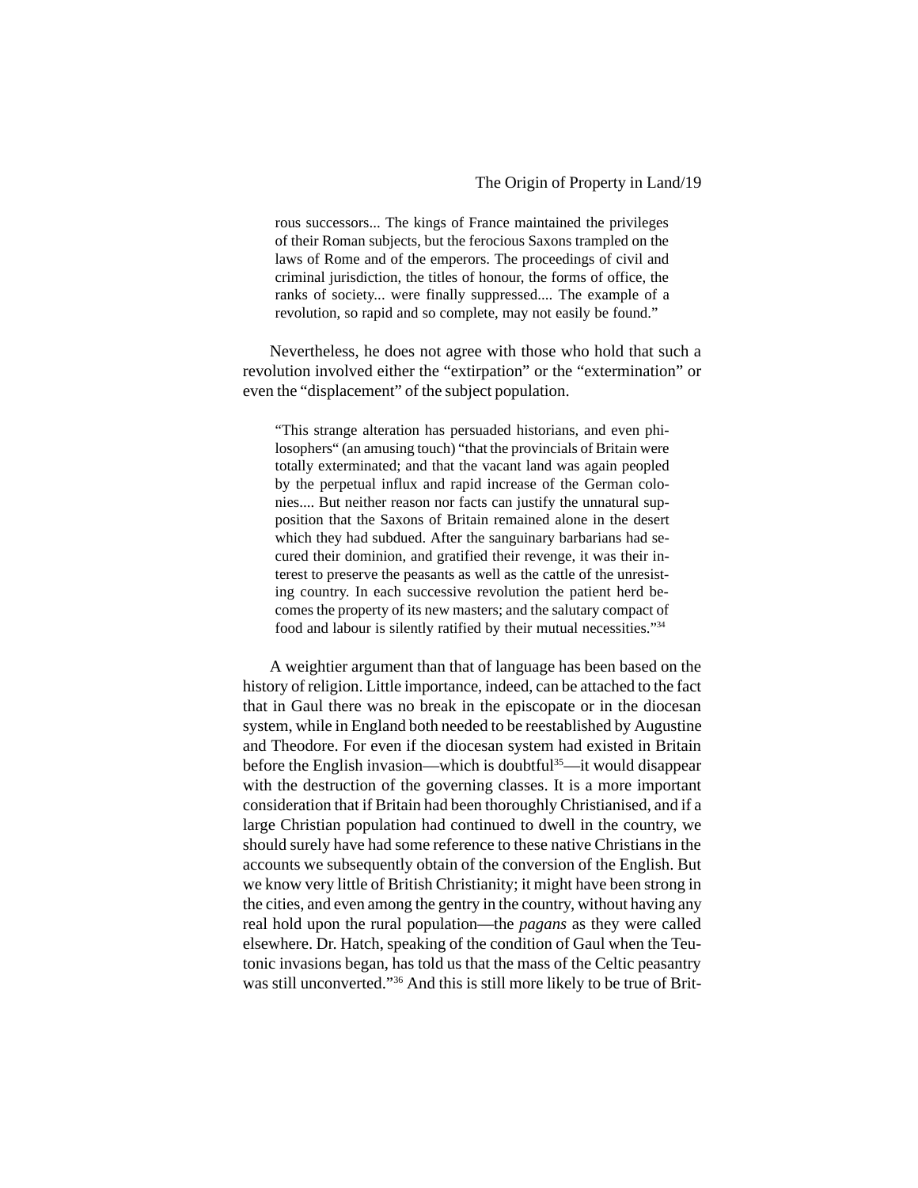rous successors... The kings of France maintained the privileges of their Roman subjects, but the ferocious Saxons trampled on the laws of Rome and of the emperors. The proceedings of civil and criminal jurisdiction, the titles of honour, the forms of office, the ranks of society... were finally suppressed.... The example of a revolution, so rapid and so complete, may not easily be found."

Nevertheless, he does not agree with those who hold that such a revolution involved either the "extirpation" or the "extermination" or even the "displacement" of the subject population.

> "This strange alteration has persuaded historians, and even philosophers" (an amusing touch) "that the provincials of Britain were totally exterminated; and that the vacant land was again peopled by the perpetual influx and rapid increase of the German colonies.... But neither reason nor facts can justify the unnatural supposition that the Saxons of Britain remained alone in the desert which they had subdued. After the sanguinary barbarians had secured their dominion, and gratified their revenge, it was their interest to preserve the peasants as well as the cattle of the unresisting country. In each successive revolution the patient herd becomes the property of its new masters; and the salutary compact of food and labour is silently ratified by their mutual necessities."[34]

A weightier argument than that of language has been based on the history of religion. Little importance, indeed, can be attached to the fact that in Gaul there was no break in the episcopate or in the diocesan system, while in England both needed to be reestablished by Augustine and Theodore. For even if the diocesan system had existed in Britain before the English invasion—which is doubtful[35]—it would disappear with the destruction of the governing classes. It is a more important consideration that if Britain had been thoroughly Christianised, and if a large Christian population had continued to dwell in the country, we should surely have had some reference to these native Christians in the accounts we subsequently obtain of the conversion of the English. But we know very little of British Christianity; it might have been strong in the cities, and even among the gentry in the country, without having any real hold upon the rural population—the *pagans* as they were called elsewhere. Dr. Hatch, speaking of the condition of Gaul when the Teutonic invasions began, has told us that the mass of the Celtic peasantry was still unconverted."[36] And this is still more likely to be true of Brit-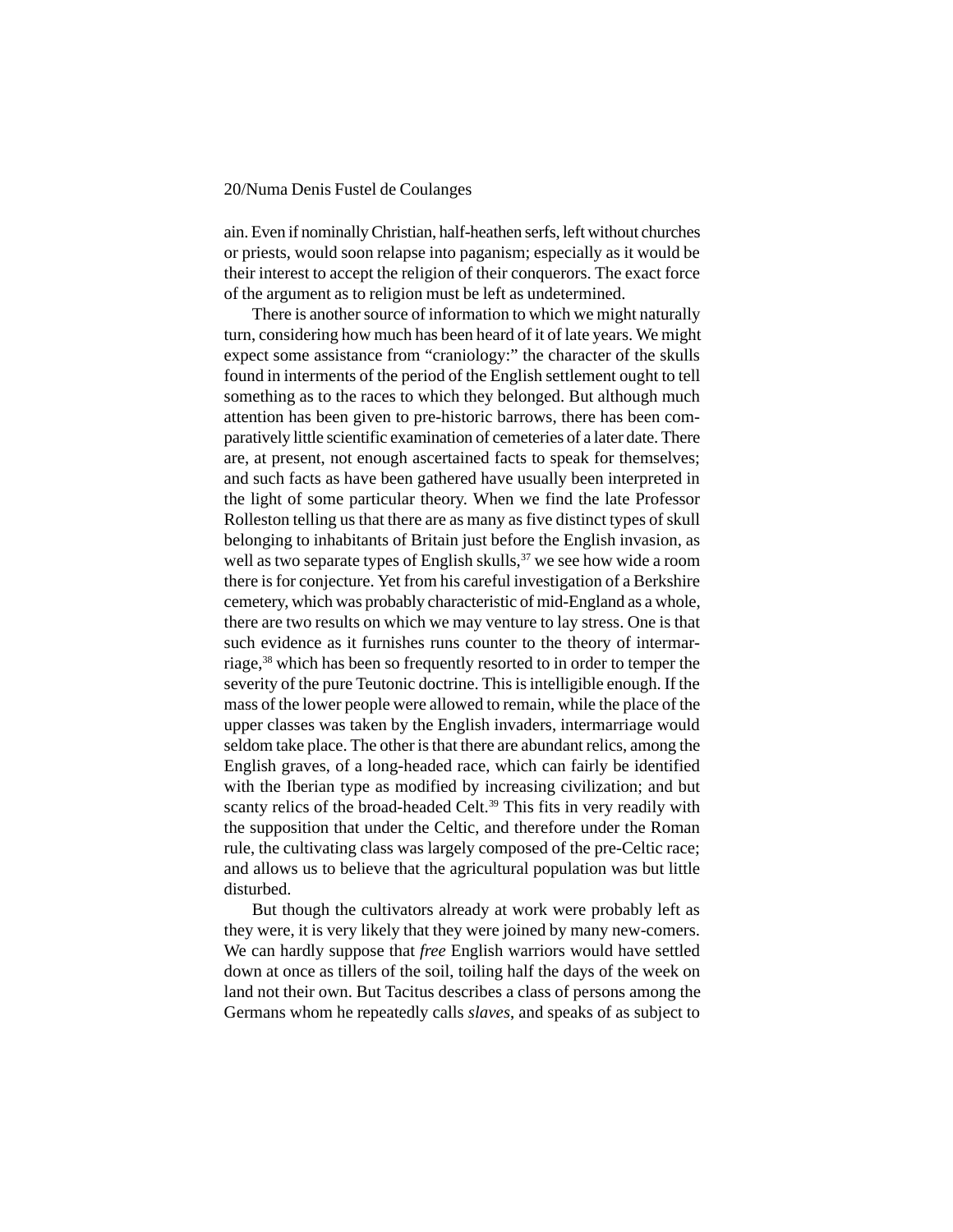ain. Even if nominally Christian, half-heathen serfs, left without churches or priests, would soon relapse into paganism; especially as it would be their interest to accept the religion of their conquerors. The exact force of the argument as to religion must be left as undetermined.

There is another source of information to which we might naturally turn, considering how much has been heard of it of late years. We might expect some assistance from "craniology:" the character of the skulls found in interments of the period of the English settlement ought to tell something as to the races to which they belonged. But although much attention has been given to pre-historic barrows, there has been comparatively little scientific examination of cemeteries of a later date. There are, at present, not enough ascertained facts to speak for themselves; and such facts as have been gathered have usually been interpreted in the light of some particular theory. When we find the late Professor Rolleston telling us that there are as many as five distinct types of skull belonging to inhabitants of Britain just before the English invasion, as well as two separate types of English skulls,[37] we see how wide a room there is for conjecture. Yet from his careful investigation of a Berkshire cemetery, which was probably characteristic of mid-England as a whole, there are two results on which we may venture to lay stress. One is that such evidence as it furnishes runs counter to the theory of intermarriage,[38] which has been so frequently resorted to in order to temper the severity of the pure Teutonic doctrine. This is intelligible enough. If the mass of the lower people were allowed to remain, while the place of the upper classes was taken by the English invaders, intermarriage would seldom take place. The other is that there are abundant relics, among the English graves, of a long-headed race, which can fairly be identified with the Iberian type as modified by increasing civilization; and but scanty relics of the broad-headed Celt.[39] This fits in very readily with the supposition that under the Celtic, and therefore under the Roman rule, the cultivating class was largely composed of the pre-Celtic race; and allows us to believe that the agricultural population was but little disturbed.

But though the cultivators already at work were probably left as they were, it is very likely that they were joined by many new-comers. We can hardly suppose that *free* English warriors would have settled down at once as tillers of the soil, toiling half the days of the week on land not their own. But Tacitus describes a class of persons among the Germans whom he repeatedly calls *slaves*, and speaks of as subject to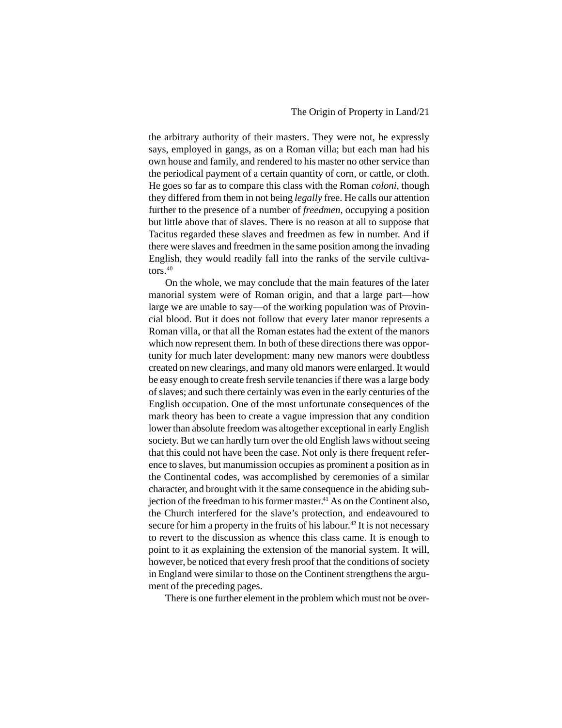the arbitrary authority of their masters. They were not, he expressly says, employed in gangs, as on a Roman villa; but each man had his own house and family, and rendered to his master no other service than the periodical payment of a certain quantity of corn, or cattle, or cloth. He goes so far as to compare this class with the Roman *coloni*, though they differed from them in not being *legally* free. He calls our attention further to the presence of a number of *freedmen*, occupying a position but little above that of slaves. There is no reason at all to suppose that Tacitus regarded these slaves and freedmen as few in number. And if there were slaves and freedmen in the same position among the invading English, they would readily fall into the ranks of the servile cultivators.[40]

On the whole, we may conclude that the main features of the later manorial system were of Roman origin, and that a large part—how large we are unable to say—of the working population was of Provincial blood. But it does not follow that every later manor represents a Roman villa, or that all the Roman estates had the extent of the manors which now represent them. In both of these directions there was opportunity for much later development: many new manors were doubtless created on new clearings, and many old manors were enlarged. It would be easy enough to create fresh servile tenancies if there was a large body of slaves; and such there certainly was even in the early centuries of the English occupation. One of the most unfortunate consequences of the mark theory has been to create a vague impression that any condition lower than absolute freedom was altogether exceptional in early English society. But we can hardly turn over the old English laws without seeing that this could not have been the case. Not only is there frequent reference to slaves, but manumission occupies as prominent a position as in the Continental codes, was accomplished by ceremonies of a similar character, and brought with it the same consequence in the abiding subjection of the freedman to his former master.[41] As on the Continent also, the Church interfered for the slave's protection, and endeavoured to secure for him a property in the fruits of his labour.[42] It is not necessary to revert to the discussion as whence this class came. It is enough to point to it as explaining the extension of the manorial system. It will, however, be noticed that every fresh proof that the conditions of society in England were similar to those on the Continent strengthens the argument of the preceding pages.

There is one further element in the problem which must not be over-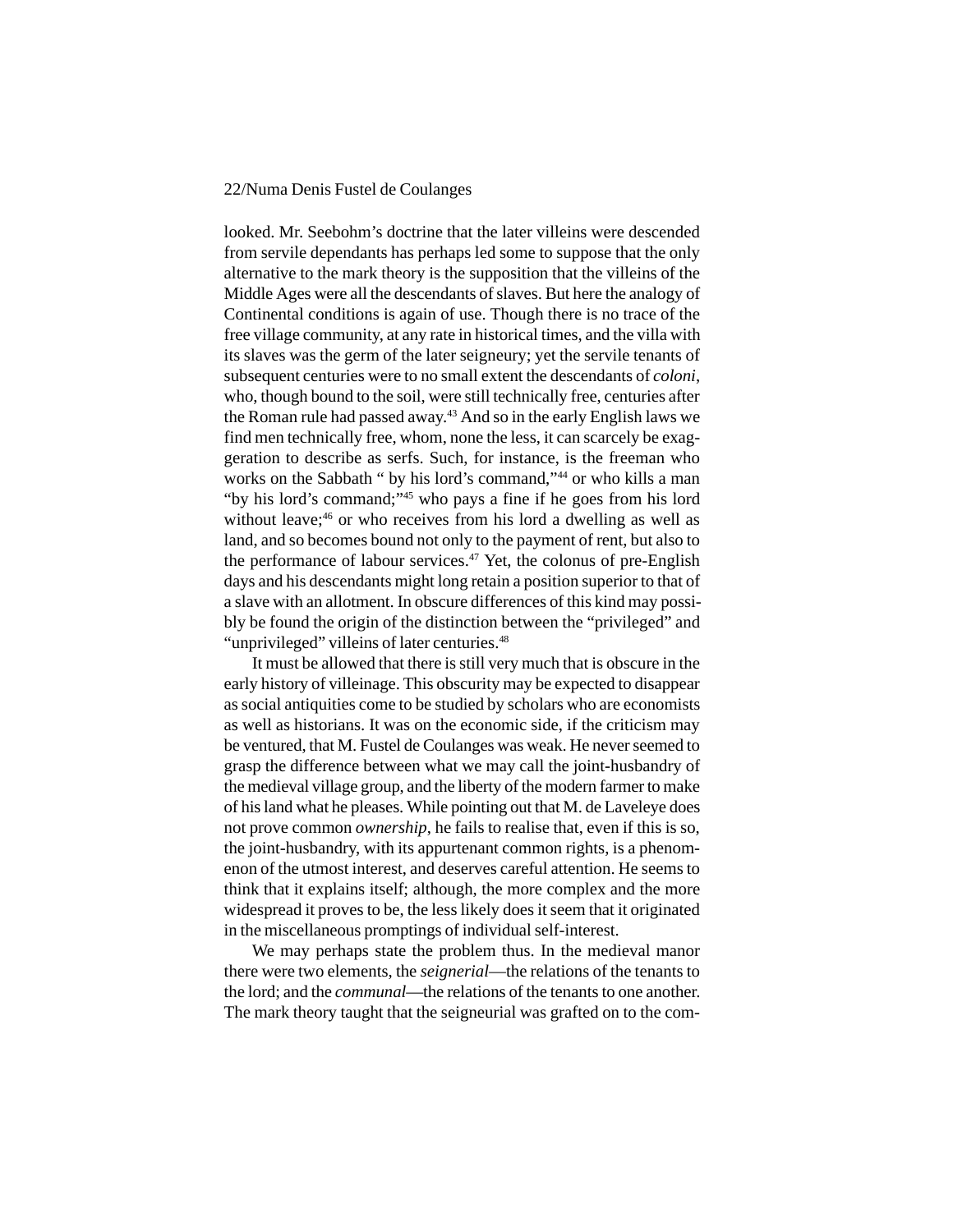looked. Mr. Seebohm's doctrine that the later villeins were descended from servile dependants has perhaps led some to suppose that the only alternative to the mark theory is the supposition that the villeins of the Middle Ages were all the descendants of slaves. But here the analogy of Continental conditions is again of use. Though there is no trace of the free village community, at any rate in historical times, and the villa with its slaves was the germ of the later seigneury; yet the servile tenants of subsequent centuries were to no small extent the descendants of *coloni*, who, though bound to the soil, were still technically free, centuries after the Roman rule had passed away.[43] And so in the early English laws we find men technically free, whom, none the less, it can scarcely be exaggeration to describe as serfs. Such, for instance, is the freeman who works on the Sabbath " by his lord's command,"[44] or who kills a man "by his lord's command;"[45] who pays a fine if he goes from his lord without leave;[46] or who receives from his lord a dwelling as well as land, and so becomes bound not only to the payment of rent, but also to the performance of labour services.[47] Yet, the colonus of pre-English days and his descendants might long retain a position superior to that of a slave with an allotment. In obscure differences of this kind may possibly be found the origin of the distinction between the "privileged" and "unprivileged" villeins of later centuries.[48]

It must be allowed that there is still very much that is obscure in the early history of villeinage. This obscurity may be expected to disappear as social antiquities come to be studied by scholars who are economists as well as historians. It was on the economic side, if the criticism may be ventured, that M. Fustel de Coulanges was weak. He never seemed to grasp the difference between what we may call the joint-husbandry of the medieval village group, and the liberty of the modern farmer to make of his land what he pleases. While pointing out that M. de Laveleye does not prove common *ownership*, he fails to realise that, even if this is so, the joint-husbandry, with its appurtenant common rights, is a phenomenon of the utmost interest, and deserves careful attention. He seems to think that it explains itself; although, the more complex and the more widespread it proves to be, the less likely does it seem that it originated in the miscellaneous promptings of individual self-interest.

We may perhaps state the problem thus. In the medieval manor there were two elements, the *seignerial*—the relations of the tenants to the lord; and the *communal*—the relations of the tenants to one another. The mark theory taught that the seigneurial was grafted on to the com-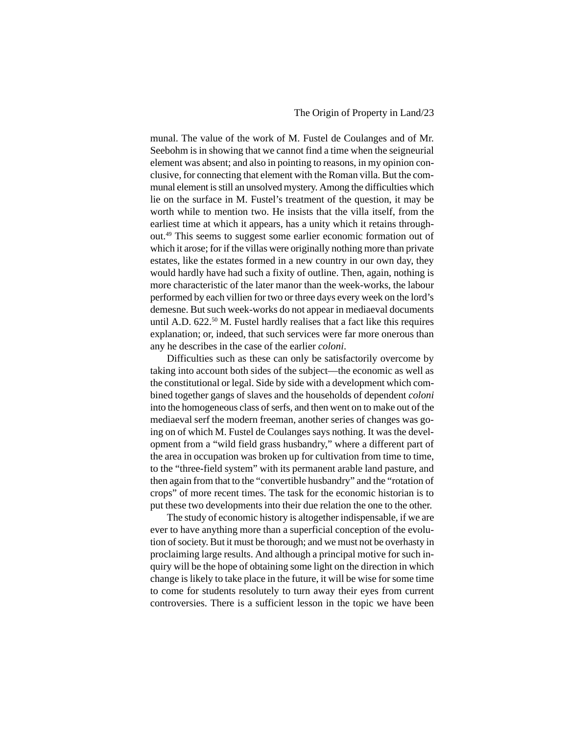munal. The value of the work of M. Fustel de Coulanges and of Mr. Seebohm is in showing that we cannot find a time when the seigneurial element was absent; and also in pointing to reasons, in my opinion conclusive, for connecting that element with the Roman villa. But the communal element is still an unsolved mystery. Among the difficulties which lie on the surface in M. Fustel's treatment of the question, it may be worth while to mention two. He insists that the villa itself, from the earliest time at which it appears, has a unity which it retains throughout.[49] This seems to suggest some earlier economic formation out of which it arose; for if the villas were originally nothing more than private estates, like the estates formed in a new country in our own day, they would hardly have had such a fixity of outline. Then, again, nothing is more characteristic of the later manor than the week-works, the labour performed by each villien for two or three days every week on the lord's demesne. But such week-works do not appear in mediaeval documents until A.D. 622.[50] M. Fustel hardly realises that a fact like this requires explanation; or, indeed, that such services were far more onerous than any he describes in the case of the earlier *coloni*.

Difficulties such as these can only be satisfactorily overcome by taking into account both sides of the subject—the economic as well as the constitutional or legal. Side by side with a development which combined together gangs of slaves and the households of dependent *coloni* into the homogeneous class of serfs, and then went on to make out of the mediaeval serf the modern freeman, another series of changes was going on of which M. Fustel de Coulanges says nothing. It was the development from a "wild field grass husbandry," where a different part of the area in occupation was broken up for cultivation from time to time, to the "three-field system" with its permanent arable land pasture, and then again from that to the "convertible husbandry" and the "rotation of crops" of more recent times. The task for the economic historian is to put these two developments into their due relation the one to the other.

The study of economic history is altogether indispensable, if we are ever to have anything more than a superficial conception of the evolution of society. But it must be thorough; and we must not be overhasty in proclaiming large results. And although a principal motive for such inquiry will be the hope of obtaining some light on the direction in which change is likely to take place in the future, it will be wise for some time to come for students resolutely to turn away their eyes from current controversies. There is a sufficient lesson in the topic we have been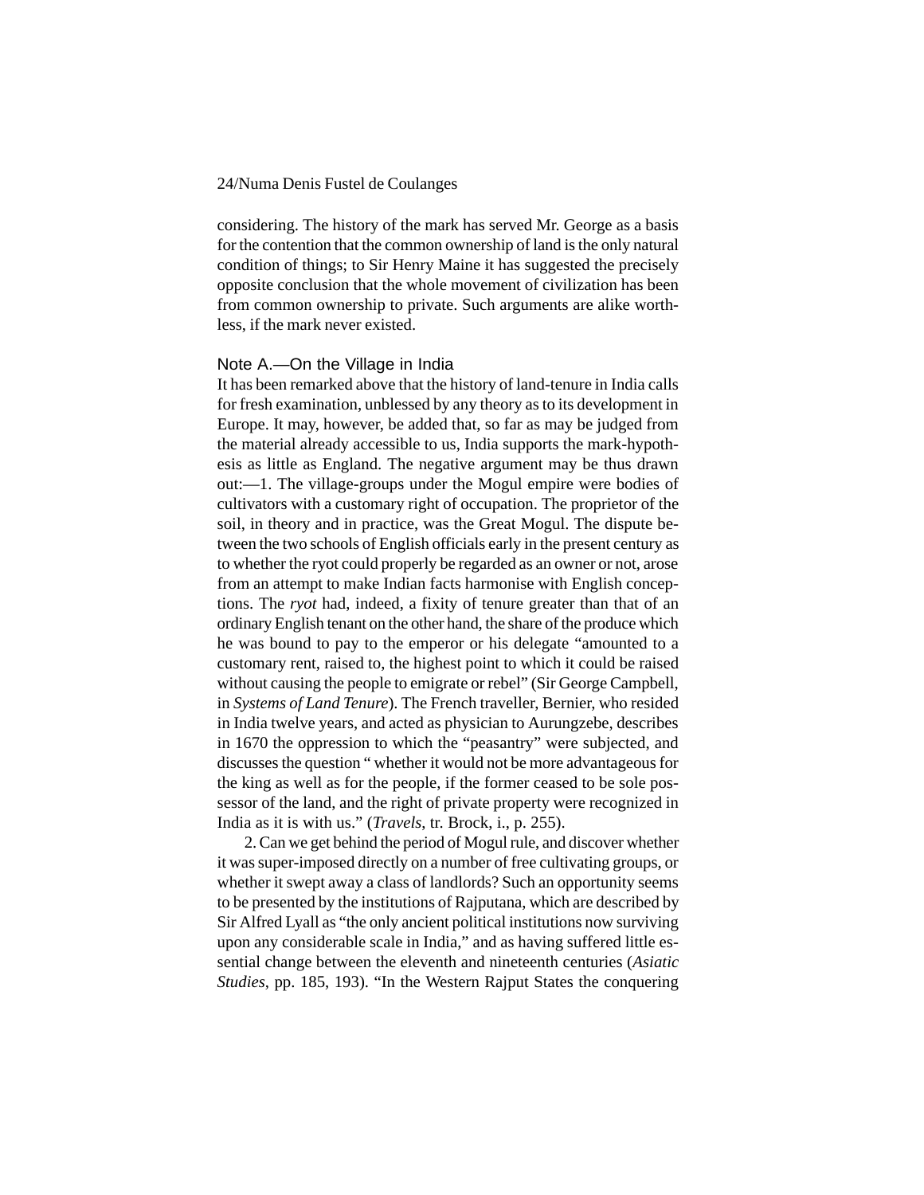considering. The history of the mark has served Mr. George as a basis for the contention that the common ownership of land is the only natural condition of things; to Sir Henry Maine it has suggested the precisely opposite conclusion that the whole movement of civilization has been from common ownership to private. Such arguments are alike worthless, if the mark never existed.

## Note A.—On the Village in India

It has been remarked above that the history of land-tenure in India calls for fresh examination, unblessed by any theory as to its development in Europe. It may, however, be added that, so far as may be judged from the material already accessible to us, India supports the mark-hypothesis as little as England. The negative argument may be thus drawn out:—1. The village-groups under the Mogul empire were bodies of cultivators with a customary right of occupation. The proprietor of the soil, in theory and in practice, was the Great Mogul. The dispute between the two schools of English officials early in the present century as to whether the ryot could properly be regarded as an owner or not, arose from an attempt to make Indian facts harmonise with English conceptions. The *ryot* had, indeed, a fixity of tenure greater than that of an ordinary English tenant on the other hand, the share of the produce which he was bound to pay to the emperor or his delegate "amounted to a customary rent, raised to, the highest point to which it could be raised without causing the people to emigrate or rebel" (Sir George Campbell, in *Systems of Land Tenure*). The French traveller, Bernier, who resided in India twelve years, and acted as physician to Aurungzebe, describes in 1670 the oppression to which the "peasantry" were subjected, and discusses the question " whether it would not be more advantageous for the king as well as for the people, if the former ceased to be sole possessor of the land, and the right of private property were recognized in India as it is with us." (*Travels*, tr. Brock, i., p. 255).

2. Can we get behind the period of Mogul rule, and discover whether it was super-imposed directly on a number of free cultivating groups, or whether it swept away a class of landlords? Such an opportunity seems to be presented by the institutions of Rajputana, which are described by Sir Alfred Lyall as "the only ancient political institutions now surviving upon any considerable scale in India," and as having suffered little essential change between the eleventh and nineteenth centuries (*Asiatic Studies*, pp. 185, 193). "In the Western Rajput States the conquering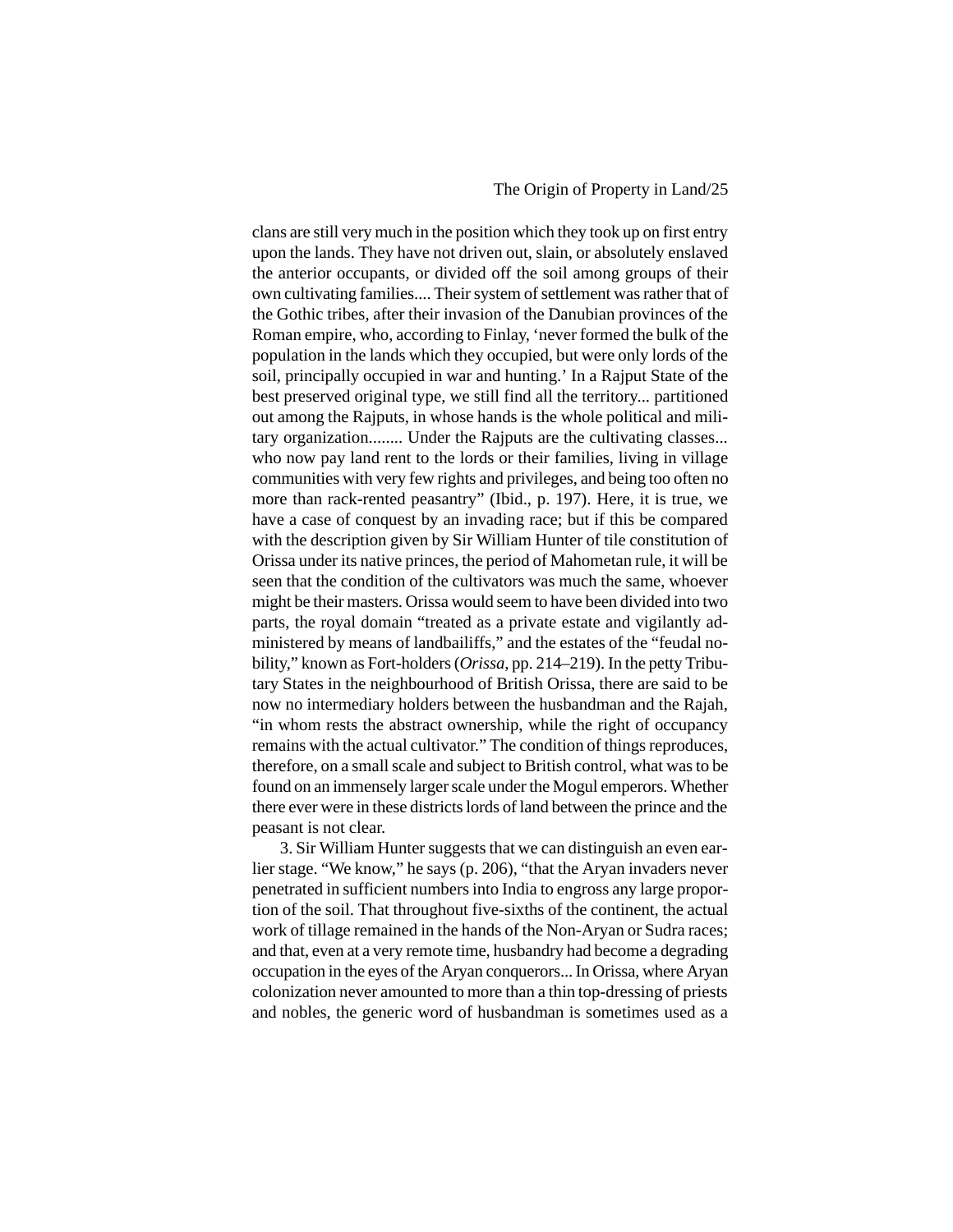clans are still very much in the position which they took up on first entry upon the lands. They have not driven out, slain, or absolutely enslaved the anterior occupants, or divided off the soil among groups of their own cultivating families.... Their system of settlement was rather that of the Gothic tribes, after their invasion of the Danubian provinces of the Roman empire, who, according to Finlay, 'never formed the bulk of the population in the lands which they occupied, but were only lords of the soil, principally occupied in war and hunting.' In a Rajput State of the best preserved original type, we still find all the territory... partitioned out among the Rajputs, in whose hands is the whole political and military organization........ Under the Rajputs are the cultivating classes... who now pay land rent to the lords or their families, living in village communities with very few rights and privileges, and being too often no more than rack-rented peasantry" (Ibid., p. 197). Here, it is true, we have a case of conquest by an invading race; but if this be compared with the description given by Sir William Hunter of tile constitution of Orissa under its native princes, the period of Mahometan rule, it will be seen that the condition of the cultivators was much the same, whoever might be their masters. Orissa would seem to have been divided into two parts, the royal domain "treated as a private estate and vigilantly administered by means of landbailiffs," and the estates of the "feudal nobility," known as Fort-holders (*Orissa*, pp. 214–219). In the petty Tributary States in the neighbourhood of British Orissa, there are said to be now no intermediary holders between the husbandman and the Rajah, "in whom rests the abstract ownership, while the right of occupancy remains with the actual cultivator." The condition of things reproduces, therefore, on a small scale and subject to British control, what was to be found on an immensely larger scale under the Mogul emperors. Whether there ever were in these districts lords of land between the prince and the peasant is not clear.

3. Sir William Hunter suggests that we can distinguish an even earlier stage. "We know," he says (p. 206), "that the Aryan invaders never penetrated in sufficient numbers into India to engross any large proportion of the soil. That throughout five-sixths of the continent, the actual work of tillage remained in the hands of the Non-Aryan or Sudra races; and that, even at a very remote time, husbandry had become a degrading occupation in the eyes of the Aryan conquerors... In Orissa, where Aryan colonization never amounted to more than a thin top-dressing of priests and nobles, the generic word of husbandman is sometimes used as a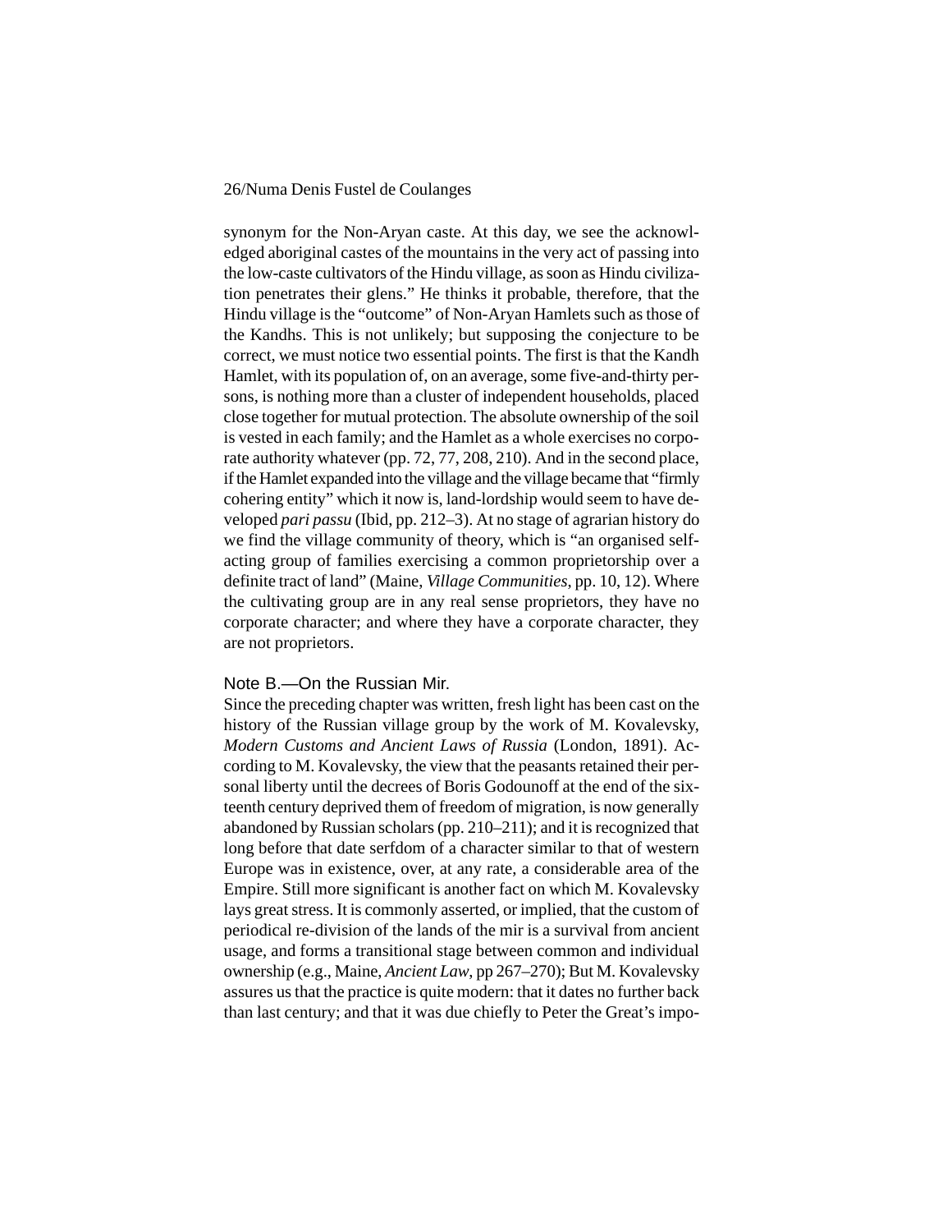synonym for the Non-Aryan caste. At this day, we see the acknowledged aboriginal castes of the mountains in the very act of passing into the low-caste cultivators of the Hindu village, as soon as Hindu civilization penetrates their glens." He thinks it probable, therefore, that the Hindu village is the "outcome" of Non-Aryan Hamlets such as those of the Kandhs. This is not unlikely; but supposing the conjecture to be correct, we must notice two essential points. The first is that the Kandh Hamlet, with its population of, on an average, some five-and-thirty persons, is nothing more than a cluster of independent households, placed close together for mutual protection. The absolute ownership of the soil is vested in each family; and the Hamlet as a whole exercises no corporate authority whatever (pp. 72, 77, 208, 210). And in the second place, if the Hamlet expanded into the village and the village became that "firmly cohering entity" which it now is, land-lordship would seem to have developed *pari passu* (Ibid, pp. 212–3). At no stage of agrarian history do we find the village community of theory, which is "an organised self-acting group of families exercising a common proprietorship over a definite tract of land" (Maine, *Village Communities*, pp. 10, 12). Where the cultivating group are in any real sense proprietors, they have no corporate character; and where they have a corporate character, they are not proprietors.

### Note B.—On the Russian Mir.

Since the preceding chapter was written, fresh light has been cast on the history of the Russian village group by the work of M. Kovalevsky, *Modern Customs and Ancient Laws of Russia* (London, 1891). According to M. Kovalevsky, the view that the peasants retained their personal liberty until the decrees of Boris Godounoff at the end of the sixteenth century deprived them of freedom of migration, is now generally abandoned by Russian scholars (pp. 210–211); and it is recognized that long before that date serfdom of a character similar to that of western Europe was in existence, over, at any rate, a considerable area of the Empire. Still more significant is another fact on which M. Kovalevsky lays great stress. It is commonly asserted, or implied, that the custom of periodical re-division of the lands of the mir is a survival from ancient usage, and forms a transitional stage between common and individual ownership (e.g., Maine, *Ancient Law*, pp 267–270); But M. Kovalevsky assures us that the practice is quite modern: that it dates no further back than last century; and that it was due chiefly to Peter the Great's impo-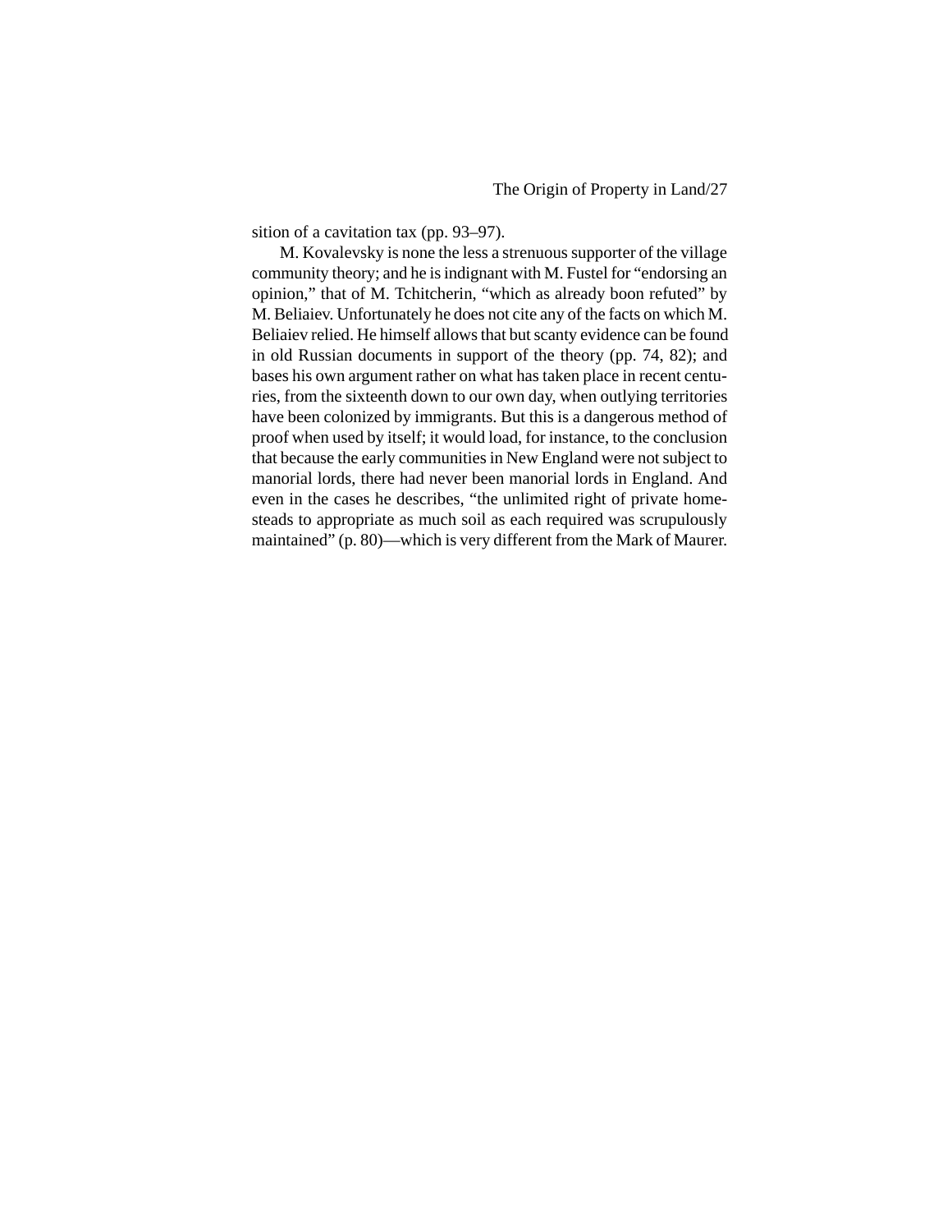sition of a cavitation tax (pp. 93–97).

M. Kovalevsky is none the less a strenuous supporter of the village community theory; and he is indignant with M. Fustel for "endorsing an opinion," that of M. Tchitcherin, "which as already boon refuted" by M. Beliaiev. Unfortunately he does not cite any of the facts on which M. Beliaiev relied. He himself allows that but scanty evidence can be found in old Russian documents in support of the theory (pp. 74, 82); and bases his own argument rather on what has taken place in recent centuries, from the sixteenth down to our own day, when outlying territories have been colonized by immigrants. But this is a dangerous method of proof when used by itself; it would load, for instance, to the conclusion that because the early communities in New England were not subject to manorial lords, there had never been manorial lords in England. And even in the cases he describes, "the unlimited right of private homesteads to appropriate as much soil as each required was scrupulously maintained" (p. 80)—which is very different from the Mark of Maurer.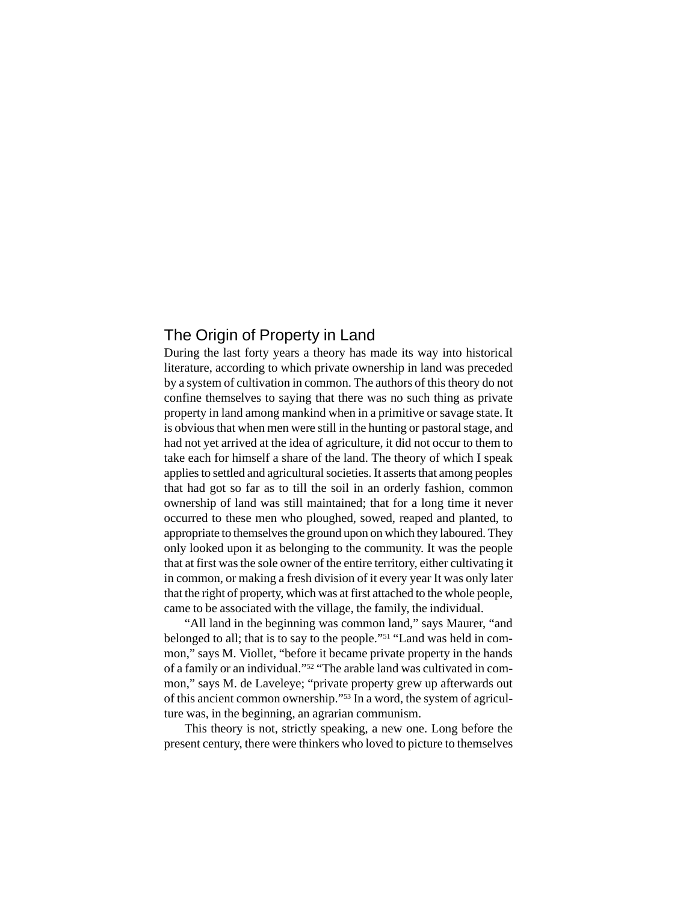## The Origin of Property in Land

During the last forty years a theory has made its way into historical literature, according to which private ownership in land was preceded by a system of cultivation in common. The authors of this theory do not confine themselves to saying that there was no such thing as private property in land among mankind when in a primitive or savage state. It is obvious that when men were still in the hunting or pastoral stage, and had not yet arrived at the idea of agriculture, it did not occur to them to take each for himself a share of the land. The theory of which I speak applies to settled and agricultural societies. It asserts that among peoples that had got so far as to till the soil in an orderly fashion, common ownership of land was still maintained; that for a long time it never occurred to these men who ploughed, sowed, reaped and planted, to appropriate to themselves the ground upon on which they laboured. They only looked upon it as belonging to the community. It was the people that at first was the sole owner of the entire territory, either cultivating it in common, or making a fresh division of it every year It was only later that the right of property, which was at first attached to the whole people, came to be associated with the village, the family, the individual.

"All land in the beginning was common land," says Maurer, "and belonged to all; that is to say to the people."[51] "Land was held in common," says M. Viollet, "before it became private property in the hands of a family or an individual."[52] "The arable land was cultivated in common," says M. de Laveleye; "private property grew up afterwards out of this ancient common ownership."[53] In a word, the system of agriculture was, in the beginning, an agrarian communism.

This theory is not, strictly speaking, a new one. Long before the present century, there were thinkers who loved to picture to themselves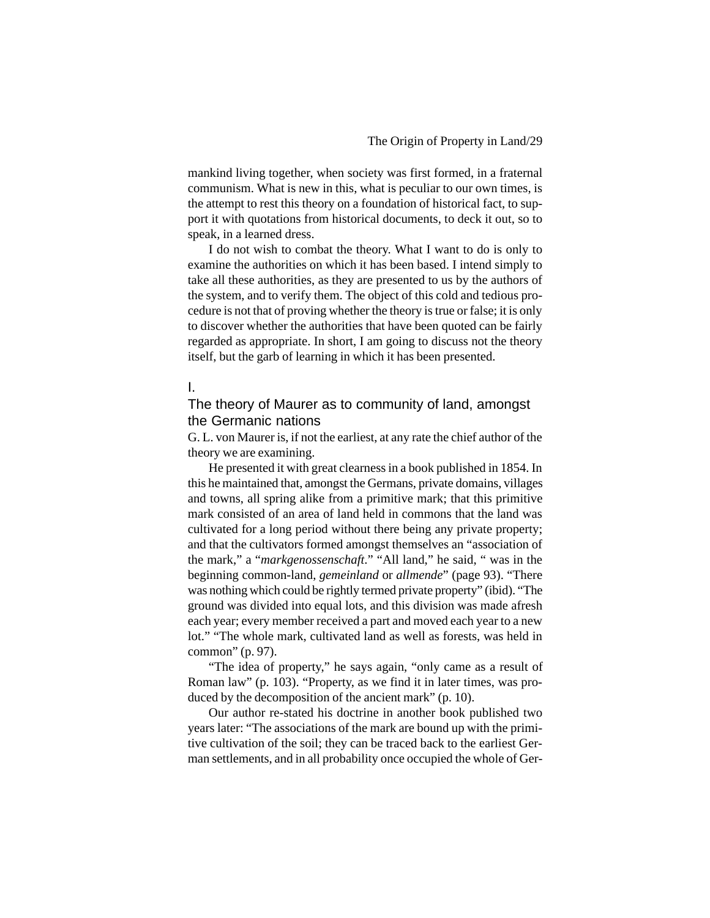mankind living together, when society was first formed, in a fraternal communism. What is new in this, what is peculiar to our own times, is the attempt to rest this theory on a foundation of historical fact, to support it with quotations from historical documents, to deck it out, so to speak, in a learned dress.

I do not wish to combat the theory. What I want to do is only to examine the authorities on which it has been based. I intend simply to take all these authorities, as they are presented to us by the authors of the system, and to verify them. The object of this cold and tedious procedure is not that of proving whether the theory is true or false; it is only to discover whether the authorities that have been quoted can be fairly regarded as appropriate. In short, I am going to discuss not the theory itself, but the garb of learning in which it has been presented.

## I.

## The theory of Maurer as to community of land, amongst the Germanic nations

G. L. von Maurer is, if not the earliest, at any rate the chief author of the theory we are examining.

He presented it with great clearness in a book published in 1854. In this he maintained that, amongst the Germans, private domains, villages and towns, all spring alike from a primitive mark; that this primitive mark consisted of an area of land held in commons that the land was cultivated for a long period without there being any private property; and that the cultivators formed amongst themselves an "association of the mark," a "*markgenossenschaft*." "All land," he said, " was in the beginning common-land, *gemeinland* or *allmende*" (page 93). "There was nothing which could be rightly termed private property" (ibid). "The ground was divided into equal lots, and this division was made afresh each year; every member received a part and moved each year to a new lot." "The whole mark, cultivated land as well as forests, was held in common" (p. 97).

"The idea of property," he says again, "only came as a result of Roman law" (p. 103). "Property, as we find it in later times, was produced by the decomposition of the ancient mark" (p. 10).

Our author re-stated his doctrine in another book published two years later: "The associations of the mark are bound up with the primitive cultivation of the soil; they can be traced back to the earliest German settlements, and in all probability once occupied the whole of Ger-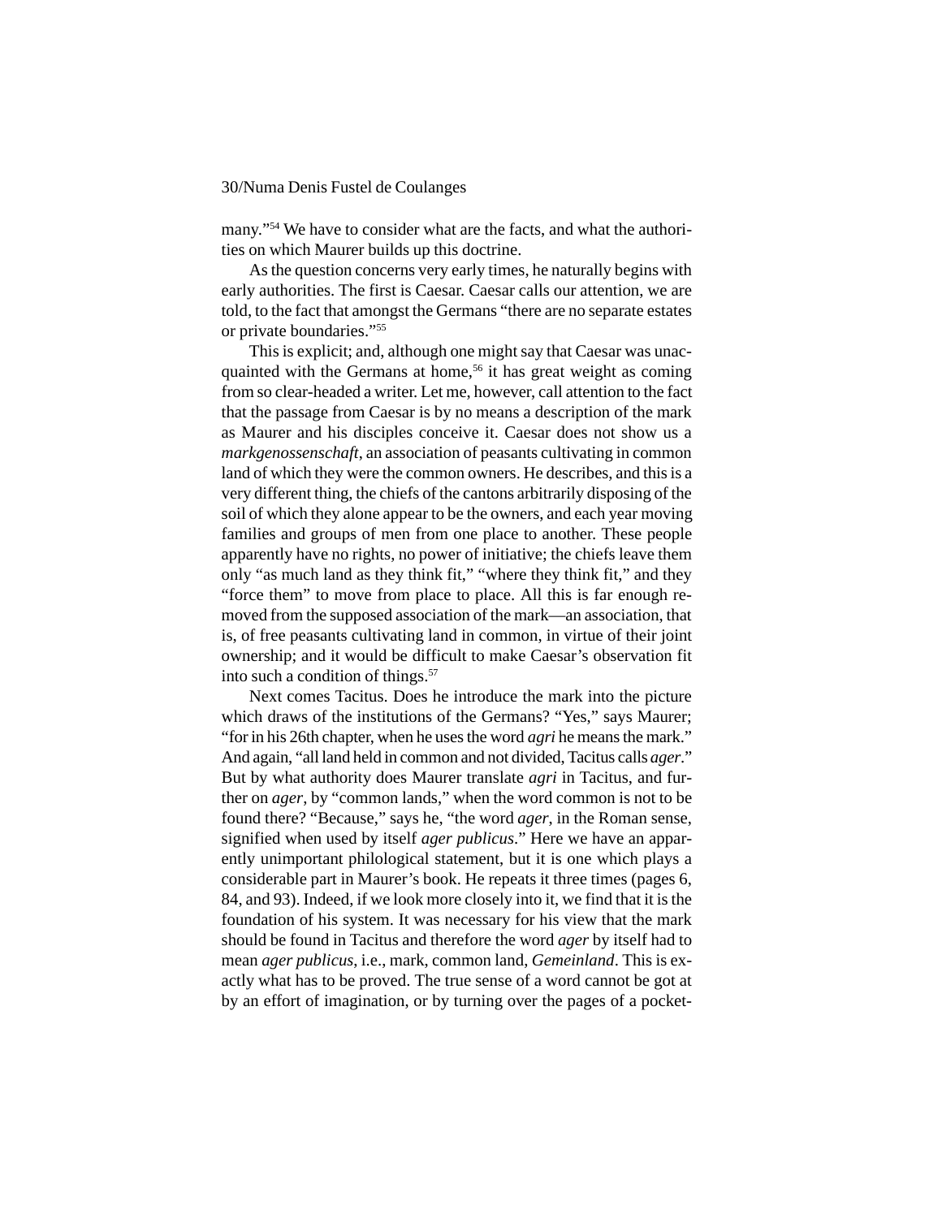many."[54] We have to consider what are the facts, and what the authorities on which Maurer builds up this doctrine.

As the question concerns very early times, he naturally begins with early authorities. The first is Caesar. Caesar calls our attention, we are told, to the fact that amongst the Germans "there are no separate estates or private boundaries."[55]

This is explicit; and, although one might say that Caesar was unacquainted with the Germans at home,[56] it has great weight as coming from so clear-headed a writer. Let me, however, call attention to the fact that the passage from Caesar is by no means a description of the mark as Maurer and his disciples conceive it. Caesar does not show us a *markgenossenschaft*, an association of peasants cultivating in common land of which they were the common owners. He describes, and this is a very different thing, the chiefs of the cantons arbitrarily disposing of the soil of which they alone appear to be the owners, and each year moving families and groups of men from one place to another. These people apparently have no rights, no power of initiative; the chiefs leave them only "as much land as they think fit," "where they think fit," and they "force them" to move from place to place. All this is far enough removed from the supposed association of the mark—an association, that is, of free peasants cultivating land in common, in virtue of their joint ownership; and it would be difficult to make Caesar's observation fit into such a condition of things.[57]

Next comes Tacitus. Does he introduce the mark into the picture which draws of the institutions of the Germans? "Yes," says Maurer; "for in his 26th chapter, when he uses the word *agri* he means the mark." And again, "all land held in common and not divided, Tacitus calls *ager*." But by what authority does Maurer translate *agri* in Tacitus, and further on *ager*, by "common lands," when the word common is not to be found there? "Because," says he, "the word *ager*, in the Roman sense, signified when used by itself *ager publicus*." Here we have an apparently unimportant philological statement, but it is one which plays a considerable part in Maurer's book. He repeats it three times (pages 6, 84, and 93). Indeed, if we look more closely into it, we find that it is the foundation of his system. It was necessary for his view that the mark should be found in Tacitus and therefore the word *ager* by itself had to mean *ager publicus*, i.e., mark, common land, *Gemeinland*. This is exactly what has to be proved. The true sense of a word cannot be got at by an effort of imagination, or by turning over the pages of a pocket-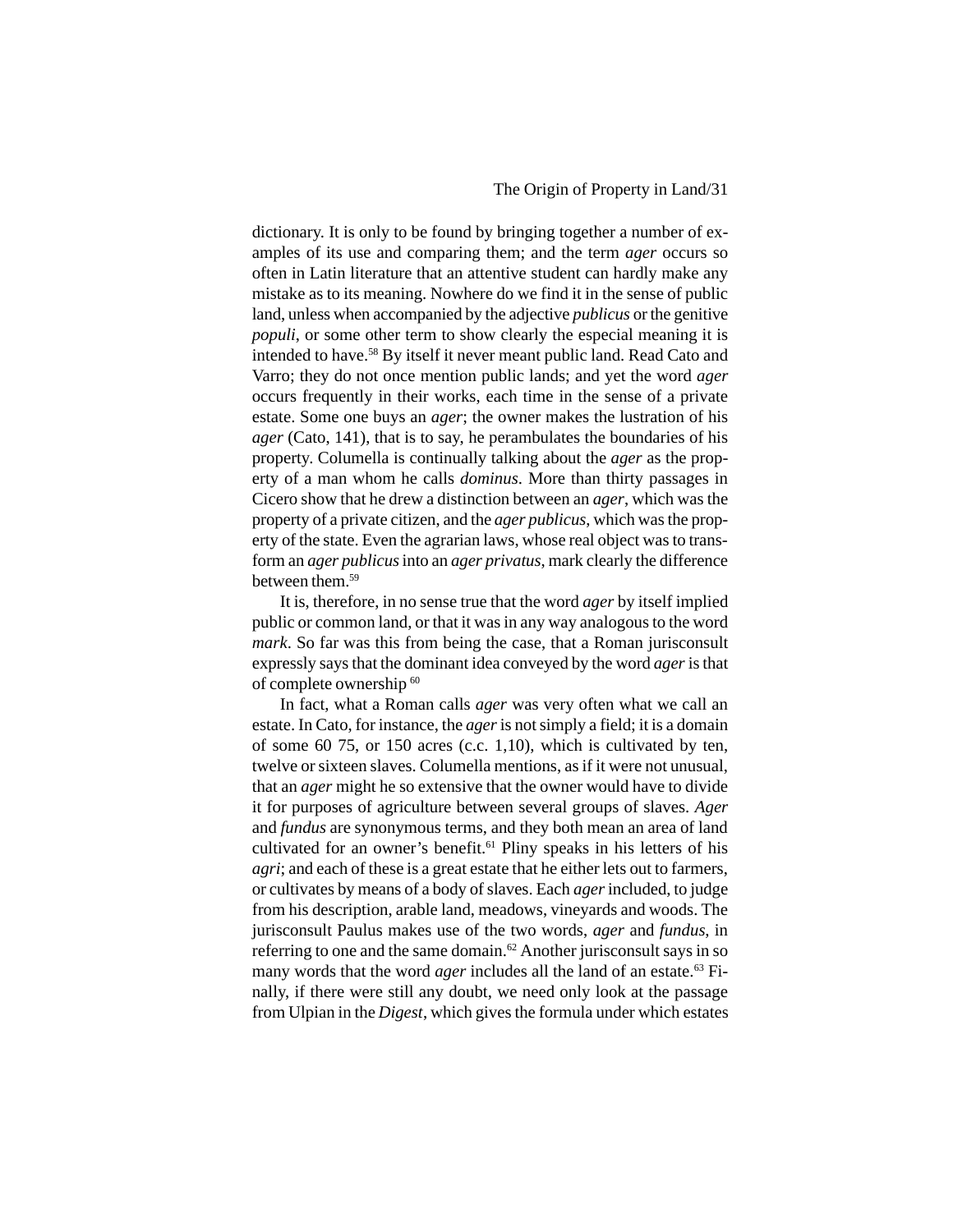dictionary. It is only to be found by bringing together a number of examples of its use and comparing them; and the term *ager* occurs so often in Latin literature that an attentive student can hardly make any mistake as to its meaning. Nowhere do we find it in the sense of public land, unless when accompanied by the adjective *publicus* or the genitive *populi*, or some other term to show clearly the especial meaning it is intended to have.[58] By itself it never meant public land. Read Cato and Varro; they do not once mention public lands; and yet the word *ager* occurs frequently in their works, each time in the sense of a private estate. Some one buys an *ager*; the owner makes the lustration of his *ager* (Cato, 141), that is to say, he perambulates the boundaries of his property. Columella is continually talking about the *ager* as the property of a man whom he calls *dominus*. More than thirty passages in Cicero show that he drew a distinction between an *ager*, which was the property of a private citizen, and the *ager publicus*, which was the property of the state. Even the agrarian laws, whose real object was to transform an *ager publicus* into an *ager privatus*, mark clearly the difference between them.[59]

It is, therefore, in no sense true that the word *ager* by itself implied public or common land, or that it was in any way analogous to the word *mark*. So far was this from being the case, that a Roman jurisconsult expressly says that the dominant idea conveyed by the word *ager* is that of complete ownership [60]

In fact, what a Roman calls *ager* was very often what we call an estate. In Cato, for instance, the *ager* is not simply a field; it is a domain of some 60 75, or 150 acres (c.c. 1,10), which is cultivated by ten, twelve or sixteen slaves. Columella mentions, as if it were not unusual, that an *ager* might he so extensive that the owner would have to divide it for purposes of agriculture between several groups of slaves. *Ager* and *fundus* are synonymous terms, and they both mean an area of land cultivated for an owner's benefit.[61] Pliny speaks in his letters of his *agri*; and each of these is a great estate that he either lets out to farmers, or cultivates by means of a body of slaves. Each *ager* included, to judge from his description, arable land, meadows, vineyards and woods. The jurisconsult Paulus makes use of the two words, *ager* and *fundus*, in referring to one and the same domain.[62] Another jurisconsult says in so many words that the word *ager* includes all the land of an estate.[63] Finally, if there were still any doubt, we need only look at the passage from Ulpian in the *Digest*, which gives the formula under which estates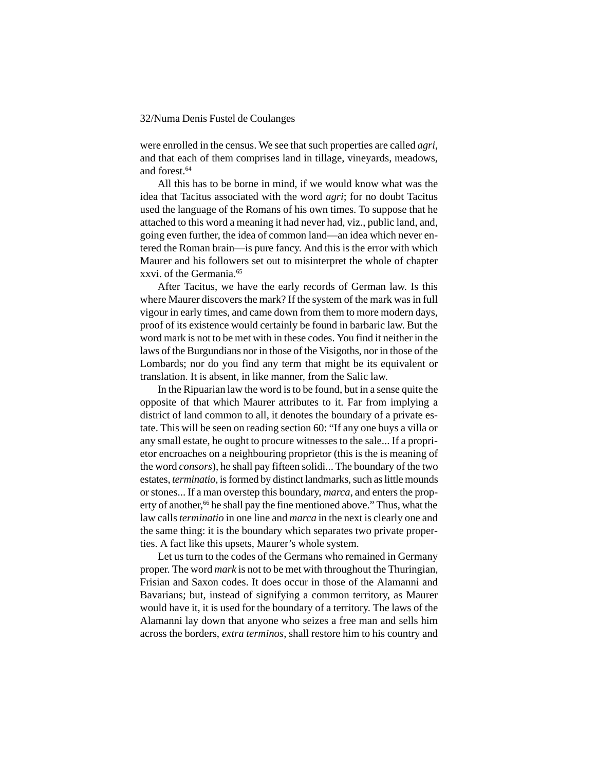were enrolled in the census. We see that such properties are called *agri*, and that each of them comprises land in tillage, vineyards, meadows, and forest.[64]

All this has to be borne in mind, if we would know what was the idea that Tacitus associated with the word *agri*; for no doubt Tacitus used the language of the Romans of his own times. To suppose that he attached to this word a meaning it had never had, viz., public land, and, going even further, the idea of common land—an idea which never entered the Roman brain—is pure fancy. And this is the error with which Maurer and his followers set out to misinterpret the whole of chapter xxvi. of the Germania.[65]

After Tacitus, we have the early records of German law. Is this where Maurer discovers the mark? If the system of the mark was in full vigour in early times, and came down from them to more modern days, proof of its existence would certainly be found in barbaric law. But the word mark is not to be met with in these codes. You find it neither in the laws of the Burgundians nor in those of the Visigoths, nor in those of the Lombards; nor do you find any term that might be its equivalent or translation. It is absent, in like manner, from the Salic law.

In the Ripuarian law the word is to be found, but in a sense quite the opposite of that which Maurer attributes to it. Far from implying a district of land common to all, it denotes the boundary of a private estate. This will be seen on reading section 60: "If any one buys a villa or any small estate, he ought to procure witnesses to the sale... If a proprietor encroaches on a neighbouring proprietor (this is the is meaning of the word *consors*), he shall pay fifteen solidi... The boundary of the two estates, *terminatio*, is formed by distinct landmarks, such as little mounds or stones... If a man overstep this boundary, *marca*, and enters the property of another,[66] he shall pay the fine mentioned above." Thus, what the law calls *terminatio* in one line and *marca* in the next is clearly one and the same thing: it is the boundary which separates two private properties. A fact like this upsets, Maurer's whole system.

Let us turn to the codes of the Germans who remained in Germany proper. The word *mark* is not to be met with throughout the Thuringian, Frisian and Saxon codes. It does occur in those of the Alamanni and Bavarians; but, instead of signifying a common territory, as Maurer would have it, it is used for the boundary of a territory. The laws of the Alamanni lay down that anyone who seizes a free man and sells him across the borders, *extra terminos*, shall restore him to his country and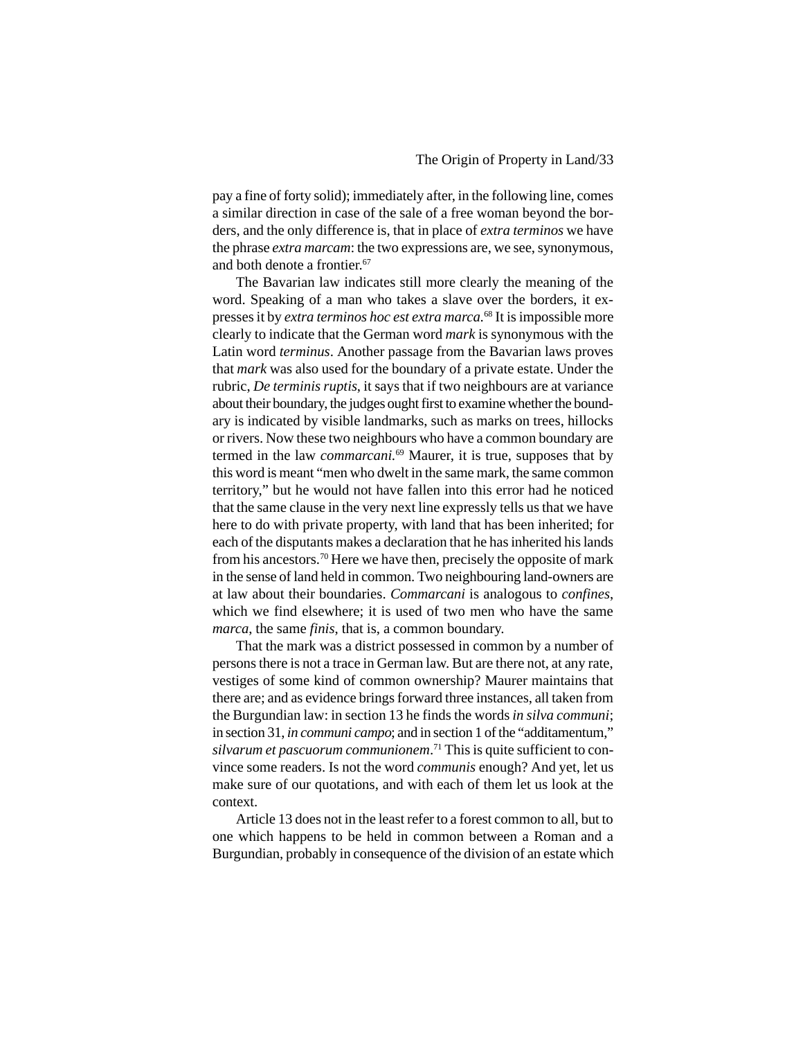pay a fine of forty solid); immediately after, in the following line, comes a similar direction in case of the sale of a free woman beyond the borders, and the only difference is, that in place of *extra terminos* we have the phrase *extra marcam*: the two expressions are, we see, synonymous, and both denote a frontier.[67]

The Bavarian law indicates still more clearly the meaning of the word. Speaking of a man who takes a slave over the borders, it expresses it by *extra terminos hoc est extra marca*.[68] It is impossible more clearly to indicate that the German word *mark* is synonymous with the Latin word *terminus*. Another passage from the Bavarian laws proves that *mark* was also used for the boundary of a private estate. Under the rubric, *De terminis ruptis*, it says that if two neighbours are at variance about their boundary, the judges ought first to examine whether the boundary is indicated by visible landmarks, such as marks on trees, hillocks or rivers. Now these two neighbours who have a common boundary are termed in the law *commarcani*.[69] Maurer, it is true, supposes that by this word is meant "men who dwelt in the same mark, the same common territory," but he would not have fallen into this error had he noticed that the same clause in the very next line expressly tells us that we have here to do with private property, with land that has been inherited; for each of the disputants makes a declaration that he has inherited his lands from his ancestors.[70] Here we have then, precisely the opposite of mark in the sense of land held in common. Two neighbouring land-owners are at law about their boundaries. *Commarcani* is analogous to *confines*, which we find elsewhere; it is used of two men who have the same *marca*, the same *finis*, that is, a common boundary.

That the mark was a district possessed in common by a number of persons there is not a trace in German law. But are there not, at any rate, vestiges of some kind of common ownership? Maurer maintains that there are; and as evidence brings forward three instances, all taken from the Burgundian law: in section 13 he finds the words *in silva communi*; in section 31, *in communi campo*; and in section 1 of the "additamentum," *silvarum et pascuorum communionem*.[71] This is quite sufficient to convince some readers. Is not the word *communis* enough? And yet, let us make sure of our quotations, and with each of them let us look at the context.

Article 13 does not in the least refer to a forest common to all, but to one which happens to be held in common between a Roman and a Burgundian, probably in consequence of the division of an estate which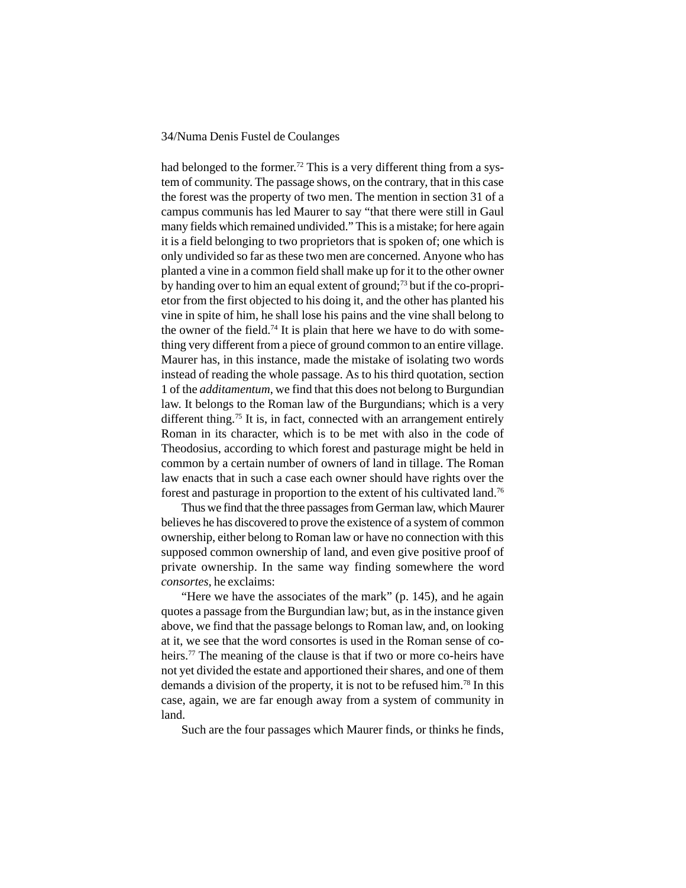had belonged to the former.[72] This is a very different thing from a system of community. The passage shows, on the contrary, that in this case the forest was the property of two men. The mention in section 31 of a campus communis has led Maurer to say "that there were still in Gaul many fields which remained undivided." This is a mistake; for here again it is a field belonging to two proprietors that is spoken of; one which is only undivided so far as these two men are concerned. Anyone who has planted a vine in a common field shall make up for it to the other owner by handing over to him an equal extent of ground;[73] but if the co-proprietor from the first objected to his doing it, and the other has planted his vine in spite of him, he shall lose his pains and the vine shall belong to the owner of the field.[74] It is plain that here we have to do with something very different from a piece of ground common to an entire village. Maurer has, in this instance, made the mistake of isolating two words instead of reading the whole passage. As to his third quotation, section 1 of the *additamentum*, we find that this does not belong to Burgundian law. It belongs to the Roman law of the Burgundians; which is a very different thing.[75] It is, in fact, connected with an arrangement entirely Roman in its character, which is to be met with also in the code of Theodosius, according to which forest and pasturage might be held in common by a certain number of owners of land in tillage. The Roman law enacts that in such a case each owner should have rights over the forest and pasturage in proportion to the extent of his cultivated land.[76]

Thus we find that the three passages from German law, which Maurer believes he has discovered to prove the existence of a system of common ownership, either belong to Roman law or have no connection with this supposed common ownership of land, and even give positive proof of private ownership. In the same way finding somewhere the word *consortes*, he exclaims:

"Here we have the associates of the mark" (p. 145), and he again quotes a passage from the Burgundian law; but, as in the instance given above, we find that the passage belongs to Roman law, and, on looking at it, we see that the word consortes is used in the Roman sense of co-heirs.[77] The meaning of the clause is that if two or more co-heirs have not yet divided the estate and apportioned their shares, and one of them demands a division of the property, it is not to be refused him.[78] In this case, again, we are far enough away from a system of community in land.

Such are the four passages which Maurer finds, or thinks he finds,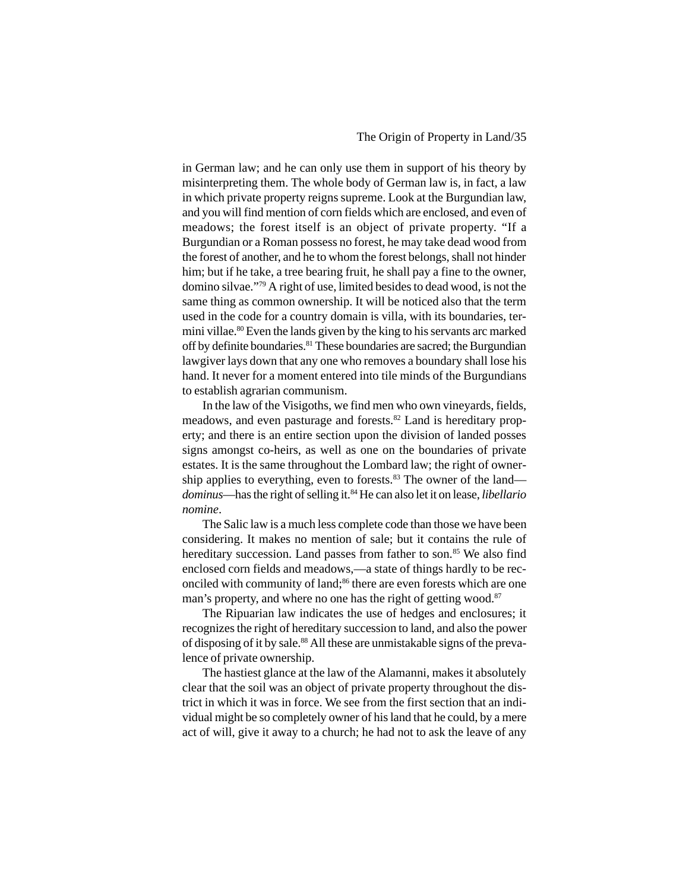in German law; and he can only use them in support of his theory by misinterpreting them. The whole body of German law is, in fact, a law in which private property reigns supreme. Look at the Burgundian law, and you will find mention of corn fields which are enclosed, and even of meadows; the forest itself is an object of private property. "If a Burgundian or a Roman possess no forest, he may take dead wood from the forest of another, and he to whom the forest belongs, shall not hinder him; but if he take, a tree bearing fruit, he shall pay a fine to the owner, domino silvae."[79] A right of use, limited besides to dead wood, is not the same thing as common ownership. It will be noticed also that the term used in the code for a country domain is villa, with its boundaries, termini villae.[80] Even the lands given by the king to his servants arc marked off by definite boundaries.[81] These boundaries are sacred; the Burgundian lawgiver lays down that any one who removes a boundary shall lose his hand. It never for a moment entered into tile minds of the Burgundians to establish agrarian communism.

In the law of the Visigoths, we find men who own vineyards, fields, meadows, and even pasturage and forests.[82] Land is hereditary property; and there is an entire section upon the division of landed posses signs amongst co-heirs, as well as one on the boundaries of private estates. It is the same throughout the Lombard law; the right of ownership applies to everything, even to forests.[83] The owner of the land—*dominus*—has the right of selling it.[84] He can also let it on lease, *libellario nomine*.

The Salic law is a much less complete code than those we have been considering. It makes no mention of sale; but it contains the rule of hereditary succession. Land passes from father to son.[85] We also find enclosed corn fields and meadows,—a state of things hardly to be reconciled with community of land;[86] there are even forests which are one man's property, and where no one has the right of getting wood.[87]

The Ripuarian law indicates the use of hedges and enclosures; it recognizes the right of hereditary succession to land, and also the power of disposing of it by sale.[88] All these are unmistakable signs of the prevalence of private ownership.

The hastiest glance at the law of the Alamanni, makes it absolutely clear that the soil was an object of private property throughout the district in which it was in force. We see from the first section that an individual might be so completely owner of his land that he could, by a mere act of will, give it away to a church; he had not to ask the leave of any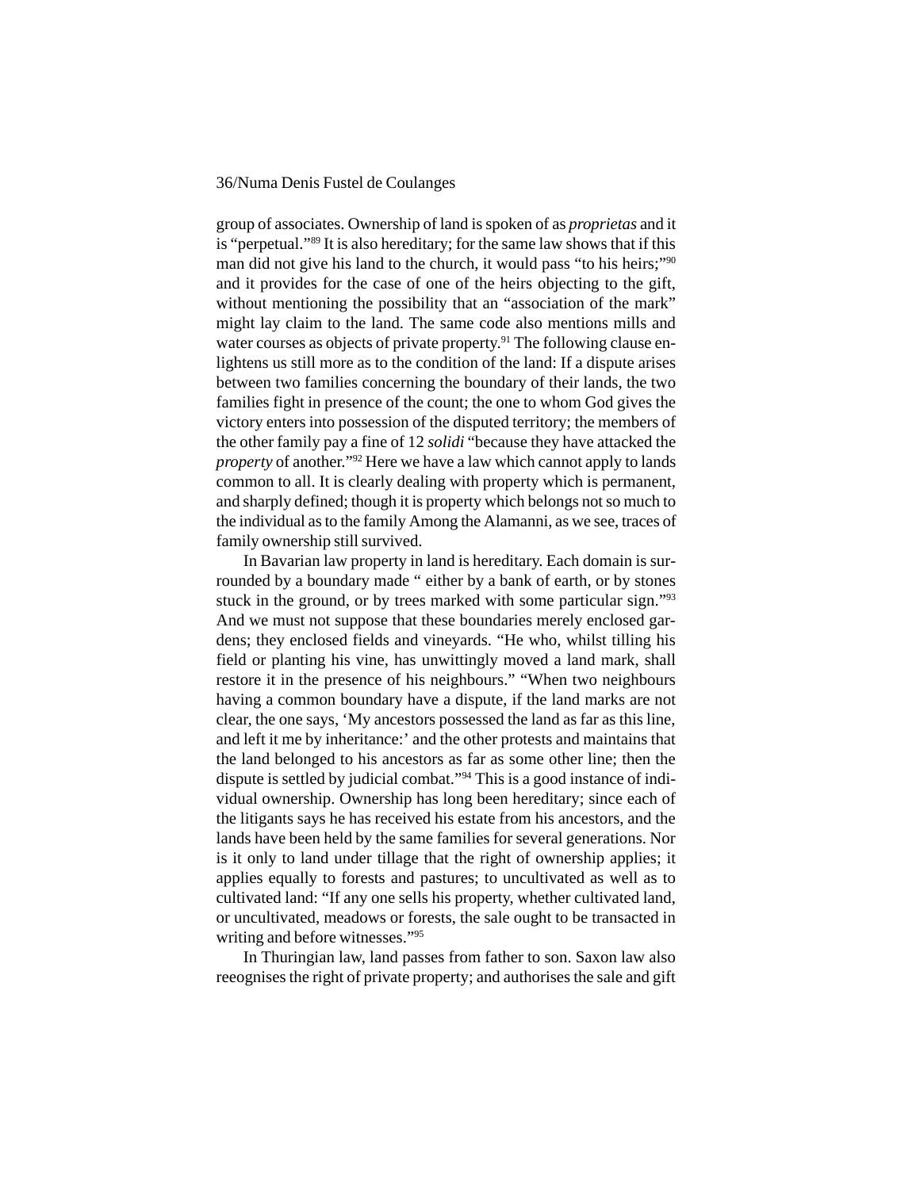group of associates. Ownership of land is spoken of as *proprietas* and it is "perpetual."[89] It is also hereditary; for the same law shows that if this man did not give his land to the church, it would pass "to his heirs;"[90] and it provides for the case of one of the heirs objecting to the gift, without mentioning the possibility that an "association of the mark" might lay claim to the land. The same code also mentions mills and water courses as objects of private property.[91] The following clause enlightens us still more as to the condition of the land: If a dispute arises between two families concerning the boundary of their lands, the two families fight in presence of the count; the one to whom God gives the victory enters into possession of the disputed territory; the members of the other family pay a fine of 12 *solidi* "because they have attacked the *property* of another."[92] Here we have a law which cannot apply to lands common to all. It is clearly dealing with property which is permanent, and sharply defined; though it is property which belongs not so much to the individual as to the family Among the Alamanni, as we see, traces of family ownership still survived.

In Bavarian law property in land is hereditary. Each domain is surrounded by a boundary made " either by a bank of earth, or by stones stuck in the ground, or by trees marked with some particular sign."[93] And we must not suppose that these boundaries merely enclosed gardens; they enclosed fields and vineyards. "He who, whilst tilling his field or planting his vine, has unwittingly moved a land mark, shall restore it in the presence of his neighbours." "When two neighbours having a common boundary have a dispute, if the land marks are not clear, the one says, 'My ancestors possessed the land as far as this line, and left it me by inheritance:' and the other protests and maintains that the land belonged to his ancestors as far as some other line; then the dispute is settled by judicial combat."[94] This is a good instance of individual ownership. Ownership has long been hereditary; since each of the litigants says he has received his estate from his ancestors, and the lands have been held by the same families for several generations. Nor is it only to land under tillage that the right of ownership applies; it applies equally to forests and pastures; to uncultivated as well as to cultivated land: "If any one sells his property, whether cultivated land, or uncultivated, meadows or forests, the sale ought to be transacted in writing and before witnesses."[95]

In Thuringian law, land passes from father to son. Saxon law also reeognises the right of private property; and authorises the sale and gift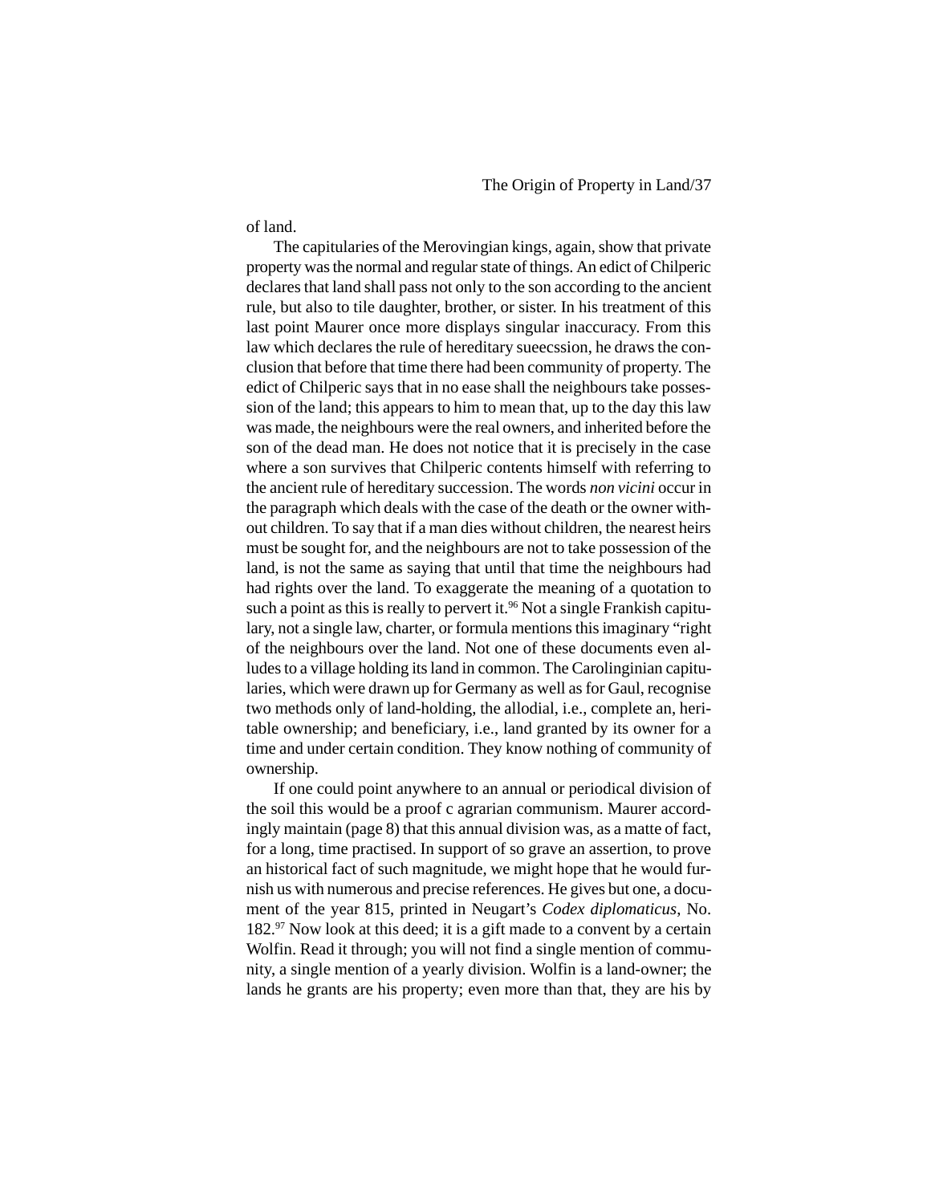of land.

The capitularies of the Merovingian kings, again, show that private property was the normal and regular state of things. An edict of Chilperic declares that land shall pass not only to the son according to the ancient rule, but also to tile daughter, brother, or sister. In his treatment of this last point Maurer once more displays singular inaccuracy. From this law which declares the rule of hereditary sueecssion, he draws the conclusion that before that time there had been community of property. The edict of Chilperic says that in no ease shall the neighbours take possession of the land; this appears to him to mean that, up to the day this law was made, the neighbours were the real owners, and inherited before the son of the dead man. He does not notice that it is precisely in the case where a son survives that Chilperic contents himself with referring to the ancient rule of hereditary succession. The words *non vicini* occur in the paragraph which deals with the case of the death or the owner without children. To say that if a man dies without children, the nearest heirs must be sought for, and the neighbours are not to take possession of the land, is not the same as saying that until that time the neighbours had had rights over the land. To exaggerate the meaning of a quotation to such a point as this is really to pervert it.[96] Not a single Frankish capitulary, not a single law, charter, or formula mentions this imaginary "right of the neighbours over the land. Not one of these documents even alludes to a village holding its land in common. The Carolinginian capitularies, which were drawn up for Germany as well as for Gaul, recognise two methods only of land-holding, the allodial, i.e., complete an, heritable ownership; and beneficiary, i.e., land granted by its owner for a time and under certain condition. They know nothing of community of ownership.

If one could point anywhere to an annual or periodical division of the soil this would be a proof c agrarian communism. Maurer accordingly maintain (page 8) that this annual division was, as a matte of fact, for a long, time practised. In support of so grave an assertion, to prove an historical fact of such magnitude, we might hope that he would furnish us with numerous and precise references. He gives but one, a document of the year 815, printed in Neugart's *Codex diplomaticus*, No. 182.[97] Now look at this deed; it is a gift made to a convent by a certain Wolfin. Read it through; you will not find a single mention of community, a single mention of a yearly division. Wolfin is a land-owner; the lands he grants are his property; even more than that, they are his by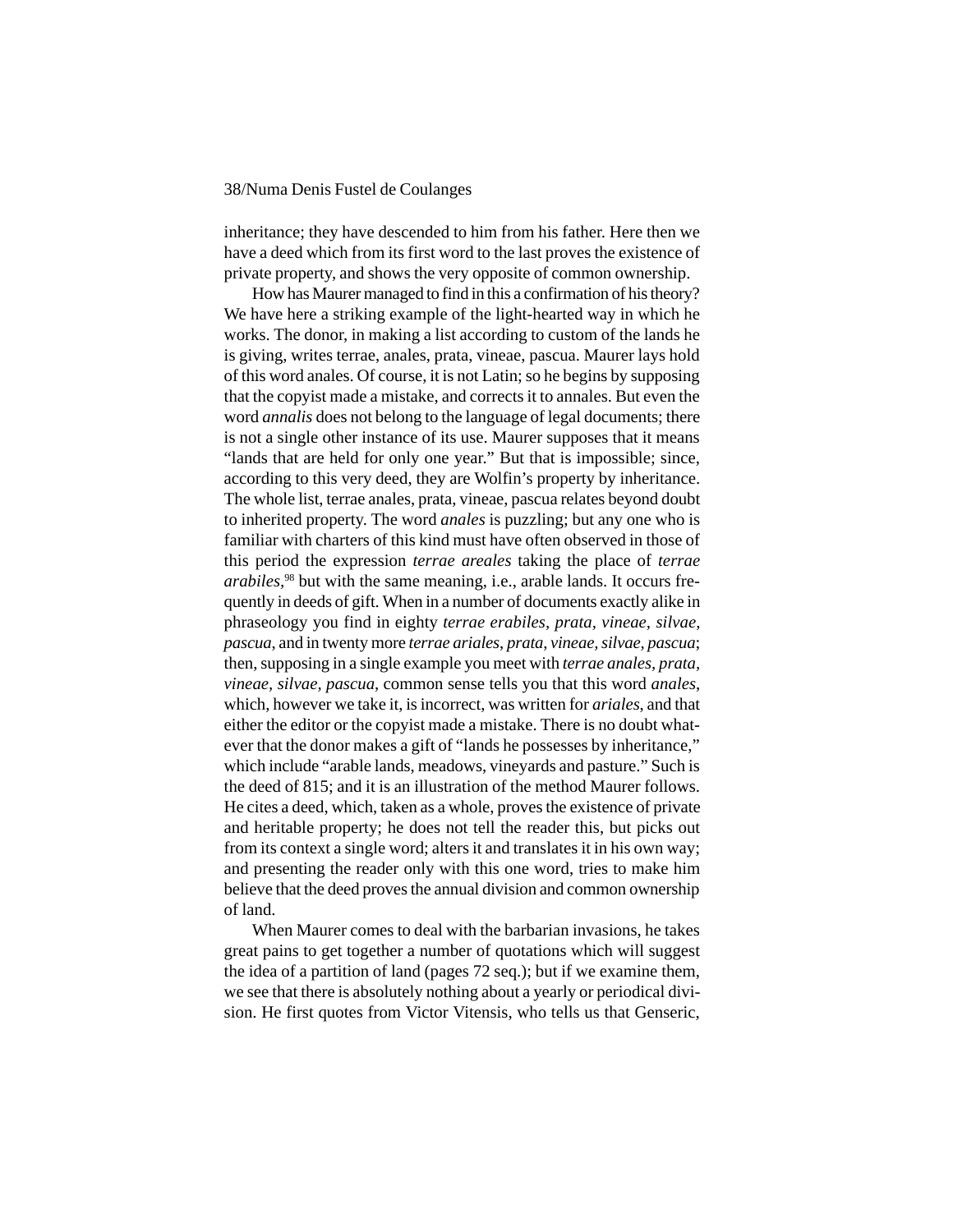inheritance; they have descended to him from his father. Here then we have a deed which from its first word to the last proves the existence of private property, and shows the very opposite of common ownership.

How has Maurer managed to find in this a confirmation of his theory? We have here a striking example of the light-hearted way in which he works. The donor, in making a list according to custom of the lands he is giving, writes terrae, anales, prata, vineae, pascua. Maurer lays hold of this word anales. Of course, it is not Latin; so he begins by supposing that the copyist made a mistake, and corrects it to annales. But even the word *annalis* does not belong to the language of legal documents; there is not a single other instance of its use. Maurer supposes that it means "lands that are held for only one year." But that is impossible; since, according to this very deed, they are Wolfin's property by inheritance. The whole list, terrae anales, prata, vineae, pascua relates beyond doubt to inherited property. The word *anales* is puzzling; but any one who is familiar with charters of this kind must have often observed in those of this period the expression *terrae areales* taking the place of *terrae arabiles*,[98] but with the same meaning, i.e., arable lands. It occurs frequently in deeds of gift. When in a number of documents exactly alike in phraseology you find in eighty *terrae erabiles, prata, vineae, silvae, pascua*, and in twenty more *terrae ariales, prata, vineae, silvae, pascua*; then, supposing in a single example you meet with *terrae anales, prata, vineae, silvae, pascua*, common sense tells you that this word *anales*, which, however we take it, is incorrect, was written for *ariales*, and that either the editor or the copyist made a mistake. There is no doubt whatever that the donor makes a gift of "lands he possesses by inheritance," which include "arable lands, meadows, vineyards and pasture." Such is the deed of 815; and it is an illustration of the method Maurer follows. He cites a deed, which, taken as a whole, proves the existence of private and heritable property; he does not tell the reader this, but picks out from its context a single word; alters it and translates it in his own way; and presenting the reader only with this one word, tries to make him believe that the deed proves the annual division and common ownership of land.

When Maurer comes to deal with the barbarian invasions, he takes great pains to get together a number of quotations which will suggest the idea of a partition of land (pages 72 seq.); but if we examine them, we see that there is absolutely nothing about a yearly or periodical division. He first quotes from Victor Vitensis, who tells us that Genseric,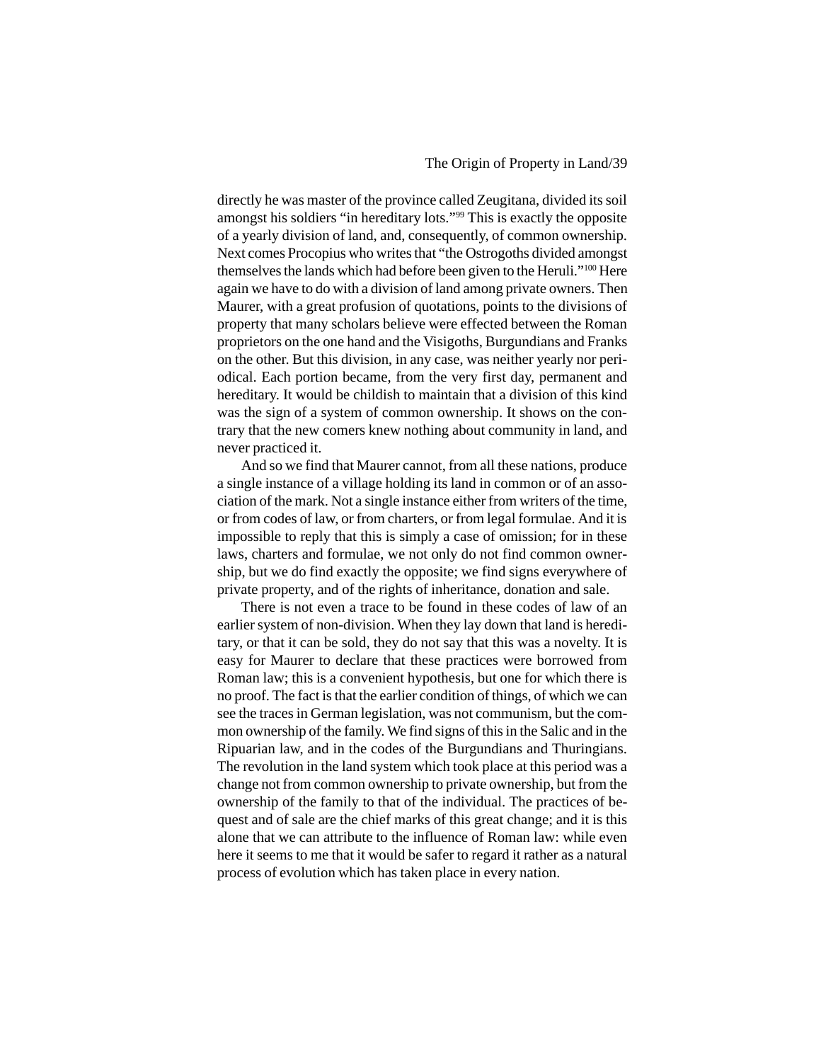directly he was master of the province called Zeugitana, divided its soil amongst his soldiers "in hereditary lots."[99] This is exactly the opposite of a yearly division of land, and, consequently, of common ownership. Next comes Procopius who writes that "the Ostrogoths divided amongst themselves the lands which had before been given to the Heruli."[100] Here again we have to do with a division of land among private owners. Then Maurer, with a great profusion of quotations, points to the divisions of property that many scholars believe were effected between the Roman proprietors on the one hand and the Visigoths, Burgundians and Franks on the other. But this division, in any case, was neither yearly nor periodical. Each portion became, from the very first day, permanent and hereditary. It would be childish to maintain that a division of this kind was the sign of a system of common ownership. It shows on the contrary that the new comers knew nothing about community in land, and never practiced it.

And so we find that Maurer cannot, from all these nations, produce a single instance of a village holding its land in common or of an association of the mark. Not a single instance either from writers of the time, or from codes of law, or from charters, or from legal formulae. And it is impossible to reply that this is simply a case of omission; for in these laws, charters and formulae, we not only do not find common ownership, but we do find exactly the opposite; we find signs everywhere of private property, and of the rights of inheritance, donation and sale.

There is not even a trace to be found in these codes of law of an earlier system of non-division. When they lay down that land is hereditary, or that it can be sold, they do not say that this was a novelty. It is easy for Maurer to declare that these practices were borrowed from Roman law; this is a convenient hypothesis, but one for which there is no proof. The fact is that the earlier condition of things, of which we can see the traces in German legislation, was not communism, but the common ownership of the family. We find signs of this in the Salic and in the Ripuarian law, and in the codes of the Burgundians and Thuringians. The revolution in the land system which took place at this period was a change not from common ownership to private ownership, but from the ownership of the family to that of the individual. The practices of bequest and of sale are the chief marks of this great change; and it is this alone that we can attribute to the influence of Roman law: while even here it seems to me that it would be safer to regard it rather as a natural process of evolution which has taken place in every nation.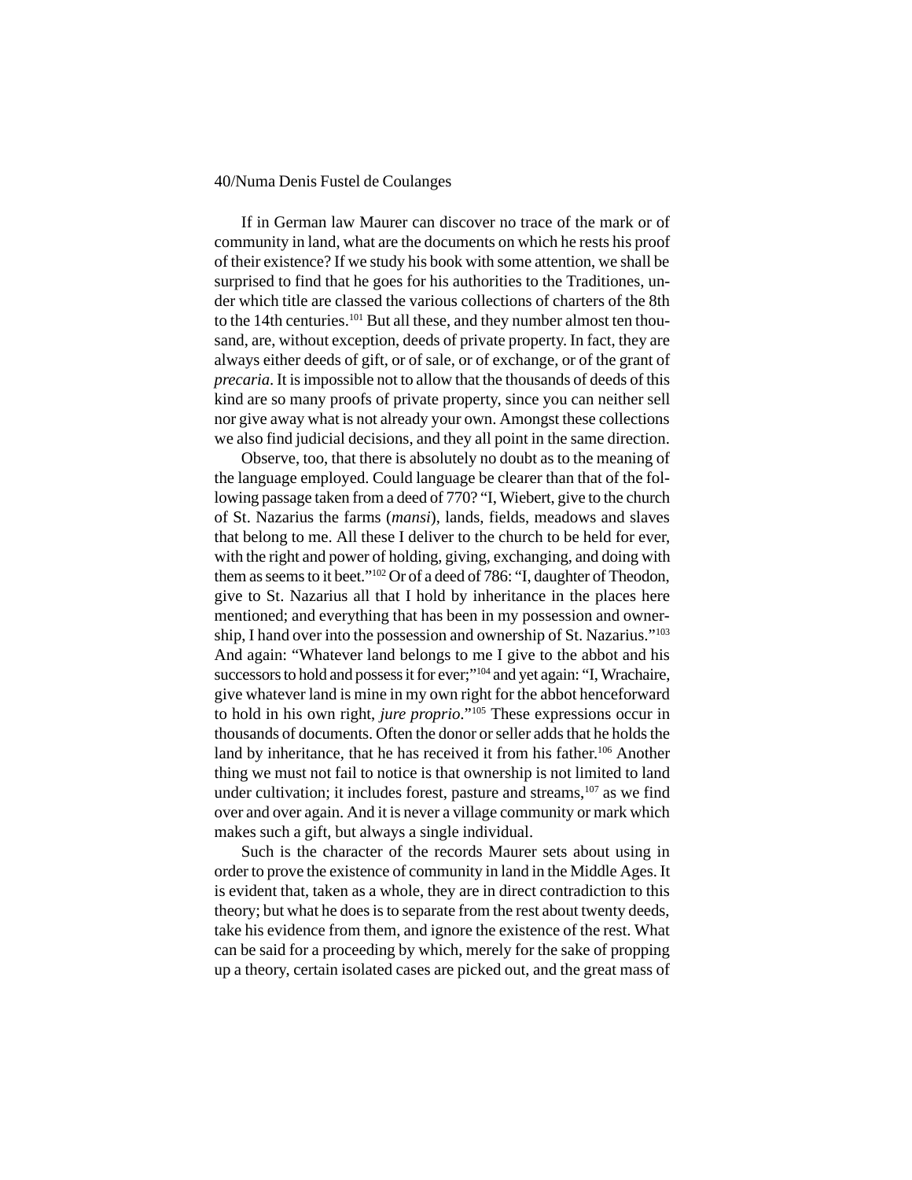If in German law Maurer can discover no trace of the mark or of community in land, what are the documents on which he rests his proof of their existence? If we study his book with some attention, we shall be surprised to find that he goes for his authorities to the Traditiones, under which title are classed the various collections of charters of the 8th to the 14th centuries.[101] But all these, and they number almost ten thousand, are, without exception, deeds of private property. In fact, they are always either deeds of gift, or of sale, or of exchange, or of the grant of *precaria*. It is impossible not to allow that the thousands of deeds of this kind are so many proofs of private property, since you can neither sell nor give away what is not already your own. Amongst these collections we also find judicial decisions, and they all point in the same direction.

Observe, too, that there is absolutely no doubt as to the meaning of the language employed. Could language be clearer than that of the following passage taken from a deed of 770? "I, Wiebert, give to the church of St. Nazarius the farms (*mansi*), lands, fields, meadows and slaves that belong to me. All these I deliver to the church to be held for ever, with the right and power of holding, giving, exchanging, and doing with them as seems to it beet."[102] Or of a deed of 786: "I, daughter of Theodon, give to St. Nazarius all that I hold by inheritance in the places here mentioned; and everything that has been in my possession and ownership, I hand over into the possession and ownership of St. Nazarius."[103] And again: "Whatever land belongs to me I give to the abbot and his successors to hold and possess it for ever;"[104] and yet again: "I, Wrachaire, give whatever land is mine in my own right for the abbot henceforward to hold in his own right, *jure proprio*."[105] These expressions occur in thousands of documents. Often the donor or seller adds that he holds the land by inheritance, that he has received it from his father.[106] Another thing we must not fail to notice is that ownership is not limited to land under cultivation; it includes forest, pasture and streams,[107] as we find over and over again. And it is never a village community or mark which makes such a gift, but always a single individual.

Such is the character of the records Maurer sets about using in order to prove the existence of community in land in the Middle Ages. It is evident that, taken as a whole, they are in direct contradiction to this theory; but what he does is to separate from the rest about twenty deeds, take his evidence from them, and ignore the existence of the rest. What can be said for a proceeding by which, merely for the sake of propping up a theory, certain isolated cases are picked out, and the great mass of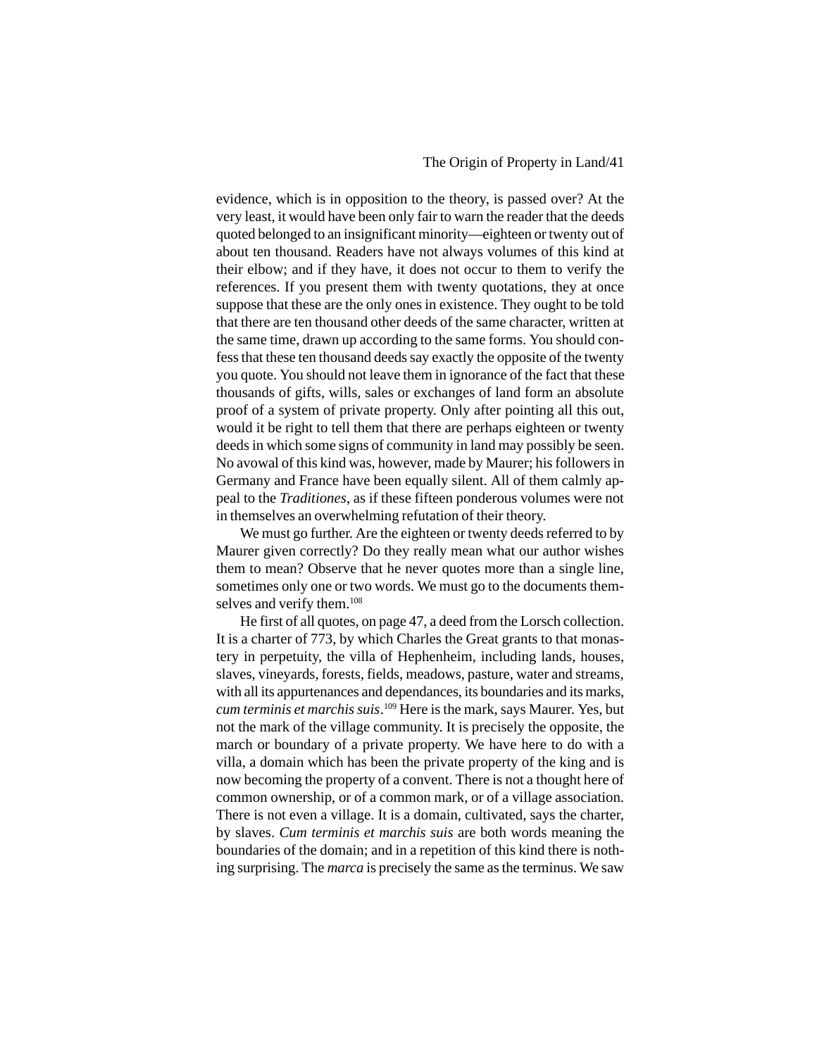evidence, which is in opposition to the theory, is passed over? At the very least, it would have been only fair to warn the reader that the deeds quoted belonged to an insignificant minority—eighteen or twenty out of about ten thousand. Readers have not always volumes of this kind at their elbow; and if they have, it does not occur to them to verify the references. If you present them with twenty quotations, they at once suppose that these are the only ones in existence. They ought to be told that there are ten thousand other deeds of the same character, written at the same time, drawn up according to the same forms. You should confess that these ten thousand deeds say exactly the opposite of the twenty you quote. You should not leave them in ignorance of the fact that these thousands of gifts, wills, sales or exchanges of land form an absolute proof of a system of private property. Only after pointing all this out, would it be right to tell them that there are perhaps eighteen or twenty deeds in which some signs of community in land may possibly be seen. No avowal of this kind was, however, made by Maurer; his followers in Germany and France have been equally silent. All of them calmly appeal to the *Traditiones*, as if these fifteen ponderous volumes were not in themselves an overwhelming refutation of their theory.

We must go further. Are the eighteen or twenty deeds referred to by Maurer given correctly? Do they really mean what our author wishes them to mean? Observe that he never quotes more than a single line, sometimes only one or two words. We must go to the documents themselves and verify them.[108]

He first of all quotes, on page 47, a deed from the Lorsch collection. It is a charter of 773, by which Charles the Great grants to that monastery in perpetuity, the villa of Hephenheim, including lands, houses, slaves, vineyards, forests, fields, meadows, pasture, water and streams, with all its appurtenances and dependances, its boundaries and its marks, *cum terminis et marchis suis*.[109] Here is the mark, says Maurer. Yes, but not the mark of the village community. It is precisely the opposite, the march or boundary of a private property. We have here to do with a villa, a domain which has been the private property of the king and is now becoming the property of a convent. There is not a thought here of common ownership, or of a common mark, or of a village association. There is not even a village. It is a domain, cultivated, says the charter, by slaves. *Cum terminis et marchis suis* are both words meaning the boundaries of the domain; and in a repetition of this kind there is nothing surprising. The *marca* is precisely the same as the terminus. We saw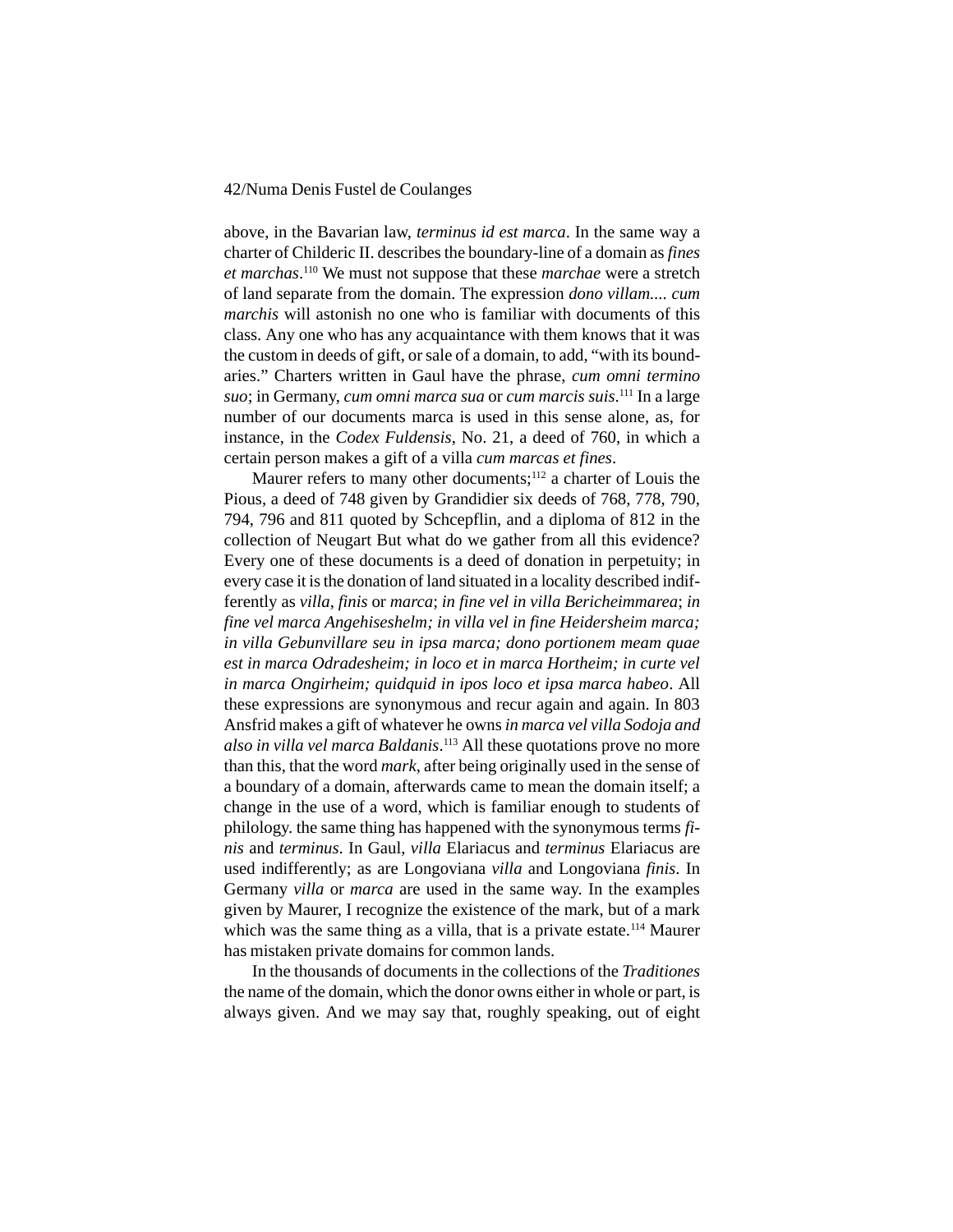above, in the Bavarian law, *terminus id est marca*. In the same way a charter of Childeric II. describes the boundary-line of a domain as *fines et marchas*.[110] We must not suppose that these *marchae* were a stretch of land separate from the domain. The expression *dono villam.... cum marchis* will astonish no one who is familiar with documents of this class. Any one who has any acquaintance with them knows that it was the custom in deeds of gift, or sale of a domain, to add, "with its boundaries." Charters written in Gaul have the phrase, *cum omni termino suo*; in Germany, *cum omni marca sua* or *cum marcis suis*.[111] In a large number of our documents marca is used in this sense alone, as, for instance, in the *Codex Fuldensis*, No. 21, a deed of 760, in which a certain person makes a gift of a villa *cum marcas et fines*.

Maurer refers to many other documents;[112] a charter of Louis the Pious, a deed of 748 given by Grandidier six deeds of 768, 778, 790, 794, 796 and 811 quoted by Schcepflin, and a diploma of 812 in the collection of Neugart But what do we gather from all this evidence? Every one of these documents is a deed of donation in perpetuity; in every case it is the donation of land situated in a locality described indifferently as *villa*, *finis* or *marca*; *in fine vel in villa Bericheimmarea*; *in fine vel marca Angehiseshelm; in villa vel in fine Heidersheim marca; in villa Gebunvillare seu in ipsa marca; dono portionem meam quae est in marca Odradesheim; in loco et in marca Hortheim; in curte vel in marca Ongirheim; quidquid in ipos loco et ipsa marca habeo*. All these expressions are synonymous and recur again and again. In 803 Ansfrid makes a gift of whatever he owns *in marca vel villa Sodoja and also in villa vel marca Baldanis*.[113] All these quotations prove no more than this, that the word *mark*, after being originally used in the sense of a boundary of a domain, afterwards came to mean the domain itself; a change in the use of a word, which is familiar enough to students of philology. the same thing has happened with the synonymous terms *finis* and *terminus*. In Gaul, *villa* Elariacus and *terminus* Elariacus are used indifferently; as are Longoviana *villa* and Longoviana *finis*. In Germany *villa* or *marca* are used in the same way. In the examples given by Maurer, I recognize the existence of the mark, but of a mark which was the same thing as a villa, that is a private estate.[114] Maurer has mistaken private domains for common lands.

In the thousands of documents in the collections of the *Traditiones* the name of the domain, which the donor owns either in whole or part, is always given. And we may say that, roughly speaking, out of eight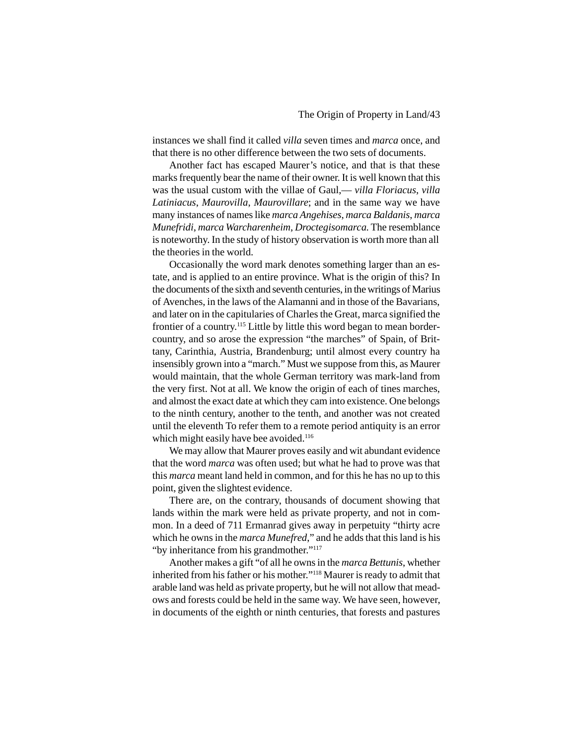instances we shall find it called *villa* seven times and *marca* once, and that there is no other difference between the two sets of documents.

Another fact has escaped Maurer's notice, and that is that these marks frequently bear the name of their owner. It is well known that this was the usual custom with the villae of Gaul,— *villa Floriacus*, *villa Latiniacus*, *Maurovilla*, *Maurovillare*; and in the same way we have many instances of names like *marca Angehises*, *marca Baldanis*, *marca Munefridi*, *marca Warcharenheim*, *Droctegisomarca.* The resemblance is noteworthy. In the study of history observation is worth more than all the theories in the world.

Occasionally the word mark denotes something larger than an estate, and is applied to an entire province. What is the origin of this? In the documents of the sixth and seventh centuries, in the writings of Marius of Avenches, in the laws of the Alamanni and in those of the Bavarians, and later on in the capitularies of Charles the Great, marca signified the frontier of a country.[115] Little by little this word began to mean border-country, and so arose the expression "the marches" of Spain, of Brittany, Carinthia, Austria, Brandenburg; until almost every country ha insensibly grown into a "march." Must we suppose from this, as Maurer would maintain, that the whole German territory was mark-land from the very first. Not at all. We know the origin of each of tines marches, and almost the exact date at which they cam into existence. One belongs to the ninth century, another to the tenth, and another was not created until the eleventh To refer them to a remote period antiquity is an error which might easily have bee avoided.[116]

We may allow that Maurer proves easily and wit abundant evidence that the word *marca* was often used; but what he had to prove was that this *marca* meant land held in common, and for this he has no up to this point, given the slightest evidence.

There are, on the contrary, thousands of document showing that lands within the mark were held as private property, and not in common. In a deed of 711 Ermanrad gives away in perpetuity "thirty acre which he owns in the *marca Munefred*," and he adds that this land is his "by inheritance from his grandmother."[117]

Another makes a gift "of all he owns in the *marca Bettunis*, whether inherited from his father or his mother."[118] Maurer is ready to admit that arable land was held as private property, but he will not allow that meadows and forests could be held in the same way. We have seen, however, in documents of the eighth or ninth centuries, that forests and pastures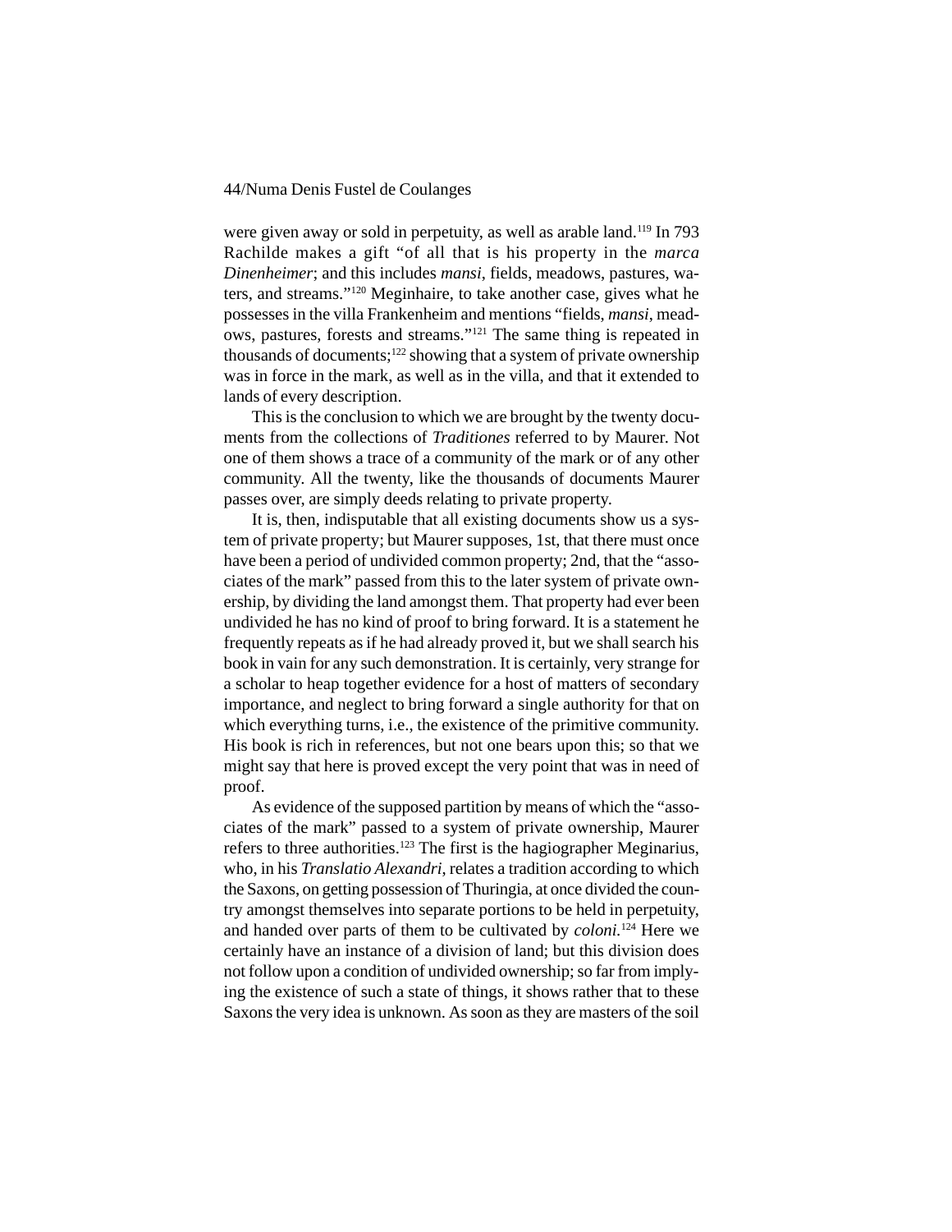were given away or sold in perpetuity, as well as arable land.[119] In 793 Rachilde makes a gift "of all that is his property in the *marca Dinenheimer*; and this includes *mansi*, fields, meadows, pastures, waters, and streams."[120] Meginhaire, to take another case, gives what he possesses in the villa Frankenheim and mentions "fields, *mansi*, meadows, pastures, forests and streams."[121] The same thing is repeated in thousands of documents;[122] showing that a system of private ownership was in force in the mark, as well as in the villa, and that it extended to lands of every description.

This is the conclusion to which we are brought by the twenty documents from the collections of *Traditiones* referred to by Maurer. Not one of them shows a trace of a community of the mark or of any other community. All the twenty, like the thousands of documents Maurer passes over, are simply deeds relating to private property.

It is, then, indisputable that all existing documents show us a system of private property; but Maurer supposes, 1st, that there must once have been a period of undivided common property; 2nd, that the "associates of the mark" passed from this to the later system of private ownership, by dividing the land amongst them. That property had ever been undivided he has no kind of proof to bring forward. It is a statement he frequently repeats as if he had already proved it, but we shall search his book in vain for any such demonstration. It is certainly, very strange for a scholar to heap together evidence for a host of matters of secondary importance, and neglect to bring forward a single authority for that on which everything turns, i.e., the existence of the primitive community. His book is rich in references, but not one bears upon this; so that we might say that here is proved except the very point that was in need of proof.

As evidence of the supposed partition by means of which the "associates of the mark" passed to a system of private ownership, Maurer refers to three authorities.[123] The first is the hagiographer Meginarius, who, in his *Translatio Alexandri*, relates a tradition according to which the Saxons, on getting possession of Thuringia, at once divided the country amongst themselves into separate portions to be held in perpetuity, and handed over parts of them to be cultivated by *coloni.*[124] Here we certainly have an instance of a division of land; but this division does not follow upon a condition of undivided ownership; so far from implying the existence of such a state of things, it shows rather that to these Saxons the very idea is unknown. As soon as they are masters of the soil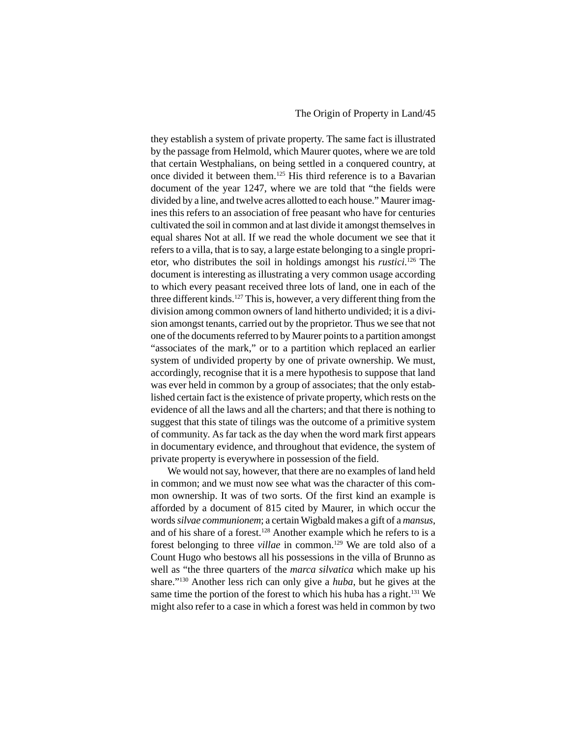they establish a system of private property. The same fact is illustrated by the passage from Helmold, which Maurer quotes, where we are told that certain Westphalians, on being settled in a conquered country, at once divided it between them.[125] His third reference is to a Bavarian document of the year 1247, where we are told that "the fields were divided by a line, and twelve acres allotted to each house." Maurer imagines this refers to an association of free peasant who have for centuries cultivated the soil in common and at last divide it amongst themselves in equal shares Not at all. If we read the whole document we see that it refers to a villa, that is to say, a large estate belonging to a single proprietor, who distributes the soil in holdings amongst his *rustici*.[126] The document is interesting as illustrating a very common usage according to which every peasant received three lots of land, one in each of the three different kinds.[127] This is, however, a very different thing from the division among common owners of land hitherto undivided; it is a division amongst tenants, carried out by the proprietor. Thus we see that not one of the documents referred to by Maurer points to a partition amongst "associates of the mark," or to a partition which replaced an earlier system of undivided property by one of private ownership. We must, accordingly, recognise that it is a mere hypothesis to suppose that land was ever held in common by a group of associates; that the only established certain fact is the existence of private property, which rests on the evidence of all the laws and all the charters; and that there is nothing to suggest that this state of tilings was the outcome of a primitive system of community. As far tack as the day when the word mark first appears in documentary evidence, and throughout that evidence, the system of private property is everywhere in possession of the field.

We would not say, however, that there are no examples of land held in common; and we must now see what was the character of this common ownership. It was of two sorts. Of the first kind an example is afforded by a document of 815 cited by Maurer, in which occur the words *silvae communionem*; a certain Wigbald makes a gift of a *mansus*, and of his share of a forest.[128] Another example which he refers to is a forest belonging to three *villae* in common.[129] We are told also of a Count Hugo who bestows all his possessions in the villa of Brunno as well as "the three quarters of the *marca silvatica* which make up his share."[130] Another less rich can only give a *huba*, but he gives at the same time the portion of the forest to which his huba has a right.[131] We might also refer to a case in which a forest was held in common by two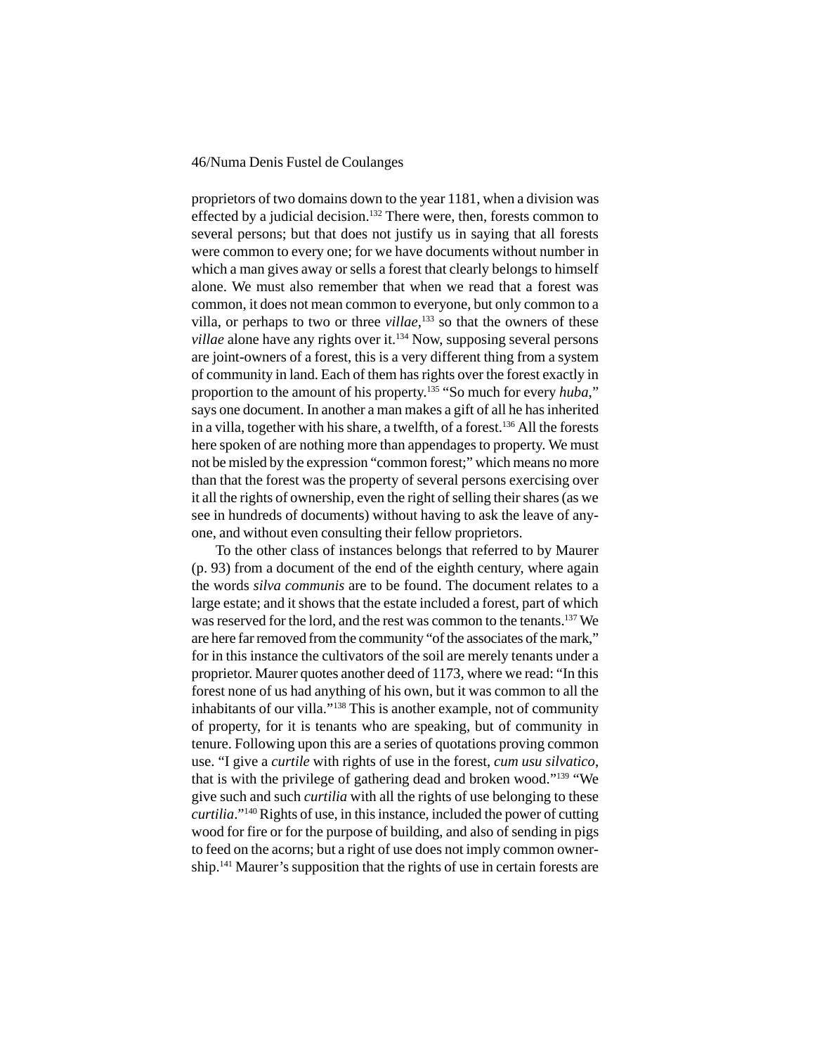proprietors of two domains down to the year 1181, when a division was effected by a judicial decision.[132] There were, then, forests common to several persons; but that does not justify us in saying that all forests were common to every one; for we have documents without number in which a man gives away or sells a forest that clearly belongs to himself alone. We must also remember that when we read that a forest was common, it does not mean common to everyone, but only common to a villa, or perhaps to two or three *villae*,[133] so that the owners of these *villae* alone have any rights over it.[134] Now, supposing several persons are joint-owners of a forest, this is a very different thing from a system of community in land. Each of them has rights over the forest exactly in proportion to the amount of his property.[135] "So much for every *huba*," says one document. In another a man makes a gift of all he has inherited in a villa, together with his share, a twelfth, of a forest.[136] All the forests here spoken of are nothing more than appendages to property. We must not be misled by the expression "common forest;" which means no more than that the forest was the property of several persons exercising over it all the rights of ownership, even the right of selling their shares (as we see in hundreds of documents) without having to ask the leave of anyone, and without even consulting their fellow proprietors.

To the other class of instances belongs that referred to by Maurer (p. 93) from a document of the end of the eighth century, where again the words *silva communis* are to be found. The document relates to a large estate; and it shows that the estate included a forest, part of which was reserved for the lord, and the rest was common to the tenants.[137] We are here far removed from the community "of the associates of the mark," for in this instance the cultivators of the soil are merely tenants under a proprietor. Maurer quotes another deed of 1173, where we read: "In this forest none of us had anything of his own, but it was common to all the inhabitants of our villa."[138] This is another example, not of community of property, for it is tenants who are speaking, but of community in tenure. Following upon this are a series of quotations proving common use. "I give a *curtile* with rights of use in the forest, *cum usu silvatico*, that is with the privilege of gathering dead and broken wood."[139] "We give such and such *curtilia* with all the rights of use belonging to these *curtilia*."[140] Rights of use, in this instance, included the power of cutting wood for fire or for the purpose of building, and also of sending in pigs to feed on the acorns; but a right of use does not imply common ownership.[141] Maurer's supposition that the rights of use in certain forests are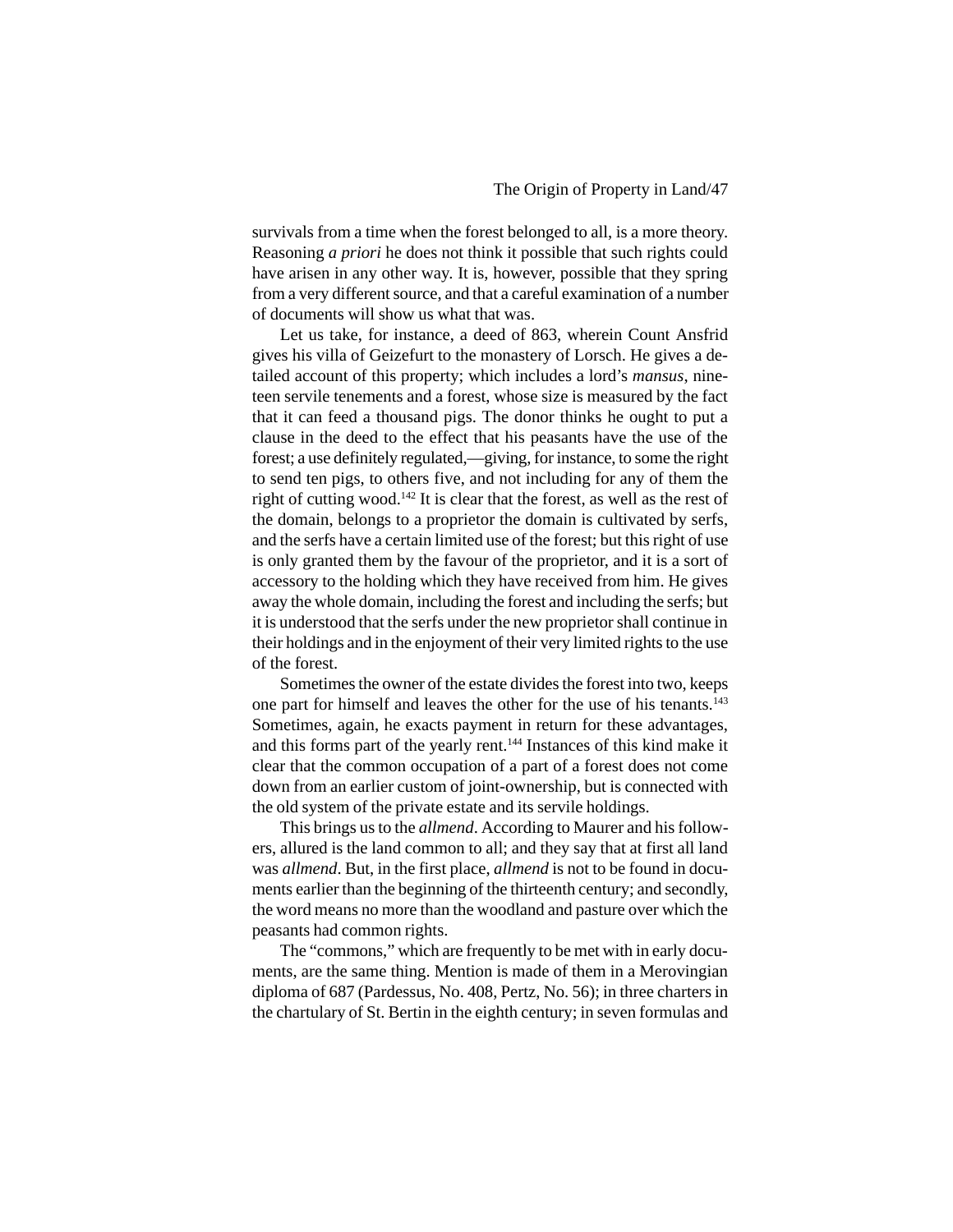survivals from a time when the forest belonged to all, is a more theory. Reasoning *a priori* he does not think it possible that such rights could have arisen in any other way. It is, however, possible that they spring from a very different source, and that a careful examination of a number of documents will show us what that was.

Let us take, for instance, a deed of 863, wherein Count Ansfrid gives his villa of Geizefurt to the monastery of Lorsch. He gives a detailed account of this property; which includes a lord's *mansus*, nineteen servile tenements and a forest, whose size is measured by the fact that it can feed a thousand pigs. The donor thinks he ought to put a clause in the deed to the effect that his peasants have the use of the forest; a use definitely regulated,—giving, for instance, to some the right to send ten pigs, to others five, and not including for any of them the right of cutting wood.[142] It is clear that the forest, as well as the rest of the domain, belongs to a proprietor the domain is cultivated by serfs, and the serfs have a certain limited use of the forest; but this right of use is only granted them by the favour of the proprietor, and it is a sort of accessory to the holding which they have received from him. He gives away the whole domain, including the forest and including the serfs; but it is understood that the serfs under the new proprietor shall continue in their holdings and in the enjoyment of their very limited rights to the use of the forest.

Sometimes the owner of the estate divides the forest into two, keeps one part for himself and leaves the other for the use of his tenants.[143] Sometimes, again, he exacts payment in return for these advantages, and this forms part of the yearly rent.[144] Instances of this kind make it clear that the common occupation of a part of a forest does not come down from an earlier custom of joint-ownership, but is connected with the old system of the private estate and its servile holdings.

This brings us to the *allmend*. According to Maurer and his followers, allured is the land common to all; and they say that at first all land was *allmend*. But, in the first place, *allmend* is not to be found in documents earlier than the beginning of the thirteenth century; and secondly, the word means no more than the woodland and pasture over which the peasants had common rights.

The "commons," which are frequently to be met with in early documents, are the same thing. Mention is made of them in a Merovingian diploma of 687 (Pardessus, No. 408, Pertz, No. 56); in three charters in the chartulary of St. Bertin in the eighth century; in seven formulas and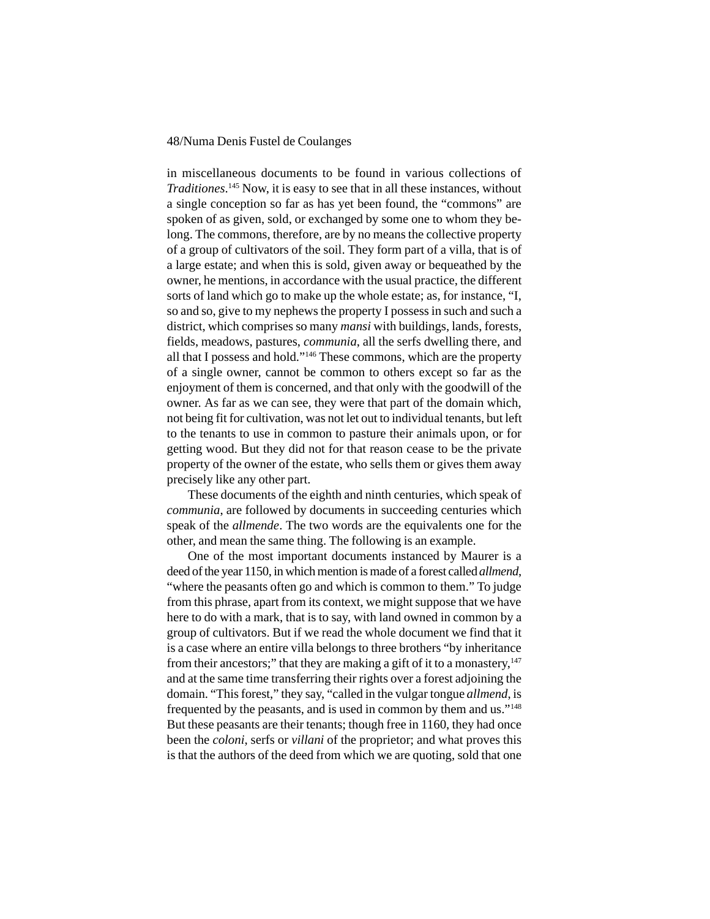in miscellaneous documents to be found in various collections of *Traditiones*.[145] Now, it is easy to see that in all these instances, without a single conception so far as has yet been found, the "commons" are spoken of as given, sold, or exchanged by some one to whom they belong. The commons, therefore, are by no means the collective property of a group of cultivators of the soil. They form part of a villa, that is of a large estate; and when this is sold, given away or bequeathed by the owner, he mentions, in accordance with the usual practice, the different sorts of land which go to make up the whole estate; as, for instance, "I, so and so, give to my nephews the property I possess in such and such a district, which comprises so many *mansi* with buildings, lands, forests, fields, meadows, pastures, *communia*, all the serfs dwelling there, and all that I possess and hold."[146] These commons, which are the property of a single owner, cannot be common to others except so far as the enjoyment of them is concerned, and that only with the goodwill of the owner. As far as we can see, they were that part of the domain which, not being fit for cultivation, was not let out to individual tenants, but left to the tenants to use in common to pasture their animals upon, or for getting wood. But they did not for that reason cease to be the private property of the owner of the estate, who sells them or gives them away precisely like any other part.

These documents of the eighth and ninth centuries, which speak of *communia*, are followed by documents in succeeding centuries which speak of the *allmende*. The two words are the equivalents one for the other, and mean the same thing. The following is an example.

One of the most important documents instanced by Maurer is a deed of the year 1150, in which mention is made of a forest called *allmend*, "where the peasants often go and which is common to them." To judge from this phrase, apart from its context, we might suppose that we have here to do with a mark, that is to say, with land owned in common by a group of cultivators. But if we read the whole document we find that it is a case where an entire villa belongs to three brothers "by inheritance from their ancestors;" that they are making a gift of it to a monastery,[147] and at the same time transferring their rights over a forest adjoining the domain. "This forest," they say, "called in the vulgar tongue *allmend*, is frequented by the peasants, and is used in common by them and us."[148] But these peasants are their tenants; though free in 1160, they had once been the *coloni*, serfs or *villani* of the proprietor; and what proves this is that the authors of the deed from which we are quoting, sold that one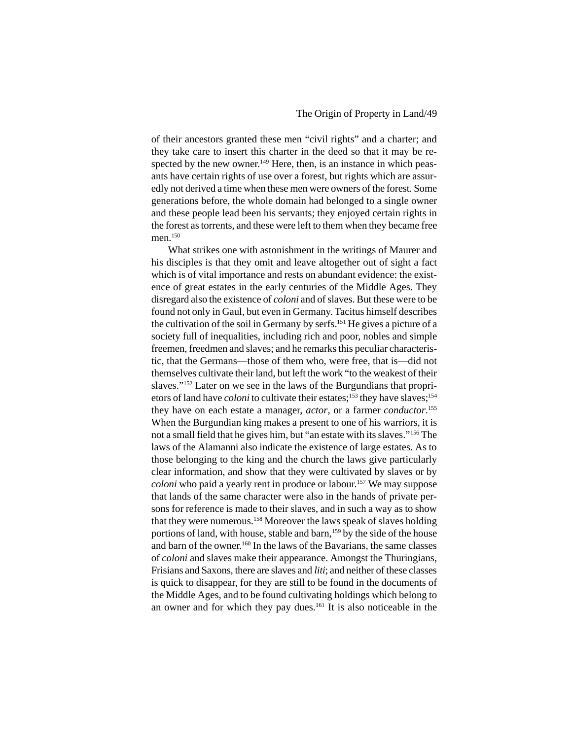of their ancestors granted these men "civil rights" and a charter; and they take care to insert this charter in the deed so that it may be respected by the new owner.[149] Here, then, is an instance in which peasants have certain rights of use over a forest, but rights which are assuredly not derived a time when these men were owners of the forest. Some generations before, the whole domain had belonged to a single owner and these people lead been his servants; they enjoyed certain rights in the forest as torrents, and these were left to them when they became free men.[150]

What strikes one with astonishment in the writings of Maurer and his disciples is that they omit and leave altogether out of sight a fact which is of vital importance and rests on abundant evidence: the existence of great estates in the early centuries of the Middle Ages. They disregard also the existence of *coloni* and of slaves. But these were to be found not only in Gaul, but even in Germany. Tacitus himself describes the cultivation of the soil in Germany by serfs.[151] He gives a picture of a society full of inequalities, including rich and poor, nobles and simple freemen, freedmen and slaves; and he remarks this peculiar characteristic, that the Germans—those of them who, were free, that is—did not themselves cultivate their land, but left the work "to the weakest of their slaves."[152] Later on we see in the laws of the Burgundians that proprietors of land have *coloni* to cultivate their estates;[153] they have slaves;[154] they have on each estate a manager, *actor*, or a farmer *conductor*.[155] When the Burgundian king makes a present to one of his warriors, it is not a small field that he gives him, but "an estate with its slaves."[156] The laws of the Alamanni also indicate the existence of large estates. As to those belonging to the king and the church the laws give particularly clear information, and show that they were cultivated by slaves or by *coloni* who paid a yearly rent in produce or labour.[157] We may suppose that lands of the same character were also in the hands of private persons for reference is made to their slaves, and in such a way as to show that they were numerous.[158] Moreover the laws speak of slaves holding portions of land, with house, stable and barn,[159] by the side of the house and barn of the owner.[160] In the laws of the Bavarians, the same classes of *coloni* and slaves make their appearance. Amongst the Thuringians, Frisians and Saxons, there are slaves and *liti*; and neither of these classes is quick to disappear, for they are still to be found in the documents of the Middle Ages, and to be found cultivating holdings which belong to an owner and for which they pay dues.[161] It is also noticeable in the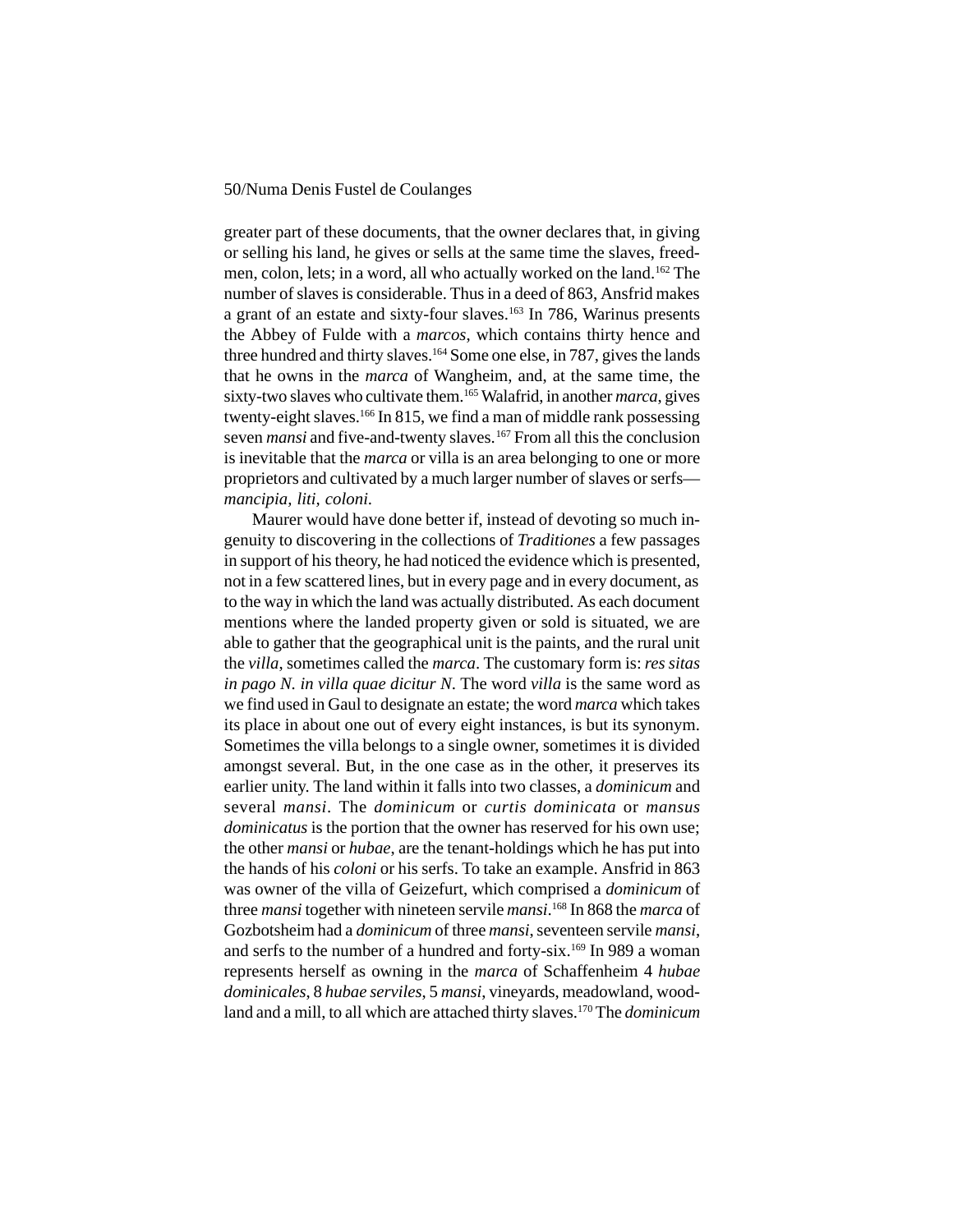greater part of these documents, that the owner declares that, in giving or selling his land, he gives or sells at the same time the slaves, freedmen, colon, lets; in a word, all who actually worked on the land.[162] The number of slaves is considerable. Thus in a deed of 863, Ansfrid makes a grant of an estate and sixty-four slaves.[163] In 786, Warinus presents the Abbey of Fulde with a *marcos*, which contains thirty hence and three hundred and thirty slaves.[164] Some one else, in 787, gives the lands that he owns in the *marca* of Wangheim, and, at the same time, the sixty-two slaves who cultivate them.[165] Walafrid, in another *marca*, gives twenty-eight slaves.[166] In 815, we find a man of middle rank possessing seven *mansi* and five-and-twenty slaves.[167] From all this the conclusion is inevitable that the *marca* or villa is an area belonging to one or more proprietors and cultivated by a much larger number of slaves or serfs—*mancipia, liti, coloni.*

Maurer would have done better if, instead of devoting so much ingenuity to discovering in the collections of *Traditiones* a few passages in support of his theory, he had noticed the evidence which is presented, not in a few scattered lines, but in every page and in every document, as to the way in which the land was actually distributed. As each document mentions where the landed property given or sold is situated, we are able to gather that the geographical unit is the paints, and the rural unit the *villa*, sometimes called the *marca*. The customary form is: *res sitas in pago N. in villa quae dicitur N.* The word *villa* is the same word as we find used in Gaul to designate an estate; the word *marca* which takes its place in about one out of every eight instances, is but its synonym. Sometimes the villa belongs to a single owner, sometimes it is divided amongst several. But, in the one case as in the other, it preserves its earlier unity. The land within it falls into two classes, a *dominicum* and several *mansi*. The *dominicum* or *curtis dominicata* or *mansus dominicatus* is the portion that the owner has reserved for his own use; the other *mansi* or *hubae*, are the tenant-holdings which he has put into the hands of his *coloni* or his serfs. To take an example. Ansfrid in 863 was owner of the villa of Geizefurt, which comprised a *dominicum* of three *mansi* together with nineteen servile *mansi*.[168] In 868 the *marca* of Gozbotsheim had a *dominicum* of three *mansi*, seventeen servile *mansi*, and serfs to the number of a hundred and forty-six.[169] In 989 a woman represents herself as owning in the *marca* of Schaffenheim 4 *hubae dominicales*, 8 *hubae serviles*, 5 *mansi*, vineyards, meadowland, woodland and a mill, to all which are attached thirty slaves.[170] The *dominicum*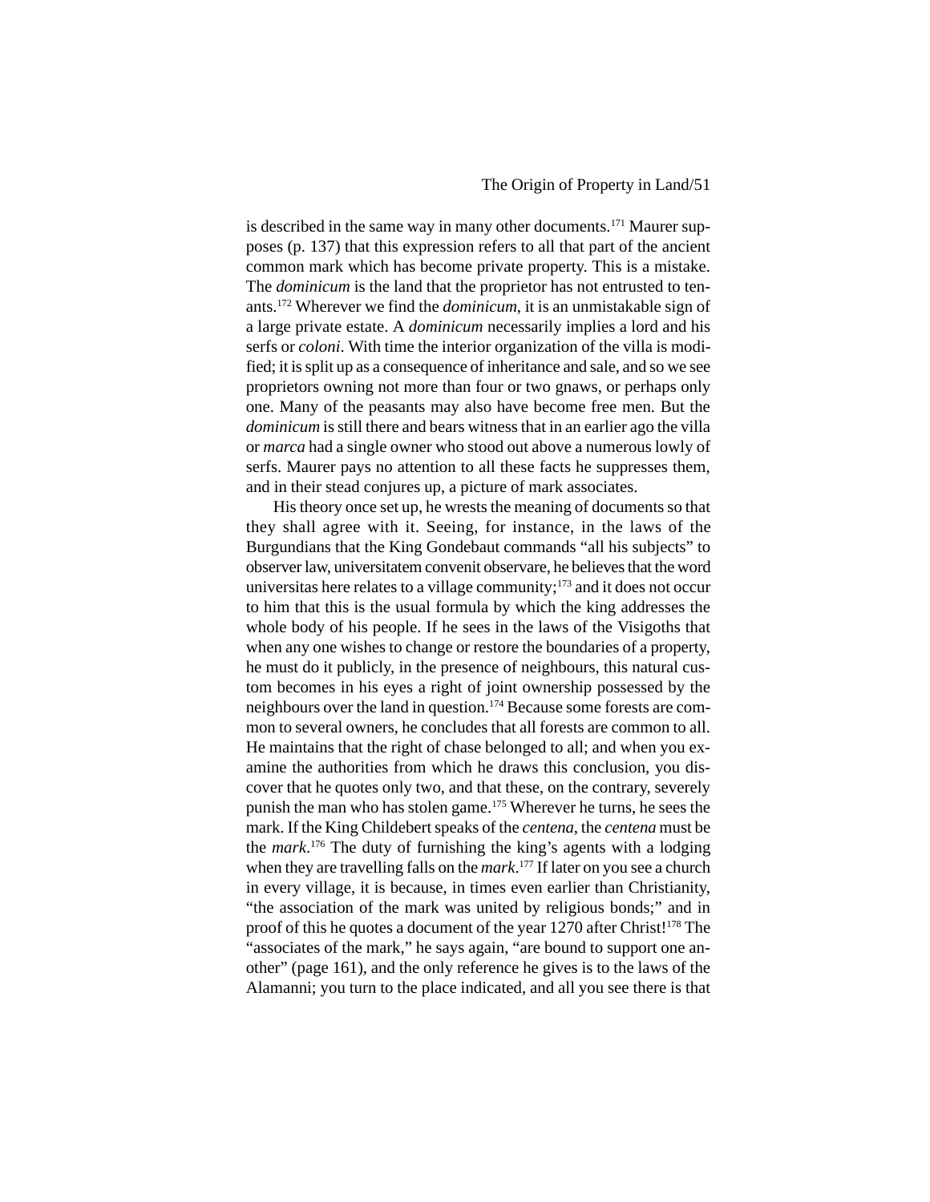is described in the same way in many other documents.[171] Maurer supposes (p. 137) that this expression refers to all that part of the ancient common mark which has become private property. This is a mistake. The *dominicum* is the land that the proprietor has not entrusted to tenants.[172] Wherever we find the *dominicum*, it is an unmistakable sign of a large private estate. A *dominicum* necessarily implies a lord and his serfs or *coloni*. With time the interior organization of the villa is modified; it is split up as a consequence of inheritance and sale, and so we see proprietors owning not more than four or two gnaws, or perhaps only one. Many of the peasants may also have become free men. But the *dominicum* is still there and bears witness that in an earlier ago the villa or *marca* had a single owner who stood out above a numerous lowly of serfs. Maurer pays no attention to all these facts he suppresses them, and in their stead conjures up, a picture of mark associates.

His theory once set up, he wrests the meaning of documents so that they shall agree with it. Seeing, for instance, in the laws of the Burgundians that the King Gondebaut commands "all his subjects" to observer law, universitatem convenit observare, he believes that the word universitas here relates to a village community;[173] and it does not occur to him that this is the usual formula by which the king addresses the whole body of his people. If he sees in the laws of the Visigoths that when any one wishes to change or restore the boundaries of a property, he must do it publicly, in the presence of neighbours, this natural custom becomes in his eyes a right of joint ownership possessed by the neighbours over the land in question.[174] Because some forests are common to several owners, he concludes that all forests are common to all. He maintains that the right of chase belonged to all; and when you examine the authorities from which he draws this conclusion, you discover that he quotes only two, and that these, on the contrary, severely punish the man who has stolen game.[175] Wherever he turns, he sees the mark. If the King Childebert speaks of the *centena*, the *centena* must be the *mark*.[176] The duty of furnishing the king's agents with a lodging when they are travelling falls on the *mark*.[177] If later on you see a church in every village, it is because, in times even earlier than Christianity, "the association of the mark was united by religious bonds;" and in proof of this he quotes a document of the year 1270 after Christ![178] The "associates of the mark," he says again, "are bound to support one another" (page 161), and the only reference he gives is to the laws of the Alamanni; you turn to the place indicated, and all you see there is that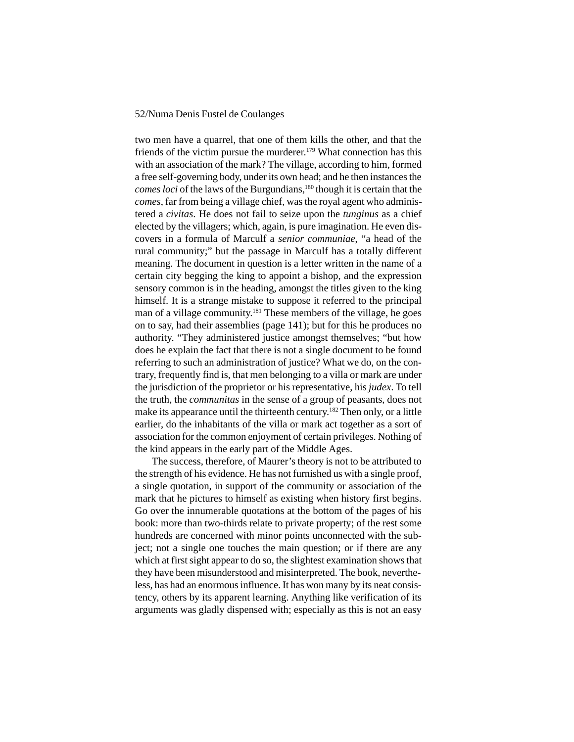two men have a quarrel, that one of them kills the other, and that the friends of the victim pursue the murderer.[179] What connection has this with an association of the mark? The village, according to him, formed a free self-governing body, under its own head; and he then instances the *comes loci* of the laws of the Burgundians,[180] though it is certain that the *comes*, far from being a village chief, was the royal agent who administered a *civitas*. He does not fail to seize upon the *tunginus* as a chief elected by the villagers; which, again, is pure imagination. He even discovers in a formula of Marculf a *senior communiae*, "a head of the rural community;" but the passage in Marculf has a totally different meaning. The document in question is a letter written in the name of a certain city begging the king to appoint a bishop, and the expression sensory common is in the heading, amongst the titles given to the king himself. It is a strange mistake to suppose it referred to the principal man of a village community.[181] These members of the village, he goes on to say, had their assemblies (page 141); but for this he produces no authority. "They administered justice amongst themselves; "but how does he explain the fact that there is not a single document to be found referring to such an administration of justice? What we do, on the contrary, frequently find is, that men belonging to a villa or mark are under the jurisdiction of the proprietor or his representative, his *judex*. To tell the truth, the *communitas* in the sense of a group of peasants, does not make its appearance until the thirteenth century.[182] Then only, or a little earlier, do the inhabitants of the villa or mark act together as a sort of association for the common enjoyment of certain privileges. Nothing of the kind appears in the early part of the Middle Ages.

The success, therefore, of Maurer's theory is not to be attributed to the strength of his evidence. He has not furnished us with a single proof, a single quotation, in support of the community or association of the mark that he pictures to himself as existing when history first begins. Go over the innumerable quotations at the bottom of the pages of his book: more than two-thirds relate to private property; of the rest some hundreds are concerned with minor points unconnected with the subject; not a single one touches the main question; or if there are any which at first sight appear to do so, the slightest examination shows that they have been misunderstood and misinterpreted. The book, nevertheless, has had an enormous influence. It has won many by its neat consistency, others by its apparent learning. Anything like verification of its arguments was gladly dispensed with; especially as this is not an easy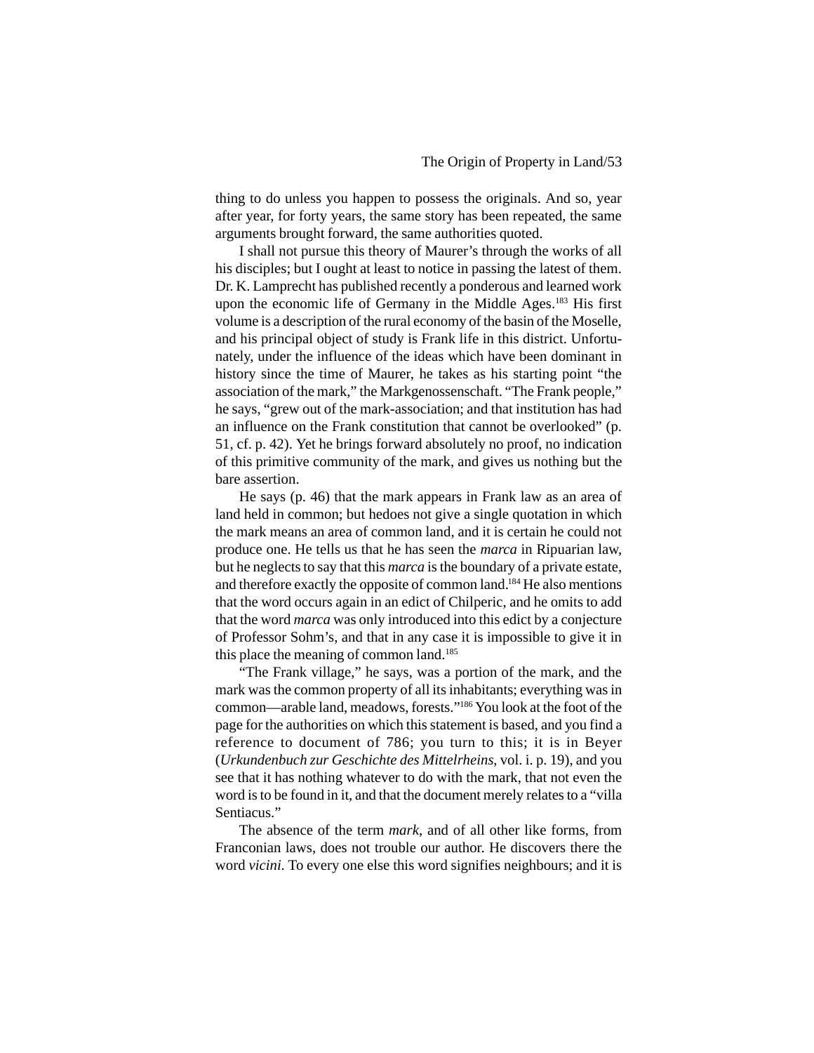thing to do unless you happen to possess the originals. And so, year after year, for forty years, the same story has been repeated, the same arguments brought forward, the same authorities quoted.

I shall not pursue this theory of Maurer's through the works of all his disciples; but I ought at least to notice in passing the latest of them. Dr. K. Lamprecht has published recently a ponderous and learned work upon the economic life of Germany in the Middle Ages.[183] His first volume is a description of the rural economy of the basin of the Moselle, and his principal object of study is Frank life in this district. Unfortunately, under the influence of the ideas which have been dominant in history since the time of Maurer, he takes as his starting point "the association of the mark," the Markgenossenschaft. "The Frank people," he says, "grew out of the mark-association; and that institution has had an influence on the Frank constitution that cannot be overlooked" (p. 51, cf. p. 42). Yet he brings forward absolutely no proof, no indication of this primitive community of the mark, and gives us nothing but the bare assertion.

He says (p. 46) that the mark appears in Frank law as an area of land held in common; but hedoes not give a single quotation in which the mark means an area of common land, and it is certain he could not produce one. He tells us that he has seen the *marca* in Ripuarian law, but he neglects to say that this *marca* is the boundary of a private estate, and therefore exactly the opposite of common land.[184] He also mentions that the word occurs again in an edict of Chilperic, and he omits to add that the word *marca* was only introduced into this edict by a conjecture of Professor Sohm's, and that in any case it is impossible to give it in this place the meaning of common land.[185]

"The Frank village," he says, was a portion of the mark, and the mark was the common property of all its inhabitants; everything was in common—arable land, meadows, forests."[186] You look at the foot of the page for the authorities on which this statement is based, and you find a reference to document of 786; you turn to this; it is in Beyer (*Urkundenbuch zur Geschichte des Mittelrheins*, vol. i. p. 19), and you see that it has nothing whatever to do with the mark, that not even the word is to be found in it, and that the document merely relates to a "villa Sentiacus."

The absence of the term *mark*, and of all other like forms, from Franconian laws, does not trouble our author. He discovers there the word *vicini*. To every one else this word signifies neighbours; and it is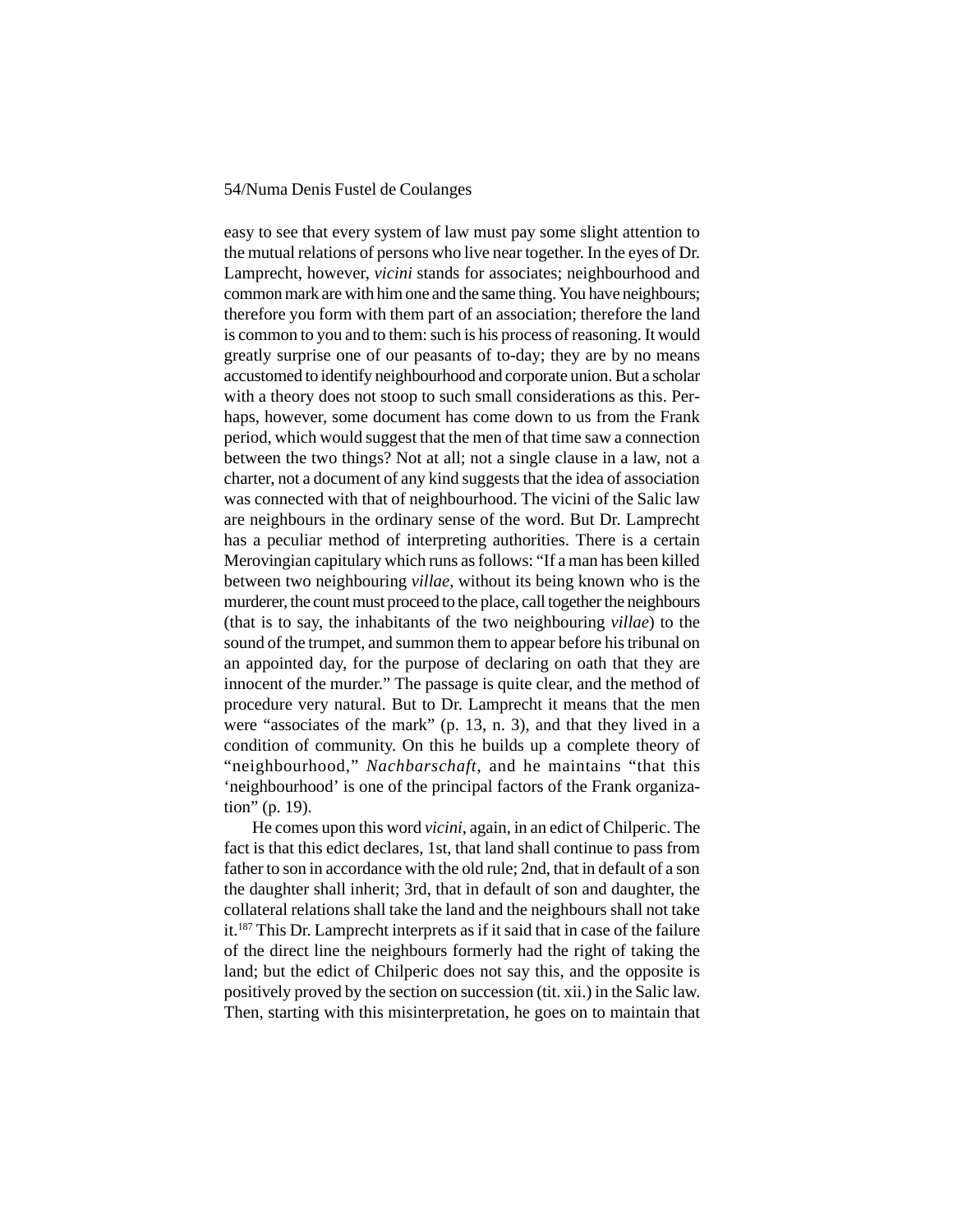easy to see that every system of law must pay some slight attention to the mutual relations of persons who live near together. In the eyes of Dr. Lamprecht, however, *vicini* stands for associates; neighbourhood and common mark are with him one and the same thing. You have neighbours; therefore you form with them part of an association; therefore the land is common to you and to them: such is his process of reasoning. It would greatly surprise one of our peasants of to-day; they are by no means accustomed to identify neighbourhood and corporate union. But a scholar with a theory does not stoop to such small considerations as this. Perhaps, however, some document has come down to us from the Frank period, which would suggest that the men of that time saw a connection between the two things? Not at all; not a single clause in a law, not a charter, not a document of any kind suggests that the idea of association was connected with that of neighbourhood. The vicini of the Salic law are neighbours in the ordinary sense of the word. But Dr. Lamprecht has a peculiar method of interpreting authorities. There is a certain Merovingian capitulary which runs as follows: "If a man has been killed between two neighbouring *villae*, without its being known who is the murderer, the count must proceed to the place, call together the neighbours (that is to say, the inhabitants of the two neighbouring *villae*) to the sound of the trumpet, and summon them to appear before his tribunal on an appointed day, for the purpose of declaring on oath that they are innocent of the murder." The passage is quite clear, and the method of procedure very natural. But to Dr. Lamprecht it means that the men were "associates of the mark" (p. 13, n. 3), and that they lived in a condition of community. On this he builds up a complete theory of "neighbourhood," *Nachbarschaft*, and he maintains "that this 'neighbourhood' is one of the principal factors of the Frank organization" (p. 19).

He comes upon this word *vicini*, again, in an edict of Chilperic. The fact is that this edict declares, 1st, that land shall continue to pass from father to son in accordance with the old rule; 2nd, that in default of a son the daughter shall inherit; 3rd, that in default of son and daughter, the collateral relations shall take the land and the neighbours shall not take it.[187] This Dr. Lamprecht interprets as if it said that in case of the failure of the direct line the neighbours formerly had the right of taking the land; but the edict of Chilperic does not say this, and the opposite is positively proved by the section on succession (tit. xii.) in the Salic law. Then, starting with this misinterpretation, he goes on to maintain that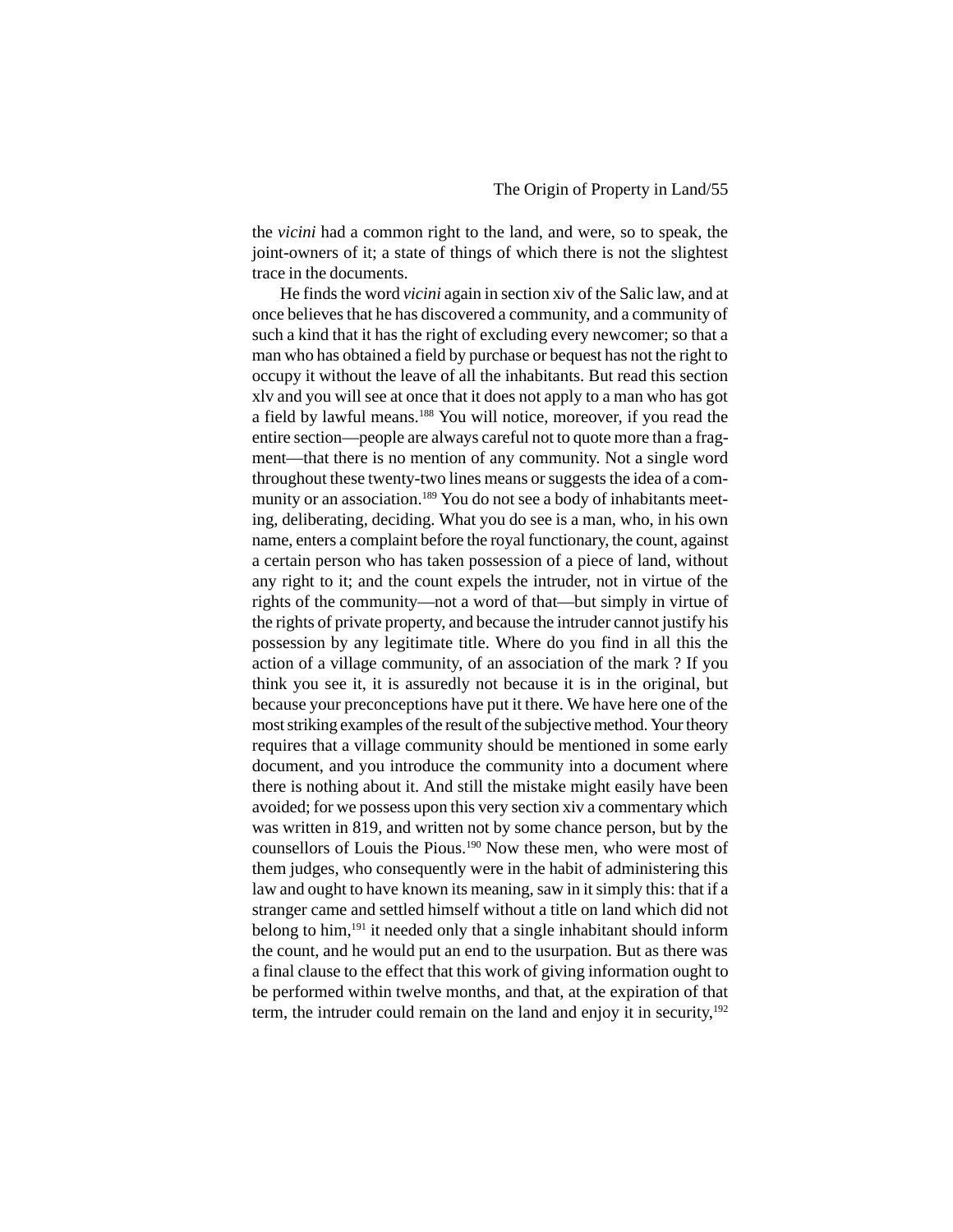the *vicini* had a common right to the land, and were, so to speak, the joint-owners of it; a state of things of which there is not the slightest trace in the documents.

He finds the word *vicini* again in section xiv of the Salic law, and at once believes that he has discovered a community, and a community of such a kind that it has the right of excluding every newcomer; so that a man who has obtained a field by purchase or bequest has not the right to occupy it without the leave of all the inhabitants. But read this section xlv and you will see at once that it does not apply to a man who has got a field by lawful means.[188] You will notice, moreover, if you read the entire section—people are always careful not to quote more than a fragment—that there is no mention of any community. Not a single word throughout these twenty-two lines means or suggests the idea of a community or an association.[189] You do not see a body of inhabitants meeting, deliberating, deciding. What you do see is a man, who, in his own name, enters a complaint before the royal functionary, the count, against a certain person who has taken possession of a piece of land, without any right to it; and the count expels the intruder, not in virtue of the rights of the community—not a word of that—but simply in virtue of the rights of private property, and because the intruder cannot justify his possession by any legitimate title. Where do you find in all this the action of a village community, of an association of the mark ? If you think you see it, it is assuredly not because it is in the original, but because your preconceptions have put it there. We have here one of the most striking examples of the result of the subjective method. Your theory requires that a village community should be mentioned in some early document, and you introduce the community into a document where there is nothing about it. And still the mistake might easily have been avoided; for we possess upon this very section xiv a commentary which was written in 819, and written not by some chance person, but by the counsellors of Louis the Pious.[190] Now these men, who were most of them judges, who consequently were in the habit of administering this law and ought to have known its meaning, saw in it simply this: that if a stranger came and settled himself without a title on land which did not belong to him,[191] it needed only that a single inhabitant should inform the count, and he would put an end to the usurpation. But as there was a final clause to the effect that this work of giving information ought to be performed within twelve months, and that, at the expiration of that term, the intruder could remain on the land and enjoy it in security,[192]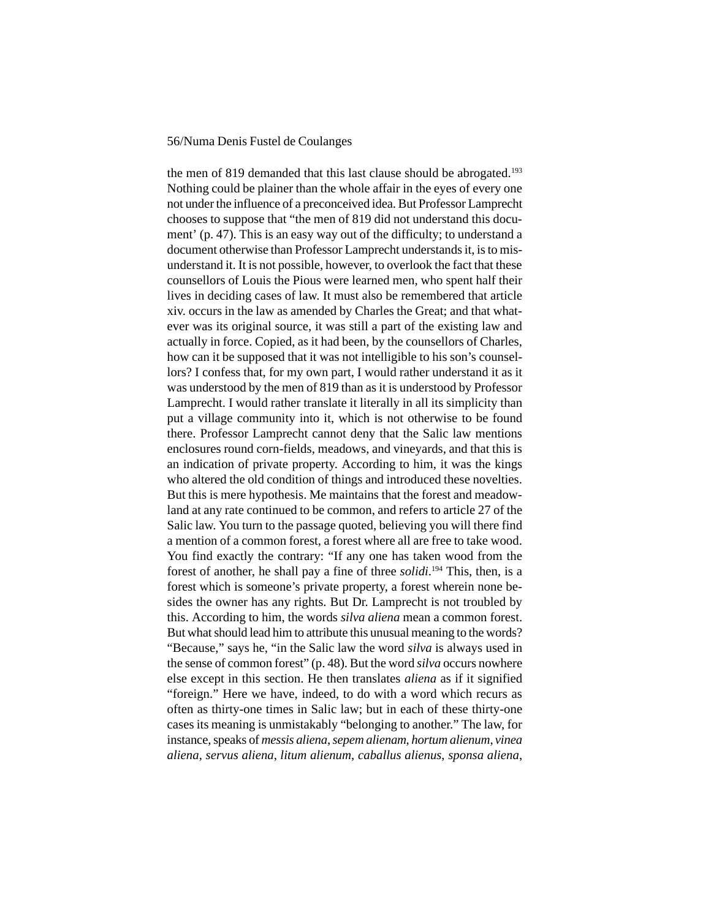the men of 819 demanded that this last clause should be abrogated.[193] Nothing could be plainer than the whole affair in the eyes of every one not under the influence of a preconceived idea. But Professor Lamprecht chooses to suppose that "the men of 819 did not understand this document' (p. 47). This is an easy way out of the difficulty; to understand a document otherwise than Professor Lamprecht understands it, is to misunderstand it. It is not possible, however, to overlook the fact that these counsellors of Louis the Pious were learned men, who spent half their lives in deciding cases of law. It must also be remembered that article xiv. occurs in the law as amended by Charles the Great; and that whatever was its original source, it was still a part of the existing law and actually in force. Copied, as it had been, by the counsellors of Charles, how can it be supposed that it was not intelligible to his son's counsellors? I confess that, for my own part, I would rather understand it as it was understood by the men of 819 than as it is understood by Professor Lamprecht. I would rather translate it literally in all its simplicity than put a village community into it, which is not otherwise to be found there. Professor Lamprecht cannot deny that the Salic law mentions enclosures round corn-fields, meadows, and vineyards, and that this is an indication of private property. According to him, it was the kings who altered the old condition of things and introduced these novelties. But this is mere hypothesis. Me maintains that the forest and meadow-land at any rate continued to be common, and refers to article 27 of the Salic law. You turn to the passage quoted, believing you will there find a mention of a common forest, a forest where all are free to take wood. You find exactly the contrary: "If any one has taken wood from the forest of another, he shall pay a fine of three *solidi*.[194] This, then, is a forest which is someone's private property, a forest wherein none besides the owner has any rights. But Dr. Lamprecht is not troubled by this. According to him, the words *silva aliena* mean a common forest. But what should lead him to attribute this unusual meaning to the words? "Because," says he, "in the Salic law the word *silva* is always used in the sense of common forest" (p. 48). But the word *silva* occurs nowhere else except in this section. He then translates *aliena* as if it signified "foreign." Here we have, indeed, to do with a word which recurs as often as thirty-one times in Salic law; but in each of these thirty-one cases its meaning is unmistakably "belonging to another." The law, for instance, speaks of *messis aliena*, *sepem alienam*, *hortum alienum*, *vinea aliena*, *servus aliena*, *litum alienum*, *caballus alienus*, *sponsa aliena*,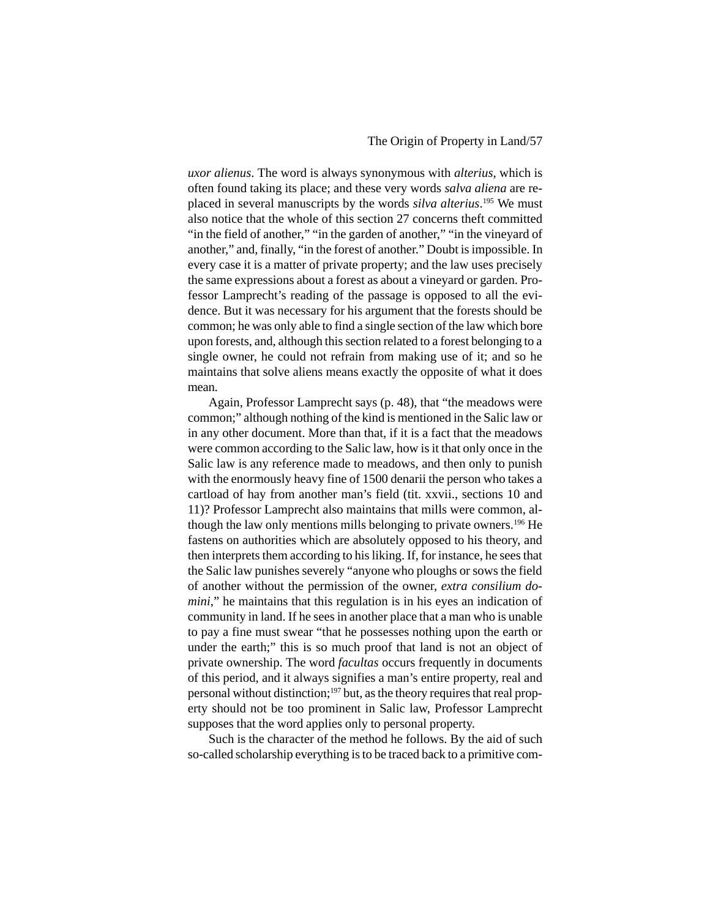*uxor alienus*. The word is always synonymous with *alterius*, which is often found taking its place; and these very words *salva aliena* are replaced in several manuscripts by the words *silva alterius*.[195] We must also notice that the whole of this section 27 concerns theft committed "in the field of another," "in the garden of another," "in the vineyard of another," and, finally, "in the forest of another." Doubt is impossible. In every case it is a matter of private property; and the law uses precisely the same expressions about a forest as about a vineyard or garden. Professor Lamprecht's reading of the passage is opposed to all the evidence. But it was necessary for his argument that the forests should be common; he was only able to find a single section of the law which bore upon forests, and, although this section related to a forest belonging to a single owner, he could not refrain from making use of it; and so he maintains that solve aliens means exactly the opposite of what it does mean.

Again, Professor Lamprecht says (p. 48), that "the meadows were common;" although nothing of the kind is mentioned in the Salic law or in any other document. More than that, if it is a fact that the meadows were common according to the Salic law, how is it that only once in the Salic law is any reference made to meadows, and then only to punish with the enormously heavy fine of 1500 denarii the person who takes a cartload of hay from another man's field (tit. xxvii., sections 10 and 11)? Professor Lamprecht also maintains that mills were common, although the law only mentions mills belonging to private owners.[196] He fastens on authorities which are absolutely opposed to his theory, and then interprets them according to his liking. If, for instance, he sees that the Salic law punishes severely "anyone who ploughs or sows the field of another without the permission of the owner, *extra consilium domini*," he maintains that this regulation is in his eyes an indication of community in land. If he sees in another place that a man who is unable to pay a fine must swear "that he possesses nothing upon the earth or under the earth;" this is so much proof that land is not an object of private ownership. The word *facultas* occurs frequently in documents of this period, and it always signifies a man's entire property, real and personal without distinction;[197] but, as the theory requires that real property should not be too prominent in Salic law, Professor Lamprecht supposes that the word applies only to personal property.

Such is the character of the method he follows. By the aid of such so-called scholarship everything is to be traced back to a primitive com-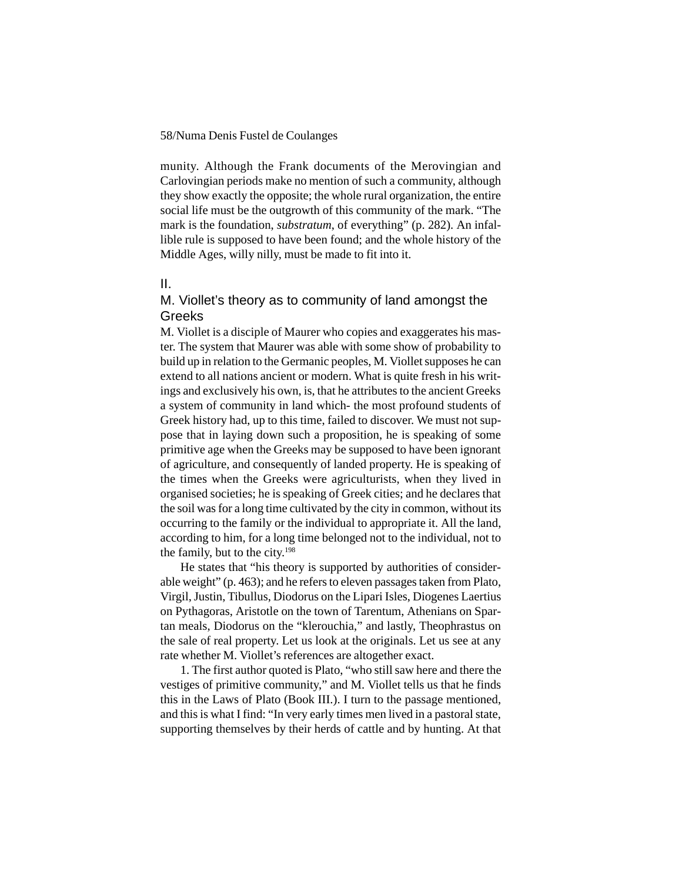munity. Although the Frank documents of the Merovingian and Carlovingian periods make no mention of such a community, although they show exactly the opposite; the whole rural organization, the entire social life must be the outgrowth of this community of the mark. "The mark is the foundation, *substratum*, of everything" (p. 282). An infallible rule is supposed to have been found; and the whole history of the Middle Ages, willy nilly, must be made to fit into it.

## II.

## M. Viollet's theory as to community of land amongst the Greeks

M. Viollet is a disciple of Maurer who copies and exaggerates his master. The system that Maurer was able with some show of probability to build up in relation to the Germanic peoples, M. Viollet supposes he can extend to all nations ancient or modern. What is quite fresh in his writings and exclusively his own, is, that he attributes to the ancient Greeks a system of community in land which- the most profound students of Greek history had, up to this time, failed to discover. We must not suppose that in laying down such a proposition, he is speaking of some primitive age when the Greeks may be supposed to have been ignorant of agriculture, and consequently of landed property. He is speaking of the times when the Greeks were agriculturists, when they lived in organised societies; he is speaking of Greek cities; and he declares that the soil was for a long time cultivated by the city in common, without its occurring to the family or the individual to appropriate it. All the land, according to him, for a long time belonged not to the individual, not to the family, but to the city.[198]

He states that "his theory is supported by authorities of considerable weight" (p. 463); and he refers to eleven passages taken from Plato, Virgil, Justin, Tibullus, Diodorus on the Lipari Isles, Diogenes Laertius on Pythagoras, Aristotle on the town of Tarentum, Athenians on Spartan meals, Diodorus on the "klerouchia," and lastly, Theophrastus on the sale of real property. Let us look at the originals. Let us see at any rate whether M. Viollet's references are altogether exact.

1. The first author quoted is Plato, "who still saw here and there the vestiges of primitive community," and M. Viollet tells us that he finds this in the Laws of Plato (Book III.). I turn to the passage mentioned, and this is what I find: "In very early times men lived in a pastoral state, supporting themselves by their herds of cattle and by hunting. At that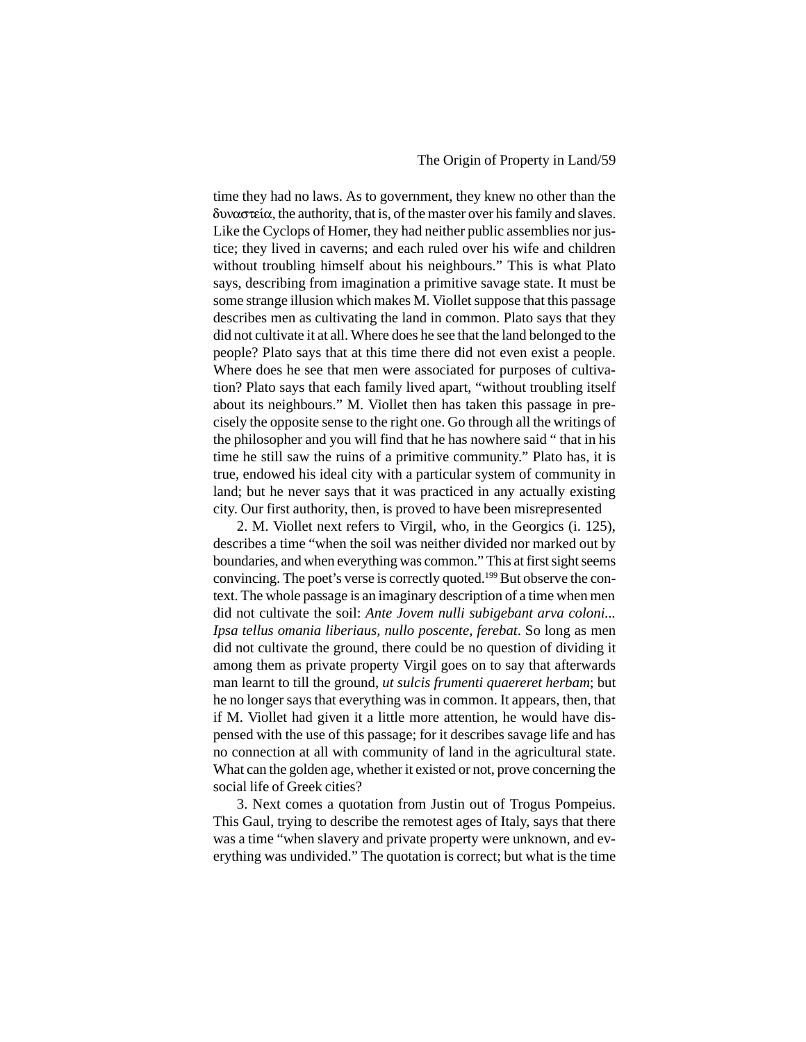time they had no laws. As to government, they knew no other than the δυναστεία, the authority, that is, of the master over his family and slaves. Like the Cyclops of Homer, they had neither public assemblies nor justice; they lived in caverns; and each ruled over his wife and children without troubling himself about his neighbours." This is what Plato says, describing from imagination a primitive savage state. It must be some strange illusion which makes M. Viollet suppose that this passage describes men as cultivating the land in common. Plato says that they did not cultivate it at all. Where does he see that the land belonged to the people? Plato says that at this time there did not even exist a people. Where does he see that men were associated for purposes of cultivation? Plato says that each family lived apart, "without troubling itself about its neighbours." M. Viollet then has taken this passage in precisely the opposite sense to the right one. Go through all the writings of the philosopher and you will find that he has nowhere said " that in his time he still saw the ruins of a primitive community." Plato has, it is true, endowed his ideal city with a particular system of community in land; but he never says that it was practiced in any actually existing city. Our first authority, then, is proved to have been misrepresented

2. M. Viollet next refers to Virgil, who, in the Georgics (i. 125), describes a time "when the soil was neither divided nor marked out by boundaries, and when everything was common." This at first sight seems convincing. The poet's verse is correctly quoted.[199] But observe the context. The whole passage is an imaginary description of a time when men did not cultivate the soil: *Ante Jovem nulli subigebant arva coloni... Ipsa tellus omania liberiaus, nullo poscente, ferebat*. So long as men did not cultivate the ground, there could be no question of dividing it among them as private property Virgil goes on to say that afterwards man learnt to till the ground, *ut sulcis frumenti quaereret herbam*; but he no longer says that everything was in common. It appears, then, that if M. Viollet had given it a little more attention, he would have dispensed with the use of this passage; for it describes savage life and has no connection at all with community of land in the agricultural state. What can the golden age, whether it existed or not, prove concerning the social life of Greek cities?

3. Next comes a quotation from Justin out of Trogus Pompeius. This Gaul, trying to describe the remotest ages of Italy, says that there was a time "when slavery and private property were unknown, and everything was undivided." The quotation is correct; but what is the time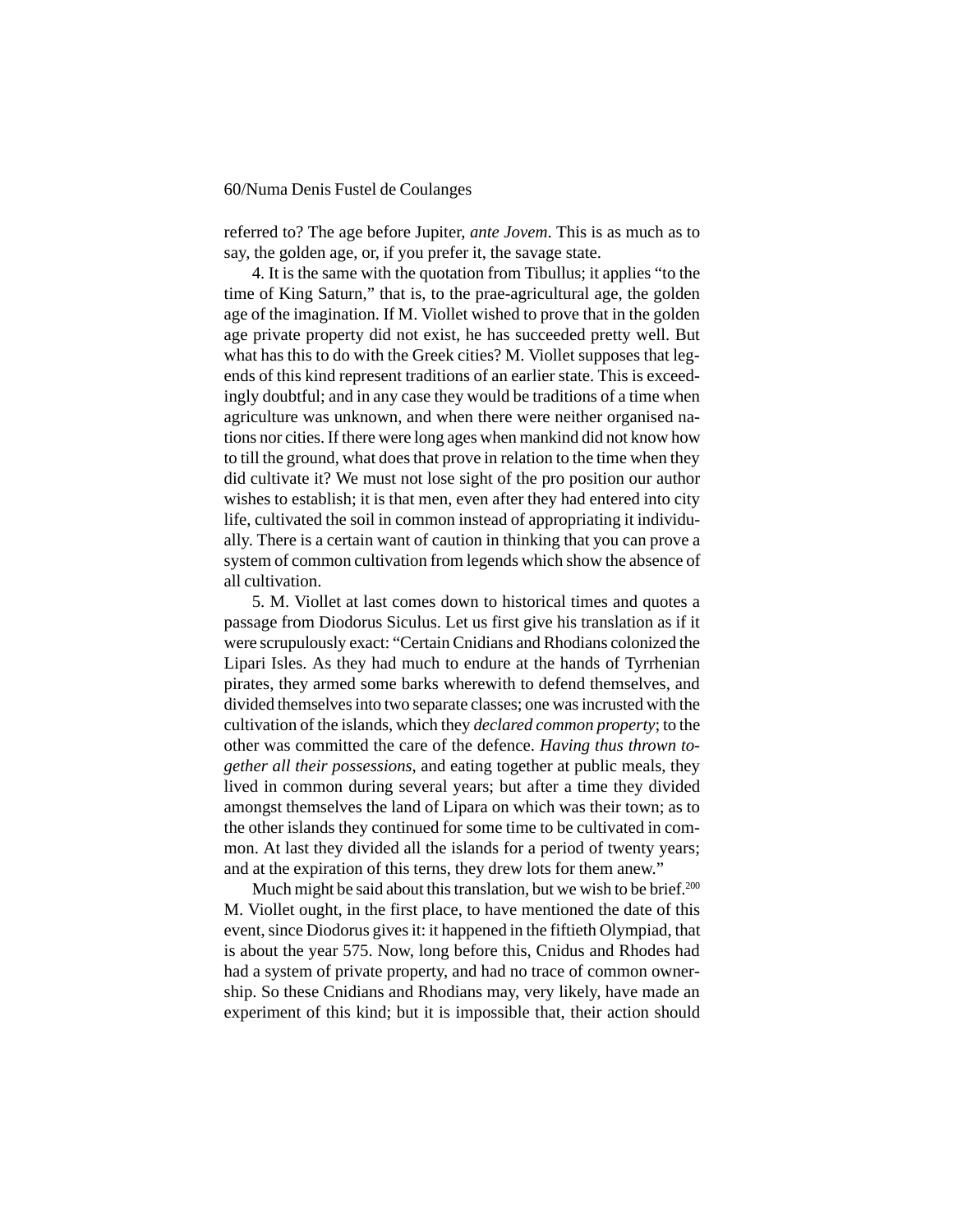referred to? The age before Jupiter, *ante Jovem*. This is as much as to say, the golden age, or, if you prefer it, the savage state.

4. It is the same with the quotation from Tibullus; it applies "to the time of King Saturn," that is, to the prae-agricultural age, the golden age of the imagination. If M. Viollet wished to prove that in the golden age private property did not exist, he has succeeded pretty well. But what has this to do with the Greek cities? M. Viollet supposes that legends of this kind represent traditions of an earlier state. This is exceedingly doubtful; and in any case they would be traditions of a time when agriculture was unknown, and when there were neither organised nations nor cities. If there were long ages when mankind did not know how to till the ground, what does that prove in relation to the time when they did cultivate it? We must not lose sight of the pro position our author wishes to establish; it is that men, even after they had entered into city life, cultivated the soil in common instead of appropriating it individually. There is a certain want of caution in thinking that you can prove a system of common cultivation from legends which show the absence of all cultivation.

5. M. Viollet at last comes down to historical times and quotes a passage from Diodorus Siculus. Let us first give his translation as if it were scrupulously exact: "Certain Cnidians and Rhodians colonized the Lipari Isles. As they had much to endure at the hands of Tyrrhenian pirates, they armed some barks wherewith to defend themselves, and divided themselves into two separate classes; one was incrusted with the cultivation of the islands, which they *declared common property*; to the other was committed the care of the defence. *Having thus thrown together all their possessions*, and eating together at public meals, they lived in common during several years; but after a time they divided amongst themselves the land of Lipara on which was their town; as to the other islands they continued for some time to be cultivated in common. At last they divided all the islands for a period of twenty years; and at the expiration of this terns, they drew lots for them anew."

Much might be said about this translation, but we wish to be brief.[200] M. Viollet ought, in the first place, to have mentioned the date of this event, since Diodorus gives it: it happened in the fiftieth Olympiad, that is about the year 575. Now, long before this, Cnidus and Rhodes had had a system of private property, and had no trace of common ownership. So these Cnidians and Rhodians may, very likely, have made an experiment of this kind; but it is impossible that, their action should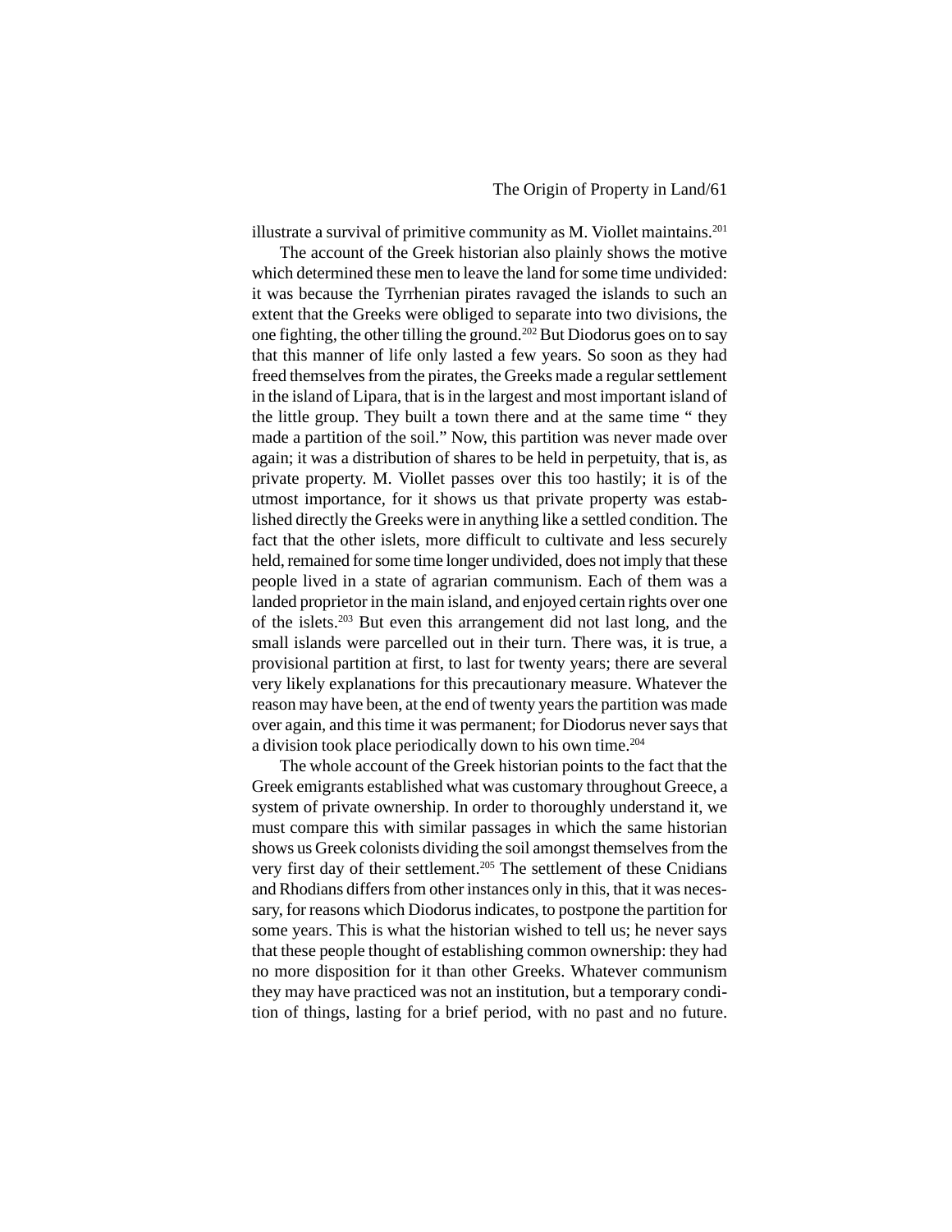illustrate a survival of primitive community as M. Viollet maintains.[201]

The account of the Greek historian also plainly shows the motive which determined these men to leave the land for some time undivided: it was because the Tyrrhenian pirates ravaged the islands to such an extent that the Greeks were obliged to separate into two divisions, the one fighting, the other tilling the ground.[202] But Diodorus goes on to say that this manner of life only lasted a few years. So soon as they had freed themselves from the pirates, the Greeks made a regular settlement in the island of Lipara, that is in the largest and most important island of the little group. They built a town there and at the same time " they made a partition of the soil." Now, this partition was never made over again; it was a distribution of shares to be held in perpetuity, that is, as private property. M. Viollet passes over this too hastily; it is of the utmost importance, for it shows us that private property was established directly the Greeks were in anything like a settled condition. The fact that the other islets, more difficult to cultivate and less securely held, remained for some time longer undivided, does not imply that these people lived in a state of agrarian communism. Each of them was a landed proprietor in the main island, and enjoyed certain rights over one of the islets.[203] But even this arrangement did not last long, and the small islands were parcelled out in their turn. There was, it is true, a provisional partition at first, to last for twenty years; there are several very likely explanations for this precautionary measure. Whatever the reason may have been, at the end of twenty years the partition was made over again, and this time it was permanent; for Diodorus never says that a division took place periodically down to his own time.[204]

The whole account of the Greek historian points to the fact that the Greek emigrants established what was customary throughout Greece, a system of private ownership. In order to thoroughly understand it, we must compare this with similar passages in which the same historian shows us Greek colonists dividing the soil amongst themselves from the very first day of their settlement.[205] The settlement of these Cnidians and Rhodians differs from other instances only in this, that it was necessary, for reasons which Diodorus indicates, to postpone the partition for some years. This is what the historian wished to tell us; he never says that these people thought of establishing common ownership: they had no more disposition for it than other Greeks. Whatever communism they may have practiced was not an institution, but a temporary condition of things, lasting for a brief period, with no past and no future.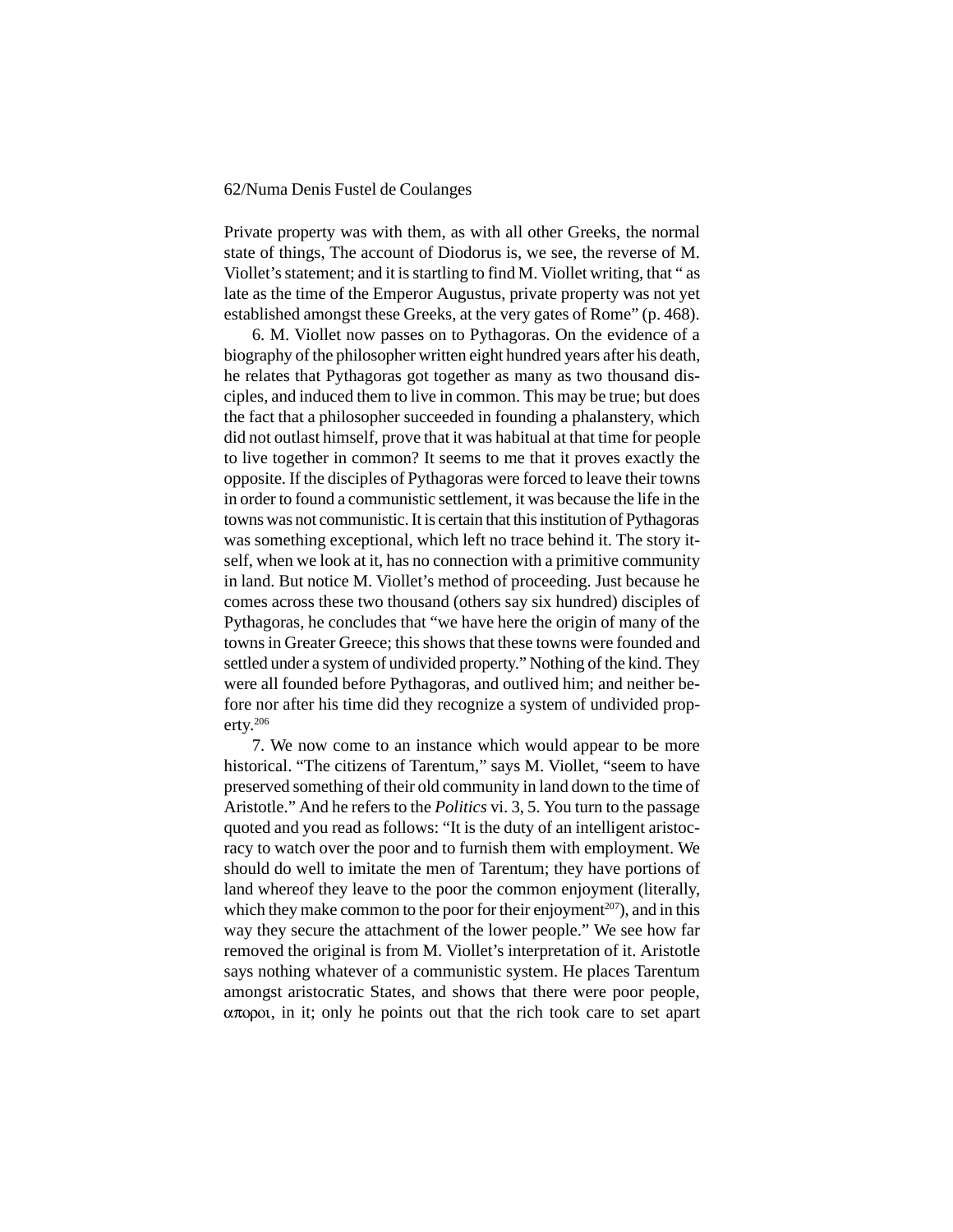Private property was with them, as with all other Greeks, the normal state of things, The account of Diodorus is, we see, the reverse of M. Viollet's statement; and it is startling to find M. Viollet writing, that " as late as the time of the Emperor Augustus, private property was not yet established amongst these Greeks, at the very gates of Rome" (p. 468).

6. M. Viollet now passes on to Pythagoras. On the evidence of a biography of the philosopher written eight hundred years after his death, he relates that Pythagoras got together as many as two thousand disciples, and induced them to live in common. This may be true; but does the fact that a philosopher succeeded in founding a phalanstery, which did not outlast himself, prove that it was habitual at that time for people to live together in common? It seems to me that it proves exactly the opposite. If the disciples of Pythagoras were forced to leave their towns in order to found a communistic settlement, it was because the life in the towns was not communistic. It is certain that this institution of Pythagoras was something exceptional, which left no trace behind it. The story itself, when we look at it, has no connection with a primitive community in land. But notice M. Viollet's method of proceeding. Just because he comes across these two thousand (others say six hundred) disciples of Pythagoras, he concludes that "we have here the origin of many of the towns in Greater Greece; this shows that these towns were founded and settled under a system of undivided property." Nothing of the kind. They were all founded before Pythagoras, and outlived him; and neither before nor after his time did they recognize a system of undivided property.[206]

7. We now come to an instance which would appear to be more historical. "The citizens of Tarentum," says M. Viollet, "seem to have preserved something of their old community in land down to the time of Aristotle." And he refers to the *Politics* vi. 3, 5. You turn to the passage quoted and you read as follows: "It is the duty of an intelligent aristocracy to watch over the poor and to furnish them with employment. We should do well to imitate the men of Tarentum; they have portions of land whereof they leave to the poor the common enjoyment (literally, which they make common to the poor for their enjoyment[207]), and in this way they secure the attachment of the lower people." We see how far removed the original is from M. Viollet's interpretation of it. Aristotle says nothing whatever of a communistic system. He places Tarentum amongst aristocratic States, and shows that there were poor people, απορoι, in it; only he points out that the rich took care to set apart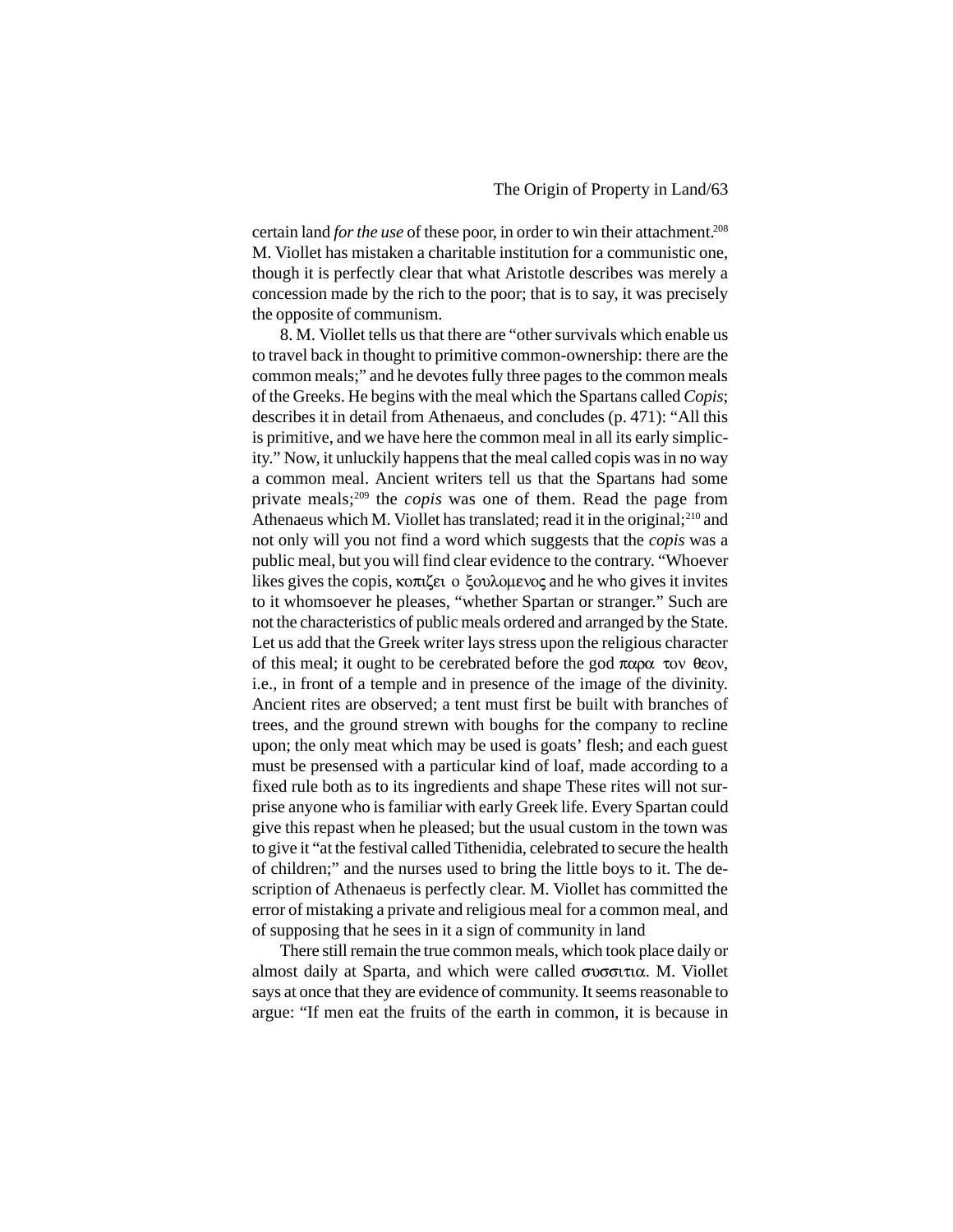certain land *for the use* of these poor, in order to win their attachment.[208] M. Viollet has mistaken a charitable institution for a communistic one, though it is perfectly clear that what Aristotle describes was merely a concession made by the rich to the poor; that is to say, it was precisely the opposite of communism.

8. M. Viollet tells us that there are "other survivals which enable us to travel back in thought to primitive common-ownership: there are the common meals;" and he devotes fully three pages to the common meals of the Greeks. He begins with the meal which the Spartans called *Copis*; describes it in detail from Athenaeus, and concludes (p. 471): "All this is primitive, and we have here the common meal in all its early simplicity." Now, it unluckily happens that the meal called copis was in no way a common meal. Ancient writers tell us that the Spartans had some private meals;[209] the *copis* was one of them. Read the page from Athenaeus which M. Viollet has translated; read it in the original;[210] and not only will you not find a word which suggests that the *copis* was a public meal, but you will find clear evidence to the contrary. "Whoever likes gives the copis, κοπιζει ο ξουλομενος and he who gives it invites to it whomsoever he pleases, "whether Spartan or stranger." Such are not the characteristics of public meals ordered and arranged by the State. Let us add that the Greek writer lays stress upon the religious character of this meal; it ought to be cerebrated before the god παρα τον θεον, i.e., in front of a temple and in presence of the image of the divinity. Ancient rites are observed; a tent must first be built with branches of trees, and the ground strewn with boughs for the company to recline upon; the only meat which may be used is goats' flesh; and each guest must be presensed with a particular kind of loaf, made according to a fixed rule both as to its ingredients and shape These rites will not surprise anyone who is familiar with early Greek life. Every Spartan could give this repast when he pleased; but the usual custom in the town was to give it "at the festival called Tithenidia, celebrated to secure the health of children;" and the nurses used to bring the little boys to it. The description of Athenaeus is perfectly clear. M. Viollet has committed the error of mistaking a private and religious meal for a common meal, and of supposing that he sees in it a sign of community in land

There still remain the true common meals, which took place daily or almost daily at Sparta, and which were called συσσιτια. M. Viollet says at once that they are evidence of community. It seems reasonable to argue: "If men eat the fruits of the earth in common, it is because in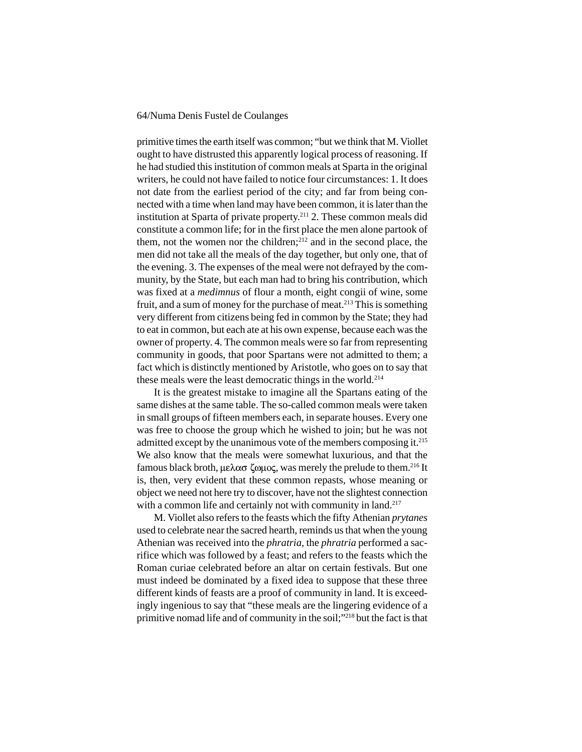primitive times the earth itself was common; "but we think that M. Viollet ought to have distrusted this apparently logical process of reasoning. If he had studied this institution of common meals at Sparta in the original writers, he could not have failed to notice four circumstances: 1. It does not date from the earliest period of the city; and far from being connected with a time when land may have been common, it is later than the institution at Sparta of private property.[211] 2. These common meals did constitute a common life; for in the first place the men alone partook of them, not the women nor the children;[212] and in the second place, the men did not take all the meals of the day together, but only one, that of the evening. 3. The expenses of the meal were not defrayed by the community, by the State, but each man had to bring his contribution, which was fixed at a *medimnus* of flour a month, eight congii of wine, some fruit, and a sum of money for the purchase of meat.[213] This is something very different from citizens being fed in common by the State; they had to eat in common, but each ate at his own expense, because each was the owner of property. 4. The common meals were so far from representing community in goods, that poor Spartans were not admitted to them; a fact which is distinctly mentioned by Aristotle, who goes on to say that these meals were the least democratic things in the world.[214]

It is the greatest mistake to imagine all the Spartans eating of the same dishes at the same table. The so-called common meals were taken in small groups of fifteen members each, in separate houses. Every one was free to choose the group which he wished to join; but he was not admitted except by the unanimous vote of the members composing it.[215] We also know that the meals were somewhat luxurious, and that the famous black broth, μελασ ζωμος, was merely the prelude to them.[216] It is, then, very evident that these common repasts, whose meaning or object we need not here try to discover, have not the slightest connection with a common life and certainly not with community in land.[217]

M. Viollet also refers to the feasts which the fifty Athenian *prytanes* used to celebrate near the sacred hearth, reminds us that when the young Athenian was received into the *phratria*, the *phratria* performed a sacrifice which was followed by a feast; and refers to the feasts which the Roman curiae celebrated before an altar on certain festivals. But one must indeed be dominated by a fixed idea to suppose that these three different kinds of feasts are a proof of community in land. It is exceedingly ingenious to say that "these meals are the lingering evidence of a primitive nomad life and of community in the soil;"[218] but the fact is that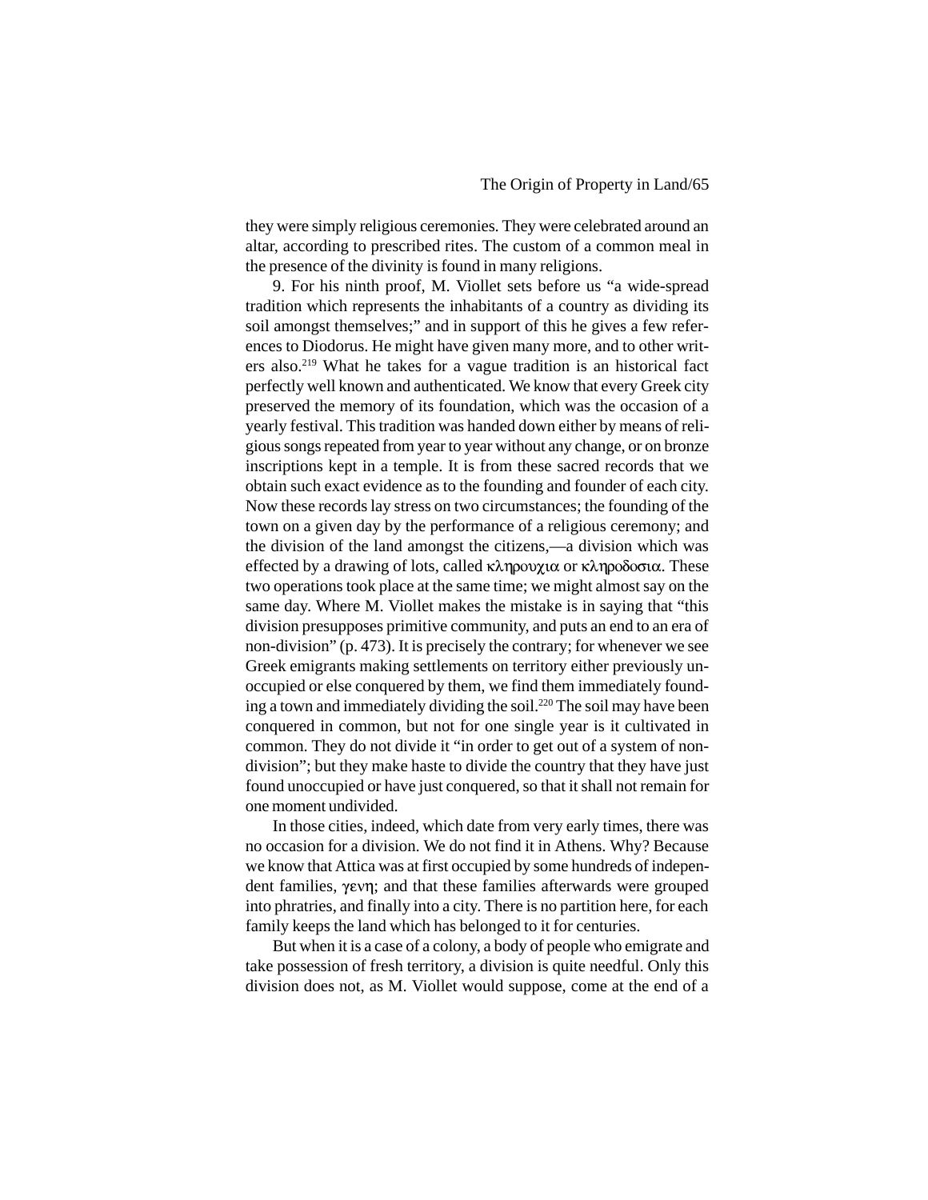they were simply religious ceremonies. They were celebrated around an altar, according to prescribed rites. The custom of a common meal in the presence of the divinity is found in many religions.

9. For his ninth proof, M. Viollet sets before us "a wide-spread tradition which represents the inhabitants of a country as dividing its soil amongst themselves;" and in support of this he gives a few references to Diodorus. He might have given many more, and to other writers also.[219] What he takes for a vague tradition is an historical fact perfectly well known and authenticated. We know that every Greek city preserved the memory of its foundation, which was the occasion of a yearly festival. This tradition was handed down either by means of religious songs repeated from year to year without any change, or on bronze inscriptions kept in a temple. It is from these sacred records that we obtain such exact evidence as to the founding and founder of each city. Now these records lay stress on two circumstances; the founding of the town on a given day by the performance of a religious ceremony; and the division of the land amongst the citizens,—a division which was effected by a drawing of lots, called κληρουχια or κληροδοσια. These two operations took place at the same time; we might almost say on the same day. Where M. Viollet makes the mistake is in saying that "this division presupposes primitive community, and puts an end to an era of non-division" (p. 473). It is precisely the contrary; for whenever we see Greek emigrants making settlements on territory either previously unoccupied or else conquered by them, we find them immediately founding a town and immediately dividing the soil.[220] The soil may have been conquered in common, but not for one single year is it cultivated in common. They do not divide it "in order to get out of a system of non-division"; but they make haste to divide the country that they have just found unoccupied or have just conquered, so that it shall not remain for one moment undivided.

In those cities, indeed, which date from very early times, there was no occasion for a division. We do not find it in Athens. Why? Because we know that Attica was at first occupied by some hundreds of independent families, γενη; and that these families afterwards were grouped into phratries, and finally into a city. There is no partition here, for each family keeps the land which has belonged to it for centuries.

But when it is a case of a colony, a body of people who emigrate and take possession of fresh territory, a division is quite needful. Only this division does not, as M. Viollet would suppose, come at the end of a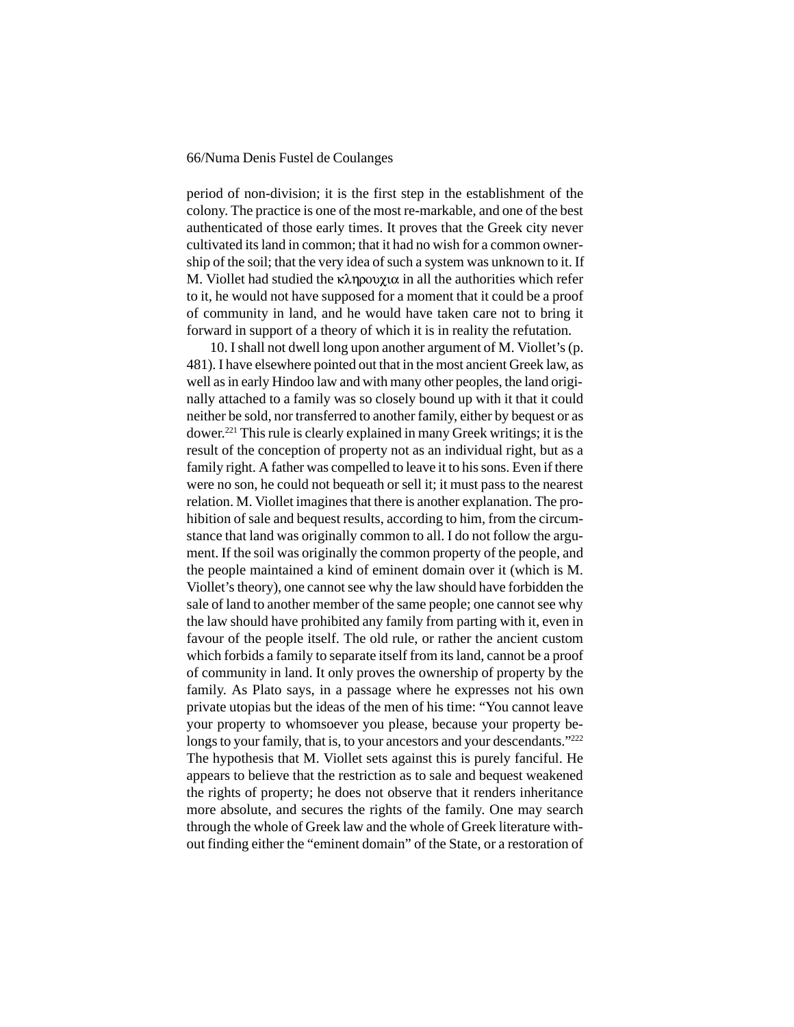period of non-division; it is the first step in the establishment of the colony. The practice is one of the most re-markable, and one of the best authenticated of those early times. It proves that the Greek city never cultivated its land in common; that it had no wish for a common ownership of the soil; that the very idea of such a system was unknown to it. If M. Viollet had studied the κληρουχια in all the authorities which refer to it, he would not have supposed for a moment that it could be a proof of community in land, and he would have taken care not to bring it forward in support of a theory of which it is in reality the refutation.

10. I shall not dwell long upon another argument of M. Viollet's (p. 481). I have elsewhere pointed out that in the most ancient Greek law, as well as in early Hindoo law and with many other peoples, the land originally attached to a family was so closely bound up with it that it could neither be sold, nor transferred to another family, either by bequest or as dower.[221] This rule is clearly explained in many Greek writings; it is the result of the conception of property not as an individual right, but as a family right. A father was compelled to leave it to his sons. Even if there were no son, he could not bequeath or sell it; it must pass to the nearest relation. M. Viollet imagines that there is another explanation. The prohibition of sale and bequest results, according to him, from the circumstance that land was originally common to all. I do not follow the argument. If the soil was originally the common property of the people, and the people maintained a kind of eminent domain over it (which is M. Viollet's theory), one cannot see why the law should have forbidden the sale of land to another member of the same people; one cannot see why the law should have prohibited any family from parting with it, even in favour of the people itself. The old rule, or rather the ancient custom which forbids a family to separate itself from its land, cannot be a proof of community in land. It only proves the ownership of property by the family. As Plato says, in a passage where he expresses not his own private utopias but the ideas of the men of his time: "You cannot leave your property to whomsoever you please, because your property belongs to your family, that is, to your ancestors and your descendants."[222] The hypothesis that M. Viollet sets against this is purely fanciful. He appears to believe that the restriction as to sale and bequest weakened the rights of property; he does not observe that it renders inheritance more absolute, and secures the rights of the family. One may search through the whole of Greek law and the whole of Greek literature without finding either the "eminent domain" of the State, or a restoration of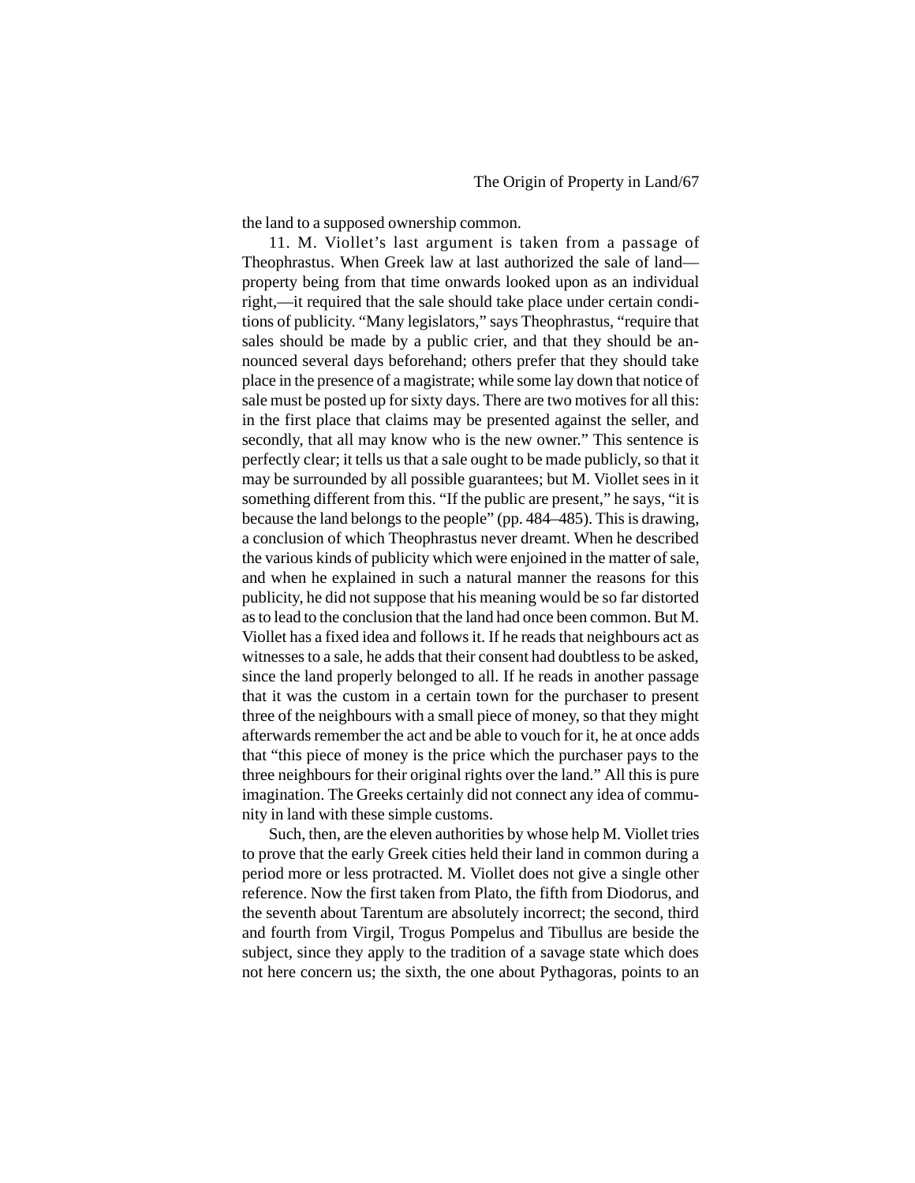the land to a supposed ownership common.

11. M. Viollet's last argument is taken from a passage of Theophrastus. When Greek law at last authorized the sale of land—property being from that time onwards looked upon as an individual right,—it required that the sale should take place under certain conditions of publicity. "Many legislators," says Theophrastus, "require that sales should be made by a public crier, and that they should be announced several days beforehand; others prefer that they should take place in the presence of a magistrate; while some lay down that notice of sale must be posted up for sixty days. There are two motives for all this: in the first place that claims may be presented against the seller, and secondly, that all may know who is the new owner." This sentence is perfectly clear; it tells us that a sale ought to be made publicly, so that it may be surrounded by all possible guarantees; but M. Viollet sees in it something different from this. "If the public are present," he says, "it is because the land belongs to the people" (pp. 484–485). This is drawing, a conclusion of which Theophrastus never dreamt. When he described the various kinds of publicity which were enjoined in the matter of sale, and when he explained in such a natural manner the reasons for this publicity, he did not suppose that his meaning would be so far distorted as to lead to the conclusion that the land had once been common. But M. Viollet has a fixed idea and follows it. If he reads that neighbours act as witnesses to a sale, he adds that their consent had doubtless to be asked, since the land properly belonged to all. If he reads in another passage that it was the custom in a certain town for the purchaser to present three of the neighbours with a small piece of money, so that they might afterwards remember the act and be able to vouch for it, he at once adds that "this piece of money is the price which the purchaser pays to the three neighbours for their original rights over the land." All this is pure imagination. The Greeks certainly did not connect any idea of community in land with these simple customs.

Such, then, are the eleven authorities by whose help M. Viollet tries to prove that the early Greek cities held their land in common during a period more or less protracted. M. Viollet does not give a single other reference. Now the first taken from Plato, the fifth from Diodorus, and the seventh about Tarentum are absolutely incorrect; the second, third and fourth from Virgil, Trogus Pompelus and Tibullus are beside the subject, since they apply to the tradition of a savage state which does not here concern us; the sixth, the one about Pythagoras, points to an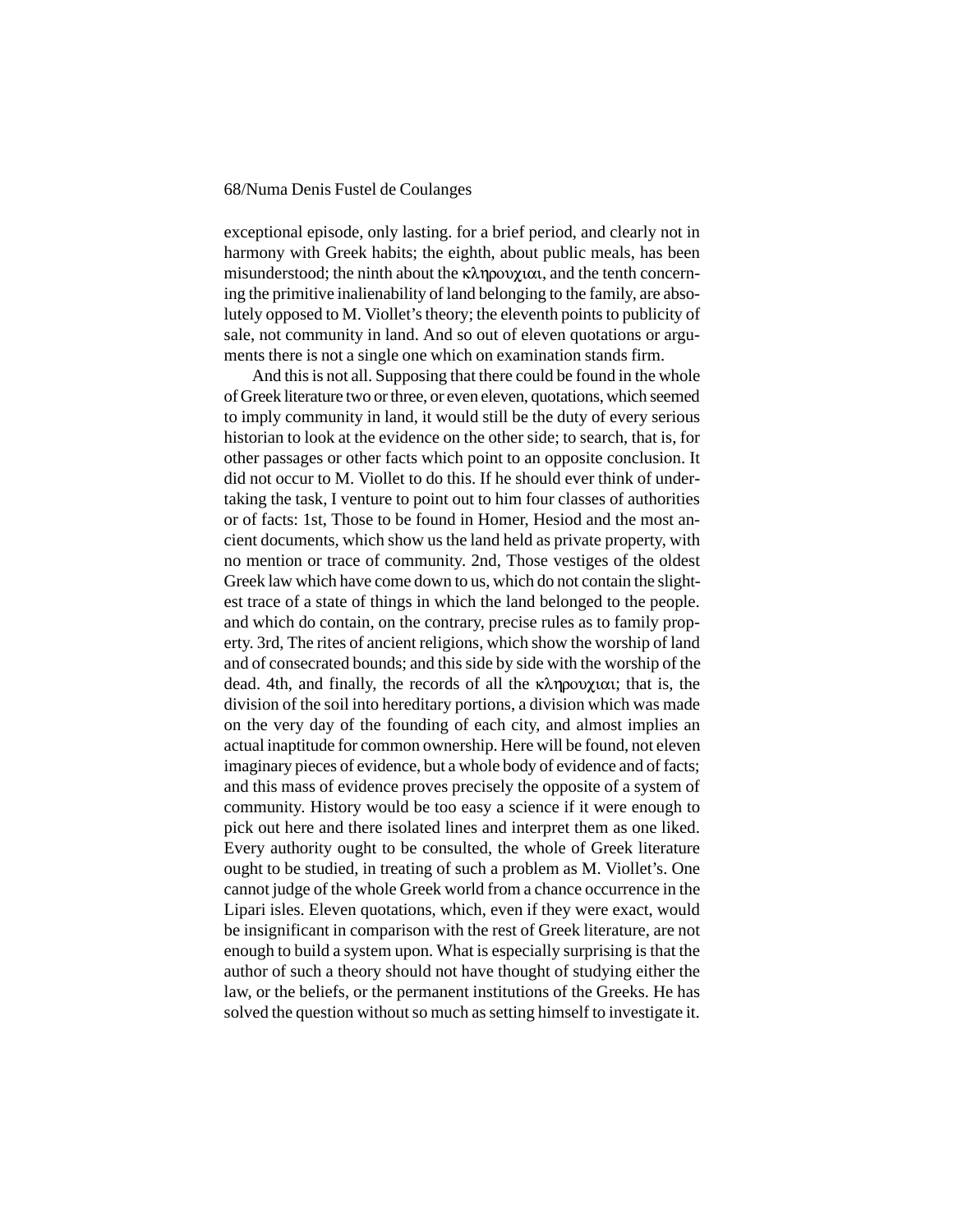exceptional episode, only lasting. for a brief period, and clearly not in harmony with Greek habits; the eighth, about public meals, has been misunderstood; the ninth about the κληρουχιαι, and the tenth concerning the primitive inalienability of land belonging to the family, are absolutely opposed to M. Viollet's theory; the eleventh points to publicity of sale, not community in land. And so out of eleven quotations or arguments there is not a single one which on examination stands firm.

And this is not all. Supposing that there could be found in the whole of Greek literature two or three, or even eleven, quotations, which seemed to imply community in land, it would still be the duty of every serious historian to look at the evidence on the other side; to search, that is, for other passages or other facts which point to an opposite conclusion. It did not occur to M. Viollet to do this. If he should ever think of undertaking the task, I venture to point out to him four classes of authorities or of facts: 1st, Those to be found in Homer, Hesiod and the most ancient documents, which show us the land held as private property, with no mention or trace of community. 2nd, Those vestiges of the oldest Greek law which have come down to us, which do not contain the slightest trace of a state of things in which the land belonged to the people. and which do contain, on the contrary, precise rules as to family property. 3rd, The rites of ancient religions, which show the worship of land and of consecrated bounds; and this side by side with the worship of the dead. 4th, and finally, the records of all the κληρουχιαι; that is, the division of the soil into hereditary portions, a division which was made on the very day of the founding of each city, and almost implies an actual inaptitude for common ownership. Here will be found, not eleven imaginary pieces of evidence, but a whole body of evidence and of facts; and this mass of evidence proves precisely the opposite of a system of community. History would be too easy a science if it were enough to pick out here and there isolated lines and interpret them as one liked. Every authority ought to be consulted, the whole of Greek literature ought to be studied, in treating of such a problem as M. Viollet's. One cannot judge of the whole Greek world from a chance occurrence in the Lipari isles. Eleven quotations, which, even if they were exact, would be insignificant in comparison with the rest of Greek literature, are not enough to build a system upon. What is especially surprising is that the author of such a theory should not have thought of studying either the law, or the beliefs, or the permanent institutions of the Greeks. He has solved the question without so much as setting himself to investigate it.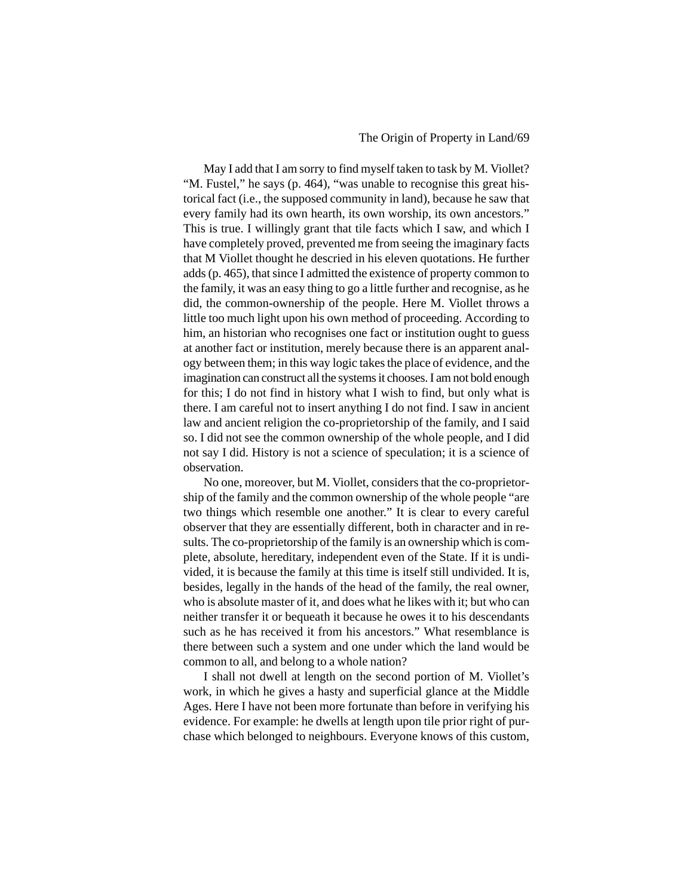May I add that I am sorry to find myself taken to task by M. Viollet? "M. Fustel," he says (p. 464), "was unable to recognise this great historical fact (i.e., the supposed community in land), because he saw that every family had its own hearth, its own worship, its own ancestors." This is true. I willingly grant that tile facts which I saw, and which I have completely proved, prevented me from seeing the imaginary facts that M Viollet thought he descried in his eleven quotations. He further adds (p. 465), that since I admitted the existence of property common to the family, it was an easy thing to go a little further and recognise, as he did, the common-ownership of the people. Here M. Viollet throws a little too much light upon his own method of proceeding. According to him, an historian who recognises one fact or institution ought to guess at another fact or institution, merely because there is an apparent analogy between them; in this way logic takes the place of evidence, and the imagination can construct all the systems it chooses. I am not bold enough for this; I do not find in history what I wish to find, but only what is there. I am careful not to insert anything I do not find. I saw in ancient law and ancient religion the co-proprietorship of the family, and I said so. I did not see the common ownership of the whole people, and I did not say I did. History is not a science of speculation; it is a science of observation.

No one, moreover, but M. Viollet, considers that the co-proprietorship of the family and the common ownership of the whole people "are two things which resemble one another." It is clear to every careful observer that they are essentially different, both in character and in results. The co-proprietorship of the family is an ownership which is complete, absolute, hereditary, independent even of the State. If it is undivided, it is because the family at this time is itself still undivided. It is, besides, legally in the hands of the head of the family, the real owner, who is absolute master of it, and does what he likes with it; but who can neither transfer it or bequeath it because he owes it to his descendants such as he has received it from his ancestors." What resemblance is there between such a system and one under which the land would be common to all, and belong to a whole nation?

I shall not dwell at length on the second portion of M. Viollet's work, in which he gives a hasty and superficial glance at the Middle Ages. Here I have not been more fortunate than before in verifying his evidence. For example: he dwells at length upon tile prior right of purchase which belonged to neighbours. Everyone knows of this custom,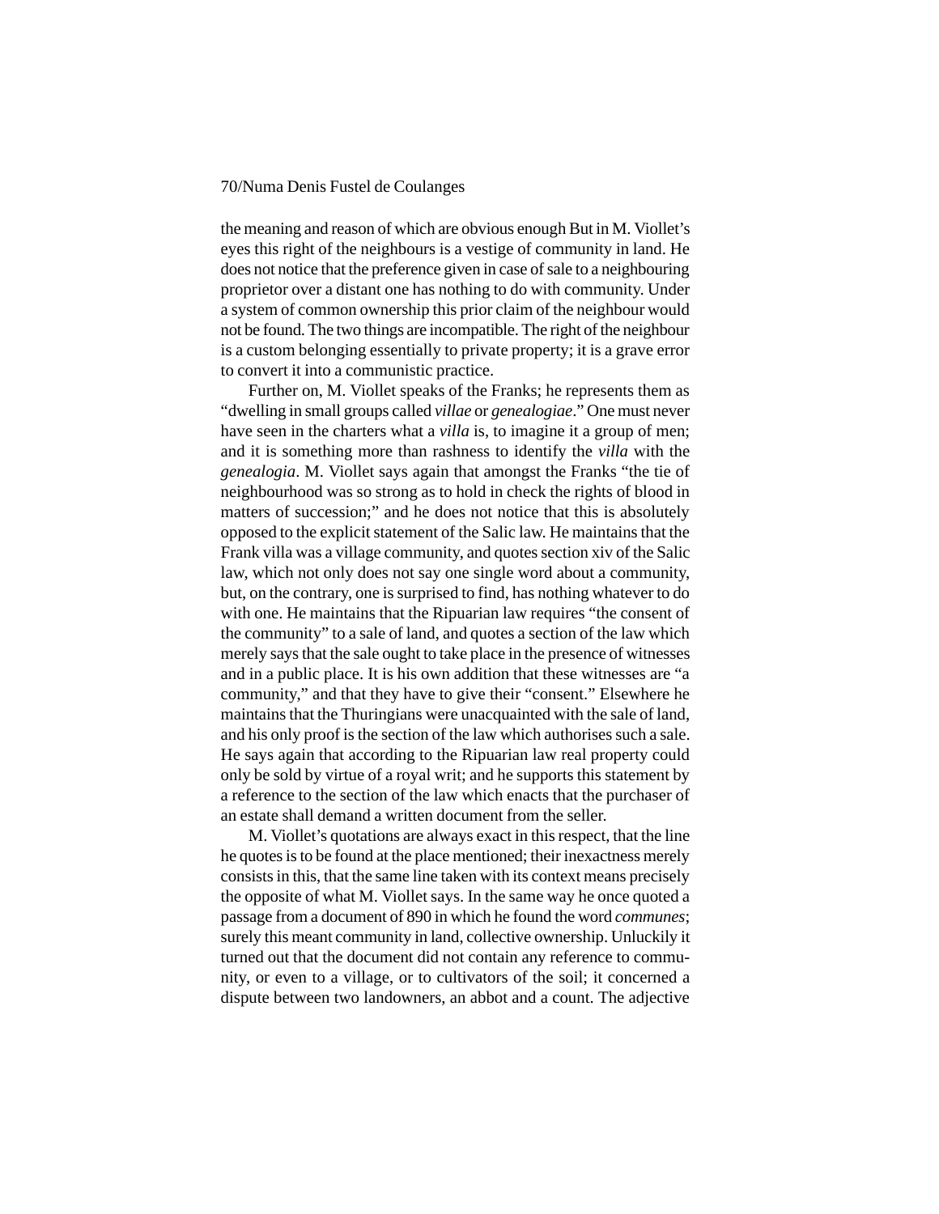the meaning and reason of which are obvious enough But in M. Viollet's eyes this right of the neighbours is a vestige of community in land. He does not notice that the preference given in case of sale to a neighbouring proprietor over a distant one has nothing to do with community. Under a system of common ownership this prior claim of the neighbour would not be found. The two things are incompatible. The right of the neighbour is a custom belonging essentially to private property; it is a grave error to convert it into a communistic practice.

Further on, M. Viollet speaks of the Franks; he represents them as "dwelling in small groups called *villae* or *genealogiae*." One must never have seen in the charters what a *villa* is, to imagine it a group of men; and it is something more than rashness to identify the *villa* with the *genealogia*. M. Viollet says again that amongst the Franks "the tie of neighbourhood was so strong as to hold in check the rights of blood in matters of succession;" and he does not notice that this is absolutely opposed to the explicit statement of the Salic law. He maintains that the Frank villa was a village community, and quotes section xiv of the Salic law, which not only does not say one single word about a community, but, on the contrary, one is surprised to find, has nothing whatever to do with one. He maintains that the Ripuarian law requires "the consent of the community" to a sale of land, and quotes a section of the law which merely says that the sale ought to take place in the presence of witnesses and in a public place. It is his own addition that these witnesses are "a community," and that they have to give their "consent." Elsewhere he maintains that the Thuringians were unacquainted with the sale of land, and his only proof is the section of the law which authorises such a sale. He says again that according to the Ripuarian law real property could only be sold by virtue of a royal writ; and he supports this statement by a reference to the section of the law which enacts that the purchaser of an estate shall demand a written document from the seller.

M. Viollet's quotations are always exact in this respect, that the line he quotes is to be found at the place mentioned; their inexactness merely consists in this, that the same line taken with its context means precisely the opposite of what M. Viollet says. In the same way he once quoted a passage from a document of 890 in which he found the word *communes*; surely this meant community in land, collective ownership. Unluckily it turned out that the document did not contain any reference to community, or even to a village, or to cultivators of the soil; it concerned a dispute between two landowners, an abbot and a count. The adjective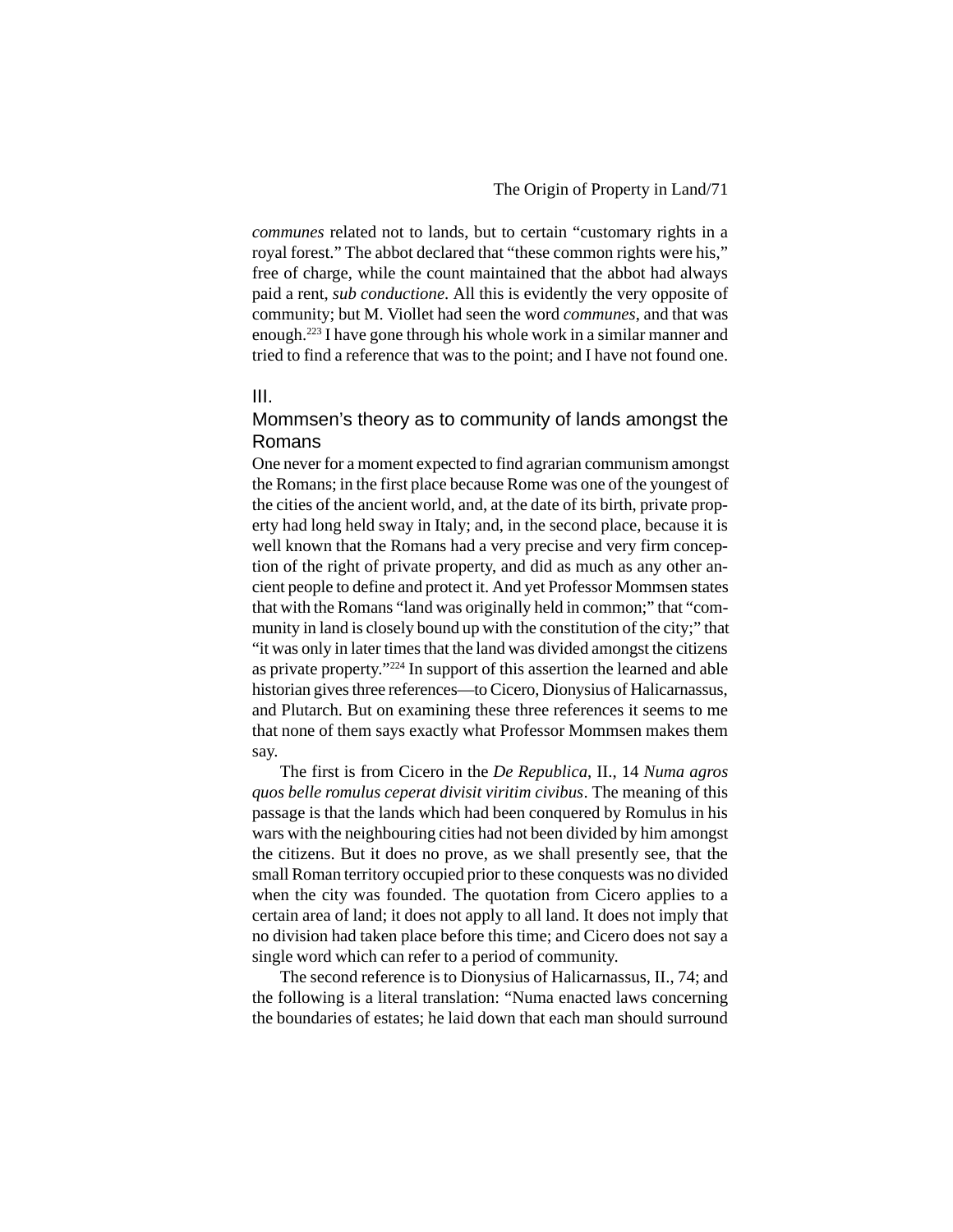*communes* related not to lands, but to certain "customary rights in a royal forest." The abbot declared that "these common rights were his," free of charge, while the count maintained that the abbot had always paid a rent, *sub conductione*. All this is evidently the very opposite of community; but M. Viollet had seen the word *communes*, and that was enough.[223] I have gone through his whole work in a similar manner and tried to find a reference that was to the point; and I have not found one.

## III.

## Mommsen's theory as to community of lands amongst the Romans

One never for a moment expected to find agrarian communism amongst the Romans; in the first place because Rome was one of the youngest of the cities of the ancient world, and, at the date of its birth, private property had long held sway in Italy; and, in the second place, because it is well known that the Romans had a very precise and very firm conception of the right of private property, and did as much as any other ancient people to define and protect it. And yet Professor Mommsen states that with the Romans "land was originally held in common;" that "community in land is closely bound up with the constitution of the city;" that "it was only in later times that the land was divided amongst the citizens as private property."[224] In support of this assertion the learned and able historian gives three references—to Cicero, Dionysius of Halicarnassus, and Plutarch. But on examining these three references it seems to me that none of them says exactly what Professor Mommsen makes them say.

The first is from Cicero in the *De Republica*, II., 14 *Numa agros quos belle romulus ceperat divisit viritim civibus*. The meaning of this passage is that the lands which had been conquered by Romulus in his wars with the neighbouring cities had not been divided by him amongst the citizens. But it does no prove, as we shall presently see, that the small Roman territory occupied prior to these conquests was no divided when the city was founded. The quotation from Cicero applies to a certain area of land; it does not apply to all land. It does not imply that no division had taken place before this time; and Cicero does not say a single word which can refer to a period of community.

The second reference is to Dionysius of Halicarnassus, II., 74; and the following is a literal translation: "Numa enacted laws concerning the boundaries of estates; he laid down that each man should surround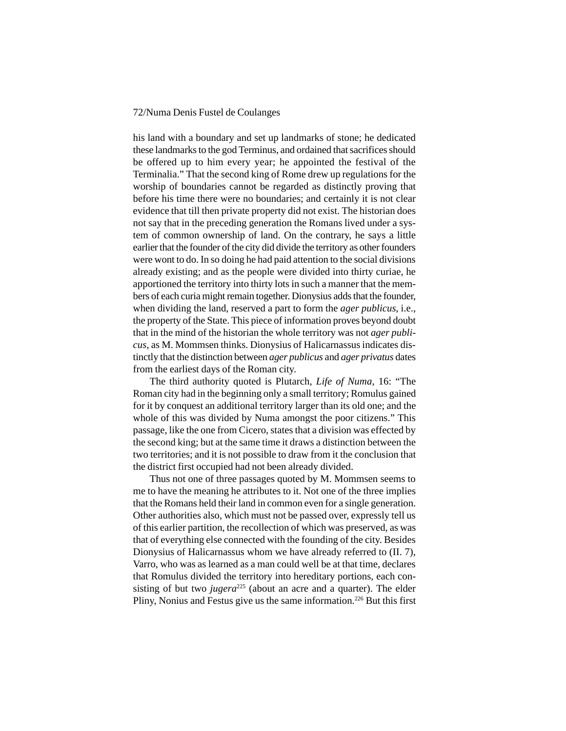his land with a boundary and set up landmarks of stone; he dedicated these landmarks to the god Terminus, and ordained that sacrifices should be offered up to him every year; he appointed the festival of the Terminalia." That the second king of Rome drew up regulations for the worship of boundaries cannot be regarded as distinctly proving that before his time there were no boundaries; and certainly it is not clear evidence that till then private property did not exist. The historian does not say that in the preceding generation the Romans lived under a system of common ownership of land. On the contrary, he says a little earlier that the founder of the city did divide the territory as other founders were wont to do. In so doing he had paid attention to the social divisions already existing; and as the people were divided into thirty curiae, he apportioned the territory into thirty lots in such a manner that the members of each curia might remain together. Dionysius adds that the founder, when dividing the land, reserved a part to form the *ager publicus*, i.e., the property of the State. This piece of information proves beyond doubt that in the mind of the historian the whole territory was not *ager publicus*, as M. Mommsen thinks. Dionysius of Halicarnassus indicates distinctly that the distinction between *ager publicus* and *ager privatus* dates from the earliest days of the Roman city.

The third authority quoted is Plutarch, *Life of Numa*, 16: "The Roman city had in the beginning only a small territory; Romulus gained for it by conquest an additional territory larger than its old one; and the whole of this was divided by Numa amongst the poor citizens." This passage, like the one from Cicero, states that a division was effected by the second king; but at the same time it draws a distinction between the two territories; and it is not possible to draw from it the conclusion that the district first occupied had not been already divided.

Thus not one of three passages quoted by M. Mommsen seems to me to have the meaning he attributes to it. Not one of the three implies that the Romans held their land in common even for a single generation. Other authorities also, which must not be passed over, expressly tell us of this earlier partition, the recollection of which was preserved, as was that of everything else connected with the founding of the city. Besides Dionysius of Halicarnassus whom we have already referred to (II. 7), Varro, who was as learned as a man could well be at that time, declares that Romulus divided the territory into hereditary portions, each consisting of but two *jugera*[225] (about an acre and a quarter). The elder Pliny, Nonius and Festus give us the same information.[226] But this first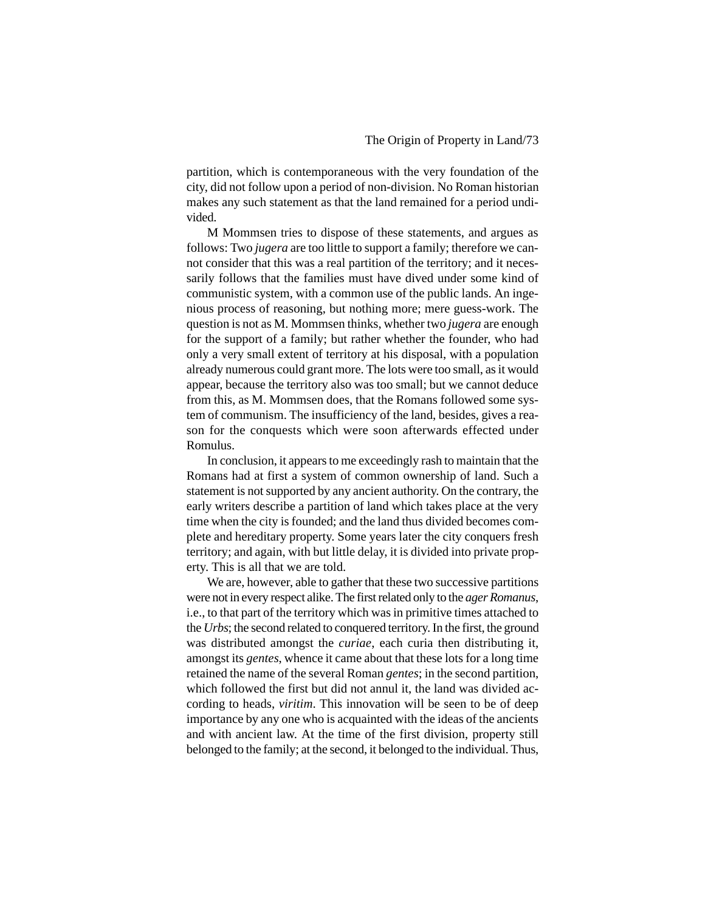partition, which is contemporaneous with the very foundation of the city, did not follow upon a period of non-division. No Roman historian makes any such statement as that the land remained for a period undivided.

M Mommsen tries to dispose of these statements, and argues as follows: Two *jugera* are too little to support a family; therefore we cannot consider that this was a real partition of the territory; and it necessarily follows that the families must have dived under some kind of communistic system, with a common use of the public lands. An ingenious process of reasoning, but nothing more; mere guess-work. The question is not as M. Mommsen thinks, whether two *jugera* are enough for the support of a family; but rather whether the founder, who had only a very small extent of territory at his disposal, with a population already numerous could grant more. The lots were too small, as it would appear, because the territory also was too small; but we cannot deduce from this, as M. Mommsen does, that the Romans followed some system of communism. The insufficiency of the land, besides, gives a reason for the conquests which were soon afterwards effected under Romulus.

In conclusion, it appears to me exceedingly rash to maintain that the Romans had at first a system of common ownership of land. Such a statement is not supported by any ancient authority. On the contrary, the early writers describe a partition of land which takes place at the very time when the city is founded; and the land thus divided becomes complete and hereditary property. Some years later the city conquers fresh territory; and again, with but little delay, it is divided into private property. This is all that we are told.

We are, however, able to gather that these two successive partitions were not in every respect alike. The first related only to the *ager Romanus*, i.e., to that part of the territory which was in primitive times attached to the *Urbs*; the second related to conquered territory. In the first, the ground was distributed amongst the *curiae*, each curia then distributing it, amongst its *gentes*, whence it came about that these lots for a long time retained the name of the several Roman *gentes*; in the second partition, which followed the first but did not annul it, the land was divided according to heads, *viritim*. This innovation will be seen to be of deep importance by any one who is acquainted with the ideas of the ancients and with ancient law. At the time of the first division, property still belonged to the family; at the second, it belonged to the individual. Thus,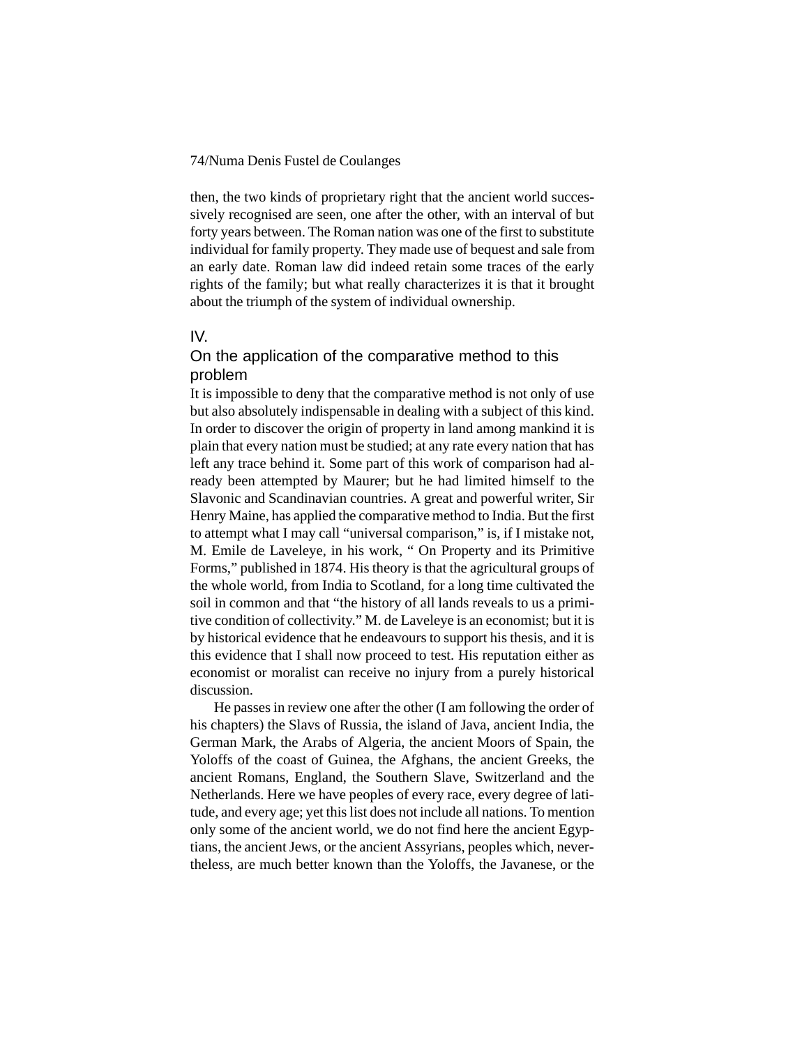then, the two kinds of proprietary right that the ancient world successively recognised are seen, one after the other, with an interval of but forty years between. The Roman nation was one of the first to substitute individual for family property. They made use of bequest and sale from an early date. Roman law did indeed retain some traces of the early rights of the family; but what really characterizes it is that it brought about the triumph of the system of individual ownership.

## IV.

## On the application of the comparative method to this problem

It is impossible to deny that the comparative method is not only of use but also absolutely indispensable in dealing with a subject of this kind. In order to discover the origin of property in land among mankind it is plain that every nation must be studied; at any rate every nation that has left any trace behind it. Some part of this work of comparison had already been attempted by Maurer; but he had limited himself to the Slavonic and Scandinavian countries. A great and powerful writer, Sir Henry Maine, has applied the comparative method to India. But the first to attempt what I may call "universal comparison," is, if I mistake not, M. Emile de Laveleye, in his work, " On Property and its Primitive Forms," published in 1874. His theory is that the agricultural groups of the whole world, from India to Scotland, for a long time cultivated the soil in common and that "the history of all lands reveals to us a primitive condition of collectivity." M. de Laveleye is an economist; but it is by historical evidence that he endeavours to support his thesis, and it is this evidence that I shall now proceed to test. His reputation either as economist or moralist can receive no injury from a purely historical discussion.

He passes in review one after the other (I am following the order of his chapters) the Slavs of Russia, the island of Java, ancient India, the German Mark, the Arabs of Algeria, the ancient Moors of Spain, the Yoloffs of the coast of Guinea, the Afghans, the ancient Greeks, the ancient Romans, England, the Southern Slave, Switzerland and the Netherlands. Here we have peoples of every race, every degree of latitude, and every age; yet this list does not include all nations. To mention only some of the ancient world, we do not find here the ancient Egyptians, the ancient Jews, or the ancient Assyrians, peoples which, nevertheless, are much better known than the Yoloffs, the Javanese, or the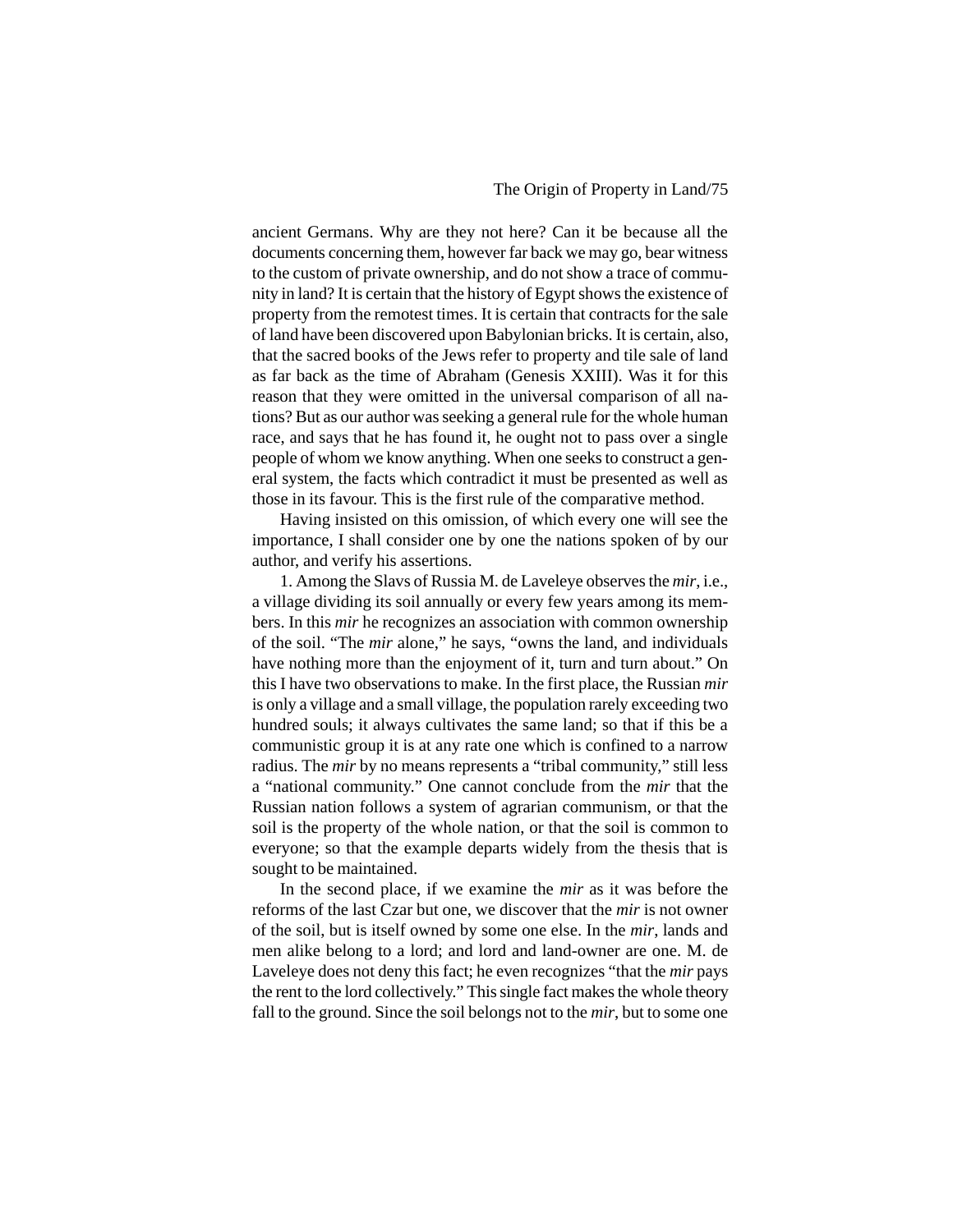ancient Germans. Why are they not here? Can it be because all the documents concerning them, however far back we may go, bear witness to the custom of private ownership, and do not show a trace of community in land? It is certain that the history of Egypt shows the existence of property from the remotest times. It is certain that contracts for the sale of land have been discovered upon Babylonian bricks. It is certain, also, that the sacred books of the Jews refer to property and tile sale of land as far back as the time of Abraham (Genesis XXIII). Was it for this reason that they were omitted in the universal comparison of all nations? But as our author was seeking a general rule for the whole human race, and says that he has found it, he ought not to pass over a single people of whom we know anything. When one seeks to construct a general system, the facts which contradict it must be presented as well as those in its favour. This is the first rule of the comparative method.

Having insisted on this omission, of which every one will see the importance, I shall consider one by one the nations spoken of by our author, and verify his assertions.

1. Among the Slavs of Russia M. de Laveleye observes the *mir*, i.e., a village dividing its soil annually or every few years among its members. In this *mir* he recognizes an association with common ownership of the soil. "The *mir* alone," he says, "owns the land, and individuals have nothing more than the enjoyment of it, turn and turn about." On this I have two observations to make. In the first place, the Russian *mir* is only a village and a small village, the population rarely exceeding two hundred souls; it always cultivates the same land; so that if this be a communistic group it is at any rate one which is confined to a narrow radius. The *mir* by no means represents a "tribal community," still less a "national community." One cannot conclude from the *mir* that the Russian nation follows a system of agrarian communism, or that the soil is the property of the whole nation, or that the soil is common to everyone; so that the example departs widely from the thesis that is sought to be maintained.

In the second place, if we examine the *mir* as it was before the reforms of the last Czar but one, we discover that the *mir* is not owner of the soil, but is itself owned by some one else. In the *mir*, lands and men alike belong to a lord; and lord and land-owner are one. M. de Laveleye does not deny this fact; he even recognizes "that the *mir* pays the rent to the lord collectively." This single fact makes the whole theory fall to the ground. Since the soil belongs not to the *mir*, but to some one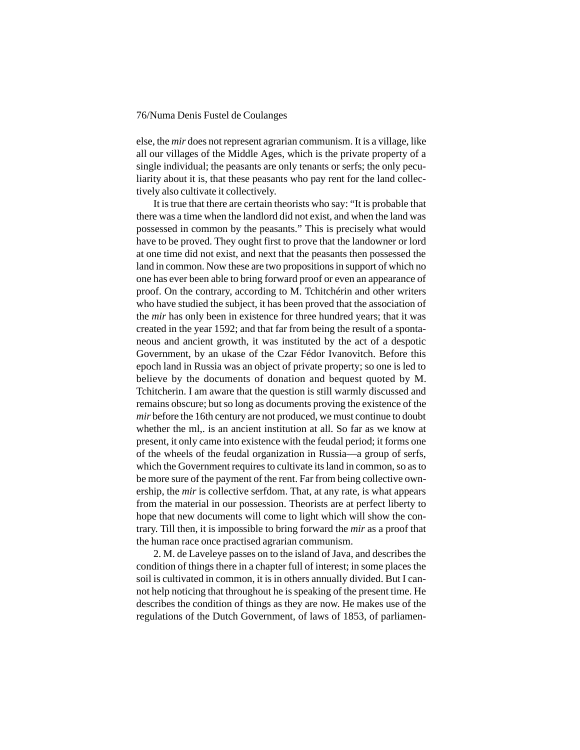else, the *mir* does not represent agrarian communism. It is a village, like all our villages of the Middle Ages, which is the private property of a single individual; the peasants are only tenants or serfs; the only peculiarity about it is, that these peasants who pay rent for the land collectively also cultivate it collectively.

It is true that there are certain theorists who say: "It is probable that there was a time when the landlord did not exist, and when the land was possessed in common by the peasants." This is precisely what would have to be proved. They ought first to prove that the landowner or lord at one time did not exist, and next that the peasants then possessed the land in common. Now these are two propositions in support of which no one has ever been able to bring forward proof or even an appearance of proof. On the contrary, according to M. Tchitchérin and other writers who have studied the subject, it has been proved that the association of the *mir* has only been in existence for three hundred years; that it was created in the year 1592; and that far from being the result of a spontaneous and ancient growth, it was instituted by the act of a despotic Government, by an ukase of the Czar Fédor Ivanovitch. Before this epoch land in Russia was an object of private property; so one is led to believe by the documents of donation and bequest quoted by M. Tchitcherin. I am aware that the question is still warmly discussed and remains obscure; but so long as documents proving the existence of the *mir* before the 16th century are not produced, we must continue to doubt whether the ml,. is an ancient institution at all. So far as we know at present, it only came into existence with the feudal period; it forms one of the wheels of the feudal organization in Russia—a group of serfs, which the Government requires to cultivate its land in common, so as to be more sure of the payment of the rent. Far from being collective ownership, the *mir* is collective serfdom. That, at any rate, is what appears from the material in our possession. Theorists are at perfect liberty to hope that new documents will come to light which will show the contrary. Till then, it is impossible to bring forward the *mir* as a proof that the human race once practised agrarian communism.

2. M. de Laveleye passes on to the island of Java, and describes the condition of things there in a chapter full of interest; in some places the soil is cultivated in common, it is in others annually divided. But I cannot help noticing that throughout he is speaking of the present time. He describes the condition of things as they are now. He makes use of the regulations of the Dutch Government, of laws of 1853, of parliamen-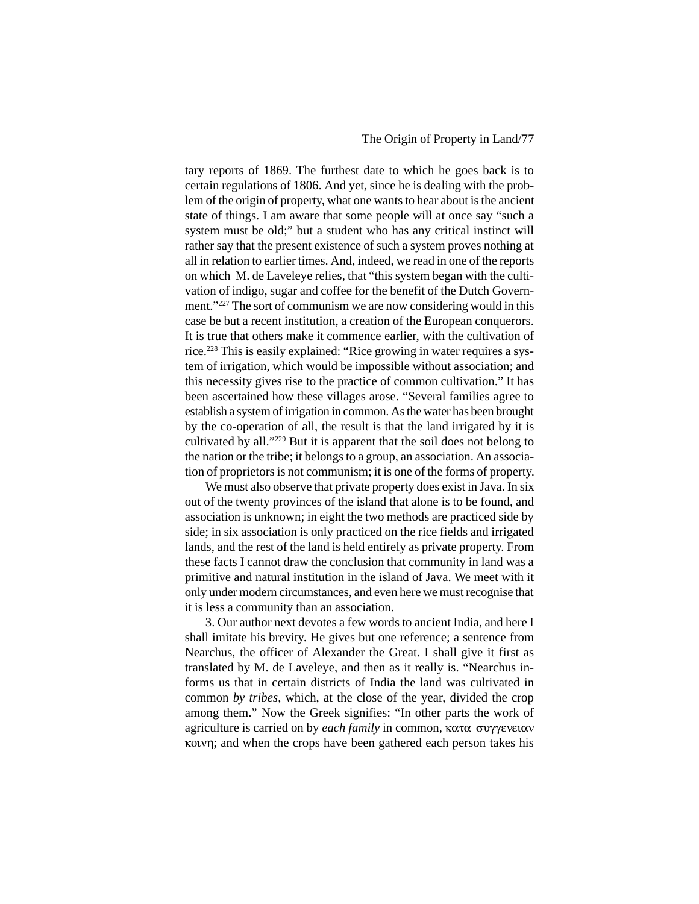tary reports of 1869. The furthest date to which he goes back is to certain regulations of 1806. And yet, since he is dealing with the problem of the origin of property, what one wants to hear about is the ancient state of things. I am aware that some people will at once say "such a system must be old;" but a student who has any critical instinct will rather say that the present existence of such a system proves nothing at all in relation to earlier times. And, indeed, we read in one of the reports on which M. de Laveleye relies, that "this system began with the cultivation of indigo, sugar and coffee for the benefit of the Dutch Government."[227] The sort of communism we are now considering would in this case be but a recent institution, a creation of the European conquerors. It is true that others make it commence earlier, with the cultivation of rice.[228] This is easily explained: "Rice growing in water requires a system of irrigation, which would be impossible without association; and this necessity gives rise to the practice of common cultivation." It has been ascertained how these villages arose. "Several families agree to establish a system of irrigation in common. As the water has been brought by the co-operation of all, the result is that the land irrigated by it is cultivated by all."[229] But it is apparent that the soil does not belong to the nation or the tribe; it belongs to a group, an association. An association of proprietors is not communism; it is one of the forms of property.

We must also observe that private property does exist in Java. In six out of the twenty provinces of the island that alone is to be found, and association is unknown; in eight the two methods are practiced side by side; in six association is only practiced on the rice fields and irrigated lands, and the rest of the land is held entirely as private property. From these facts I cannot draw the conclusion that community in land was a primitive and natural institution in the island of Java. We meet with it only under modern circumstances, and even here we must recognise that it is less a community than an association.

3. Our author next devotes a few words to ancient India, and here I shall imitate his brevity. He gives but one reference; a sentence from Nearchus, the officer of Alexander the Great. I shall give it first as translated by M. de Laveleye, and then as it really is. "Nearchus informs us that in certain districts of India the land was cultivated in common *by tribes*, which, at the close of the year, divided the crop among them." Now the Greek signifies: "In other parts the work of agriculture is carried on by *each family* in common, κατα συγγενειαν κοινη; and when the crops have been gathered each person takes his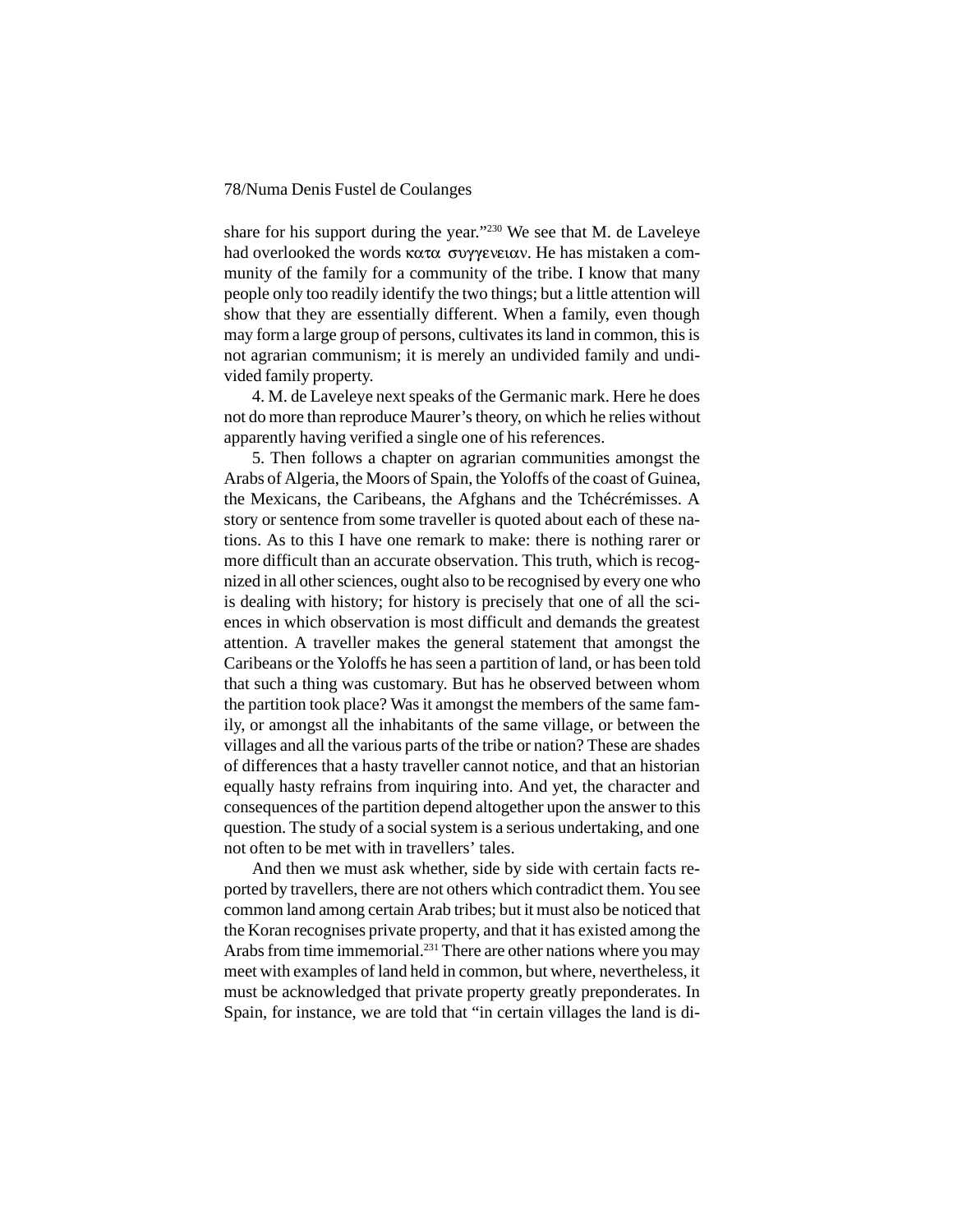share for his support during the year."[230] We see that M. de Laveleye had overlooked the words κατα συγγενειαν. He has mistaken a community of the family for a community of the tribe. I know that many people only too readily identify the two things; but a little attention will show that they are essentially different. When a family, even though may form a large group of persons, cultivates its land in common, this is not agrarian communism; it is merely an undivided family and undivided family property.

4. M. de Laveleye next speaks of the Germanic mark. Here he does not do more than reproduce Maurer's theory, on which he relies without apparently having verified a single one of his references.

5. Then follows a chapter on agrarian communities amongst the Arabs of Algeria, the Moors of Spain, the Yoloffs of the coast of Guinea, the Mexicans, the Caribeans, the Afghans and the Tchécrémisses. A story or sentence from some traveller is quoted about each of these nations. As to this I have one remark to make: there is nothing rarer or more difficult than an accurate observation. This truth, which is recognized in all other sciences, ought also to be recognised by every one who is dealing with history; for history is precisely that one of all the sciences in which observation is most difficult and demands the greatest attention. A traveller makes the general statement that amongst the Caribeans or the Yoloffs he has seen a partition of land, or has been told that such a thing was customary. But has he observed between whom the partition took place? Was it amongst the members of the same family, or amongst all the inhabitants of the same village, or between the villages and all the various parts of the tribe or nation? These are shades of differences that a hasty traveller cannot notice, and that an historian equally hasty refrains from inquiring into. And yet, the character and consequences of the partition depend altogether upon the answer to this question. The study of a social system is a serious undertaking, and one not often to be met with in travellers' tales.

And then we must ask whether, side by side with certain facts reported by travellers, there are not others which contradict them. You see common land among certain Arab tribes; but it must also be noticed that the Koran recognises private property, and that it has existed among the Arabs from time immemorial.[231] There are other nations where you may meet with examples of land held in common, but where, nevertheless, it must be acknowledged that private property greatly preponderates. In Spain, for instance, we are told that "in certain villages the land is di-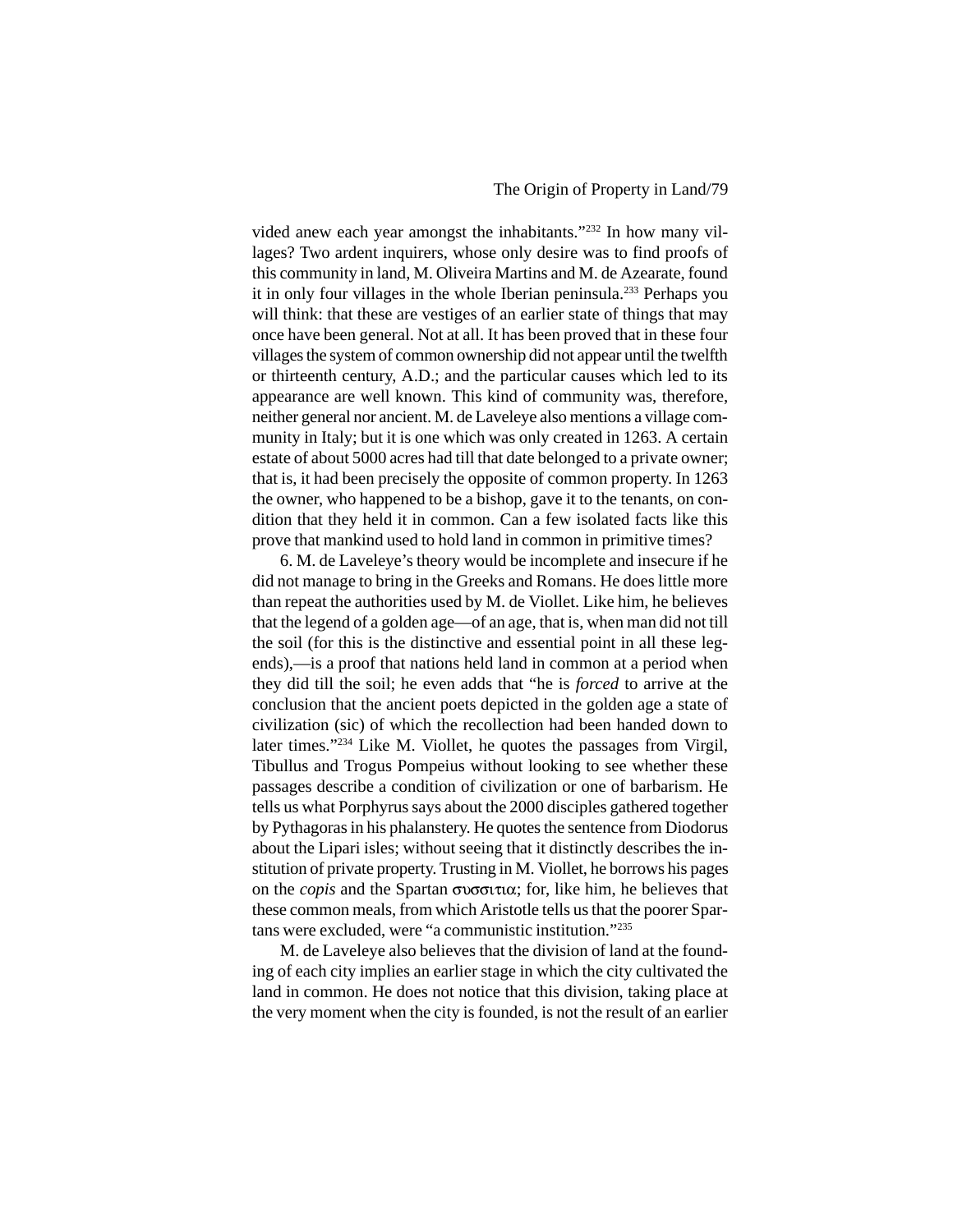vided anew each year amongst the inhabitants."[232] In how many villages? Two ardent inquirers, whose only desire was to find proofs of this community in land, M. Oliveira Martins and M. de Azearate, found it in only four villages in the whole Iberian peninsula.[233] Perhaps you will think: that these are vestiges of an earlier state of things that may once have been general. Not at all. It has been proved that in these four villages the system of common ownership did not appear until the twelfth or thirteenth century, A.D.; and the particular causes which led to its appearance are well known. This kind of community was, therefore, neither general nor ancient. M. de Laveleye also mentions a village community in Italy; but it is one which was only created in 1263. A certain estate of about 5000 acres had till that date belonged to a private owner; that is, it had been precisely the opposite of common property. In 1263 the owner, who happened to be a bishop, gave it to the tenants, on condition that they held it in common. Can a few isolated facts like this prove that mankind used to hold land in common in primitive times?

6. M. de Laveleye's theory would be incomplete and insecure if he did not manage to bring in the Greeks and Romans. He does little more than repeat the authorities used by M. de Viollet. Like him, he believes that the legend of a golden age—of an age, that is, when man did not till the soil (for this is the distinctive and essential point in all these legends),—is a proof that nations held land in common at a period when they did till the soil; he even adds that "he is *forced* to arrive at the conclusion that the ancient poets depicted in the golden age a state of civilization (sic) of which the recollection had been handed down to later times."[234] Like M. Viollet, he quotes the passages from Virgil, Tibullus and Trogus Pompeius without looking to see whether these passages describe a condition of civilization or one of barbarism. He tells us what Porphyrus says about the 2000 disciples gathered together by Pythagoras in his phalanstery. He quotes the sentence from Diodorus about the Lipari isles; without seeing that it distinctly describes the institution of private property. Trusting in M. Viollet, he borrows his pages on the *copis* and the Spartan συσσιτια; for, like him, he believes that these common meals, from which Aristotle tells us that the poorer Spartans were excluded, were "a communistic institution."[235]

M. de Laveleye also believes that the division of land at the founding of each city implies an earlier stage in which the city cultivated the land in common. He does not notice that this division, taking place at the very moment when the city is founded, is not the result of an earlier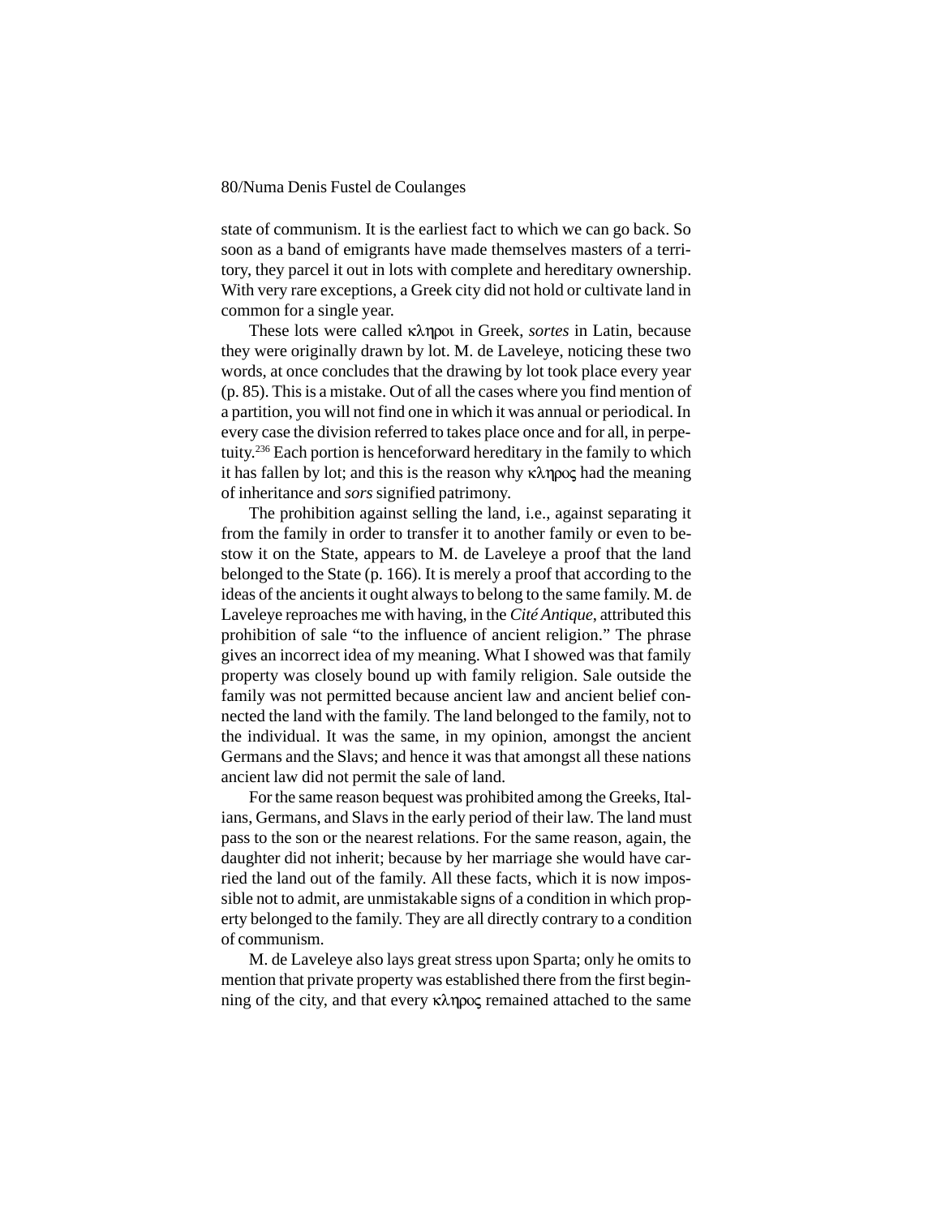state of communism. It is the earliest fact to which we can go back. So soon as a band of emigrants have made themselves masters of a territory, they parcel it out in lots with complete and hereditary ownership. With very rare exceptions, a Greek city did not hold or cultivate land in common for a single year.

These lots were called κληροι in Greek, *sortes* in Latin, because they were originally drawn by lot. M. de Laveleye, noticing these two words, at once concludes that the drawing by lot took place every year (p. 85). This is a mistake. Out of all the cases where you find mention of a partition, you will not find one in which it was annual or periodical. In every case the division referred to takes place once and for all, in perpetuity.[236] Each portion is henceforward hereditary in the family to which it has fallen by lot; and this is the reason why κληρος had the meaning of inheritance and *sors* signified patrimony.

The prohibition against selling the land, i.e., against separating it from the family in order to transfer it to another family or even to bestow it on the State, appears to M. de Laveleye a proof that the land belonged to the State (p. 166). It is merely a proof that according to the ideas of the ancients it ought always to belong to the same family. M. de Laveleye reproaches me with having, in the *Cité Antique*, attributed this prohibition of sale "to the influence of ancient religion." The phrase gives an incorrect idea of my meaning. What I showed was that family property was closely bound up with family religion. Sale outside the family was not permitted because ancient law and ancient belief connected the land with the family. The land belonged to the family, not to the individual. It was the same, in my opinion, amongst the ancient Germans and the Slavs; and hence it was that amongst all these nations ancient law did not permit the sale of land.

For the same reason bequest was prohibited among the Greeks, Italians, Germans, and Slavs in the early period of their law. The land must pass to the son or the nearest relations. For the same reason, again, the daughter did not inherit; because by her marriage she would have carried the land out of the family. All these facts, which it is now impossible not to admit, are unmistakable signs of a condition in which property belonged to the family. They are all directly contrary to a condition of communism.

M. de Laveleye also lays great stress upon Sparta; only he omits to mention that private property was established there from the first beginning of the city, and that every κληρος remained attached to the same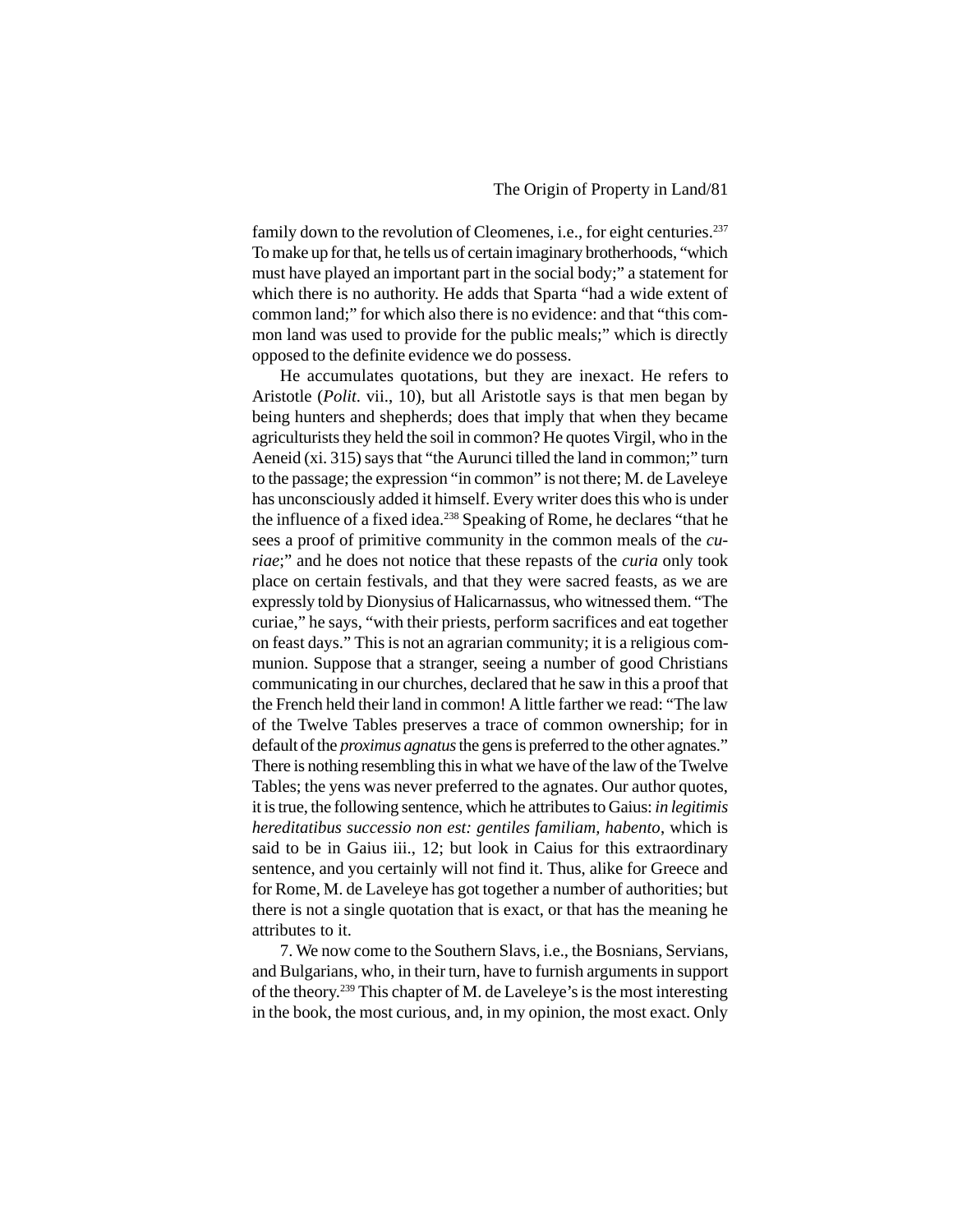family down to the revolution of Cleomenes, i.e., for eight centuries.[237] To make up for that, he tells us of certain imaginary brotherhoods, "which must have played an important part in the social body;" a statement for which there is no authority. He adds that Sparta "had a wide extent of common land;" for which also there is no evidence: and that "this common land was used to provide for the public meals;" which is directly opposed to the definite evidence we do possess.

He accumulates quotations, but they are inexact. He refers to Aristotle (*Polit*. vii., 10), but all Aristotle says is that men began by being hunters and shepherds; does that imply that when they became agriculturists they held the soil in common? He quotes Virgil, who in the Aeneid (xi. 315) says that "the Aurunci tilled the land in common;" turn to the passage; the expression "in common" is not there; M. de Laveleye has unconsciously added it himself. Every writer does this who is under the influence of a fixed idea.[238] Speaking of Rome, he declares "that he sees a proof of primitive community in the common meals of the *curiae*;" and he does not notice that these repasts of the *curia* only took place on certain festivals, and that they were sacred feasts, as we are expressly told by Dionysius of Halicarnassus, who witnessed them. "The curiae," he says, "with their priests, perform sacrifices and eat together on feast days." This is not an agrarian community; it is a religious communion. Suppose that a stranger, seeing a number of good Christians communicating in our churches, declared that he saw in this a proof that the French held their land in common! A little farther we read: "The law of the Twelve Tables preserves a trace of common ownership; for in default of the *proximus agnatus* the gens is preferred to the other agnates." There is nothing resembling this in what we have of the law of the Twelve Tables; the yens was never preferred to the agnates. Our author quotes, it is true, the following sentence, which he attributes to Gaius: *in legitimis hereditatibus successio non est: gentiles familiam, habento*, which is said to be in Gaius iii., 12; but look in Caius for this extraordinary sentence, and you certainly will not find it. Thus, alike for Greece and for Rome, M. de Laveleye has got together a number of authorities; but there is not a single quotation that is exact, or that has the meaning he attributes to it.

7. We now come to the Southern Slavs, i.e., the Bosnians, Servians, and Bulgarians, who, in their turn, have to furnish arguments in support of the theory.[239] This chapter of M. de Laveleye's is the most interesting in the book, the most curious, and, in my opinion, the most exact. Only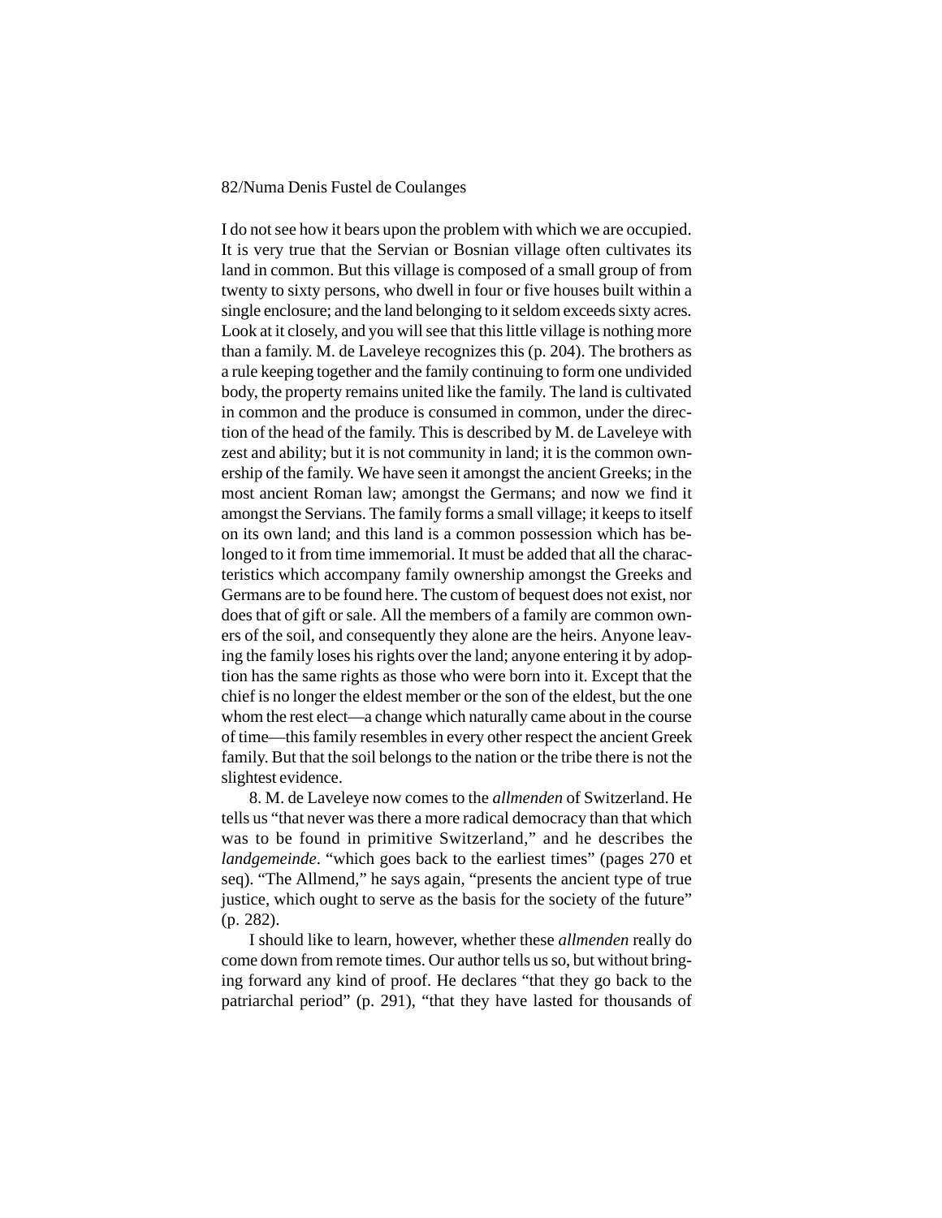I do not see how it bears upon the problem with which we are occupied. It is very true that the Servian or Bosnian village often cultivates its land in common. But this village is composed of a small group of from twenty to sixty persons, who dwell in four or five houses built within a single enclosure; and the land belonging to it seldom exceeds sixty acres. Look at it closely, and you will see that this little village is nothing more than a family. M. de Laveleye recognizes this (p. 204). The brothers as a rule keeping together and the family continuing to form one undivided body, the property remains united like the family. The land is cultivated in common and the produce is consumed in common, under the direction of the head of the family. This is described by M. de Laveleye with zest and ability; but it is not community in land; it is the common ownership of the family. We have seen it amongst the ancient Greeks; in the most ancient Roman law; amongst the Germans; and now we find it amongst the Servians. The family forms a small village; it keeps to itself on its own land; and this land is a common possession which has belonged to it from time immemorial. It must be added that all the characteristics which accompany family ownership amongst the Greeks and Germans are to be found here. The custom of bequest does not exist, nor does that of gift or sale. All the members of a family are common owners of the soil, and consequently they alone are the heirs. Anyone leaving the family loses his rights over the land; anyone entering it by adoption has the same rights as those who were born into it. Except that the chief is no longer the eldest member or the son of the eldest, but the one whom the rest elect—a change which naturally came about in the course of time—this family resembles in every other respect the ancient Greek family. But that the soil belongs to the nation or the tribe there is not the slightest evidence.

8. M. de Laveleye now comes to the *allmenden* of Switzerland. He tells us "that never was there a more radical democracy than that which was to be found in primitive Switzerland," and he describes the *landgemeinde*. "which goes back to the earliest times" (pages 270 et seq). "The Allmend," he says again, "presents the ancient type of true justice, which ought to serve as the basis for the society of the future" (p. 282).

I should like to learn, however, whether these *allmenden* really do come down from remote times. Our author tells us so, but without bringing forward any kind of proof. He declares "that they go back to the patriarchal period" (p. 291), "that they have lasted for thousands of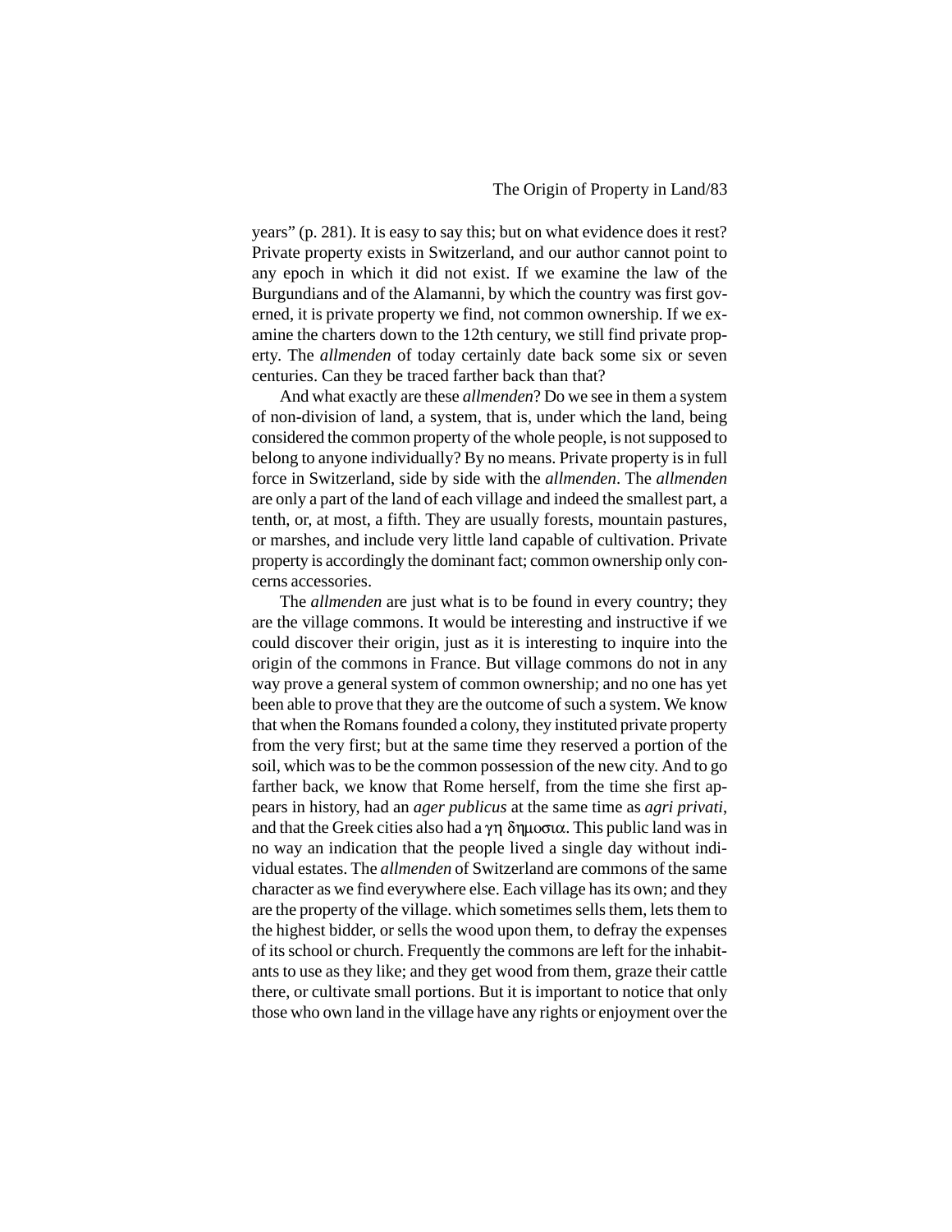years" (p. 281). It is easy to say this; but on what evidence does it rest? Private property exists in Switzerland, and our author cannot point to any epoch in which it did not exist. If we examine the law of the Burgundians and of the Alamanni, by which the country was first governed, it is private property we find, not common ownership. If we examine the charters down to the 12th century, we still find private property. The *allmenden* of today certainly date back some six or seven centuries. Can they be traced farther back than that?

And what exactly are these *allmenden*? Do we see in them a system of non-division of land, a system, that is, under which the land, being considered the common property of the whole people, is not supposed to belong to anyone individually? By no means. Private property is in full force in Switzerland, side by side with the *allmenden*. The *allmenden* are only a part of the land of each village and indeed the smallest part, a tenth, or, at most, a fifth. They are usually forests, mountain pastures, or marshes, and include very little land capable of cultivation. Private property is accordingly the dominant fact; common ownership only concerns accessories.

The *allmenden* are just what is to be found in every country; they are the village commons. It would be interesting and instructive if we could discover their origin, just as it is interesting to inquire into the origin of the commons in France. But village commons do not in any way prove a general system of common ownership; and no one has yet been able to prove that they are the outcome of such a system. We know that when the Romans founded a colony, they instituted private property from the very first; but at the same time they reserved a portion of the soil, which was to be the common possession of the new city. And to go farther back, we know that Rome herself, from the time she first appears in history, had an *ager publicus* at the same time as *agri privati*, and that the Greek cities also had a γη δημοσια. This public land was in no way an indication that the people lived a single day without individual estates. The *allmenden* of Switzerland are commons of the same character as we find everywhere else. Each village has its own; and they are the property of the village. which sometimes sells them, lets them to the highest bidder, or sells the wood upon them, to defray the expenses of its school or church. Frequently the commons are left for the inhabitants to use as they like; and they get wood from them, graze their cattle there, or cultivate small portions. But it is important to notice that only those who own land in the village have any rights or enjoyment over the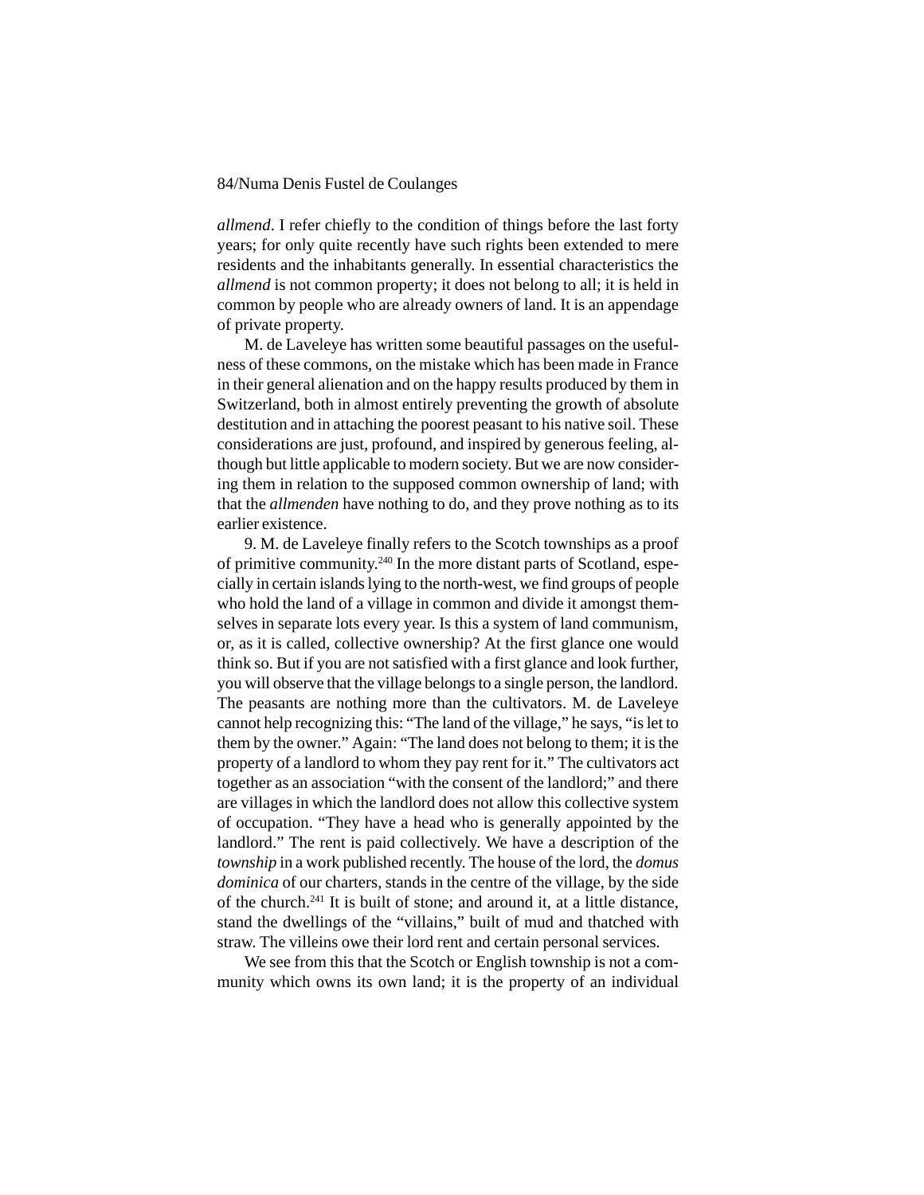*allmend*. I refer chiefly to the condition of things before the last forty years; for only quite recently have such rights been extended to mere residents and the inhabitants generally. In essential characteristics the *allmend* is not common property; it does not belong to all; it is held in common by people who are already owners of land. It is an appendage of private property.

M. de Laveleye has written some beautiful passages on the usefulness of these commons, on the mistake which has been made in France in their general alienation and on the happy results produced by them in Switzerland, both in almost entirely preventing the growth of absolute destitution and in attaching the poorest peasant to his native soil. These considerations are just, profound, and inspired by generous feeling, although but little applicable to modern society. But we are now considering them in relation to the supposed common ownership of land; with that the *allmenden* have nothing to do, and they prove nothing as to its earlier existence.

9. M. de Laveleye finally refers to the Scotch townships as a proof of primitive community.[240] In the more distant parts of Scotland, especially in certain islands lying to the north-west, we find groups of people who hold the land of a village in common and divide it amongst themselves in separate lots every year. Is this a system of land communism, or, as it is called, collective ownership? At the first glance one would think so. But if you are not satisfied with a first glance and look further, you will observe that the village belongs to a single person, the landlord. The peasants are nothing more than the cultivators. M. de Laveleye cannot help recognizing this: "The land of the village," he says, "is let to them by the owner." Again: "The land does not belong to them; it is the property of a landlord to whom they pay rent for it." The cultivators act together as an association "with the consent of the landlord;" and there are villages in which the landlord does not allow this collective system of occupation. "They have a head who is generally appointed by the landlord." The rent is paid collectively. We have a description of the *township* in a work published recently. The house of the lord, the *domus dominica* of our charters, stands in the centre of the village, by the side of the church.[241] It is built of stone; and around it, at a little distance, stand the dwellings of the "villains," built of mud and thatched with straw. The villeins owe their lord rent and certain personal services.

We see from this that the Scotch or English township is not a community which owns its own land; it is the property of an individual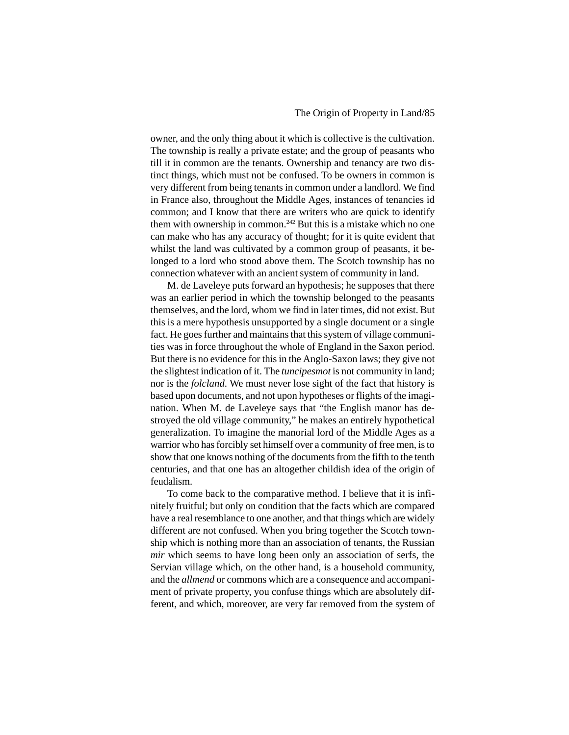owner, and the only thing about it which is collective is the cultivation. The township is really a private estate; and the group of peasants who till it in common are the tenants. Ownership and tenancy are two distinct things, which must not be confused. To be owners in common is very different from being tenants in common under a landlord. We find in France also, throughout the Middle Ages, instances of tenancies id common; and I know that there are writers who are quick to identify them with ownership in common.[242] But this is a mistake which no one can make who has any accuracy of thought; for it is quite evident that whilst the land was cultivated by a common group of peasants, it belonged to a lord who stood above them. The Scotch township has no connection whatever with an ancient system of community in land.

M. de Laveleye puts forward an hypothesis; he supposes that there was an earlier period in which the township belonged to the peasants themselves, and the lord, whom we find in later times, did not exist. But this is a mere hypothesis unsupported by a single document or a single fact. He goes further and maintains that this system of village communities was in force throughout the whole of England in the Saxon period. But there is no evidence for this in the Anglo-Saxon laws; they give not the slightest indication of it. The *tuncipesmot* is not community in land; nor is the *folcland*. We must never lose sight of the fact that history is based upon documents, and not upon hypotheses or flights of the imagination. When M. de Laveleye says that "the English manor has destroyed the old village community," he makes an entirely hypothetical generalization. To imagine the manorial lord of the Middle Ages as a warrior who has forcibly set himself over a community of free men, is to show that one knows nothing of the documents from the fifth to the tenth centuries, and that one has an altogether childish idea of the origin of feudalism.

To come back to the comparative method. I believe that it is infinitely fruitful; but only on condition that the facts which are compared have a real resemblance to one another, and that things which are widely different are not confused. When you bring together the Scotch township which is nothing more than an association of tenants, the Russian *mir* which seems to have long been only an association of serfs, the Servian village which, on the other hand, is a household community, and the *allmend* or commons which are a consequence and accompaniment of private property, you confuse things which are absolutely different, and which, moreover, are very far removed from the system of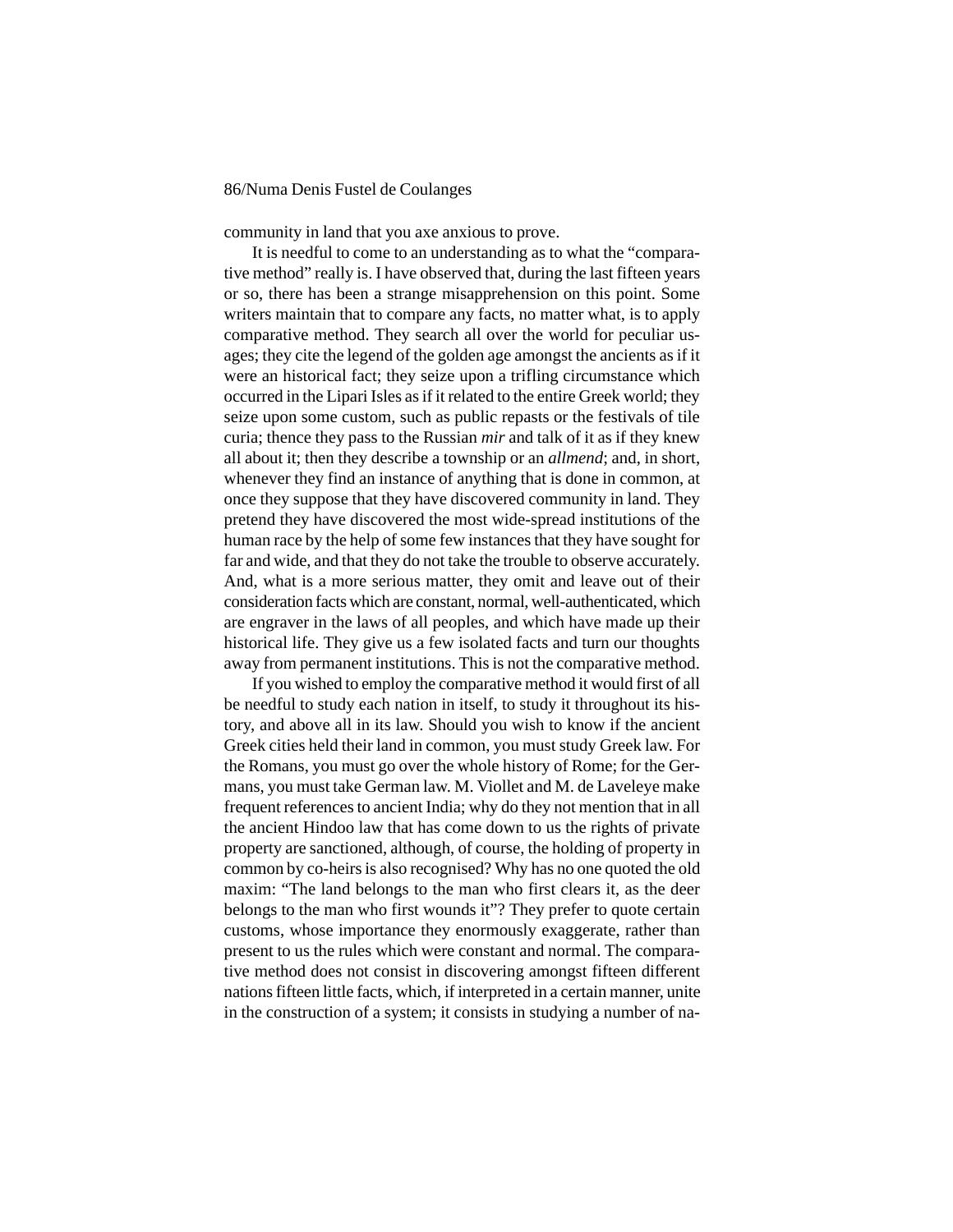community in land that you axe anxious to prove.

It is needful to come to an understanding as to what the "comparative method" really is. I have observed that, during the last fifteen years or so, there has been a strange misapprehension on this point. Some writers maintain that to compare any facts, no matter what, is to apply comparative method. They search all over the world for peculiar usages; they cite the legend of the golden age amongst the ancients as if it were an historical fact; they seize upon a trifling circumstance which occurred in the Lipari Isles as if it related to the entire Greek world; they seize upon some custom, such as public repasts or the festivals of tile curia; thence they pass to the Russian *mir* and talk of it as if they knew all about it; then they describe a township or an *allmend*; and, in short, whenever they find an instance of anything that is done in common, at once they suppose that they have discovered community in land. They pretend they have discovered the most wide-spread institutions of the human race by the help of some few instances that they have sought for far and wide, and that they do not take the trouble to observe accurately. And, what is a more serious matter, they omit and leave out of their consideration facts which are constant, normal, well-authenticated, which are engraver in the laws of all peoples, and which have made up their historical life. They give us a few isolated facts and turn our thoughts away from permanent institutions. This is not the comparative method.

If you wished to employ the comparative method it would first of all be needful to study each nation in itself, to study it throughout its history, and above all in its law. Should you wish to know if the ancient Greek cities held their land in common, you must study Greek law. For the Romans, you must go over the whole history of Rome; for the Germans, you must take German law. M. Viollet and M. de Laveleye make frequent references to ancient India; why do they not mention that in all the ancient Hindoo law that has come down to us the rights of private property are sanctioned, although, of course, the holding of property in common by co-heirs is also recognised? Why has no one quoted the old maxim: "The land belongs to the man who first clears it, as the deer belongs to the man who first wounds it"? They prefer to quote certain customs, whose importance they enormously exaggerate, rather than present to us the rules which were constant and normal. The comparative method does not consist in discovering amongst fifteen different nations fifteen little facts, which, if interpreted in a certain manner, unite in the construction of a system; it consists in studying a number of na-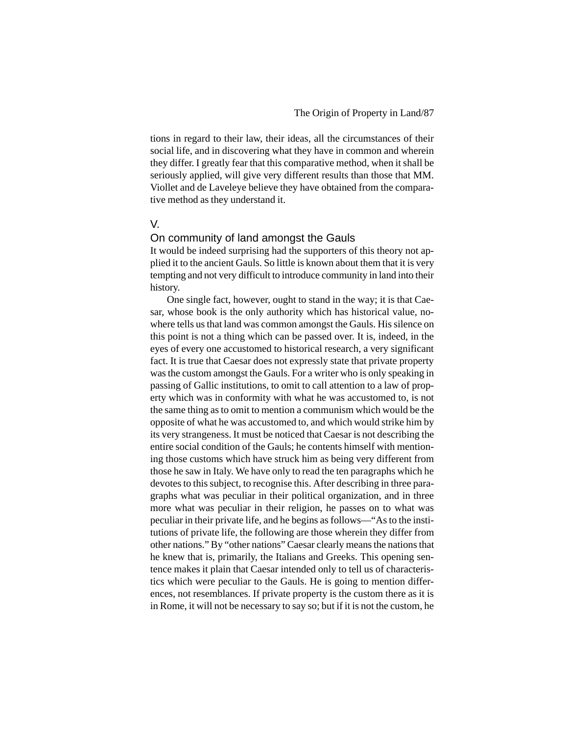tions in regard to their law, their ideas, all the circumstances of their social life, and in discovering what they have in common and wherein they differ. I greatly fear that this comparative method, when it shall be seriously applied, will give very different results than those that MM. Viollet and de Laveleye believe they have obtained from the comparative method as they understand it.

## V.

## On community of land amongst the Gauls

It would be indeed surprising had the supporters of this theory not applied it to the ancient Gauls. So little is known about them that it is very tempting and not very difficult to introduce community in land into their history.

One single fact, however, ought to stand in the way; it is that Caesar, whose book is the only authority which has historical value, nowhere tells us that land was common amongst the Gauls. His silence on this point is not a thing which can be passed over. It is, indeed, in the eyes of every one accustomed to historical research, a very significant fact. It is true that Caesar does not expressly state that private property was the custom amongst the Gauls. For a writer who is only speaking in passing of Gallic institutions, to omit to call attention to a law of property which was in conformity with what he was accustomed to, is not the same thing as to omit to mention a communism which would be the opposite of what he was accustomed to, and which would strike him by its very strangeness. It must be noticed that Caesar is not describing the entire social condition of the Gauls; he contents himself with mentioning those customs which have struck him as being very different from those he saw in Italy. We have only to read the ten paragraphs which he devotes to this subject, to recognise this. After describing in three paragraphs what was peculiar in their political organization, and in three more what was peculiar in their religion, he passes on to what was peculiar in their private life, and he begins as follows—"As to the institutions of private life, the following are those wherein they differ from other nations." By "other nations" Caesar clearly means the nations that he knew that is, primarily, the Italians and Greeks. This opening sentence makes it plain that Caesar intended only to tell us of characteristics which were peculiar to the Gauls. He is going to mention differences, not resemblances. If private property is the custom there as it is in Rome, it will not be necessary to say so; but if it is not the custom, he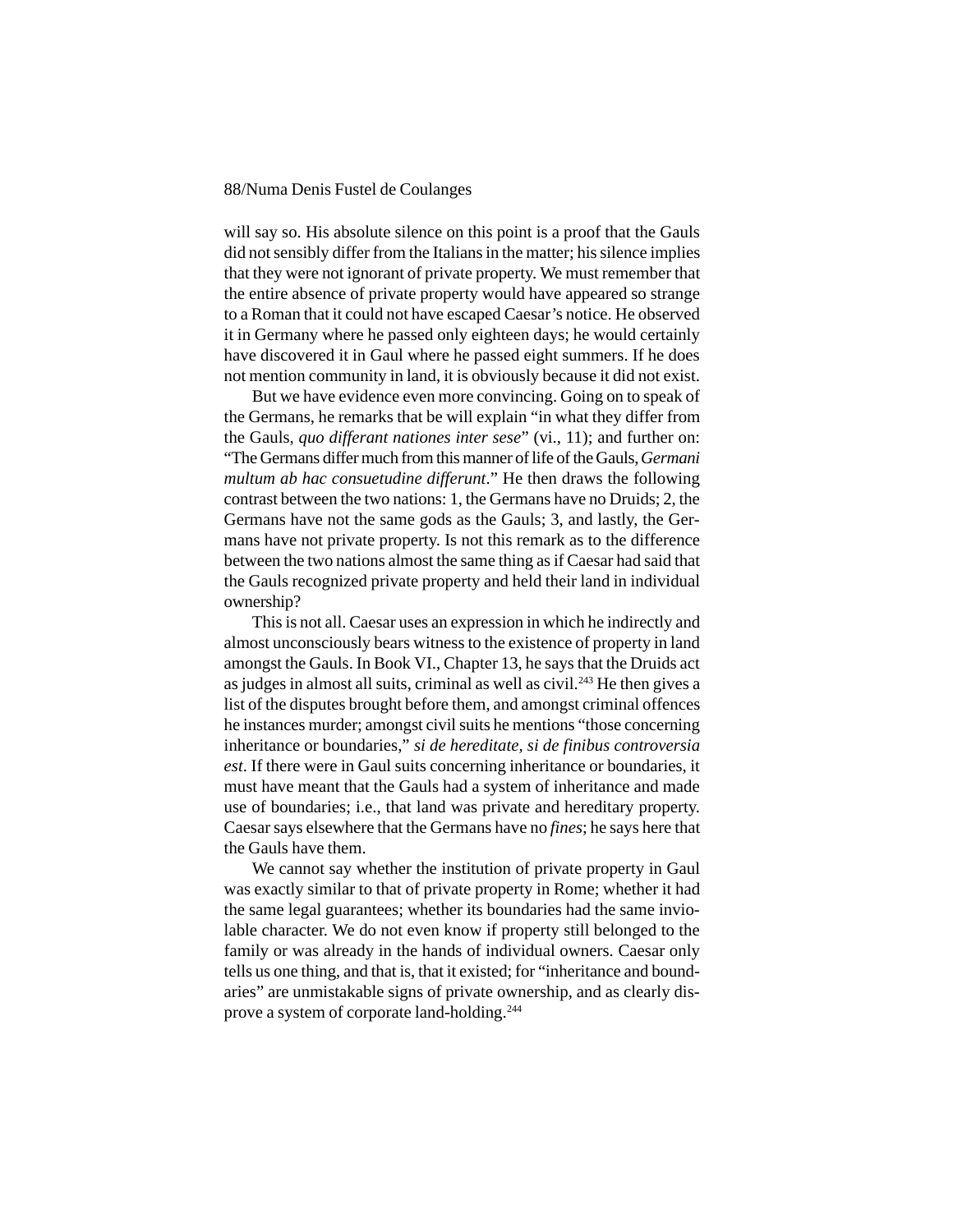will say so. His absolute silence on this point is a proof that the Gauls did not sensibly differ from the Italians in the matter; his silence implies that they were not ignorant of private property. We must remember that the entire absence of private property would have appeared so strange to a Roman that it could not have escaped Caesar's notice. He observed it in Germany where he passed only eighteen days; he would certainly have discovered it in Gaul where he passed eight summers. If he does not mention community in land, it is obviously because it did not exist.

But we have evidence even more convincing. Going on to speak of the Germans, he remarks that be will explain "in what they differ from the Gauls, *quo differant nationes inter sese*" (vi., 11); and further on: "The Germans differ much from this manner of life of the Gauls, *Germani multum ab hac consuetudine differunt*." He then draws the following contrast between the two nations: 1, the Germans have no Druids; 2, the Germans have not the same gods as the Gauls; 3, and lastly, the Germans have not private property. Is not this remark as to the difference between the two nations almost the same thing as if Caesar had said that the Gauls recognized private property and held their land in individual ownership?

This is not all. Caesar uses an expression in which he indirectly and almost unconsciously bears witness to the existence of property in land amongst the Gauls. In Book VI., Chapter 13, he says that the Druids act as judges in almost all suits, criminal as well as civil.[243] He then gives a list of the disputes brought before them, and amongst criminal offences he instances murder; amongst civil suits he mentions "those concerning inheritance or boundaries," *si de hereditate, si de finibus controversia est*. If there were in Gaul suits concerning inheritance or boundaries, it must have meant that the Gauls had a system of inheritance and made use of boundaries; i.e., that land was private and hereditary property. Caesar says elsewhere that the Germans have no *fines*; he says here that the Gauls have them.

We cannot say whether the institution of private property in Gaul was exactly similar to that of private property in Rome; whether it had the same legal guarantees; whether its boundaries had the same inviolable character. We do not even know if property still belonged to the family or was already in the hands of individual owners. Caesar only tells us one thing, and that is, that it existed; for "inheritance and boundaries" are unmistakable signs of private ownership, and as clearly disprove a system of corporate land-holding.[244]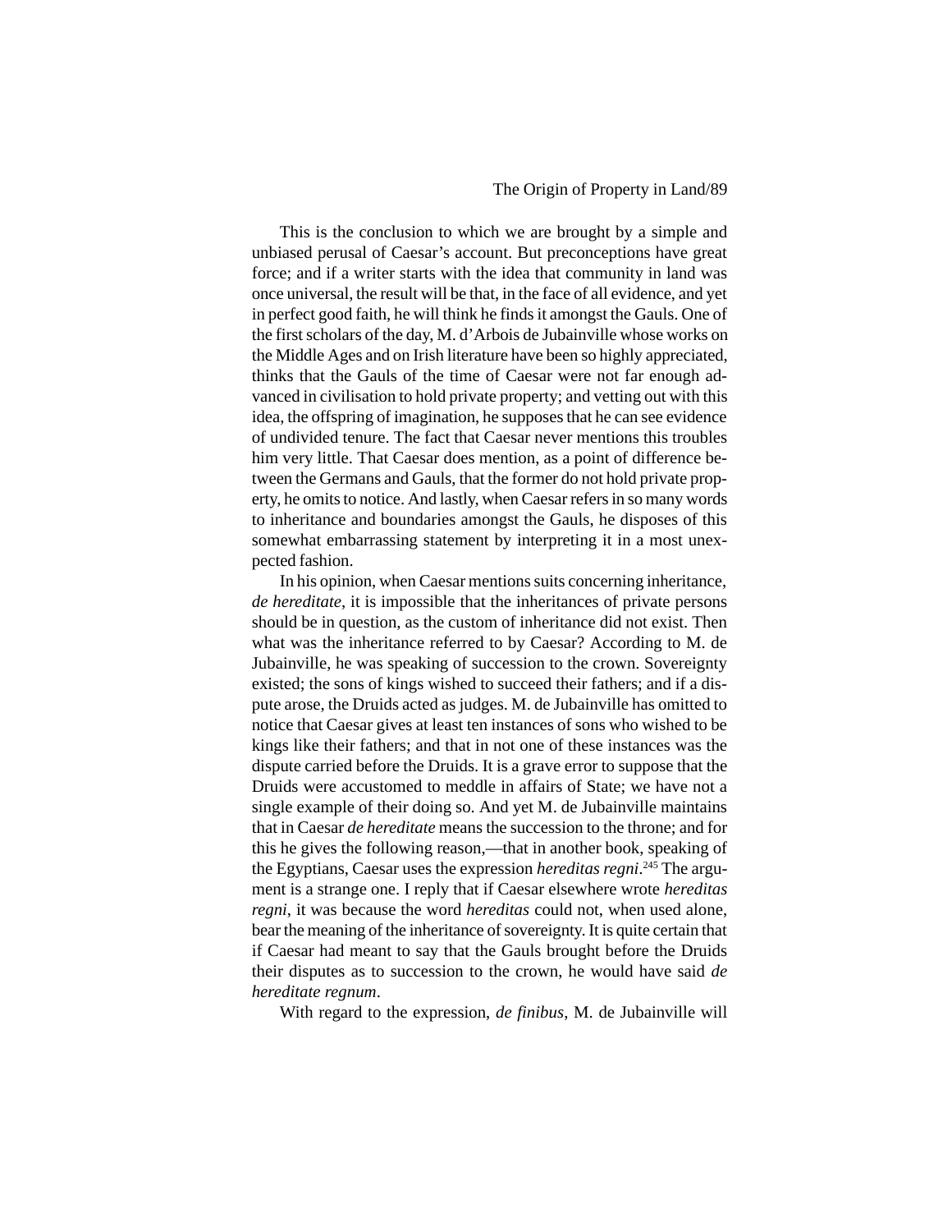This is the conclusion to which we are brought by a simple and unbiased perusal of Caesar's account. But preconceptions have great force; and if a writer starts with the idea that community in land was once universal, the result will be that, in the face of all evidence, and yet in perfect good faith, he will think he finds it amongst the Gauls. One of the first scholars of the day, M. d'Arbois de Jubainville whose works on the Middle Ages and on Irish literature have been so highly appreciated, thinks that the Gauls of the time of Caesar were not far enough advanced in civilisation to hold private property; and vetting out with this idea, the offspring of imagination, he supposes that he can see evidence of undivided tenure. The fact that Caesar never mentions this troubles him very little. That Caesar does mention, as a point of difference between the Germans and Gauls, that the former do not hold private property, he omits to notice. And lastly, when Caesar refers in so many words to inheritance and boundaries amongst the Gauls, he disposes of this somewhat embarrassing statement by interpreting it in a most unexpected fashion.

In his opinion, when Caesar mentions suits concerning inheritance, *de hereditate*, it is impossible that the inheritances of private persons should be in question, as the custom of inheritance did not exist. Then what was the inheritance referred to by Caesar? According to M. de Jubainville, he was speaking of succession to the crown. Sovereignty existed; the sons of kings wished to succeed their fathers; and if a dispute arose, the Druids acted as judges. M. de Jubainville has omitted to notice that Caesar gives at least ten instances of sons who wished to be kings like their fathers; and that in not one of these instances was the dispute carried before the Druids. It is a grave error to suppose that the Druids were accustomed to meddle in affairs of State; we have not a single example of their doing so. And yet M. de Jubainville maintains that in Caesar *de hereditate* means the succession to the throne; and for this he gives the following reason,—that in another book, speaking of the Egyptians, Caesar uses the expression *hereditas regni*.[245] The argument is a strange one. I reply that if Caesar elsewhere wrote *hereditas regni*, it was because the word *hereditas* could not, when used alone, bear the meaning of the inheritance of sovereignty. It is quite certain that if Caesar had meant to say that the Gauls brought before the Druids their disputes as to succession to the crown, he would have said *de hereditate regnum*.

With regard to the expression, *de finibus*, M. de Jubainville will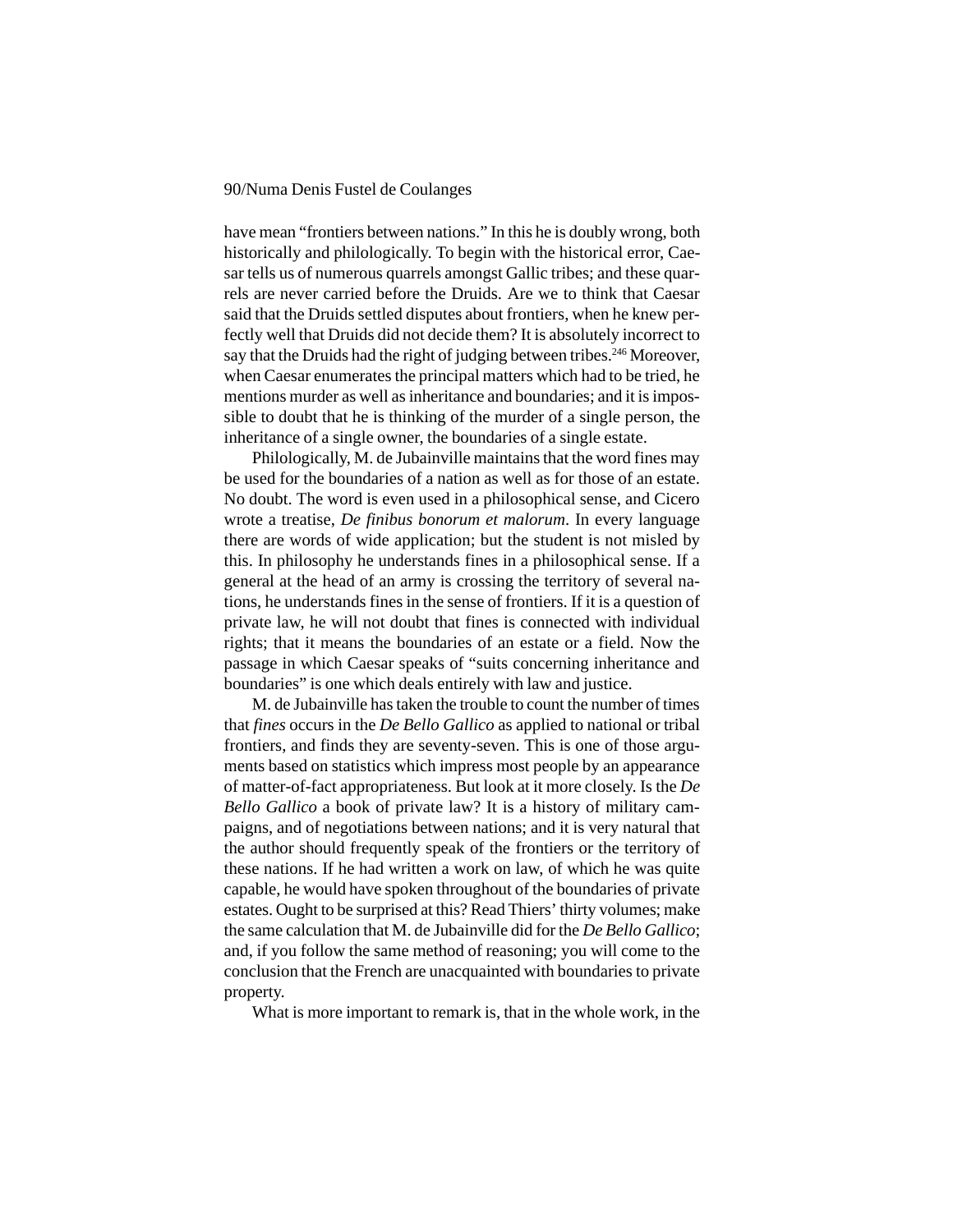have mean "frontiers between nations." In this he is doubly wrong, both historically and philologically. To begin with the historical error, Caesar tells us of numerous quarrels amongst Gallic tribes; and these quarrels are never carried before the Druids. Are we to think that Caesar said that the Druids settled disputes about frontiers, when he knew perfectly well that Druids did not decide them? It is absolutely incorrect to say that the Druids had the right of judging between tribes.[246] Moreover, when Caesar enumerates the principal matters which had to be tried, he mentions murder as well as inheritance and boundaries; and it is impossible to doubt that he is thinking of the murder of a single person, the inheritance of a single owner, the boundaries of a single estate.

Philologically, M. de Jubainville maintains that the word fines may be used for the boundaries of a nation as well as for those of an estate. No doubt. The word is even used in a philosophical sense, and Cicero wrote a treatise, *De finibus bonorum et malorum*. In every language there are words of wide application; but the student is not misled by this. In philosophy he understands fines in a philosophical sense. If a general at the head of an army is crossing the territory of several nations, he understands fines in the sense of frontiers. If it is a question of private law, he will not doubt that fines is connected with individual rights; that it means the boundaries of an estate or a field. Now the passage in which Caesar speaks of "suits concerning inheritance and boundaries" is one which deals entirely with law and justice.

M. de Jubainville has taken the trouble to count the number of times that *fines* occurs in the *De Bello Gallico* as applied to national or tribal frontiers, and finds they are seventy-seven. This is one of those arguments based on statistics which impress most people by an appearance of matter-of-fact appropriateness. But look at it more closely. Is the *De Bello Gallico* a book of private law? It is a history of military campaigns, and of negotiations between nations; and it is very natural that the author should frequently speak of the frontiers or the territory of these nations. If he had written a work on law, of which he was quite capable, he would have spoken throughout of the boundaries of private estates. Ought to be surprised at this? Read Thiers' thirty volumes; make the same calculation that M. de Jubainville did for the *De Bello Gallico*; and, if you follow the same method of reasoning; you will come to the conclusion that the French are unacquainted with boundaries to private property.

What is more important to remark is, that in the whole work, in the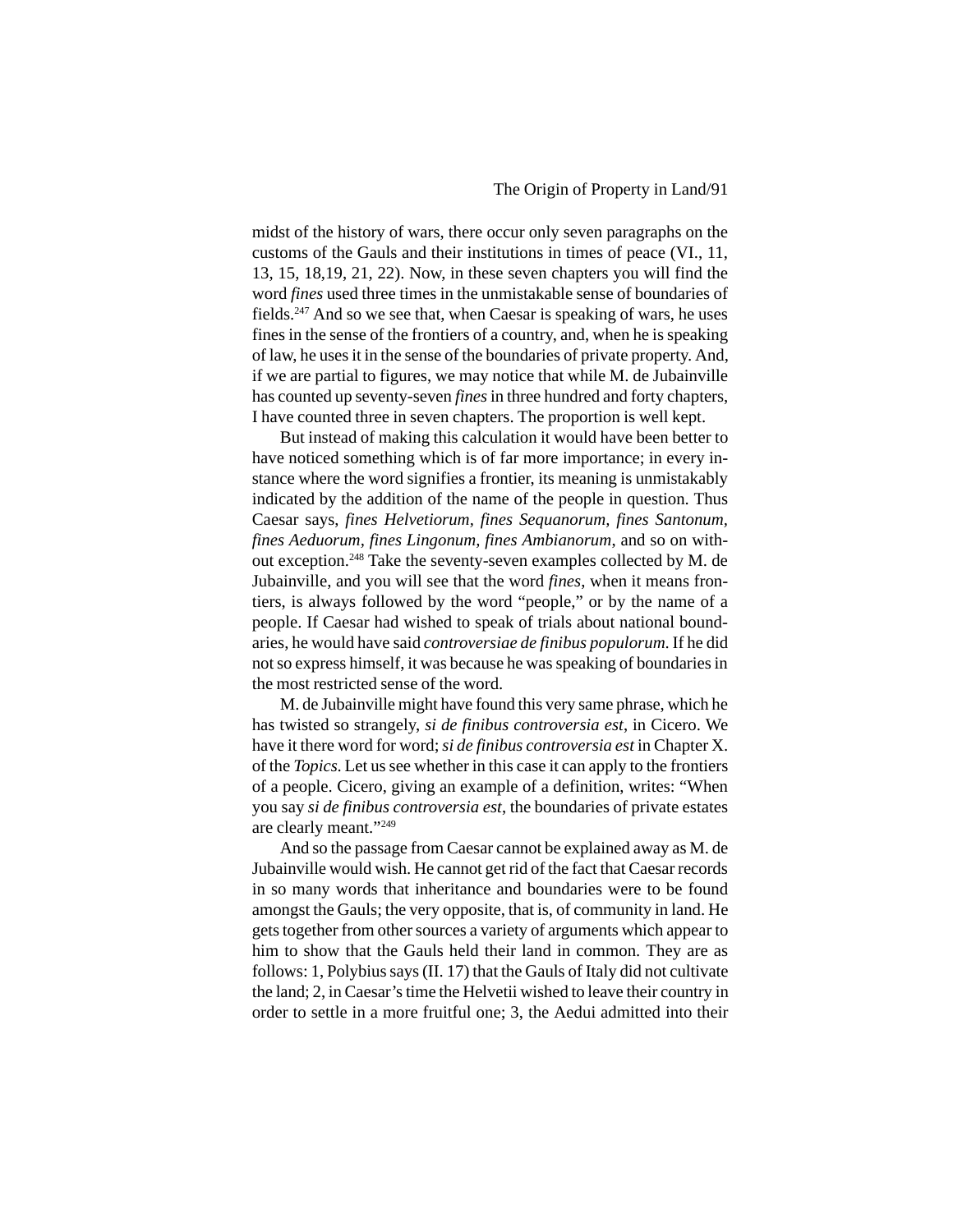midst of the history of wars, there occur only seven paragraphs on the customs of the Gauls and their institutions in times of peace (VI., 11, 13, 15, 18,19, 21, 22). Now, in these seven chapters you will find the word *fines* used three times in the unmistakable sense of boundaries of fields.[247] And so we see that, when Caesar is speaking of wars, he uses fines in the sense of the frontiers of a country, and, when he is speaking of law, he uses it in the sense of the boundaries of private property. And, if we are partial to figures, we may notice that while M. de Jubainville has counted up seventy-seven *fines* in three hundred and forty chapters, I have counted three in seven chapters. The proportion is well kept.

But instead of making this calculation it would have been better to have noticed something which is of far more importance; in every instance where the word signifies a frontier, its meaning is unmistakably indicated by the addition of the name of the people in question. Thus Caesar says, *fines Helvetiorum, fines Sequanorum, fines Santonum, fines Aeduorum, fines Lingonum, fines Ambianorum*, and so on without exception.[248] Take the seventy-seven examples collected by M. de Jubainville, and you will see that the word *fines*, when it means frontiers, is always followed by the word "people," or by the name of a people. If Caesar had wished to speak of trials about national boundaries, he would have said *controversiae de finibus populorum*. If he did not so express himself, it was because he was speaking of boundaries in the most restricted sense of the word.

M. de Jubainville might have found this very same phrase, which he has twisted so strangely, *si de finibus controversia est*, in Cicero. We have it there word for word; *si de finibus controversia est* in Chapter X. of the *Topics*. Let us see whether in this case it can apply to the frontiers of a people. Cicero, giving an example of a definition, writes: "When you say *si de finibus controversia est*, the boundaries of private estates are clearly meant."[249]

And so the passage from Caesar cannot be explained away as M. de Jubainville would wish. He cannot get rid of the fact that Caesar records in so many words that inheritance and boundaries were to be found amongst the Gauls; the very opposite, that is, of community in land. He gets together from other sources a variety of arguments which appear to him to show that the Gauls held their land in common. They are as follows: 1, Polybius says (II. 17) that the Gauls of Italy did not cultivate the land; 2, in Caesar's time the Helvetii wished to leave their country in order to settle in a more fruitful one; 3, the Aedui admitted into their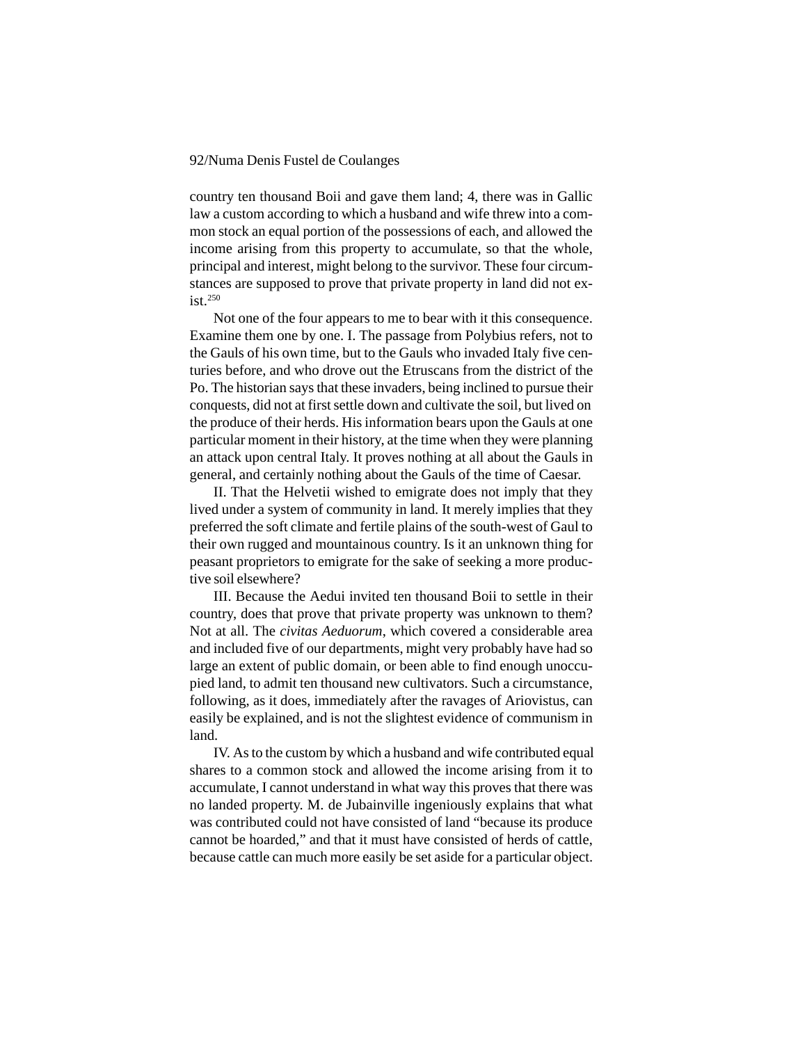country ten thousand Boii and gave them land; 4, there was in Gallic law a custom according to which a husband and wife threw into a common stock an equal portion of the possessions of each, and allowed the income arising from this property to accumulate, so that the whole, principal and interest, might belong to the survivor. These four circumstances are supposed to prove that private property in land did not exist.[250]

Not one of the four appears to me to bear with it this consequence. Examine them one by one. I. The passage from Polybius refers, not to the Gauls of his own time, but to the Gauls who invaded Italy five centuries before, and who drove out the Etruscans from the district of the Po. The historian says that these invaders, being inclined to pursue their conquests, did not at first settle down and cultivate the soil, but lived on the produce of their herds. His information bears upon the Gauls at one particular moment in their history, at the time when they were planning an attack upon central Italy. It proves nothing at all about the Gauls in general, and certainly nothing about the Gauls of the time of Caesar.

II. That the Helvetii wished to emigrate does not imply that they lived under a system of community in land. It merely implies that they preferred the soft climate and fertile plains of the south-west of Gaul to their own rugged and mountainous country. Is it an unknown thing for peasant proprietors to emigrate for the sake of seeking a more productive soil elsewhere?

III. Because the Aedui invited ten thousand Boii to settle in their country, does that prove that private property was unknown to them? Not at all. The *civitas Aeduorum*, which covered a considerable area and included five of our departments, might very probably have had so large an extent of public domain, or been able to find enough unoccupied land, to admit ten thousand new cultivators. Such a circumstance, following, as it does, immediately after the ravages of Ariovistus, can easily be explained, and is not the slightest evidence of communism in land.

IV. As to the custom by which a husband and wife contributed equal shares to a common stock and allowed the income arising from it to accumulate, I cannot understand in what way this proves that there was no landed property. M. de Jubainville ingeniously explains that what was contributed could not have consisted of land "because its produce cannot be hoarded," and that it must have consisted of herds of cattle, because cattle can much more easily be set aside for a particular object.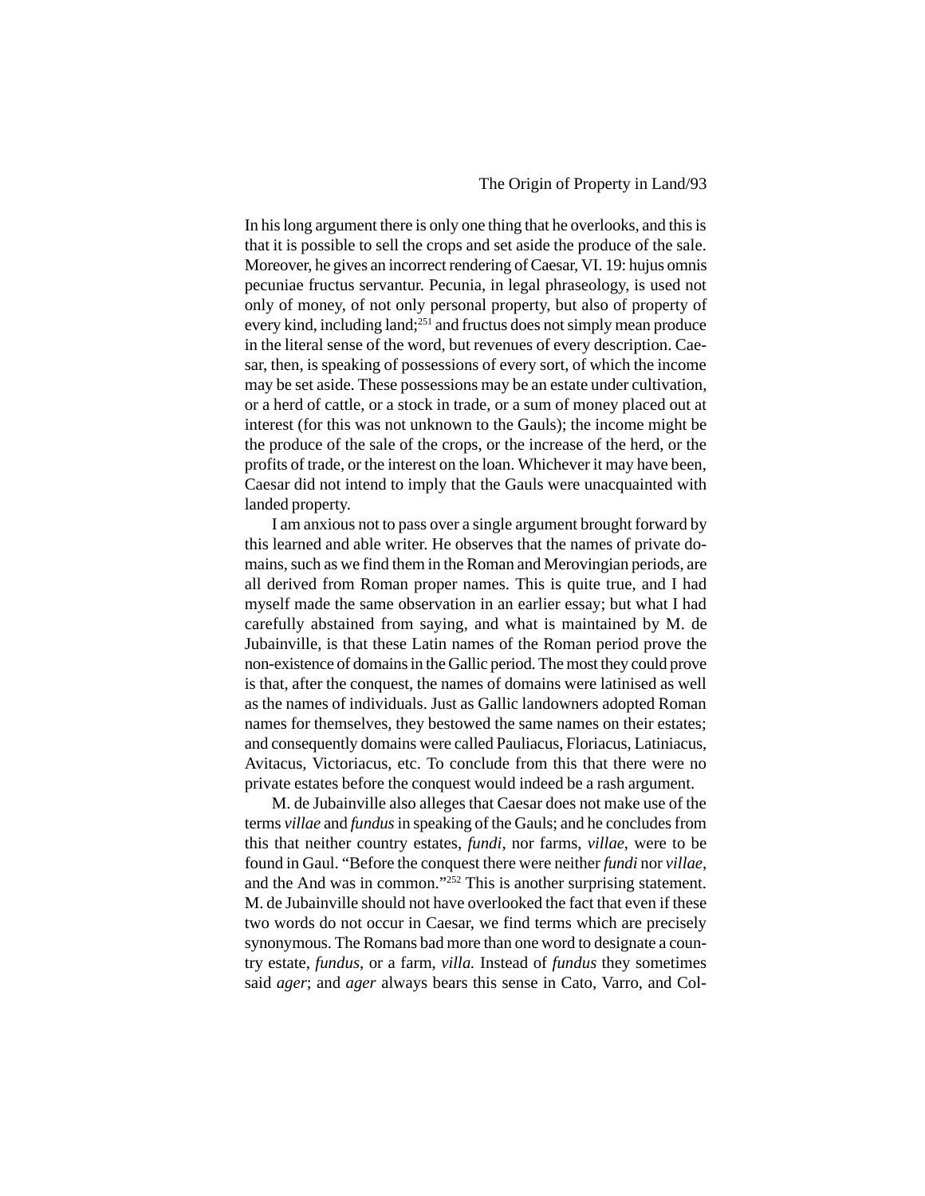In his long argument there is only one thing that he overlooks, and this is that it is possible to sell the crops and set aside the produce of the sale. Moreover, he gives an incorrect rendering of Caesar, VI. 19: hujus omnis pecuniae fructus servantur. Pecunia, in legal phraseology, is used not only of money, of not only personal property, but also of property of every kind, including land;[251] and fructus does not simply mean produce in the literal sense of the word, but revenues of every description. Caesar, then, is speaking of possessions of every sort, of which the income may be set aside. These possessions may be an estate under cultivation, or a herd of cattle, or a stock in trade, or a sum of money placed out at interest (for this was not unknown to the Gauls); the income might be the produce of the sale of the crops, or the increase of the herd, or the profits of trade, or the interest on the loan. Whichever it may have been, Caesar did not intend to imply that the Gauls were unacquainted with landed property.

I am anxious not to pass over a single argument brought forward by this learned and able writer. He observes that the names of private domains, such as we find them in the Roman and Merovingian periods, are all derived from Roman proper names. This is quite true, and I had myself made the same observation in an earlier essay; but what I had carefully abstained from saying, and what is maintained by M. de Jubainville, is that these Latin names of the Roman period prove the non-existence of domains in the Gallic period. The most they could prove is that, after the conquest, the names of domains were latinised as well as the names of individuals. Just as Gallic landowners adopted Roman names for themselves, they bestowed the same names on their estates; and consequently domains were called Pauliacus, Floriacus, Latiniacus, Avitacus, Victoriacus, etc. To conclude from this that there were no private estates before the conquest would indeed be a rash argument.

M. de Jubainville also alleges that Caesar does not make use of the terms *villae* and *fundus* in speaking of the Gauls; and he concludes from this that neither country estates, *fundi*, nor farms, *villae*, were to be found in Gaul. "Before the conquest there were neither *fundi* nor *villae*, and the And was in common."[252] This is another surprising statement. M. de Jubainville should not have overlooked the fact that even if these two words do not occur in Caesar, we find terms which are precisely synonymous. The Romans bad more than one word to designate a country estate, *fundus*, or a farm, *villa.* Instead of *fundus* they sometimes said *ager*; and *ager* always bears this sense in Cato, Varro, and Col-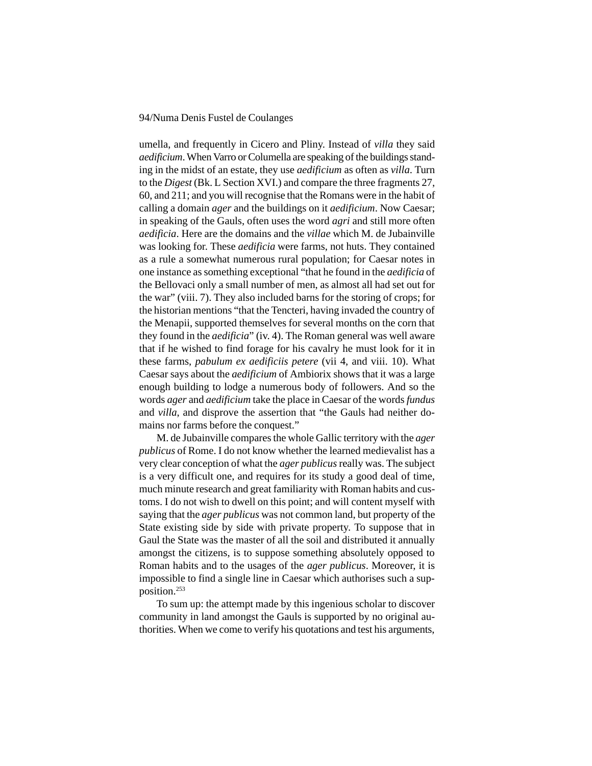umella, and frequently in Cicero and Pliny. Instead of *villa* they said *aedificium*. When Varro or Columella are speaking of the buildings standing in the midst of an estate, they use *aedificium* as often as *villa*. Turn to the *Digest* (Bk. L Section XVI.) and compare the three fragments 27, 60, and 211; and you will recognise that the Romans were in the habit of calling a domain *ager* and the buildings on it *aedificium*. Now Caesar; in speaking of the Gauls, often uses the word *agri* and still more often *aedificia*. Here are the domains and the *villae* which M. de Jubainville was looking for. These *aedificia* were farms, not huts. They contained as a rule a somewhat numerous rural population; for Caesar notes in one instance as something exceptional "that he found in the *aedificia* of the Bellovaci only a small number of men, as almost all had set out for the war" (viii. 7). They also included barns for the storing of crops; for the historian mentions "that the Tencteri, having invaded the country of the Menapii, supported themselves for several months on the corn that they found in the *aedificia*" (iv. 4). The Roman general was well aware that if he wished to find forage for his cavalry he must look for it in these farms, *pabulum ex aedificiis petere* (vii 4, and viii. 10). What Caesar says about the *aedificium* of Ambiorix shows that it was a large enough building to lodge a numerous body of followers. And so the words *ager* and *aedificium* take the place in Caesar of the words *fundus* and *villa*, and disprove the assertion that "the Gauls had neither domains nor farms before the conquest."

M. de Jubainville compares the whole Gallic territory with the *ager publicus* of Rome. I do not know whether the learned medievalist has a very clear conception of what the *ager publicus* really was. The subject is a very difficult one, and requires for its study a good deal of time, much minute research and great familiarity with Roman habits and customs. I do not wish to dwell on this point; and will content myself with saying that the *ager publicus* was not common land, but property of the State existing side by side with private property. To suppose that in Gaul the State was the master of all the soil and distributed it annually amongst the citizens, is to suppose something absolutely opposed to Roman habits and to the usages of the *ager publicus*. Moreover, it is impossible to find a single line in Caesar which authorises such a supposition.[253]

To sum up: the attempt made by this ingenious scholar to discover community in land amongst the Gauls is supported by no original authorities. When we come to verify his quotations and test his arguments,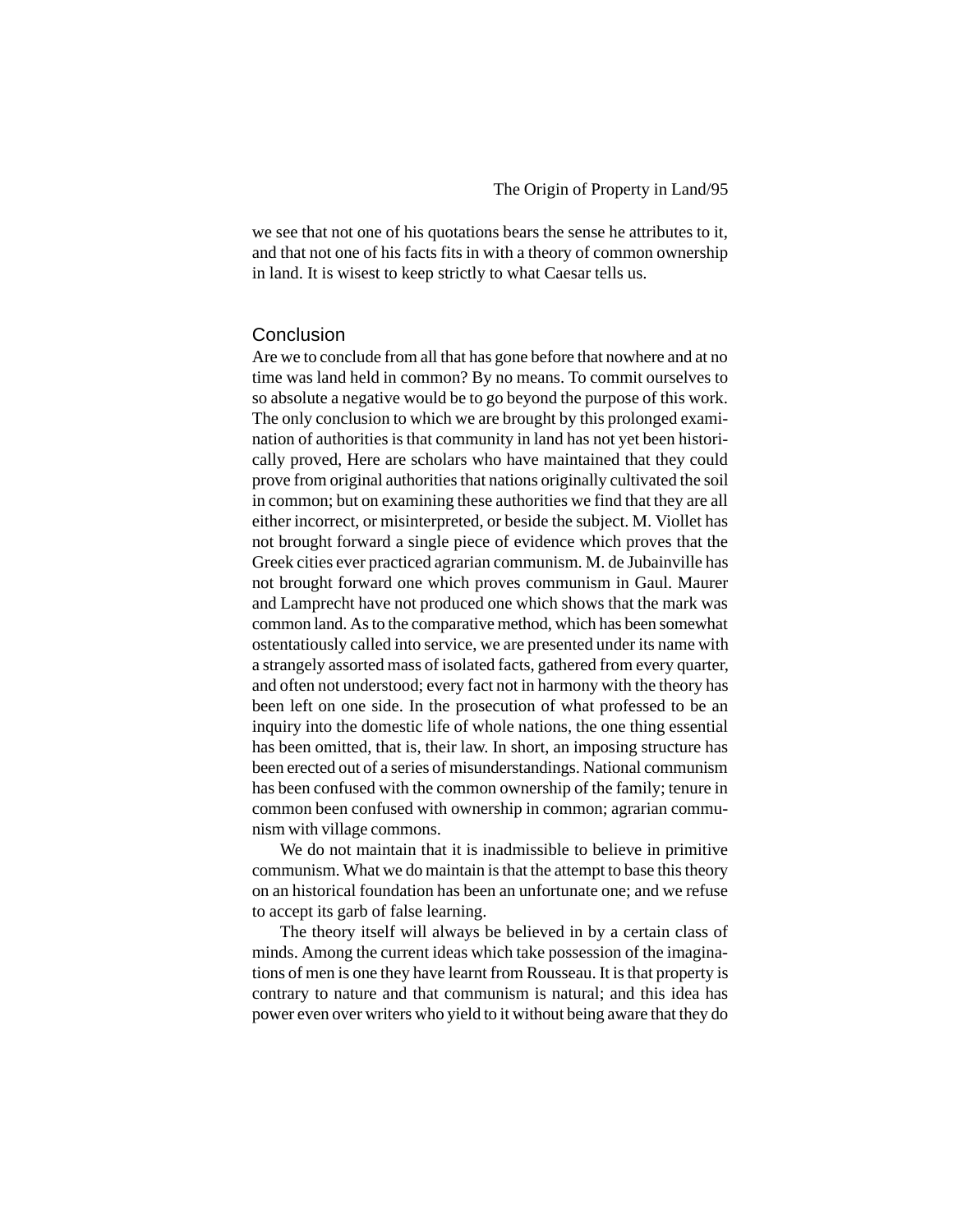we see that not one of his quotations bears the sense he attributes to it, and that not one of his facts fits in with a theory of common ownership in land. It is wisest to keep strictly to what Caesar tells us.

## Conclusion

Are we to conclude from all that has gone before that nowhere and at no time was land held in common? By no means. To commit ourselves to so absolute a negative would be to go beyond the purpose of this work. The only conclusion to which we are brought by this prolonged examination of authorities is that community in land has not yet been historically proved, Here are scholars who have maintained that they could prove from original authorities that nations originally cultivated the soil in common; but on examining these authorities we find that they are all either incorrect, or misinterpreted, or beside the subject. M. Viollet has not brought forward a single piece of evidence which proves that the Greek cities ever practiced agrarian communism. M. de Jubainville has not brought forward one which proves communism in Gaul. Maurer and Lamprecht have not produced one which shows that the mark was common land. As to the comparative method, which has been somewhat ostentatiously called into service, we are presented under its name with a strangely assorted mass of isolated facts, gathered from every quarter, and often not understood; every fact not in harmony with the theory has been left on one side. In the prosecution of what professed to be an inquiry into the domestic life of whole nations, the one thing essential has been omitted, that is, their law. In short, an imposing structure has been erected out of a series of misunderstandings. National communism has been confused with the common ownership of the family; tenure in common been confused with ownership in common; agrarian communism with village commons.

We do not maintain that it is inadmissible to believe in primitive communism. What we do maintain is that the attempt to base this theory on an historical foundation has been an unfortunate one; and we refuse to accept its garb of false learning.

The theory itself will always be believed in by a certain class of minds. Among the current ideas which take possession of the imaginations of men is one they have learnt from Rousseau. It is that property is contrary to nature and that communism is natural; and this idea has power even over writers who yield to it without being aware that they do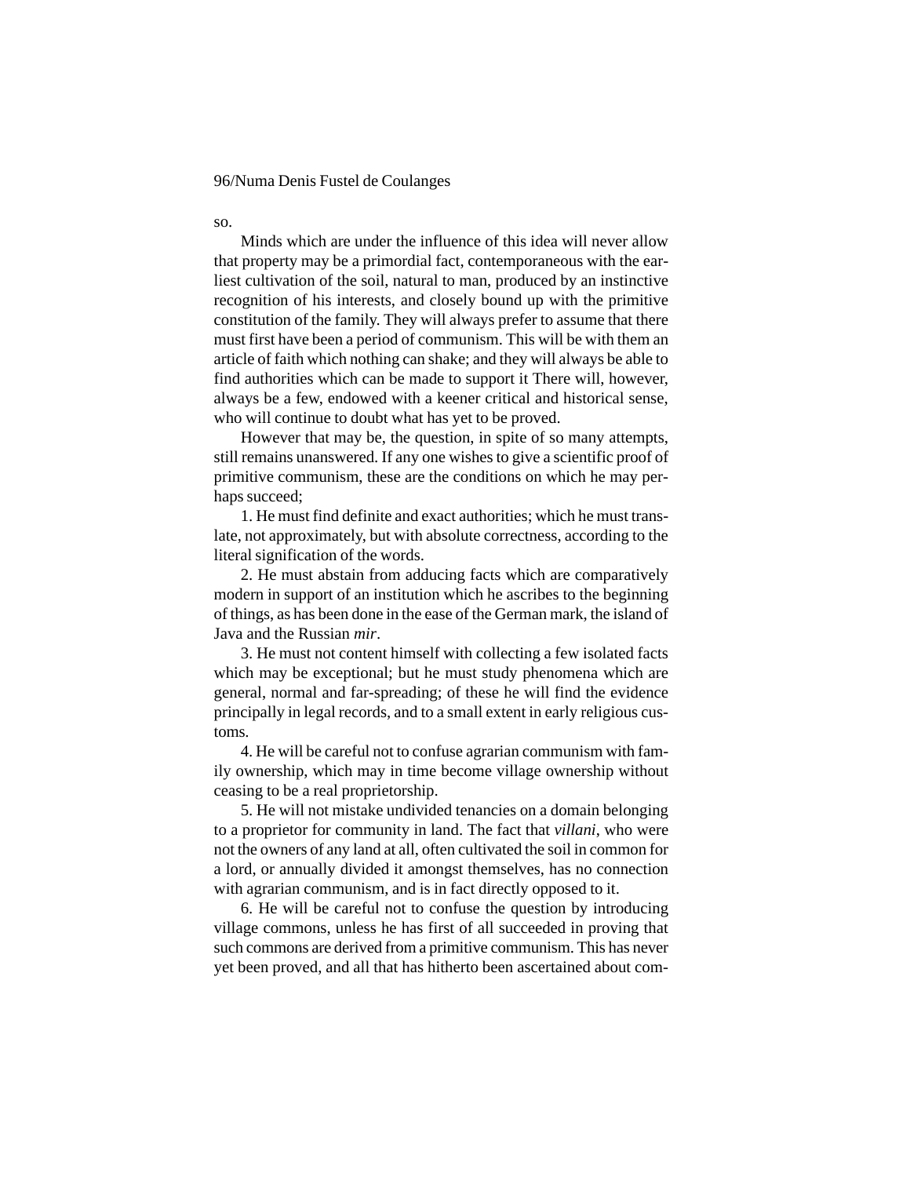so.

Minds which are under the influence of this idea will never allow that property may be a primordial fact, contemporaneous with the earliest cultivation of the soil, natural to man, produced by an instinctive recognition of his interests, and closely bound up with the primitive constitution of the family. They will always prefer to assume that there must first have been a period of communism. This will be with them an article of faith which nothing can shake; and they will always be able to find authorities which can be made to support it There will, however, always be a few, endowed with a keener critical and historical sense, who will continue to doubt what has yet to be proved.

However that may be, the question, in spite of so many attempts, still remains unanswered. If any one wishes to give a scientific proof of primitive communism, these are the conditions on which he may perhaps succeed;

1. He must find definite and exact authorities; which he must translate, not approximately, but with absolute correctness, according to the literal signification of the words.

2. He must abstain from adducing facts which are comparatively modern in support of an institution which he ascribes to the beginning of things, as has been done in the ease of the German mark, the island of Java and the Russian *mir*.

3. He must not content himself with collecting a few isolated facts which may be exceptional; but he must study phenomena which are general, normal and far-spreading; of these he will find the evidence principally in legal records, and to a small extent in early religious customs.

4. He will be careful not to confuse agrarian communism with family ownership, which may in time become village ownership without ceasing to be a real proprietorship.

5. He will not mistake undivided tenancies on a domain belonging to a proprietor for community in land. The fact that *villani*, who were not the owners of any land at all, often cultivated the soil in common for a lord, or annually divided it amongst themselves, has no connection with agrarian communism, and is in fact directly opposed to it.

6. He will be careful not to confuse the question by introducing village commons, unless he has first of all succeeded in proving that such commons are derived from a primitive communism. This has never yet been proved, and all that has hitherto been ascertained about com-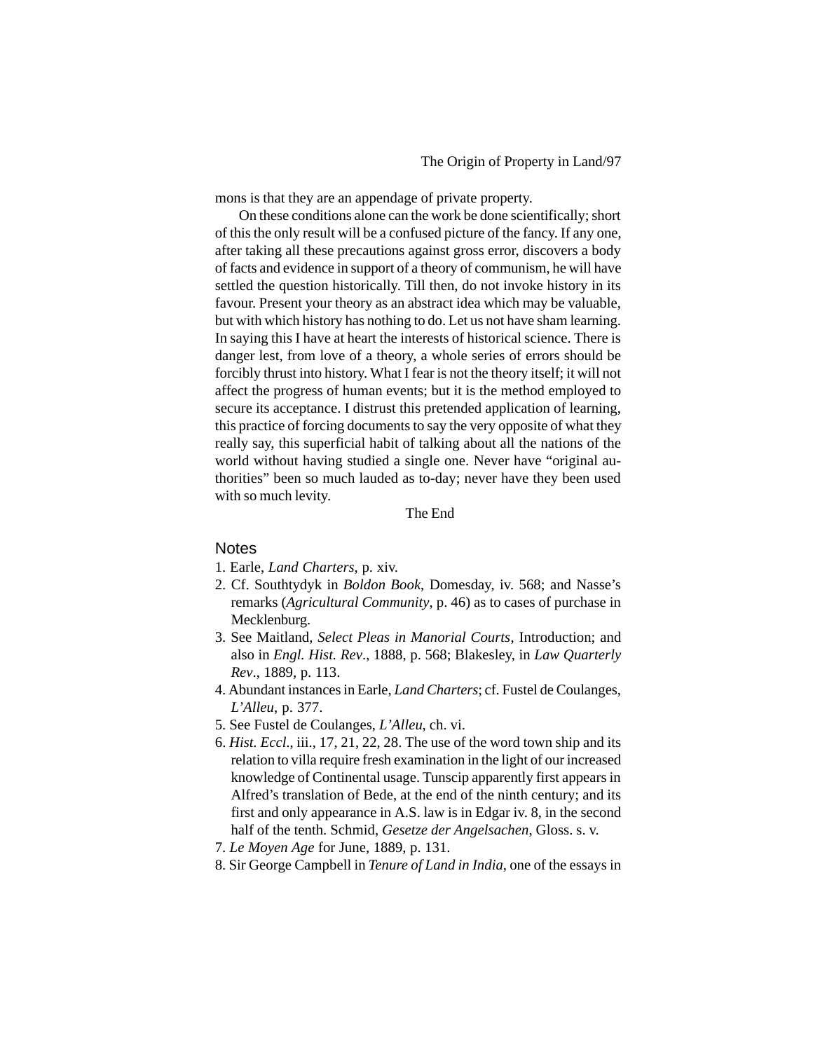mons is that they are an appendage of private property.

On these conditions alone can the work be done scientifically; short of this the only result will be a confused picture of the fancy. If any one, after taking all these precautions against gross error, discovers a body of facts and evidence in support of a theory of communism, he will have settled the question historically. Till then, do not invoke history in its favour. Present your theory as an abstract idea which may be valuable, but with which history has nothing to do. Let us not have sham learning. In saying this I have at heart the interests of historical science. There is danger lest, from love of a theory, a whole series of errors should be forcibly thrust into history. What I fear is not the theory itself; it will not affect the progress of human events; but it is the method employed to secure its acceptance. I distrust this pretended application of learning, this practice of forcing documents to say the very opposite of what they really say, this superficial habit of talking about all the nations of the world without having studied a single one. Never have "original authorities" been so much lauded as to-day; never have they been used with so much levity.

The End

## Notes

1. Earle, *Land Charters*, p. xiv.
2. Cf. Southtydyk in *Boldon Book*, Domesday, iv. 568; and Nasse's remarks (*Agricultural Community*, p. 46) as to cases of purchase in Mecklenburg.
3. See Maitland, *Select Pleas in Manorial Courts*, Introduction; and also in *Engl. Hist. Rev*., 1888, p. 568; Blakesley, in *Law Quarterly Rev*., 1889, p. 113.
4. Abundant instances in Earle, *Land Charters*; cf. Fustel de Coulanges, *L'Alleu*, p. 377.
5. See Fustel de Coulanges, *L'Alleu*, ch. vi.
6. *Hist. Eccl*., iii., 17, 21, 22, 28. The use of the word town ship and its relation to villa require fresh examination in the light of our increased knowledge of Continental usage. Tunscip apparently first appears in Alfred's translation of Bede, at the end of the ninth century; and its first and only appearance in A.S. law is in Edgar iv. 8, in the second half of the tenth. Schmid, *Gesetze der Angelsachen*, Gloss. s. v.
7. *Le Moyen Age* for June, 1889, p. 131.
8. Sir George Campbell in *Tenure of Land in India*, one of the essays in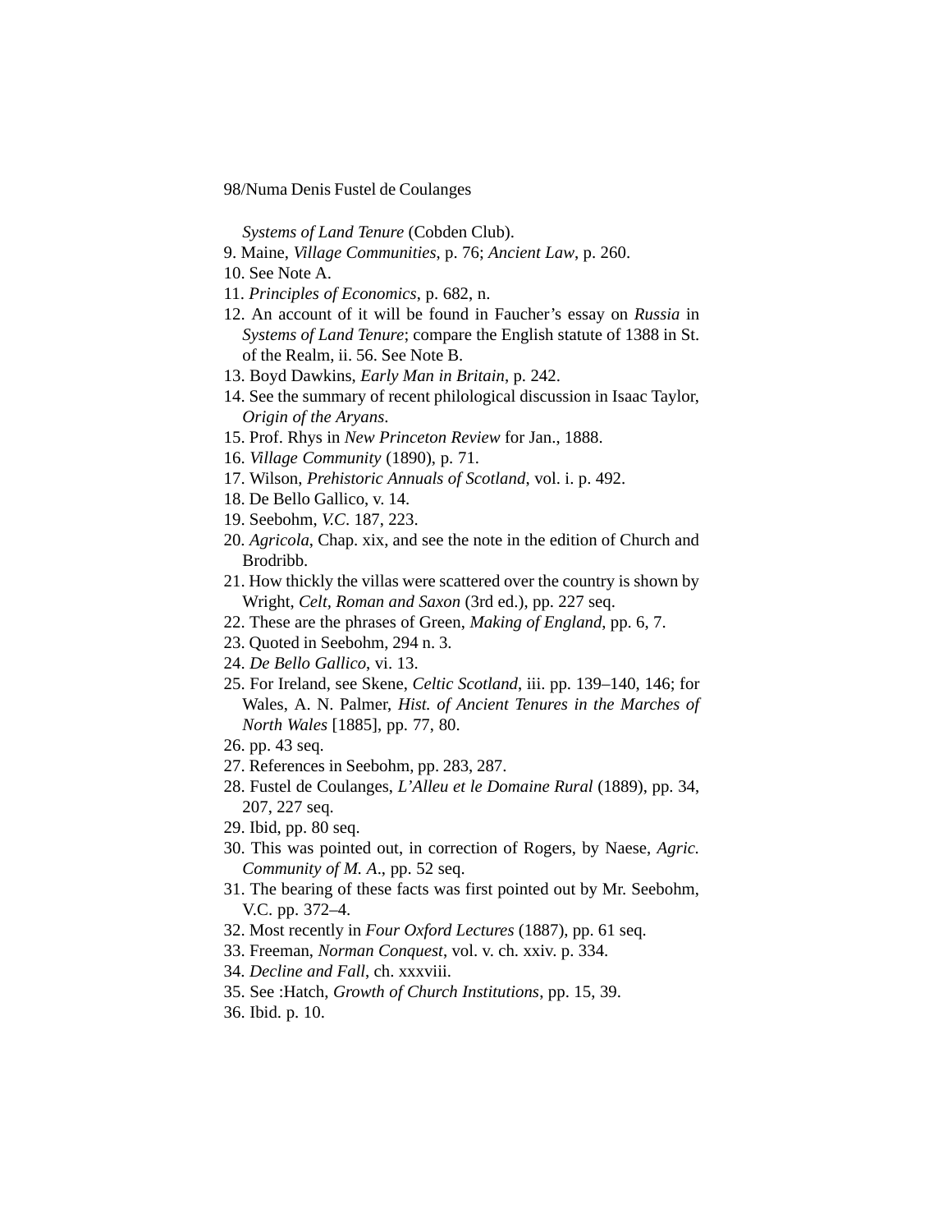*Systems of Land Tenure* (Cobden Club).

9. Maine, *Village Communities*, p. 76; *Ancient Law*, p. 260.
10. See Note A.
11. *Principles of Economics*, p. 682, n.
12. An account of it will be found in Faucher's essay on *Russia* in *Systems of Land Tenure*; compare the English statute of 1388 in St. of the Realm, ii. 56. See Note B.
13. Boyd Dawkins, *Early Man in Britain*, p. 242.
14. See the summary of recent philological discussion in Isaac Taylor, *Origin of the Aryans*.
15. Prof. Rhys in *New Princeton Review* for Jan., 1888.
16. *Village Community* (1890), p. 71.
17. Wilson, *Prehistoric Annuals of Scotland*, vol. i. p. 492.
18. De Bello Gallico, v. 14.
19. Seebohm, *V.C.* 187, 223.
20. *Agricola*, Chap. xix, and see the note in the edition of Church and Brodribb.
21. How thickly the villas were scattered over the country is shown by Wright, *Celt, Roman and Saxon* (3rd ed.), pp. 227 seq.
22. These are the phrases of Green, *Making of England*, pp. 6, 7.
23. Quoted in Seebohm, 294 n. 3.
24. *De Bello Gallico*, vi. 13.
25. For Ireland, see Skene, *Celtic Scotland*, iii. pp. 139–140, 146; for Wales, A. N. Palmer, *Hist. of Ancient Tenures in the Marches of North Wales* [1885], pp. 77, 80.
26. pp. 43 seq.
27. References in Seebohm, pp. 283, 287.
28. Fustel de Coulanges, *L'Alleu et le Domaine Rural* (1889), pp. 34, 207, 227 seq.
29. Ibid, pp. 80 seq.
30. This was pointed out, in correction of Rogers, by Naese, *Agric. Community of M. A.*, pp. 52 seq.
31. The bearing of these facts was first pointed out by Mr. Seebohm, V.C. pp. 372–4.
32. Most recently in *Four Oxford Lectures* (1887), pp. 61 seq.
33. Freeman, *Norman Conquest*, vol. v. ch. xxiv. p. 334.
34. *Decline and Fall*, ch. xxxviii.
35. See :Hatch, *Growth of Church Institutions*, pp. 15, 39.
36. Ibid. p. 10.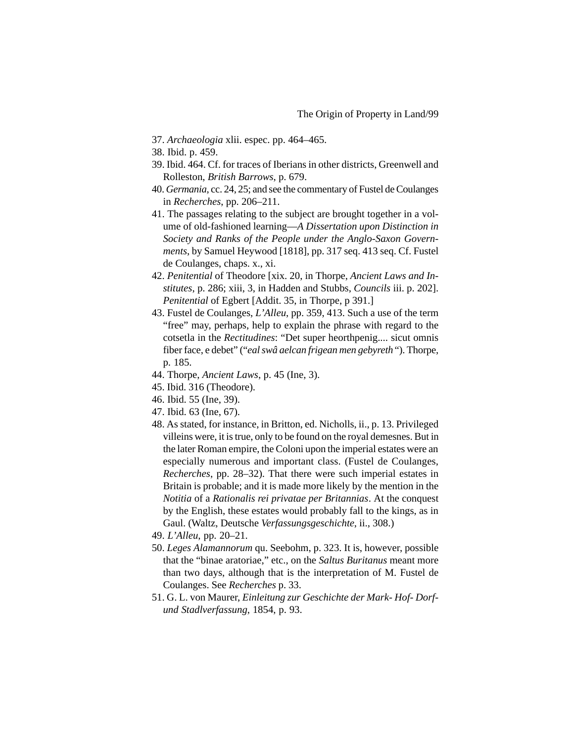37. *Archaeologia* xlii. espec. pp. 464–465.
38. Ibid. p. 459.
39. Ibid. 464. Cf. for traces of Iberians in other districts, Greenwell and Rolleston, *British Barrows*, p. 679.
40. *Germania*, cc. 24, 25; and see the commentary of Fustel de Coulanges in *Recherches*, pp. 206–211.
41. The passages relating to the subject are brought together in a volume of old-fashioned learning—*A Dissertation upon Distinction in Society and Ranks of the People under the Anglo-Saxon Governments*, by Samuel Heywood [1818], pp. 317 seq. 413 seq. Cf. Fustel de Coulanges, chaps. x., xi.
42. *Penitential* of Theodore [xix. 20, in Thorpe, *Ancient Laws and Institutes*, p. 286; xiii, 3, in Hadden and Stubbs, *Councils* iii. p. 202]. *Penitential* of Egbert [Addit. 35, in Thorpe, p 391.]
43. Fustel de Coulanges, *L'Alleu*, pp. 359, 413. Such a use of the term "free" may, perhaps, help to explain the phrase with regard to the cotsetla in the *Rectitudines*: "Det super heorthpenig.... sicut omnis fiber face, e debet" ("*eal swâ aelcan frigean men gebyreth*"). Thorpe, p. 185.
44. Thorpe, *Ancient Laws*, p. 45 (Ine, 3).
45. Ibid. 316 (Theodore).
46. Ibid. 55 (Ine, 39).
47. Ibid. 63 (Ine, 67).
48. As stated, for instance, in Britton, ed. Nicholls, ii., p. 13. Privileged villeins were, it is true, only to be found on the royal demesnes. But in the later Roman empire, the Coloni upon the imperial estates were an especially numerous and important class. (Fustel de Coulanges, *Recherches*, pp. 28–32). That there were such imperial estates in Britain is probable; and it is made more likely by the mention in the *Notitia* of a *Rationalis rei privatae per Britannias*. At the conquest by the English, these estates would probably fall to the kings, as in Gaul. (Waltz, Deutsche *Verfassungsgeschichte*, ii., 308.)
49. *L'Alleu*, pp. 20–21.
50. *Leges Alamannorum* qu. Seebohm, p. 323. It is, however, possible that the "binae aratoriae," etc., on the *Saltus Buritanus* meant more than two days, although that is the interpretation of M. Fustel de Coulanges. See *Recherches* p. 33.
51. G. L. von Maurer, *Einleitung zur Geschichte der Mark- Hof- Dorf- und Stadlverfassung*, 1854, p. 93.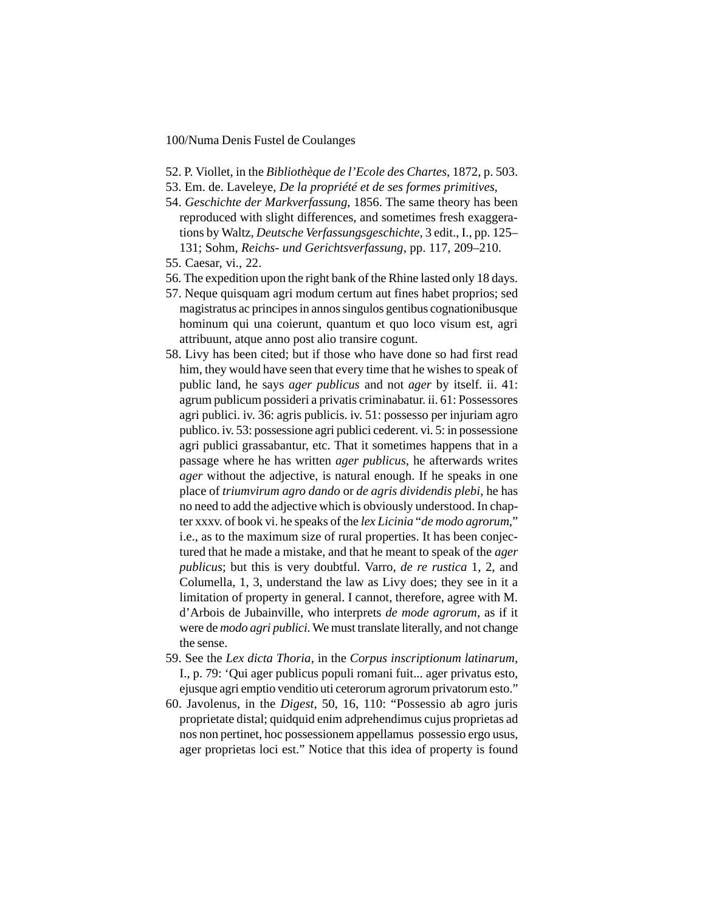52. P. Viollet, in the *Bibliothèque de l'Ecole des Chartes*, 1872, p. 503.

53. Em. de. Laveleye, *De la propriété et de ses formes primitives*,

54. *Geschichte der Markverfassung*, 1856. The same theory has been reproduced with slight differences, and sometimes fresh exaggerations by Waltz, *Deutsche Verfassungsgeschichte*, 3 edit., I., pp. 125–131; Sohm, *Reichs- und Gerichtsverfassung*, pp. 117, 209–210.

55. Caesar, vi., 22.

56. The expedition upon the right bank of the Rhine lasted only 18 days.

57. Neque quisquam agri modum certum aut fines habet proprios; sed magistratus ac principes in annos singulos gentibus cognationibusque hominum qui una coierunt, quantum et quo loco visum est, agri attribuunt, atque anno post alio transire cogunt.

58. Livy has been cited; but if those who have done so had first read him, they would have seen that every time that he wishes to speak of public land, he says *ager publicus* and not *ager* by itself. ii. 41: agrum publicum possideri a privatis criminabatur. ii. 61: Possessores agri publici. iv. 36: agris publicis. iv. 51: possesso per injuriam agro publico. iv. 53: possessione agri publici cederent. vi. 5: in possessione agri publici grassabantur, etc. That it sometimes happens that in a passage where he has written *ager publicus*, he afterwards writes *ager* without the adjective, is natural enough. If he speaks in one place of *triumvirum agro dando* or *de agris dividendis plebi*, he has no need to add the adjective which is obviously understood. In chapter xxxv. of book vi. he speaks of the *lex Licinia* "*de modo agrorum*," i.e., as to the maximum size of rural properties. It has been conjectured that he made a mistake, and that he meant to speak of the *ager publicus*; but this is very doubtful. Varro, *de re rustica* 1, 2, and Columella, 1, 3, understand the law as Livy does; they see in it a limitation of property in general. I cannot, therefore, agree with M. d'Arbois de Jubainville, who interprets *de mode agrorum*, as if it were de *modo agri publici*. We must translate literally, and not change the sense.

59. See the *Lex dicta Thoria*, in the *Corpus inscriptionum latinarum*, I., p. 79: 'Qui ager publicus populi romani fuit... ager privatus esto, ejusque agri emptio venditio uti ceterorum agrorum privatorum esto."

60. Javolenus, in the *Digest*, 50, 16, 110: "Possessio ab agro juris proprietate distal; quidquid enim adprehendimus cujus proprietas ad nos non pertinet, hoc possessionem appellamus possessio ergo usus, ager proprietas loci est." Notice that this idea of property is found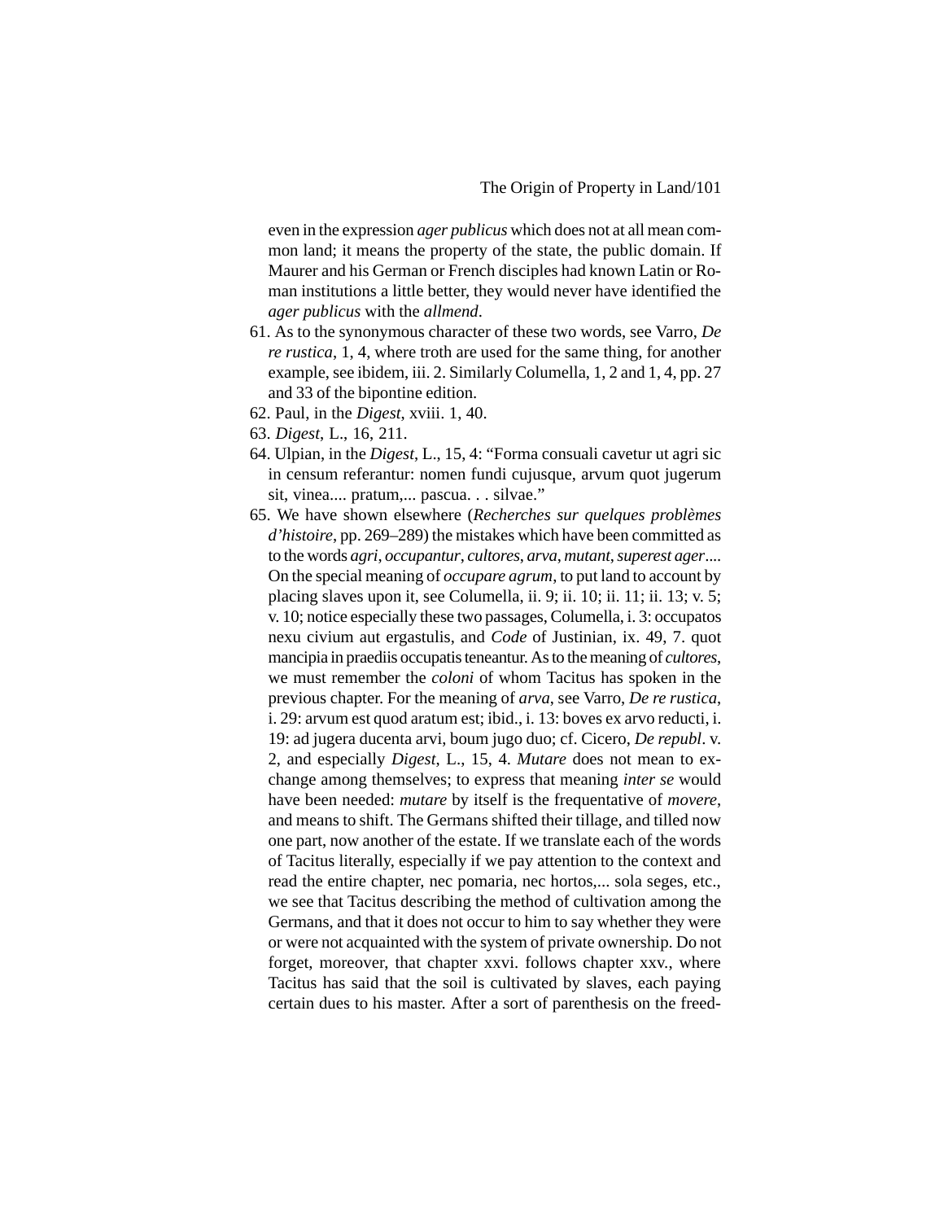even in the expression *ager publicus* which does not at all mean common land; it means the property of the state, the public domain. If Maurer and his German or French disciples had known Latin or Roman institutions a little better, they would never have identified the *ager publicus* with the *allmend*.

61. As to the synonymous character of these two words, see Varro, *De re rustica*, 1, 4, where troth are used for the same thing, for another example, see ibidem, iii. 2. Similarly Columella, 1, 2 and 1, 4, pp. 27 and 33 of the bipontine edition.
62. Paul, in the *Digest*, xviii. 1, 40.
63. *Digest*, L., 16, 211.
64. Ulpian, in the *Digest*, L., 15, 4: "Forma consuali cavetur ut agri sic in censum referantur: nomen fundi cujusque, arvum quot jugerum sit, vinea.... pratum,... pascua. . . silvae."
65. We have shown elsewhere (*Recherches sur quelques problèmes d'histoire*, pp. 269–289) the mistakes which have been committed as to the words *agri*, *occupantur*, *cultores*, *arva*, *mutant*, *superest ager*.... On the special meaning of *occupare agrum*, to put land to account by placing slaves upon it, see Columella, ii. 9; ii. 10; ii. 11; ii. 13; v. 5; v. 10; notice especially these two passages, Columella, i. 3: occupatos nexu civium aut ergastulis, and *Code* of Justinian, ix. 49, 7. quot mancipia in praediis occupatis teneantur. As to the meaning of *cultores*, we must remember the *coloni* of whom Tacitus has spoken in the previous chapter. For the meaning of *arva*, see Varro, *De re rustica*, i. 29: arvum est quod aratum est; ibid., i. 13: boves ex arvo reducti, i. 19: ad jugera ducenta arvi, boum jugo duo; cf. Cicero, *De republ*. v. 2, and especially *Digest*, L., 15, 4. *Mutare* does not mean to exchange among themselves; to express that meaning *inter se* would have been needed: *mutare* by itself is the frequentative of *movere*, and means to shift. The Germans shifted their tillage, and tilled now one part, now another of the estate. If we translate each of the words of Tacitus literally, especially if we pay attention to the context and read the entire chapter, nec pomaria, nec hortos,... sola seges, etc., we see that Tacitus describing the method of cultivation among the Germans, and that it does not occur to him to say whether they were or were not acquainted with the system of private ownership. Do not forget, moreover, that chapter xxvi. follows chapter xxv., where Tacitus has said that the soil is cultivated by slaves, each paying certain dues to his master. After a sort of parenthesis on the freed-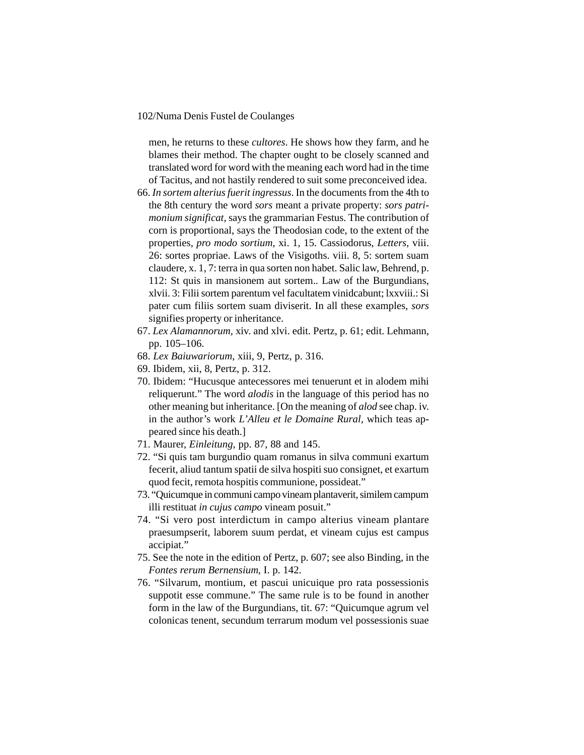men, he returns to these *cultores*. He shows how they farm, and he blames their method. The chapter ought to be closely scanned and translated word for word with the meaning each word had in the time of Tacitus, and not hastily rendered to suit some preconceived idea.

66. *In sortem alterius fuerit ingressus*. In the documents from the 4th to the 8th century the word *sors* meant a private property: *sors patrimonium significat*, says the grammarian Festus. The contribution of corn is proportional, says the Theodosian code, to the extent of the properties, *pro modo sortium*, xi. 1, 15. Cassiodorus, *Letters*, viii. 26: sortes propriae. Laws of the Visigoths. viii. 8, 5: sortem suam claudere, x. 1, 7: terra in qua sorten non habet. Salic law, Behrend, p. 112: St quis in mansionem aut sortem.. Law of the Burgundians, xlvii. 3: Filii sortem parentum vel facultatem vinidcabunt; lxxviii.: Si pater cum filiis sortem suam diviserit. In all these examples, *sors* signifies property or inheritance.
67. *Lex Alamannorum*, xiv. and xlvi. edit. Pertz, p. 61; edit. Lehmann, pp. 105–106.
68. *Lex Baiuwariorum*, xiii, 9, Pertz, p. 316.
69. Ibidem, xii, 8, Pertz, p. 312.
70. Ibidem: "Hucusque antecessores mei tenuerunt et in alodem mihi reliquerunt." The word *alodis* in the language of this period has no other meaning but inheritance. [On the meaning of *alod* see chap. iv. in the author's work *L'Alleu et le Domaine Rural*, which teas appeared since his death.]
71. Maurer, *Einleitung*, pp. 87, 88 and 145.
72. "Si quis tam burgundio quam romanus in silva communi exartum fecerit, aliud tantum spatii de silva hospiti suo consignet, et exartum quod fecit, remota hospitis communione, possideat."
73. "Quicumque in communi campo vineam plantaverit, similem campum illi restituat *in cujus campo* vineam posuit."
74. "Si vero post interdictum in campo alterius vineam plantare praesumpserit, laborem suum perdat, et vineam cujus est campus accipiat."
75. See the note in the edition of Pertz, p. 607; see also Binding, in the *Fontes rerum Bernensium*, I. p. 142.
76. "Silvarum, montium, et pascui unicuique pro rata possessionis suppotit esse commune." The same rule is to be found in another form in the law of the Burgundians, tit. 67: "Quicumque agrum vel colonicas tenent, secundum terrarum modum vel possessionis suae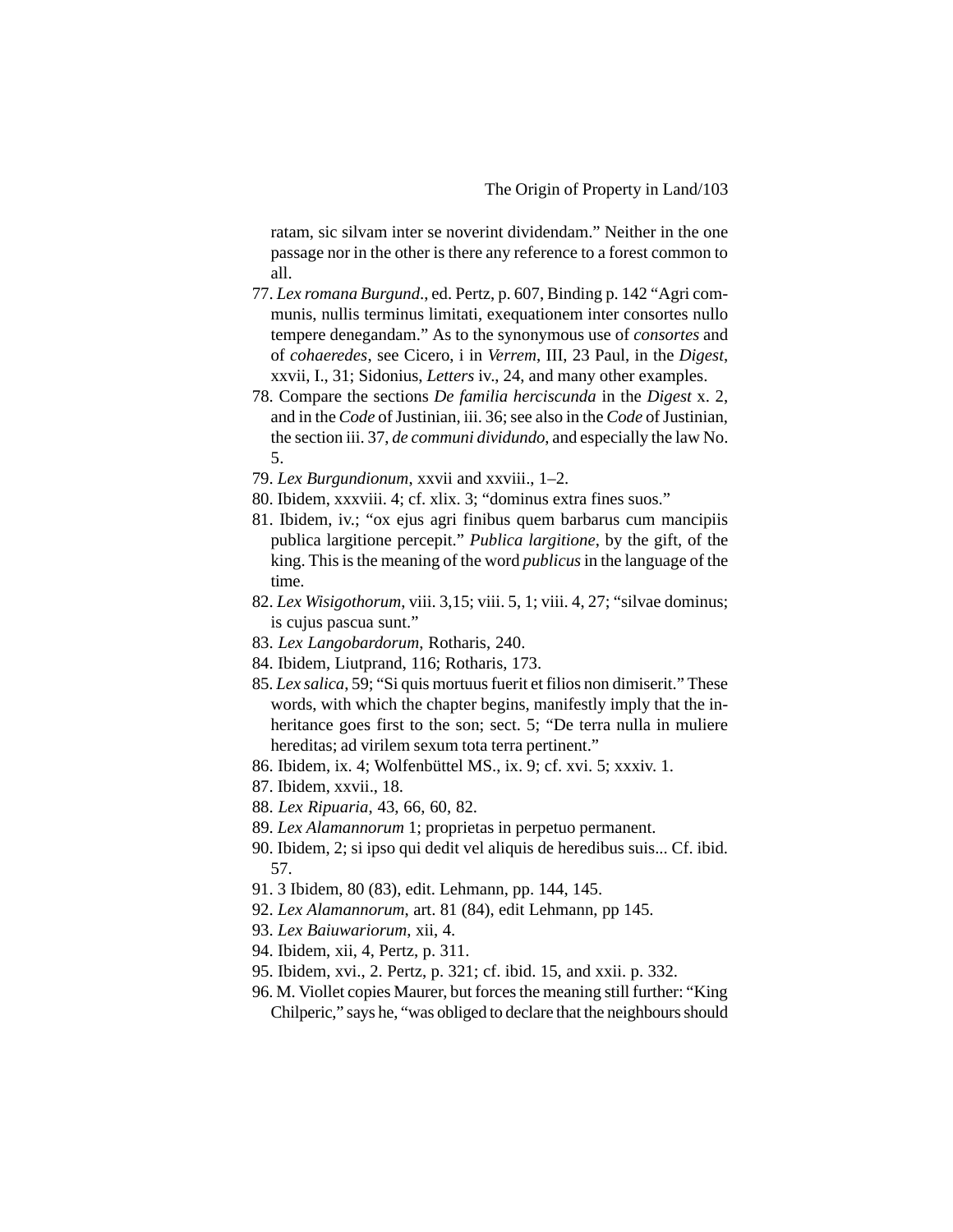ratam, sic silvam inter se noverint dividendam." Neither in the one passage nor in the other is there any reference to a forest common to all.

77. *Lex romana Burgund*., ed. Pertz, p. 607, Binding p. 142 "Agri communis, nullis terminus limitati, exequationem inter consortes nullo tempere denegandam." As to the synonymous use of *consortes* and of *cohaeredes*, see Cicero, i in *Verrem*, III, 23 Paul, in the *Digest*, xxvii, I., 31; Sidonius, *Letters* iv., 24, and many other examples.
78. Compare the sections *De familia herciscunda* in the *Digest* x. 2, and in the *Code* of Justinian, iii. 36; see also in the *Code* of Justinian, the section iii. 37, *de communi dividundo*, and especially the law No. 5.
79. *Lex Burgundionum*, xxvii and xxviii., 1–2.
80. Ibidem, xxxviii. 4; cf. xlix. 3; "dominus extra fines suos."
81. Ibidem, iv.; "ox ejus agri finibus quem barbarus cum mancipiis publica largitione percepit." *Publica largitione*, by the gift, of the king. This is the meaning of the word *publicus* in the language of the time.
82. *Lex Wisigothorum*, viii. 3,15; viii. 5, 1; viii. 4, 27; "silvae dominus; is cujus pascua sunt."
83. *Lex Langobardorum*, Rotharis, 240.
84. Ibidem, Liutprand, 116; Rotharis, 173.
85. *Lex salica*, 59; "Si quis mortuus fuerit et filios non dimiserit." These words, with which the chapter begins, manifestly imply that the inheritance goes first to the son; sect. 5; "De terra nulla in muliere hereditas; ad virilem sexum tota terra pertinent."
86. Ibidem, ix. 4; Wolfenbüttel MS., ix. 9; cf. xvi. 5; xxxiv. 1.
87. Ibidem, xxvii., 18.
88. *Lex Ripuaria*, 43, 66, 60, 82.
89. *Lex Alamannorum* 1; proprietas in perpetuo permanent.
90. Ibidem, 2; si ipso qui dedit vel aliquis de heredibus suis... Cf. ibid. 57.
91. 3 Ibidem, 80 (83), edit. Lehmann, pp. 144, 145.
92. *Lex Alamannorum*, art. 81 (84), edit Lehmann, pp 145.
93. *Lex Baiuwariorum*, xii, 4.
94. Ibidem, xii, 4, Pertz, p. 311.
95. Ibidem, xvi., 2. Pertz, p. 321; cf. ibid. 15, and xxii. p. 332.
96. M. Viollet copies Maurer, but forces the meaning still further: "King Chilperic," says he, "was obliged to declare that the neighbours should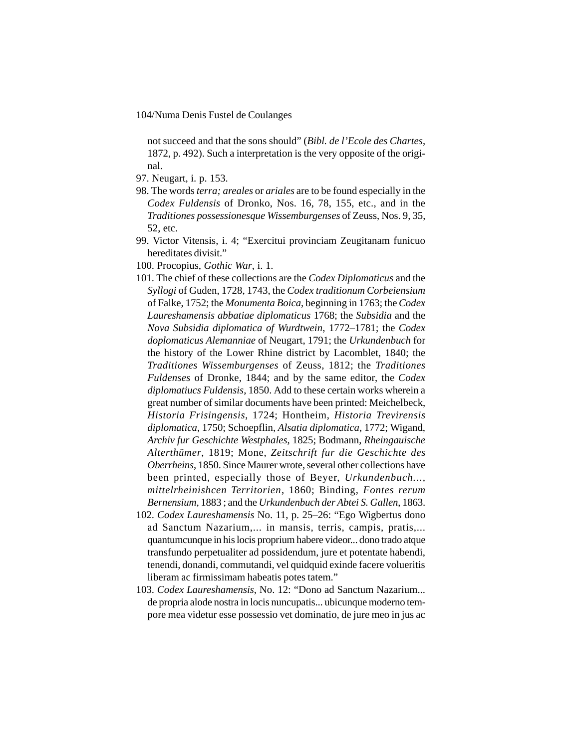not succeed and that the sons should" (*Bibl. de l'Ecole des Chartes*, 1872, p. 492). Such a interpretation is the very opposite of the original.

97. Neugart, i. p. 153.

98. The words *terra; areales* or *ariales* are to be found especially in the *Codex Fuldensis* of Dronko, Nos. 16, 78, 155, etc., and in the *Traditiones possessionesque Wissemburgenses* of Zeuss, Nos. 9, 35, 52, etc.

99. Victor Vitensis, i. 4; "Exercitui provinciam Zeugitanam funicuo hereditates divisit."

100. Procopius, *Gothic War*, i. 1.

101. The chief of these collections are the *Codex Diplomaticus* and the *Syllogi* of Guden, 1728, 1743, the *Codex traditionum Corbeiensium* of Falke, 1752; the *Monumenta Boica*, beginning in 1763; the *Codex Laureshamensis abbatiae diplomaticus* 1768; the *Subsidia* and the *Nova Subsidia diplomatica of Wurdtwein*, 1772–1781; the *Codex doplomaticus Alemanniae* of Neugart, 1791; the *Urkundenbuch* for the history of the Lower Rhine district by Lacomblet, 1840; the *Traditiones Wissemburgenses* of Zeuss, 1812; the *Traditiones Fuldenses* of Dronke, 1844; and by the same editor, the *Codex diplomatiucs Fuldensis*, 1850. Add to these certain works wherein a great number of similar documents have been printed: Meichelbeck, *Historia Frisingensis*, 1724; Hontheim, *Historia Trevirensis diplomatica*, 1750; Schoepflin, *Alsatia diplomatica*, 1772; Wigand, *Archiv fur Geschichte Westphales*, 1825; Bodmann, *Rheingauische Alterthümer*, 1819; Mone, *Zeitschrift fur die Geschichte des Oberrheins*, 1850. Since Maurer wrote, several other collections have been printed, especially those of Beyer, *Urkundenbuch..., mittelrheinishcen Territorien*, 1860; Binding, *Fontes rerum Bernensium*, 1883 ; and the *Urkundenbuch der Abtei S. Gallen*, 1863.

102. *Codex Laureshamensis* No. 11, p. 25–26: "Ego Wigbertus dono ad Sanctum Nazarium,... in mansis, terris, campis, pratis,... quantumcunque in his locis proprium habere videor... dono trado atque transfundo perpetualiter ad possidendum, jure et potentate habendi, tenendi, donandi, commutandi, vel quidquid exinde facere volueritis liberam ac firmissimam habeatis potes tatem."

103. *Codex Laureshamensis*, No. 12: "Dono ad Sanctum Nazarium... de propria alode nostra in locis nuncupatis... ubicunque moderno tempore mea videtur esse possessio vet dominatio, de jure meo in jus ac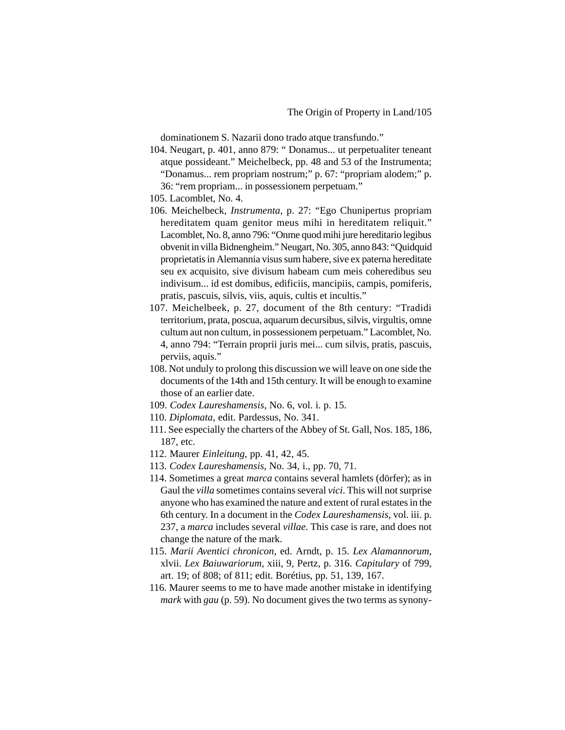dominationem S. Nazarii dono trado atque transfundo."

104. Neugart, p. 401, anno 879: " Donamus... ut perpetualiter teneant atque possideant." Meichelbeck, pp. 48 and 53 of the Instrumenta; "Donamus... rem propriam nostrum;" p. 67: "propriam alodem;" p. 36: "rem propriam... in possessionem perpetuam."
105. Lacomblet, No. 4.
106. Meichelbeck, *Instrumenta*, p. 27: "Ego Chunipertus propriam hereditatem quam genitor meus mihi in hereditatem reliquit." Lacomblet, No. 8, anno 796: "Onme quod mihi jure hereditario legibus obvenit in villa Bidnengheim." Neugart, No. 305, anno 843: "Quidquid proprietatis in Alemannia visus sum habere, sive ex paterna hereditate seu ex acquisito, sive divisum habeam cum meis coheredibus seu indivisum... id est domibus, edificiis, mancipiis, campis, pomiferis, pratis, pascuis, silvis, viis, aquis, cultis et incultis."
107. Meichelbeek, p. 27, document of the 8th century: "Tradidi territorium, prata, poscua, aquarum decursibus, silvis, virgultis, omne cultum aut non cultum, in possessionem perpetuam." Lacomblet, No. 4, anno 794: "Terrain proprii juris mei... cum silvis, pratis, pascuis, perviis, aquis."
108. Not unduly to prolong this discussion we will leave on one side the documents of the 14th and 15th century. It will be enough to examine those of an earlier date.
109. *Codex Laureshamensis*, No. 6, vol. i. p. 15.
110. *Diplomata*, edit. Pardessus, No. 341.
111. See especially the charters of the Abbey of St. Gall, Nos. 185, 186, 187, etc.
112. Maurer *Einleitung*, pp. 41, 42, 45.
113. *Codex Laureshamensis*, No. 34, i., pp. 70, 71.
114. Sometimes a great *marca* contains several hamlets (dörfer); as in Gaul the *villa* sometimes contains several *vici*. This will not surprise anyone who has examined the nature and extent of rural estates in the 6th century. In a document in the *Codex Laureshamensis*, vol. iii. p. 237, a *marca* includes several *villae*. This case is rare, and does not change the nature of the mark.
115. *Marii Aventici chronicon*, ed. Arndt, p. 15. *Lex Alamannorum*, xlvii. *Lex Baiuwariorum*, xiii, 9, Pertz, p. 316. *Capitulary* of 799, art. 19; of 808; of 811; edit. Borétius, pp. 51, 139, 167.
116. Maurer seems to me to have made another mistake in identifying *mark* with *gau* (p. 59). No document gives the two terms as synony-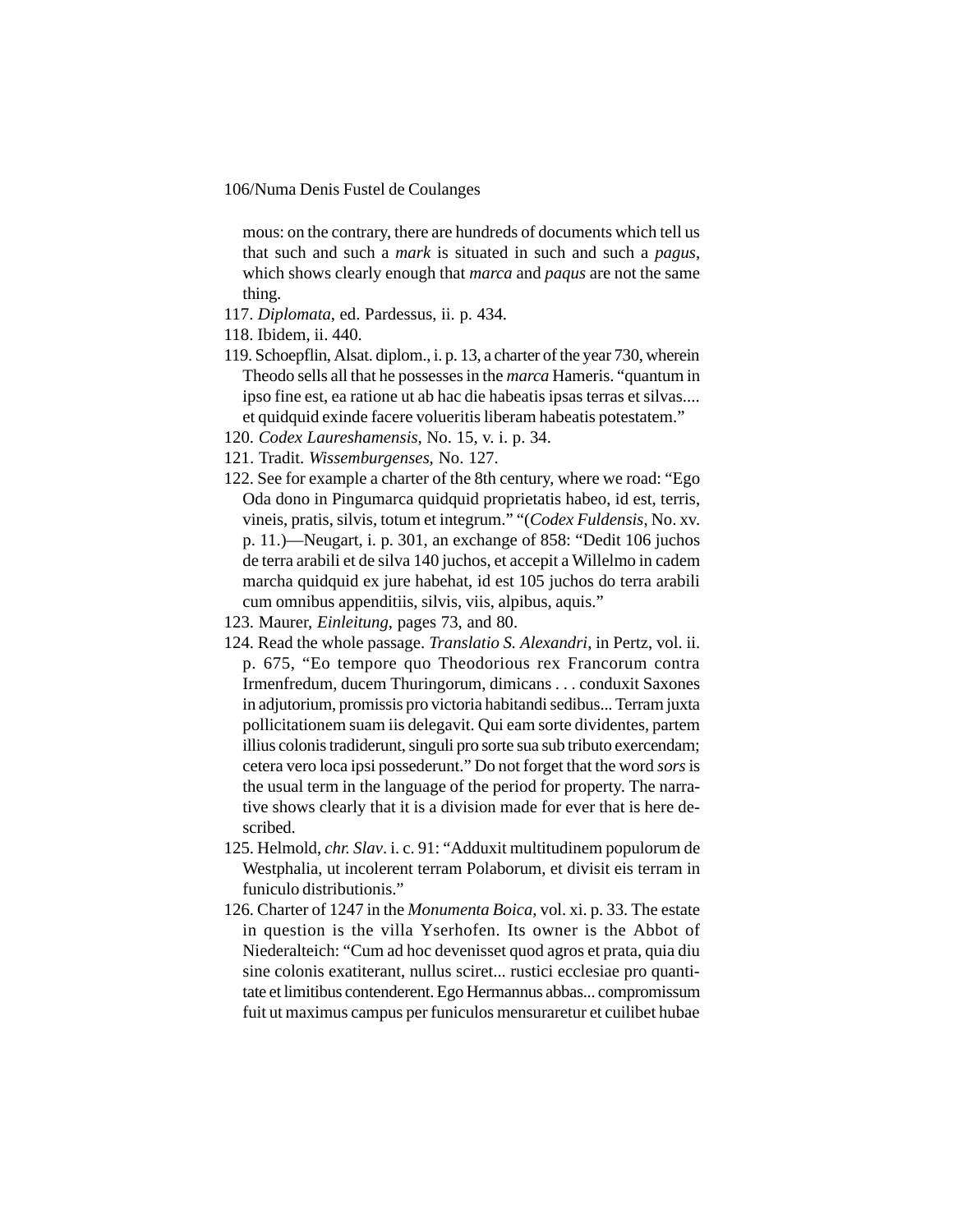mous: on the contrary, there are hundreds of documents which tell us that such and such a *mark* is situated in such and such a *pagus*, which shows clearly enough that *marca* and *paqus* are not the same thing.

117. *Diplomata*, ed. Pardessus, ii. p. 434.

118. Ibidem, ii. 440.

119. Schoepflin, Alsat. diplom., i. p. 13, a charter of the year 730, wherein Theodo sells all that he possesses in the *marca* Hameris. "quantum in ipso fine est, ea ratione ut ab hac die habeatis ipsas terras et silvas.... et quidquid exinde facere volueritis liberam habeatis potestatem."

120. *Codex Laureshamensis*, No. 15, v. i. p. 34.

121. Tradit. *Wissemburgenses*, No. 127.

122. See for example a charter of the 8th century, where we road: "Ego Oda dono in Pingumarca quidquid proprietatis habeo, id est, terris, vineis, pratis, silvis, totum et integrum." "(*Codex Fuldensis*, No. xv. p. 11.)—Neugart, i. p. 301, an exchange of 858: "Dedit 106 juchos de terra arabili et de silva 140 juchos, et accepit a Willelmo in cadem marcha quidquid ex jure habehat, id est 105 juchos do terra arabili cum omnibus appenditiis, silvis, viis, alpibus, aquis."

123. Maurer, *Einleitung*, pages 73, and 80.

124. Read the whole passage. *Translatio S. Alexandri*, in Pertz, vol. ii. p. 675, "Eo tempore quo Theodorious rex Francorum contra Irmenfredum, ducem Thuringorum, dimicans . . . conduxit Saxones in adjutorium, promissis pro victoria habitandi sedibus... Terram juxta pollicitationem suam iis delegavit. Qui eam sorte dividentes, partem illius colonis tradiderunt, singuli pro sorte sua sub tributo exercendam; cetera vero loca ipsi possederunt." Do not forget that the word *sors* is the usual term in the language of the period for property. The narrative shows clearly that it is a division made for ever that is here described.

125. Helmold, *chr. Slav*. i. c. 91: "Adduxit multitudinem populorum de Westphalia, ut incolerent terram Polaborum, et divisit eis terram in funiculo distributionis."

126. Charter of 1247 in the *Monumenta Boica*, vol. xi. p. 33. The estate in question is the villa Yserhofen. Its owner is the Abbot of Niederalteich: "Cum ad hoc devenisset quod agros et prata, quia diu sine colonis exatiterant, nullus sciret... rustici ecclesiae pro quantitate et limitibus contenderent. Ego Hermannus abbas... compromissum fuit ut maximus campus per funiculos mensuraretur et cuilibet hubae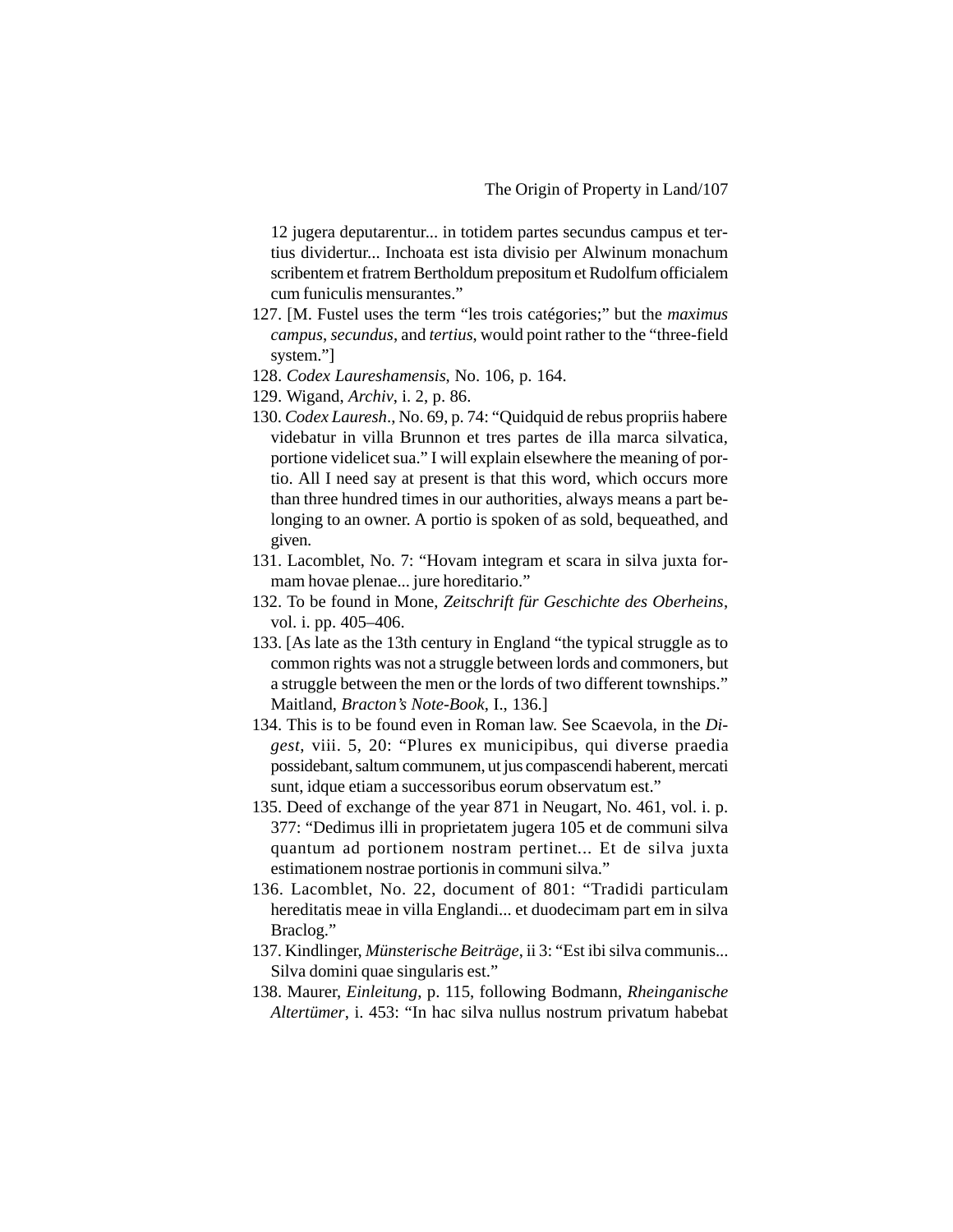12 jugera deputarentur... in totidem partes secundus campus et tertius dividertur... Inchoata est ista divisio per Alwinum monachum scribentem et fratrem Bertholdum prepositum et Rudolfum officialem cum funiculis mensurantes."

127. [M. Fustel uses the term "les trois catégories;" but the *maximus campus*, *secundus*, and *tertius*, would point rather to the "three-field system."]
128. *Codex Laureshamensis*, No. 106, p. 164.
129. Wigand, *Archiv*, i. 2, p. 86.
130. *Codex Lauresh*., No. 69, p. 74: "Quidquid de rebus propriis habere videbatur in villa Brunnon et tres partes de illa marca silvatica, portione videlicet sua." I will explain elsewhere the meaning of portio. All I need say at present is that this word, which occurs more than three hundred times in our authorities, always means a part belonging to an owner. A portio is spoken of as sold, bequeathed, and given.
131. Lacomblet, No. 7: "Hovam integram et scara in silva juxta formam hovae plenae... jure horeditario."
132. To be found in Mone, *Zeitschrift für Geschichte des Oberheins*, vol. i. pp. 405–406.
133. [As late as the 13th century in England "the typical struggle as to common rights was not a struggle between lords and commoners, but a struggle between the men or the lords of two different townships." Maitland, *Bracton's Note-Book*, I., 136.]
134. This is to be found even in Roman law. See Scaevola, in the *Digest*, viii. 5, 20: "Plures ex municipibus, qui diverse praedia possidebant, saltum communem, ut jus compascendi haberent, mercati sunt, idque etiam a successoribus eorum observatum est."
135. Deed of exchange of the year 871 in Neugart, No. 461, vol. i. p. 377: "Dedimus illi in proprietatem jugera 105 et de communi silva quantum ad portionem nostram pertinet... Et de silva juxta estimationem nostrae portionis in communi silva."
136. Lacomblet, No. 22, document of 801: "Tradidi particulam hereditatis meae in villa Englandi... et duodecimam part em in silva Braclog."
137. Kindlinger, *Münsterische Beiträge*, ii 3: "Est ibi silva communis... Silva domini quae singularis est."
138. Maurer, *Einleitung*, p. 115, following Bodmann, *Rheinganische Altertümer*, i. 453: "In hac silva nullus nostrum privatum habebat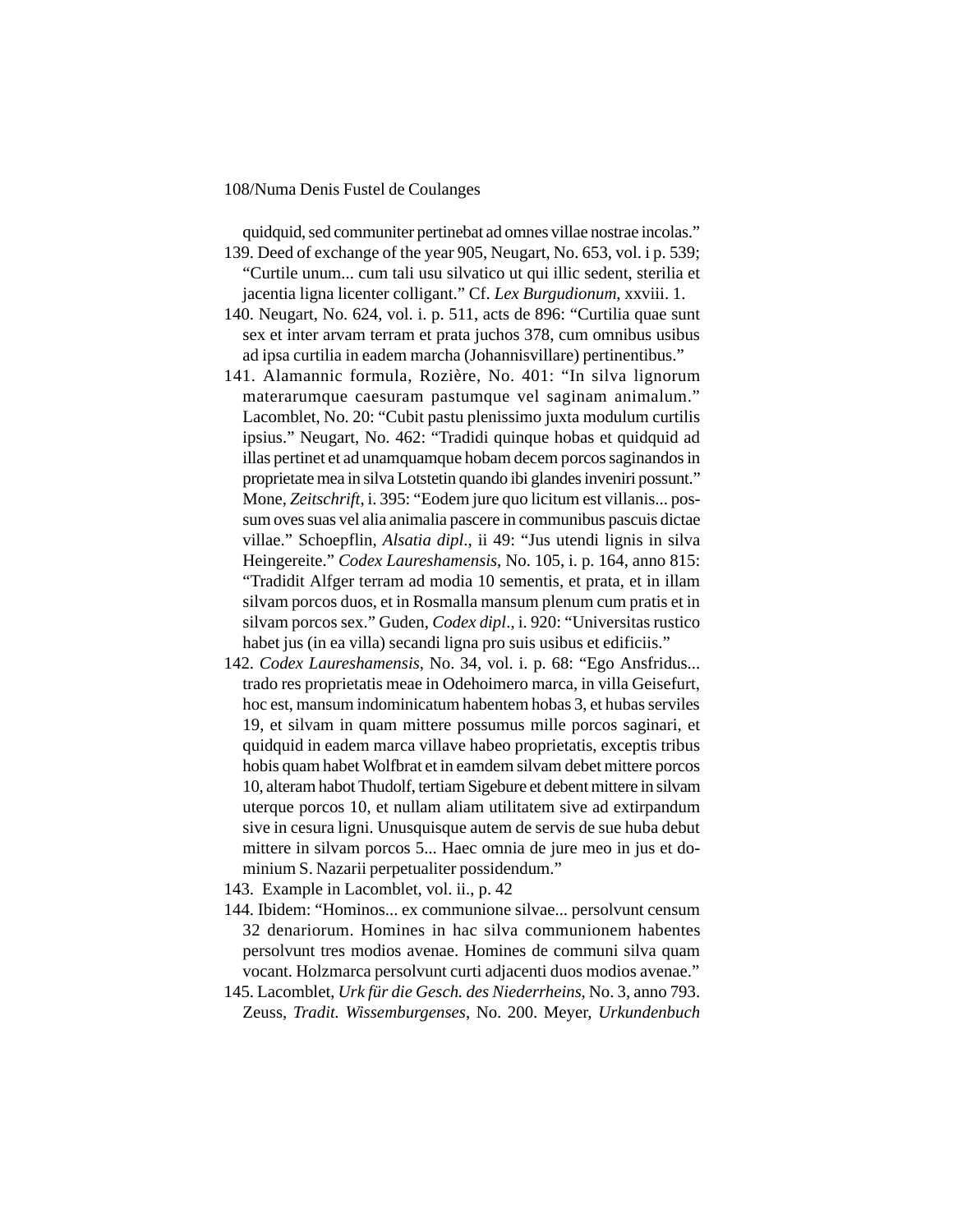quidquid, sed communiter pertinebat ad omnes villae nostrae incolas."

139. Deed of exchange of the year 905, Neugart, No. 653, vol. i p. 539; "Curtile unum... cum tali usu silvatico ut qui illic sedent, sterilia et jacentia ligna licenter colligant." Cf. *Lex Burgudionum*, xxviii. 1.

140. Neugart, No. 624, vol. i. p. 511, acts de 896: "Curtilia quae sunt sex et inter arvam terram et prata juchos 378, cum omnibus usibus ad ipsa curtilia in eadem marcha (Johannisvillare) pertinentibus."

141. Alamannic formula, Rozière, No. 401: "In silva lignorum materarumque caesuram pastumque vel saginam animalum." Lacomblet, No. 20: "Cubit pastu plenissimo juxta modulum curtilis ipsius." Neugart, No. 462: "Tradidi quinque hobas et quidquid ad illas pertinet et ad unamquamque hobam decem porcos saginandos in proprietate mea in silva Lotstetin quando ibi glandes inveniri possunt." Mone, *Zeitschrift*, i. 395: "Eodem jure quo licitum est villanis... possum oves suas vel alia animalia pascere in communibus pascuis dictae villae." Schoepflin, *Alsatia dipl*., ii 49: "Jus utendi lignis in silva Heingereite." *Codex Laureshamensis*, No. 105, i. p. 164, anno 815: "Tradidit Alfger terram ad modia 10 sementis, et prata, et in illam silvam porcos duos, et in Rosmalla mansum plenum cum pratis et in silvam porcos sex." Guden, *Codex dipl*., i. 920: "Universitas rustico habet jus (in ea villa) secandi ligna pro suis usibus et edificiis."

142. *Codex Laureshamensis*, No. 34, vol. i. p. 68: "Ego Ansfridus... trado res proprietatis meae in Odehoimero marca, in villa Geisefurt, hoc est, mansum indominicatum habentem hobas 3, et hubas serviles 19, et silvam in quam mittere possumus mille porcos saginari, et quidquid in eadem marca villave habeo proprietatis, exceptis tribus hobis quam habet Wolfbrat et in eamdem silvam debet mittere porcos 10, alteram habot Thudolf, tertiam Sigebure et debent mittere in silvam uterque porcos 10, et nullam aliam utilitatem sive ad extirpandum sive in cesura ligni. Unusquisque autem de servis de sue huba debut mittere in silvam porcos 5... Haec omnia de jure meo in jus et dominium S. Nazarii perpetualiter possidendum."

143. Example in Lacomblet, vol. ii., p. 42

144. Ibidem: "Hominos... ex communione silvae... persolvunt censum 32 denariorum. Homines in hac silva communionem habentes persolvunt tres modios avenae. Homines de communi silva quam vocant. Holzmarca persolvunt curti adjacenti duos modios avenae."

145. Lacomblet, *Urk für die Gesch. des Niederrheins*, No. 3, anno 793. Zeuss, *Tradit. Wissemburgenses*, No. 200. Meyer, *Urkundenbuch*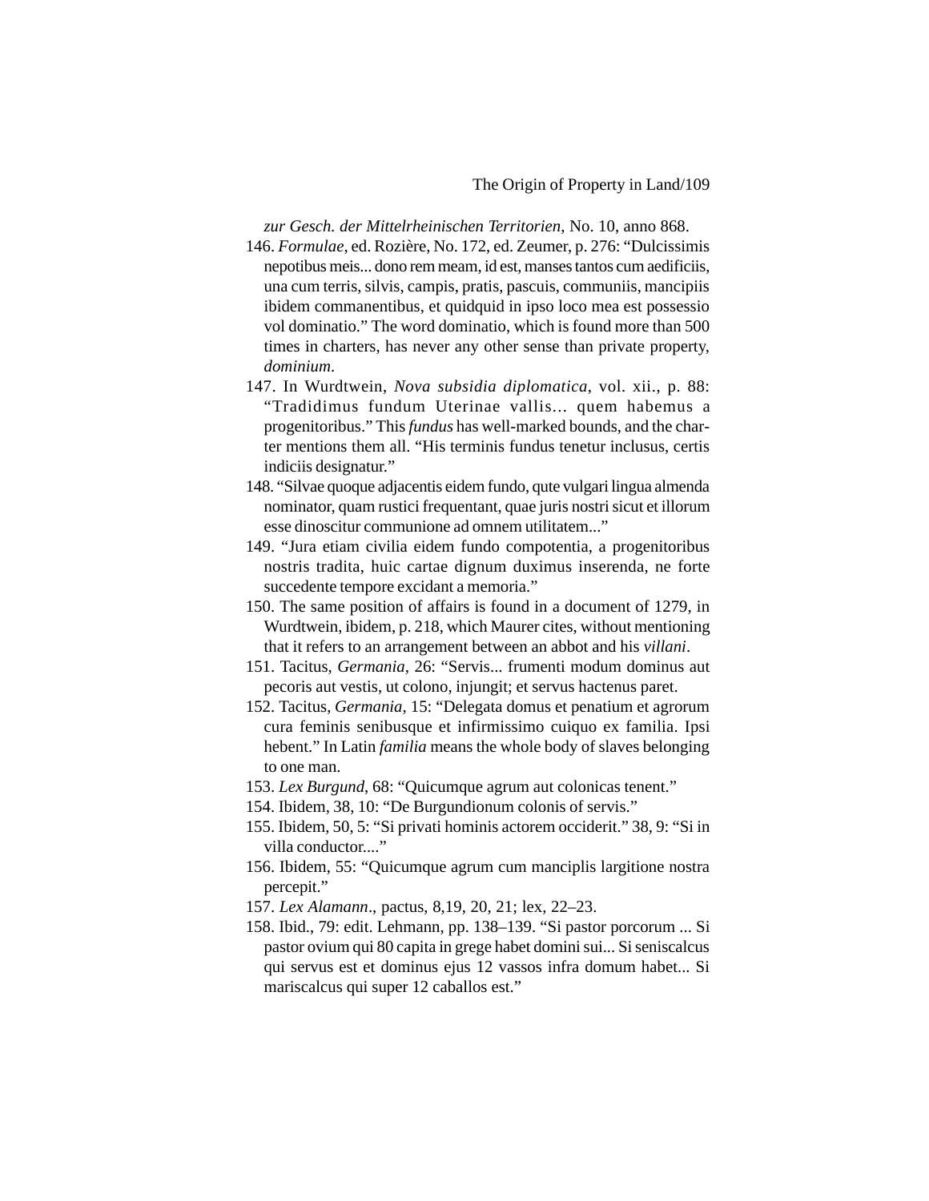*zur Gesch. der Mittelrheinischen Territorien*, No. 10, anno 868.

146. *Formulae*, ed. Rozière, No. 172, ed. Zeumer, p. 276: "Dulcissimis nepotibus meis... dono rem meam, id est, manses tantos cum aedificiis, una cum terris, silvis, campis, pratis, pascuis, communiis, mancipiis ibidem commanentibus, et quidquid in ipso loco mea est possessio vol dominatio." The word dominatio, which is found more than 500 times in charters, has never any other sense than private property, *dominium*.

147. In Wurdtwein, *Nova subsidia diplomatica*, vol. xii., p. 88: "Tradidimus fundum Uterinae vallis... quem habemus a progenitoribus." This *fundus* has well-marked bounds, and the charter mentions them all. "His terminis fundus tenetur inclusus, certis indiciis designatur."

148. "Silvae quoque adjacentis eidem fundo, qute vulgari lingua almenda nominator, quam rustici frequentant, quae juris nostri sicut et illorum esse dinoscitur communione ad omnem utilitatem..."

149. "Jura etiam civilia eidem fundo compotentia, a progenitoribus nostris tradita, huic cartae dignum duximus inserenda, ne forte succedente tempore excidant a memoria."

150. The same position of affairs is found in a document of 1279, in Wurdtwein, ibidem, p. 218, which Maurer cites, without mentioning that it refers to an arrangement between an abbot and his *villani*.

151. Tacitus, *Germania*, 26: "Servis... frumenti modum dominus aut pecoris aut vestis, ut colono, injungit; et servus hactenus paret.

152. Tacitus, *Germania*, 15: "Delegata domus et penatium et agrorum cura feminis senibusque et infirmissimo cuiquo ex familia. Ipsi hebent." In Latin *familia* means the whole body of slaves belonging to one man.

153. *Lex Burgund*, 68: "Quicumque agrum aut colonicas tenent."

154. Ibidem, 38, 10: "De Burgundionum colonis of servis."

155. Ibidem, 50, 5: "Si privati hominis actorem occiderit." 38, 9: "Si in villa conductor...."

156. Ibidem, 55: "Quicumque agrum cum manciplis largitione nostra percepit."

157. *Lex Alamann*., pactus, 8,19, 20, 21; lex, 22–23.

158. Ibid., 79: edit. Lehmann, pp. 138–139. "Si pastor porcorum ... Si pastor ovium qui 80 capita in grege habet domini sui... Si seniscalcus qui servus est et dominus ejus 12 vassos infra domum habet... Si mariscalcus qui super 12 caballos est."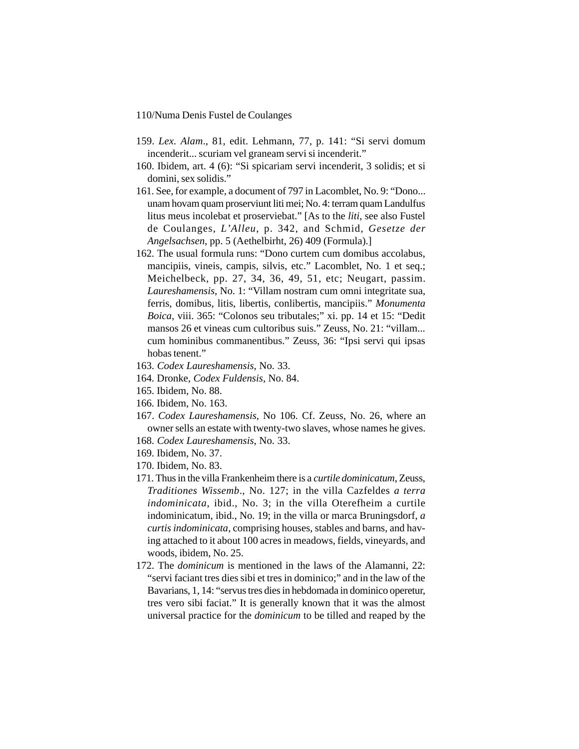159. *Lex. Alam*., 81, edit. Lehmann, 77, p. 141: “Si servi domum incenderit... scuriam vel graneam servi si incenderit.”

160. Ibidem, art. 4 (6): “Si spicariam servi incenderit, 3 solidis; et si domini, sex solidis.”

161. See, for example, a document of 797 in Lacomblet, No. 9: “Dono... unam hovam quam proserviunt liti mei; No. 4: terram quam Landulfus litus meus incolebat et proserviebat.” [As to the *liti*, see also Fustel de Coulanges, *L’Alleu*, p. 342, and Schmid, *Gesetze der Angelsachsen*, pp. 5 (Aethelbirht, 26) 409 (Formula).]

162. The usual formula runs: “Dono curtem cum domibus accolabus, mancipiis, vineis, campis, silvis, etc.” Lacomblet, No. 1 et seq.; Meichelbeck, pp. 27, 34, 36, 49, 51, etc; Neugart, passim. *Laureshamensis*, No. 1: “Villam nostram cum omni integritate sua, ferris, domibus, litis, libertis, conlibertis, mancipiis.” *Monumenta Boica*, viii. 365: “Colonos seu tributales;” xi. pp. 14 et 15: “Dedit mansos 26 et vineas cum cultoribus suis.” Zeuss, No. 21: “villam... cum hominibus commanentibus.” Zeuss, 36: “Ipsi servi qui ipsas hobas tenent.”

163. *Codex Laureshamensis*, No. 33.

164. Dronke, *Codex Fuldensis*, No. 84.

165. Ibidem, No. 88.

166. Ibidem, No. 163.

167. *Codex Laureshamensis*, No 106. Cf. Zeuss, No. 26, where an owner sells an estate with twenty-two slaves, whose names he gives.

168. *Codex Laureshamensis*, No. 33.

169. Ibidem, No. 37.

170. Ibidem, No. 83.

171. Thus in the villa Frankenheim there is a *curtile dominicatum*, Zeuss, *Traditiones Wissemb*., No. 127; in the villa Cazfeldes *a terra indominicata*, ibid., No. 3; in the villa Oterefheim a curtile indominicatum, ibid., No. 19; in the villa or marca Bruningsdorf, *a curtis indominicata*, comprising houses, stables and barns, and having attached to it about 100 acres in meadows, fields, vineyards, and woods, ibidem, No. 25.

172. The *dominicum* is mentioned in the laws of the Alamanni, 22: “servi faciant tres dies sibi et tres in dominico;” and in the law of the Bavarians, 1, 14: “servus tres dies in hebdomada in dominico operetur, tres vero sibi faciat.” It is generally known that it was the almost universal practice for the *dominicum* to be tilled and reaped by the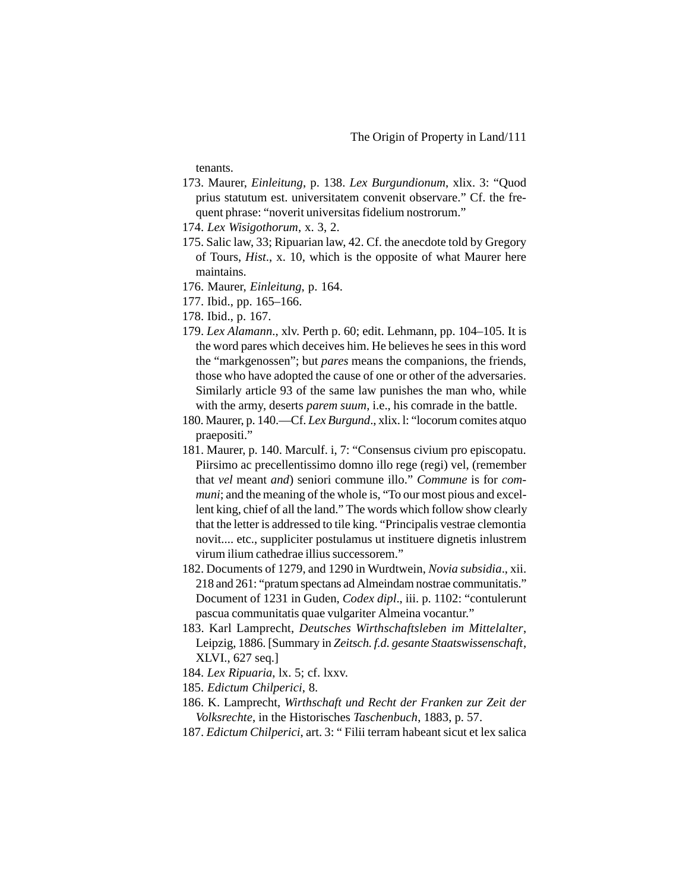tenants.

173. Maurer, *Einleitung*, p. 138. *Lex Burgundionum*, xlix. 3: "Quod prius statutum est. universitatem convenit observare." Cf. the frequent phrase: "noverit universitas fidelium nostrorum."
174. *Lex Wisigothorum*, x. 3, 2.
175. Salic law, 33; Ripuarian law, 42. Cf. the anecdote told by Gregory of Tours, *Hist*., x. 10, which is the opposite of what Maurer here maintains.
176. Maurer, *Einleitung*, p. 164.
177. Ibid., pp. 165–166.
178. Ibid., p. 167.
179. *Lex Alamann*., xlv. Perth p. 60; edit. Lehmann, pp. 104–105. It is the word pares which deceives him. He believes he sees in this word the "markgenossen"; but *pares* means the companions, the friends, those who have adopted the cause of one or other of the adversaries. Similarly article 93 of the same law punishes the man who, while with the army, deserts *parem suum*, i.e., his comrade in the battle.
180. Maurer, p. 140.—Cf. *Lex Burgund*., xlix. l: "locorum comites atquo praepositi."
181. Maurer, p. 140. Marculf. i, 7: "Consensus civium pro episcopatu. Piirsimo ac precellentissimo domno illo rege (regi) vel, (remember that *vel* meant *and*) seniori commune illo." *Commune* is for *communi*; and the meaning of the whole is, "To our most pious and excellent king, chief of all the land." The words which follow show clearly that the letter is addressed to tile king. "Principalis vestrae clemontia novit.... etc., suppliciter postulamus ut instituere dignetis inlustrem virum ilium cathedrae illius successorem."
182. Documents of 1279, and 1290 in Wurdtwein, *Novia subsidia*., xii. 218 and 261: "pratum spectans ad Almeindam nostrae communitatis." Document of 1231 in Guden, *Codex dipl*., iii. p. 1102: "contulerunt pascua communitatis quae vulgariter Almeina vocantur."
183. Karl Lamprecht, *Deutsches Wirthschaftsleben im Mittelalter*, Leipzig, 1886. [Summary in *Zeitsch. f.d. gesante Staatswissenschaft*, XLVI., 627 seq.]
184. *Lex Ripuaria*, lx. 5; cf. lxxv.
185. *Edictum Chilperici*, 8.
186. K. Lamprecht, *Wirthschaft und Recht der Franken zur Zeit der Volksrechte*, in the Historisches *Taschenbuch*, 1883, p. 57.
187. *Edictum Chilperici*, art. 3: " Filii terram habeant sicut et lex salica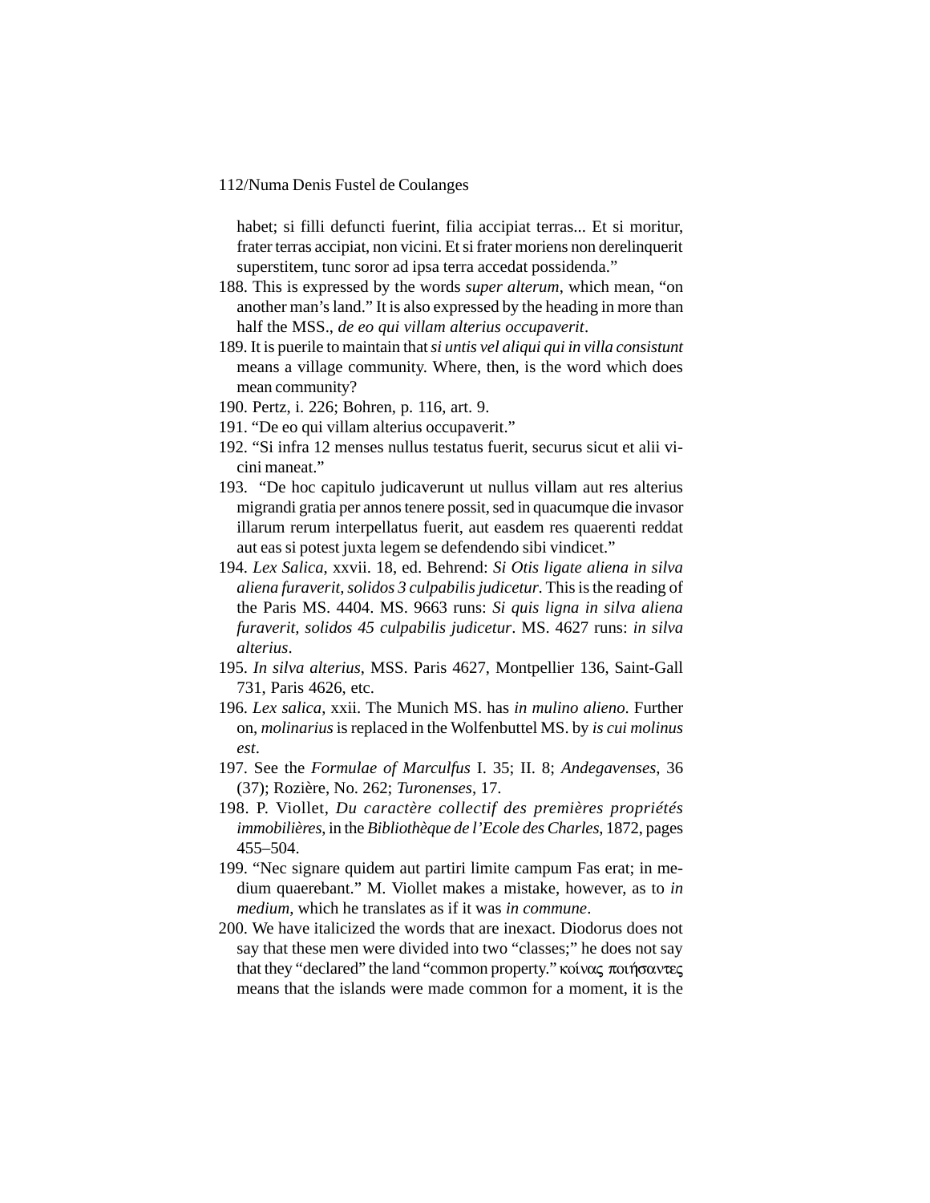habet; si filli defuncti fuerint, filia accipiat terras... Et si moritur, frater terras accipiat, non vicini. Et si frater moriens non derelinquerit superstitem, tunc soror ad ipsa terra accedat possidenda."

188. This is expressed by the words *super alterum*, which mean, "on another man's land." It is also expressed by the heading in more than half the MSS., *de eo qui villam alterius occupaverit*.
189. It is puerile to maintain that *si untis vel aliqui qui in villa consistunt* means a village community. Where, then, is the word which does mean community?
190. Pertz, i. 226; Bohren, p. 116, art. 9.
191. "De eo qui villam alterius occupaverit."
192. "Si infra 12 menses nullus testatus fuerit, securus sicut et alii vicini maneat."
193. "De hoc capitulo judicaverunt ut nullus villam aut res alterius migrandi gratia per annos tenere possit, sed in quacumque die invasor illarum rerum interpellatus fuerit, aut easdem res quaerenti reddat aut eas si potest juxta legem se defendendo sibi vindicet."
194. *Lex Salica*, xxvii. 18, ed. Behrend: *Si Otis ligate aliena in silva aliena furaverit, solidos 3 culpabilis judicetur*. This is the reading of the Paris MS. 4404. MS. 9663 runs: *Si quis ligna in silva aliena furaverit, solidos 45 culpabilis judicetur*. MS. 4627 runs: *in silva alterius*.
195. *In silva alterius*, MSS. Paris 4627, Montpellier 136, Saint-Gall 731, Paris 4626, etc.
196. *Lex salica*, xxii. The Munich MS. has *in mulino alieno*. Further on, *molinarius* is replaced in the Wolfenbuttel MS. by *is cui molinus est*.
197. See the *Formulae of Marculfus* I. 35; II. 8; *Andegavenses*, 36 (37); Rozière, No. 262; *Turonenses*, 17.
198. P. Viollet, *Du caractère collectif des premières propriétés immobilières*, in the *Bibliothèque de l'Ecole des Charles*, 1872, pages 455–504.
199. "Nec signare quidem aut partiri limite campum Fas erat; in medium quaerebant." M. Viollet makes a mistake, however, as to *in medium*, which he translates as if it was *in commune*.
200. We have italicized the words that are inexact. Diodorus does not say that these men were divided into two "classes;" he does not say that they "declared" the land "common property." κοίνας ποιήσαντες means that the islands were made common for a moment, it is the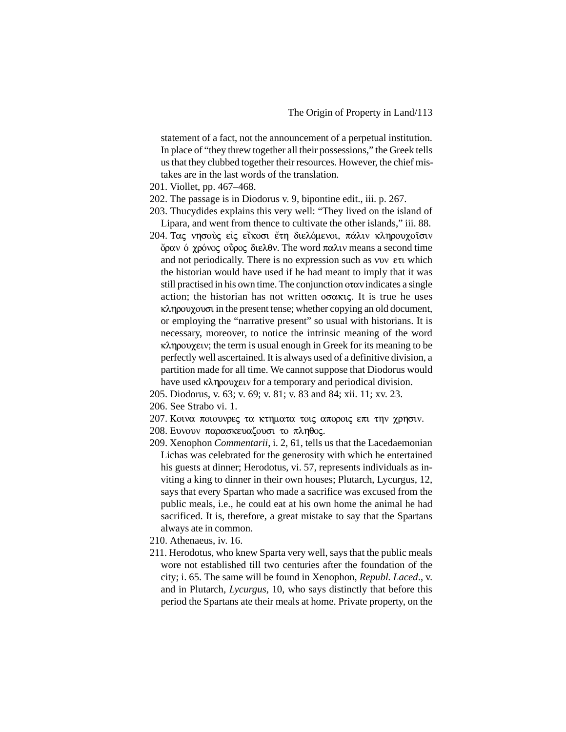statement of a fact, not the announcement of a perpetual institution. In place of "they threw together all their possessions," the Greek tells us that they clubbed together their resources. However, the chief mistakes are in the last words of the translation.

201. Viollet, pp. 467–468.
202. The passage is in Diodorus v. 9, bipontine edit., iii. p. 267.
203. Thucydides explains this very well: "They lived on the island of Lipara, and went from thence to cultivate the other islands," iii. 88.
204. Τας νησοὺς εἰς εἴκοσι ἔτη διελόμενοι, πάλιν κληρουχοῖσιν ὅραν ὁ χρόνος οὗρος διελθν. The word παλιν means a second time and not periodically. There is no expression such as νυν ετι which the historian would have used if he had meant to imply that it was still practised in his own time. The conjunction οταν indicates a single action; the historian has not written οσακις. It is true he uses κληρουχουσι in the present tense; whether copying an old document, or employing the "narrative present" so usual with historians. It is necessary, moreover, to notice the intrinsic meaning of the word κληρουχειν; the term is usual enough in Greek for its meaning to be perfectly well ascertained. It is always used of a definitive division, a partition made for all time. We cannot suppose that Diodorus would have used κληρουχειν for a temporary and periodical division.
205. Diodorus, v. 63; v. 69; v. 81; v. 83 and 84; xii. 11; xv. 23.
206. See Strabo vi. 1.
207. Κοινα ποιουνρες τα κτηματα τοις αποροις επι την χρησιν.
208. Ευνουν παρασκευαζουσι το πληθος.
209. Xenophon *Commentarii*, i. 2, 61, tells us that the Lacedaemonian Lichas was celebrated for the generosity with which he entertained his guests at dinner; Herodotus, vi. 57, represents individuals as inviting a king to dinner in their own houses; Plutarch, Lycurgus, 12, says that every Spartan who made a sacrifice was excused from the public meals, i.e., he could eat at his own home the animal he had sacrificed. It is, therefore, a great mistake to say that the Spartans always ate in common.
210. Athenaeus, iv. 16.
211. Herodotus, who knew Sparta very well, says that the public meals wore not established till two centuries after the foundation of the city; i. 65. The same will be found in Xenophon, *Republ. Laced*., v. and in Plutarch, *Lycurgus*, 10, who says distinctly that before this period the Spartans ate their meals at home. Private property, on the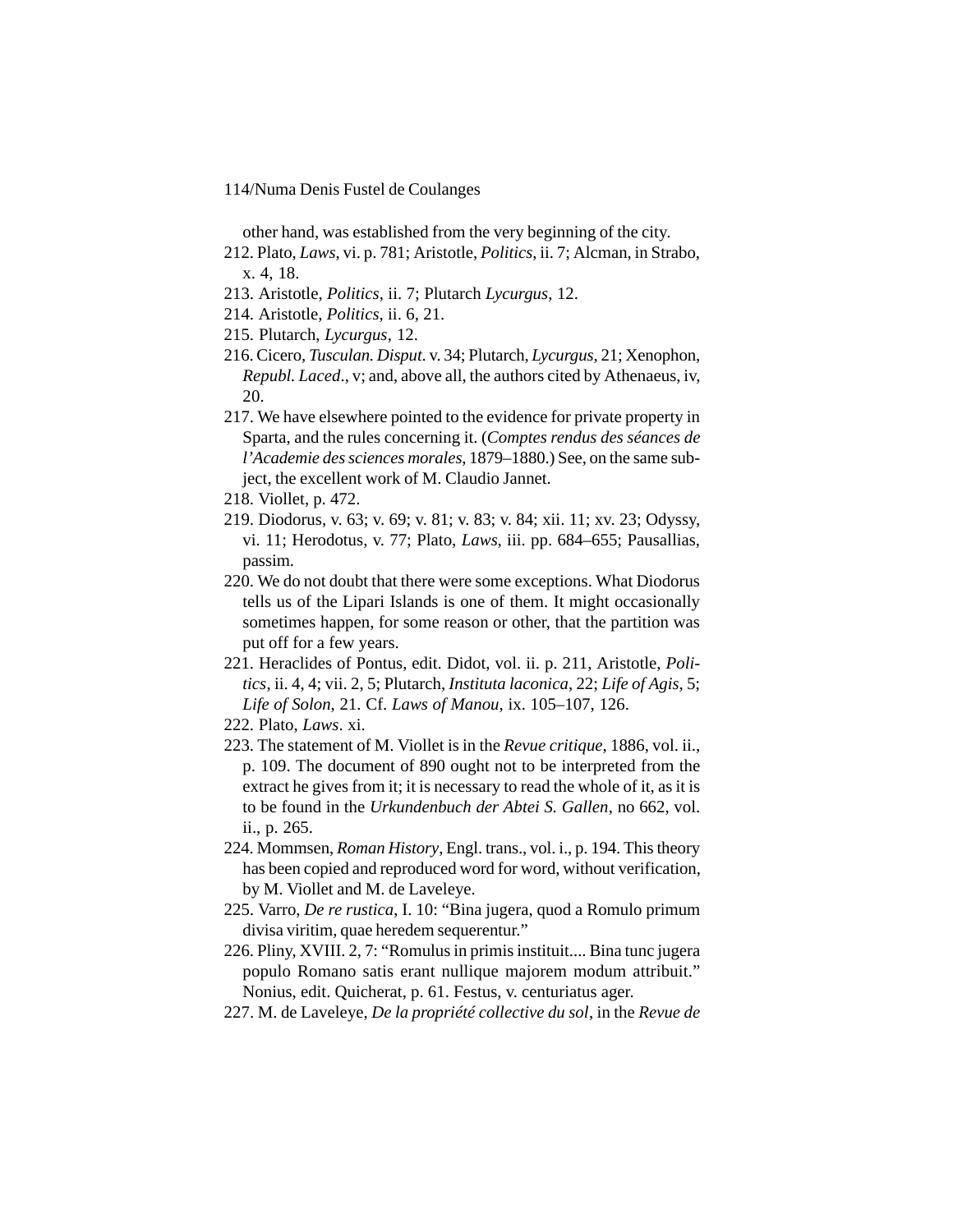other hand, was established from the very beginning of the city.

212. Plato, *Laws*, vi. p. 781; Aristotle, *Politics*, ii. 7; Alcman, in Strabo, x. 4, 18.
213. Aristotle, *Politics*, ii. 7; Plutarch *Lycurgus*, 12.
214. Aristotle, *Politics*, ii. 6, 21.
215. Plutarch, *Lycurgus*, 12.
216. Cicero, *Tusculan. Disput*. v. 34; Plutarch, *Lycurgus*, 21; Xenophon, *Republ. Laced*., v; and, above all, the authors cited by Athenaeus, iv, 20.
217. We have elsewhere pointed to the evidence for private property in Sparta, and the rules concerning it. (*Comptes rendus des séances de l'Academie des sciences morales*, 1879–1880.) See, on the same subject, the excellent work of M. Claudio Jannet.
218. Viollet, p. 472.
219. Diodorus, v. 63; v. 69; v. 81; v. 83; v. 84; xii. 11; xv. 23; Odyssy, vi. 11; Herodotus, v. 77; Plato, *Laws*, iii. pp. 684–655; Pausallias, passim.
220. We do not doubt that there were some exceptions. What Diodorus tells us of the Lipari Islands is one of them. It might occasionally sometimes happen, for some reason or other, that the partition was put off for a few years.
221. Heraclides of Pontus, edit. Didot, vol. ii. p. 211, Aristotle, *Politics*, ii. 4, 4; vii. 2, 5; Plutarch, *Instituta laconica*, 22; *Life of Agis*, 5; *Life of Solon*, 21. Cf. *Laws of Manou*, ix. 105–107, 126.
222. Plato, *Laws*. xi.
223. The statement of M. Viollet is in the *Revue critique*, 1886, vol. ii., p. 109. The document of 890 ought not to be interpreted from the extract he gives from it; it is necessary to read the whole of it, as it is to be found in the *Urkundenbuch der Abtei S. Gallen*, no 662, vol. ii., p. 265.
224. Mommsen, *Roman History*, Engl. trans., vol. i., p. 194. This theory has been copied and reproduced word for word, without verification, by M. Viollet and M. de Laveleye.
225. Varro, *De re rustica*, I. 10: "Bina jugera, quod a Romulo primum divisa viritim, quae heredem sequerentur."
226. Pliny, XVIII. 2, 7: "Romulus in primis instituit.... Bina tunc jugera populo Romano satis erant nullique majorem modum attribuit." Nonius, edit. Quicherat, p. 61. Festus, v. centuriatus ager.
227. M. de Laveleye, *De la propriété collective du sol*, in the *Revue de*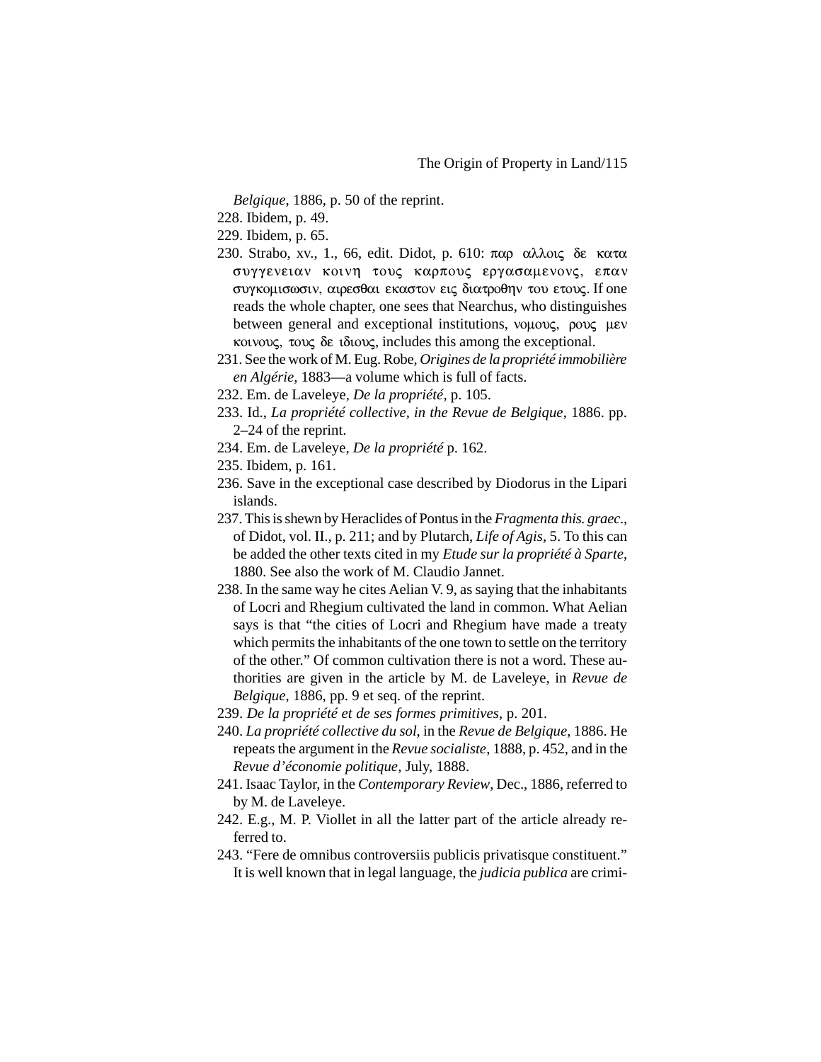*Belgique*, 1886, p. 50 of the reprint.

228. Ibidem, p. 49.

229. Ibidem, p. 65.

230. Strabo, xv., 1., 66, edit. Didot, p. 610: παρ αλλοις δε κατα συγγενειαν κοινη τους καρπους εργασαμενονς, επαν συγκομισωσιν, αιρεσθαι εκαστον εις διατροθην του ετους. If one reads the whole chapter, one sees that Nearchus, who distinguishes between general and exceptional institutions, νομους, ρους μεν κοινους, τους δε ιδιους, includes this among the exceptional.

231. See the work of M. Eug. Robe, *Origines de la propriété immobilière en Algérie*, 1883—a volume which is full of facts.

232. Em. de Laveleye, *De la propriété*, p. 105.

233. Id., *La propriété collective, in the Revue de Belgique*, 1886. pp. 2–24 of the reprint.

234. Em. de Laveleye, *De la propriété* p. 162.

235. Ibidem, p. 161.

236. Save in the exceptional case described by Diodorus in the Lipari islands.

237. This is shewn by Heraclides of Pontus in the *Fragmenta this. graec.*, of Didot, vol. II., p. 211; and by Plutarch, *Life of Agis*, 5. To this can be added the other texts cited in my *Etude sur la propriété à Sparte*, 1880. See also the work of M. Claudio Jannet.

238. In the same way he cites Aelian V. 9, as saying that the inhabitants of Locri and Rhegium cultivated the land in common. What Aelian says is that "the cities of Locri and Rhegium have made a treaty which permits the inhabitants of the one town to settle on the territory of the other." Of common cultivation there is not a word. These authorities are given in the article by M. de Laveleye, in *Revue de Belgique*, 1886, pp. 9 et seq. of the reprint.

239. *De la propriété et de ses formes primitives*, p. 201.

240. *La propriété collective du sol*, in the *Revue de Belgique*, 1886. He repeats the argument in the *Revue socialiste*, 1888, p. 452, and in the *Revue d'économie politique*, July, 1888.

241. Isaac Taylor, in the *Contemporary Review*, Dec., 1886, referred to by M. de Laveleye.

242. E.g., M. P. Viollet in all the latter part of the article already referred to.

243. "Fere de omnibus controversiis publicis privatisque constituent." It is well known that in legal language, the *judicia publica* are crimi-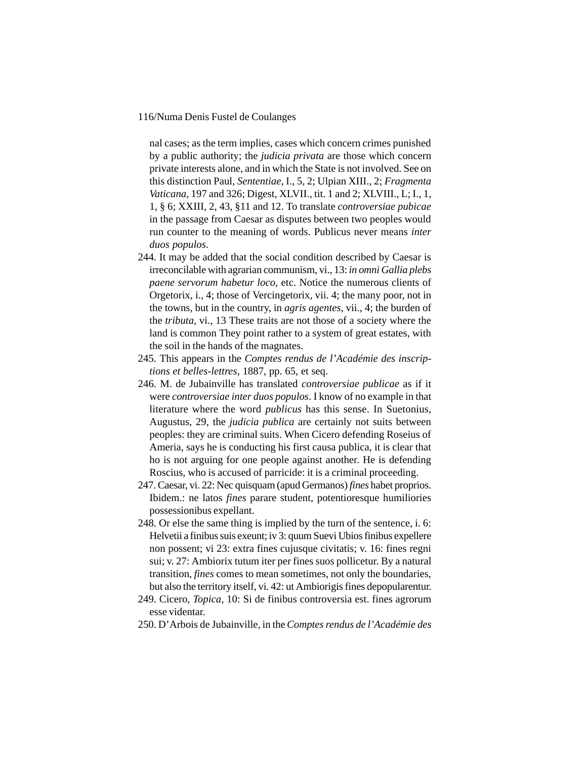nal cases; as the term implies, cases which concern crimes punished by a public authority; the *judicia privata* are those which concern private interests alone, and in which the State is not involved. See on this distinction Paul, *Sententiae*, I., 5, 2; Ulpian XIII., 2; *Fragmenta Vaticana*, 197 and 326; Digest, XLVII., tit. 1 and 2; XLVIII., L; I., 1, 1, § 6; XXIII, 2, 43, §11 and 12. To translate *controversiae pubicae* in the passage from Caesar as disputes between two peoples would run counter to the meaning of words. Publicus never means *inter duos populos*.

244. It may be added that the social condition described by Caesar is irreconcilable with agrarian communism, vi., 13: *in omni Gallia plebs paene servorum habetur loco*, etc. Notice the numerous clients of Orgetorix, i., 4; those of Vercingetorix, vii. 4; the many poor, not in the towns, but in the country, in *agris agentes*, vii., 4; the burden of the *tributa*, vi., 13 These traits are not those of a society where the land is common They point rather to a system of great estates, with the soil in the hands of the magnates.
245. This appears in the *Comptes rendus de l'Académie des inscriptions et belles-lettres*, 1887, pp. 65, et seq.
246. M. de Jubainville has translated *controversiae publicae* as if it were *controversiae inter duos populos*. I know of no example in that literature where the word *publicus* has this sense. In Suetonius, Augustus, 29, the *judicia publica* are certainly not suits between peoples: they are criminal suits. When Cicero defending Roseius of Ameria, says he is conducting his first causa publica, it is clear that ho is not arguing for one people against another. He is defending Roscius, who is accused of parricide: it is a criminal proceeding.
247. Caesar, vi. 22: Nec quisquam (apud Germanos) *fines* habet proprios. Ibidem.: ne latos *fines* parare student, potentioresque humiliories possessionibus expellant.
248. Or else the same thing is implied by the turn of the sentence, i. 6: Helvetii a finibus suis exeunt; iv 3: quum Suevi Ubios finibus expellere non possent; vi 23: extra fines cujusque civitatis; v. 16: fines regni sui; v. 27: Ambiorix tutum iter per fines suos pollicetur. By a natural transition, *fines* comes to mean sometimes, not only the boundaries, but also the territory itself, vi. 42: ut Ambiorigis fines depopularentur.
249. Cicero, *Topica*, 10: Si de finibus controversia est. fines agrorum esse videntar.
250. D'Arbois de Jubainville, in the *Comptes rendus de l'Académie des*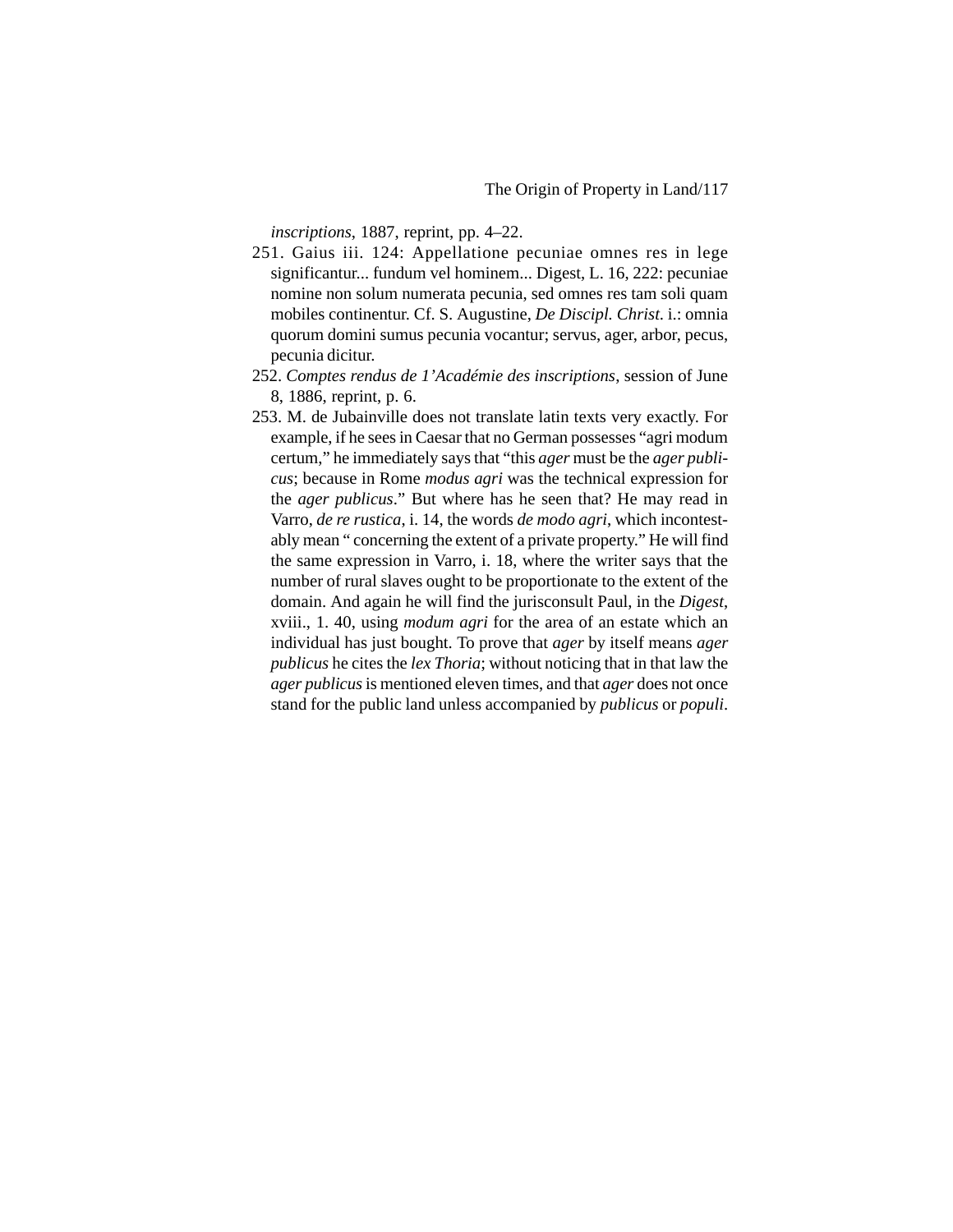*inscriptions*, 1887, reprint, pp. 4–22.

251. Gaius iii. 124: Appellatione pecuniae omnes res in lege significantur... fundum vel hominem... Digest, L. 16, 222: pecuniae nomine non solum numerata pecunia, sed omnes res tam soli quam mobiles continentur. Cf. S. Augustine, *De Discipl. Christ*. i.: omnia quorum domini sumus pecunia vocantur; servus, ager, arbor, pecus, pecunia dicitur.

252. *Comptes rendus de 1'Académie des inscriptions*, session of June 8, 1886, reprint, p. 6.

253. M. de Jubainville does not translate latin texts very exactly. For example, if he sees in Caesar that no German possesses "agri modum certum," he immediately says that "this *ager* must be the *ager publicus*; because in Rome *modus agri* was the technical expression for the *ager publicus*." But where has he seen that? He may read in Varro, *de re rustica*, i. 14, the words *de modo agri*, which incontestably mean " concerning the extent of a private property." He will find the same expression in Varro, i. 18, where the writer says that the number of rural slaves ought to be proportionate to the extent of the domain. And again he will find the jurisconsult Paul, in the *Digest*, xviii., 1. 40, using *modum agri* for the area of an estate which an individual has just bought. To prove that *ager* by itself means *ager publicus* he cites the *lex Thoria*; without noticing that in that law the *ager publicus* is mentioned eleven times, and that *ager* does not once stand for the public land unless accompanied by *publicus* or *populi*.